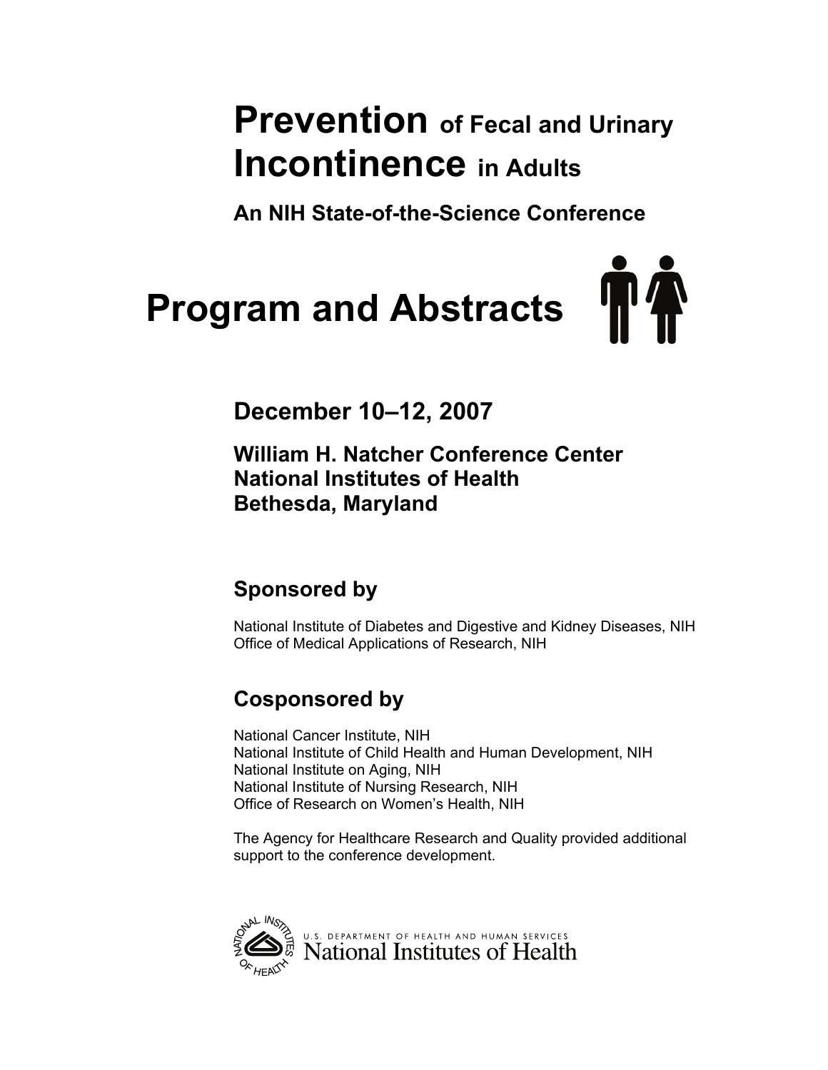# Prevention of Fecal and Urinary Incontinence in Adults

**An NIH State-of-the-Science Conference**

# Program and Abstracts

**December 10–12, 2007**

**William H. Natcher Conference Center**
**National Institutes of Health**
**Bethesda, Maryland**

## Sponsored by

National Institute of Diabetes and Digestive and Kidney Diseases, NIH
Office of Medical Applications of Research, NIH

## Cosponsored by

National Cancer Institute, NIH
National Institute of Child Health and Human Development, NIH
National Institute on Aging, NIH
National Institute of Nursing Research, NIH
Office of Research on Women's Health, NIH

The Agency for Healthcare Research and Quality provided additional support to the conference development.

U.S. DEPARTMENT OF HEALTH AND HUMAN SERVICES
National Institutes of Health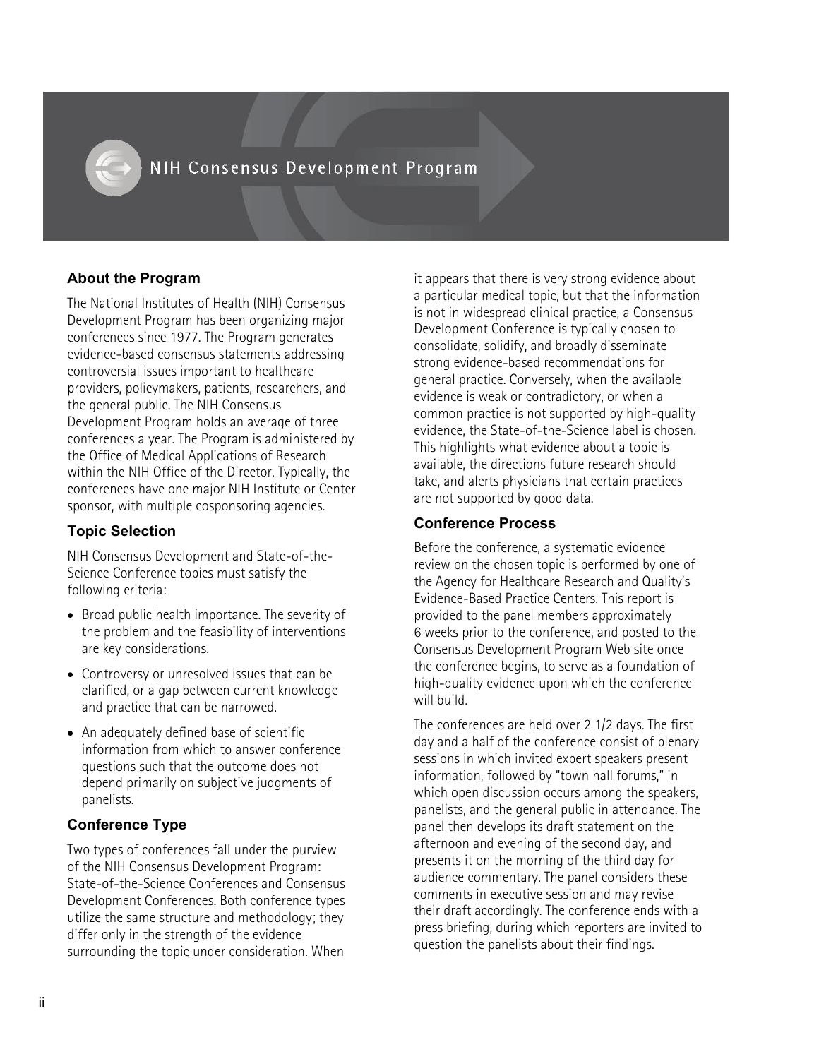# NIH Consensus Development Program

## About the Program

The National Institutes of Health (NIH) Consensus Development Program has been organizing major conferences since 1977. The Program generates evidence-based consensus statements addressing controversial issues important to healthcare providers, policymakers, patients, researchers, and the general public. The NIH Consensus Development Program holds an average of three conferences a year. The Program is administered by the Office of Medical Applications of Research within the NIH Office of the Director. Typically, the conferences have one major NIH Institute or Center sponsor, with multiple cosponsoring agencies.

## Topic Selection

NIH Consensus Development and State-of-the-Science Conference topics must satisfy the following criteria:

- Broad public health importance. The severity of the problem and the feasibility of interventions are key considerations.
- Controversy or unresolved issues that can be clarified, or a gap between current knowledge and practice that can be narrowed.
- An adequately defined base of scientific information from which to answer conference questions such that the outcome does not depend primarily on subjective judgments of panelists.

## Conference Type

Two types of conferences fall under the purview of the NIH Consensus Development Program: State-of-the-Science Conferences and Consensus Development Conferences. Both conference types utilize the same structure and methodology; they differ only in the strength of the evidence surrounding the topic under consideration. When it appears that there is very strong evidence about a particular medical topic, but that the information is not in widespread clinical practice, a Consensus Development Conference is typically chosen to consolidate, solidify, and broadly disseminate strong evidence-based recommendations for general practice. Conversely, when the available evidence is weak or contradictory, or when a common practice is not supported by high-quality evidence, the State-of-the-Science label is chosen. This highlights what evidence about a topic is available, the directions future research should take, and alerts physicians that certain practices are not supported by good data.

## Conference Process

Before the conference, a systematic evidence review on the chosen topic is performed by one of the Agency for Healthcare Research and Quality's Evidence-Based Practice Centers. This report is provided to the panel members approximately 6 weeks prior to the conference, and posted to the Consensus Development Program Web site once the conference begins, to serve as a foundation of high-quality evidence upon which the conference will build.

The conferences are held over 2 1/2 days. The first day and a half of the conference consist of plenary sessions in which invited expert speakers present information, followed by "town hall forums," in which open discussion occurs among the speakers, panelists, and the general public in attendance. The panel then develops its draft statement on the afternoon and evening of the second day, and presents it on the morning of the third day for audience commentary. The panel considers these comments in executive session and may revise their draft accordingly. The conference ends with a press briefing, during which reporters are invited to question the panelists about their findings.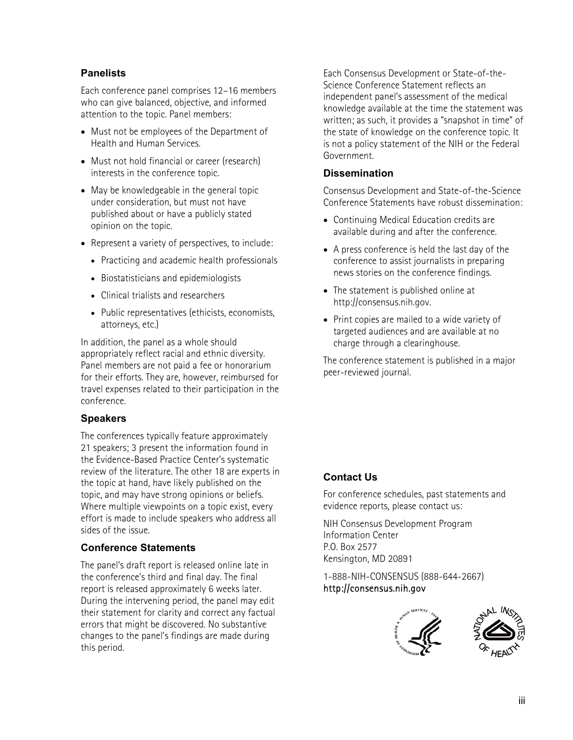### Panelists

Each conference panel comprises 12–16 members who can give balanced, objective, and informed attention to the topic. Panel members:

- Must not be employees of the Department of Health and Human Services.
- Must not hold financial or career (research) interests in the conference topic.
- May be knowledgeable in the general topic under consideration, but must not have published about or have a publicly stated opinion on the topic.
- Represent a variety of perspectives, to include:
  - Practicing and academic health professionals
  - Biostatisticians and epidemiologists
  - Clinical trialists and researchers
  - Public representatives (ethicists, economists, attorneys, etc.)

In addition, the panel as a whole should appropriately reflect racial and ethnic diversity. Panel members are not paid a fee or honorarium for their efforts. They are, however, reimbursed for travel expenses related to their participation in the conference.

### Speakers

The conferences typically feature approximately 21 speakers; 3 present the information found in the Evidence-Based Practice Center's systematic review of the literature. The other 18 are experts in the topic at hand, have likely published on the topic, and may have strong opinions or beliefs. Where multiple viewpoints on a topic exist, every effort is made to include speakers who address all sides of the issue.

### Conference Statements

The panel's draft report is released online late in the conference's third and final day. The final report is released approximately 6 weeks later. During the intervening period, the panel may edit their statement for clarity and correct any factual errors that might be discovered. No substantive changes to the panel's findings are made during this period.

Each Consensus Development or State-of-the-Science Conference Statement reflects an independent panel's assessment of the medical knowledge available at the time the statement was written; as such, it provides a "snapshot in time" of the state of knowledge on the conference topic. It is not a policy statement of the NIH or the Federal Government.

### Dissemination

Consensus Development and State-of-the-Science Conference Statements have robust dissemination:

- Continuing Medical Education credits are available during and after the conference.
- A press conference is held the last day of the conference to assist journalists in preparing news stories on the conference findings.
- The statement is published online at http://consensus.nih.gov.
- Print copies are mailed to a wide variety of targeted audiences and are available at no charge through a clearinghouse.

The conference statement is published in a major peer-reviewed journal.

### Contact Us

For conference schedules, past statements and evidence reports, please contact us:

NIH Consensus Development Program
Information Center
P.O. Box 2577
Kensington, MD 20891

1-888-NIH-CONSENSUS (888-644-2667)
http://consensus.nih.gov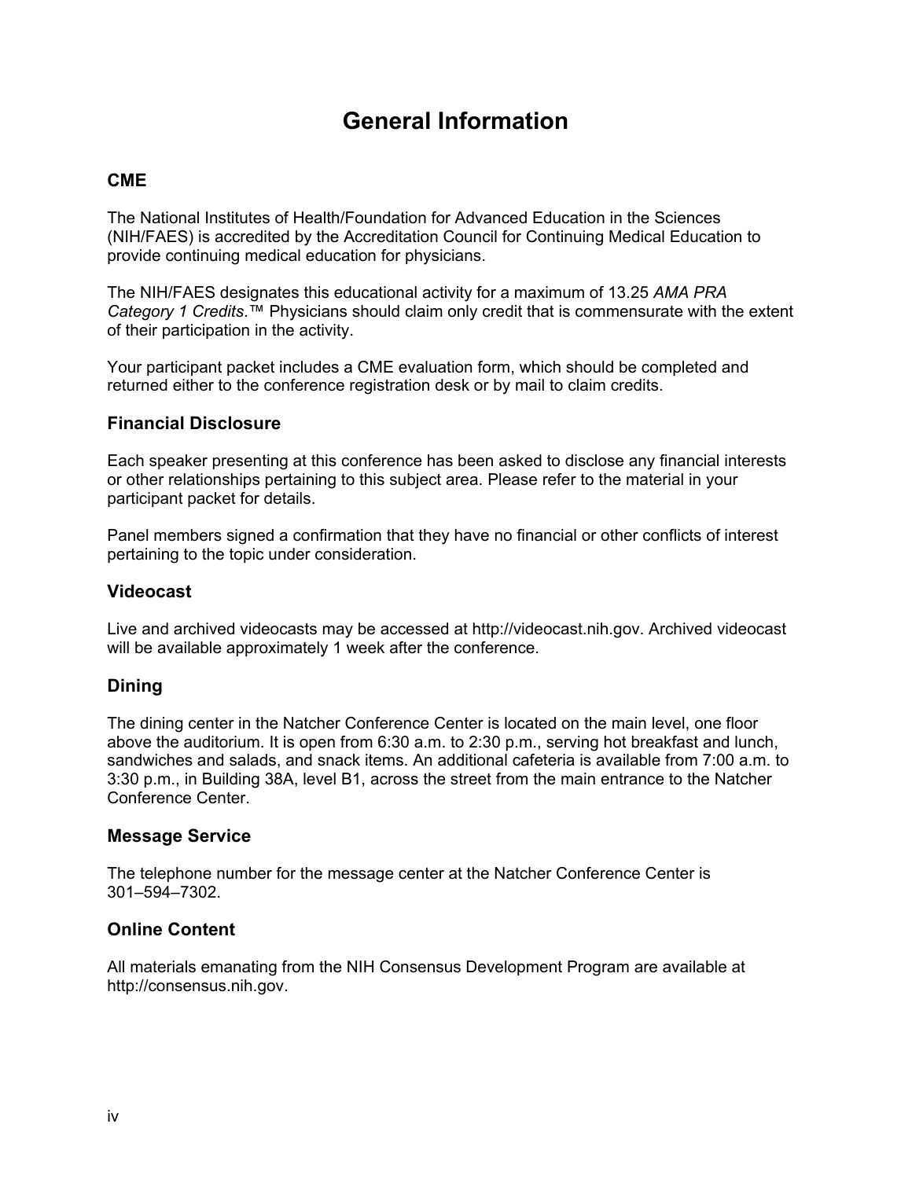# General Information

## CME

The National Institutes of Health/Foundation for Advanced Education in the Sciences (NIH/FAES) is accredited by the Accreditation Council for Continuing Medical Education to provide continuing medical education for physicians.

The NIH/FAES designates this educational activity for a maximum of 13.25 *AMA PRA Category 1 Credits*.™ Physicians should claim only credit that is commensurate with the extent of their participation in the activity.

Your participant packet includes a CME evaluation form, which should be completed and returned either to the conference registration desk or by mail to claim credits.

## Financial Disclosure

Each speaker presenting at this conference has been asked to disclose any financial interests or other relationships pertaining to this subject area. Please refer to the material in your participant packet for details.

Panel members signed a confirmation that they have no financial or other conflicts of interest pertaining to the topic under consideration.

## Videocast

Live and archived videocasts may be accessed at http://videocast.nih.gov. Archived videocast will be available approximately 1 week after the conference.

## Dining

The dining center in the Natcher Conference Center is located on the main level, one floor above the auditorium. It is open from 6:30 a.m. to 2:30 p.m., serving hot breakfast and lunch, sandwiches and salads, and snack items. An additional cafeteria is available from 7:00 a.m. to 3:30 p.m., in Building 38A, level B1, across the street from the main entrance to the Natcher Conference Center.

## Message Service

The telephone number for the message center at the Natcher Conference Center is 301–594–7302.

## Online Content

All materials emanating from the NIH Consensus Development Program are available at http://consensus.nih.gov.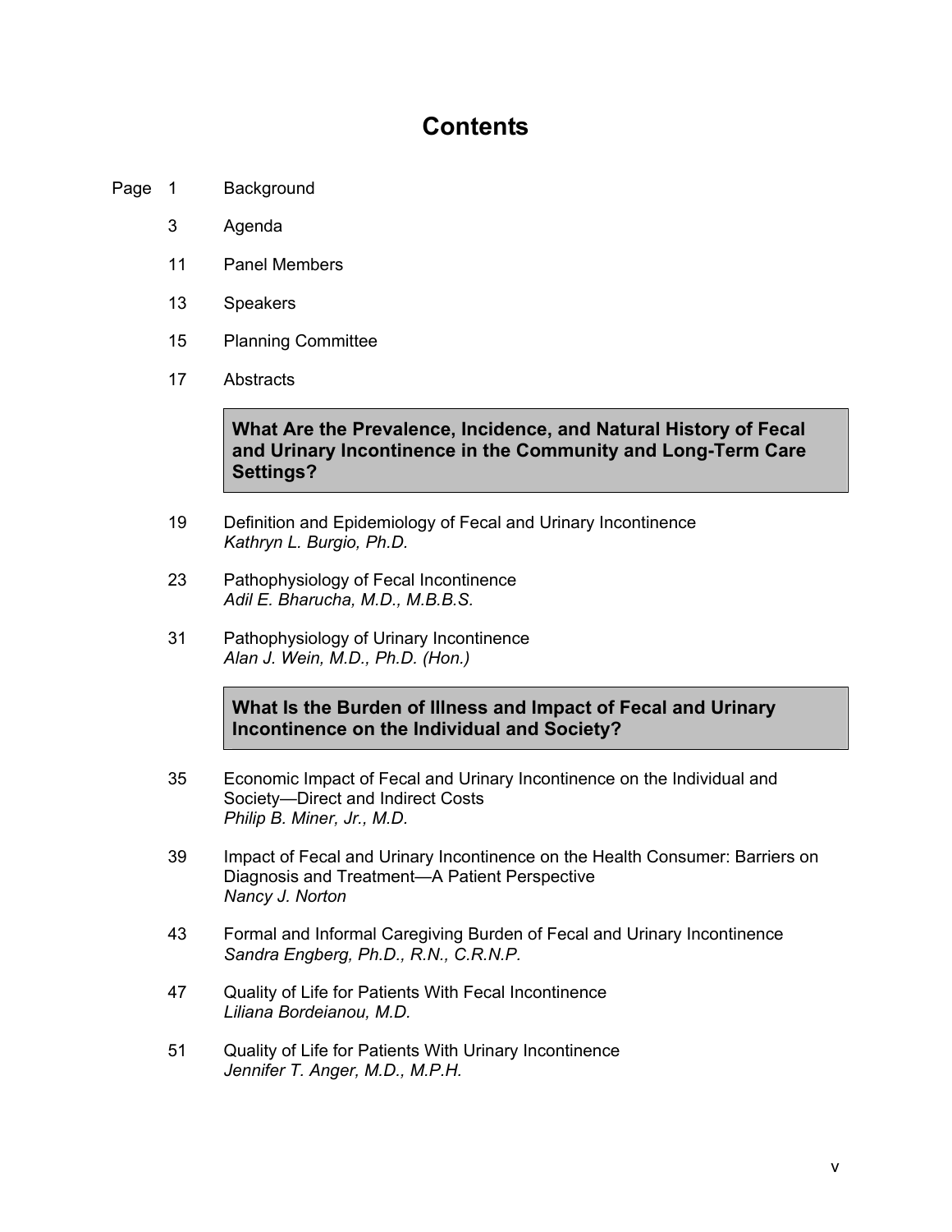# Contents

Page 1 Background

3 Agenda

11 Panel Members

13 Speakers

15 Planning Committee

17 Abstracts

**What Are the Prevalence, Incidence, and Natural History of Fecal and Urinary Incontinence in the Community and Long-Term Care Settings?**

19 Definition and Epidemiology of Fecal and Urinary Incontinence
*Kathryn L. Burgio, Ph.D.*

23 Pathophysiology of Fecal Incontinence
*Adil E. Bharucha, M.D., M.B.B.S.*

31 Pathophysiology of Urinary Incontinence
*Alan J. Wein, M.D., Ph.D. (Hon.)*

**What Is the Burden of Illness and Impact of Fecal and Urinary Incontinence on the Individual and Society?**

35 Economic Impact of Fecal and Urinary Incontinence on the Individual and Society—Direct and Indirect Costs
*Philip B. Miner, Jr., M.D.*

39 Impact of Fecal and Urinary Incontinence on the Health Consumer: Barriers on Diagnosis and Treatment—A Patient Perspective
*Nancy J. Norton*

43 Formal and Informal Caregiving Burden of Fecal and Urinary Incontinence
*Sandra Engberg, Ph.D., R.N., C.R.N.P.*

47 Quality of Life for Patients With Fecal Incontinence
*Liliana Bordeianou, M.D.*

51 Quality of Life for Patients With Urinary Incontinence
*Jennifer T. Anger, M.D., M.P.H.*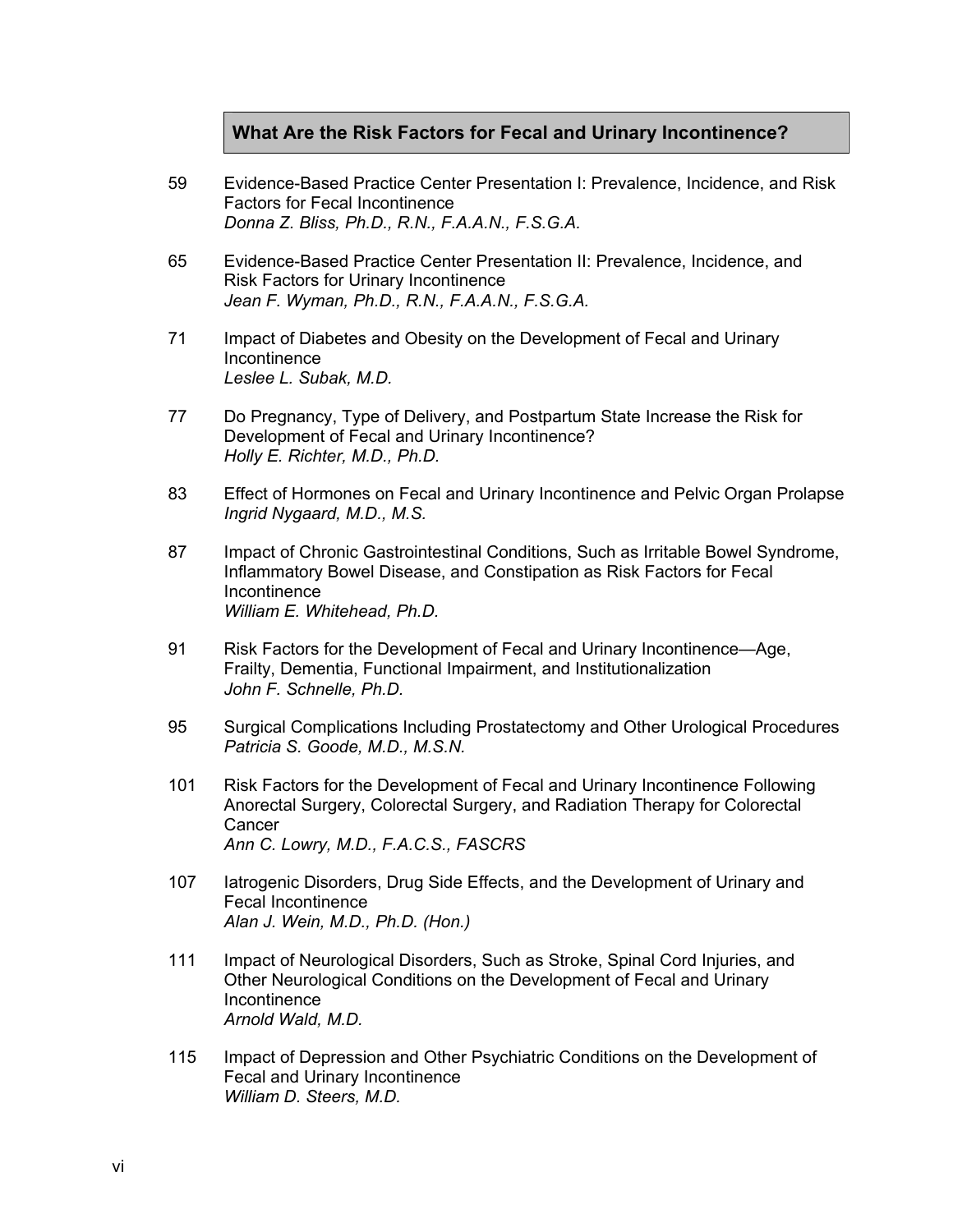## What Are the Risk Factors for Fecal and Urinary Incontinence?

59 Evidence-Based Practice Center Presentation I: Prevalence, Incidence, and Risk Factors for Fecal Incontinence
*Donna Z. Bliss, Ph.D., R.N., F.A.A.N., F.S.G.A.*

65 Evidence-Based Practice Center Presentation II: Prevalence, Incidence, and Risk Factors for Urinary Incontinence
*Jean F. Wyman, Ph.D., R.N., F.A.A.N., F.S.G.A.*

71 Impact of Diabetes and Obesity on the Development of Fecal and Urinary Incontinence
*Leslee L. Subak, M.D.*

77 Do Pregnancy, Type of Delivery, and Postpartum State Increase the Risk for Development of Fecal and Urinary Incontinence?
*Holly E. Richter, M.D., Ph.D.*

83 Effect of Hormones on Fecal and Urinary Incontinence and Pelvic Organ Prolapse
*Ingrid Nygaard, M.D., M.S.*

87 Impact of Chronic Gastrointestinal Conditions, Such as Irritable Bowel Syndrome, Inflammatory Bowel Disease, and Constipation as Risk Factors for Fecal Incontinence
*William E. Whitehead, Ph.D.*

91 Risk Factors for the Development of Fecal and Urinary Incontinence—Age, Frailty, Dementia, Functional Impairment, and Institutionalization
*John F. Schnelle, Ph.D.*

95 Surgical Complications Including Prostatectomy and Other Urological Procedures
*Patricia S. Goode, M.D., M.S.N.*

101 Risk Factors for the Development of Fecal and Urinary Incontinence Following Anorectal Surgery, Colorectal Surgery, and Radiation Therapy for Colorectal Cancer
*Ann C. Lowry, M.D., F.A.C.S., FASCRS*

107 Iatrogenic Disorders, Drug Side Effects, and the Development of Urinary and Fecal Incontinence
*Alan J. Wein, M.D., Ph.D. (Hon.)*

111 Impact of Neurological Disorders, Such as Stroke, Spinal Cord Injuries, and Other Neurological Conditions on the Development of Fecal and Urinary Incontinence
*Arnold Wald, M.D.*

115 Impact of Depression and Other Psychiatric Conditions on the Development of Fecal and Urinary Incontinence
*William D. Steers, M.D.*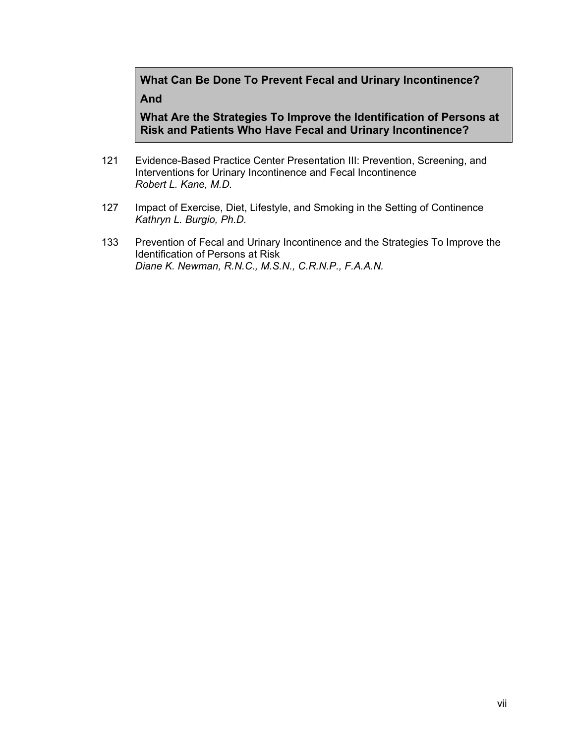**What Can Be Done To Prevent Fecal and Urinary Incontinence?**

**And**

**What Are the Strategies To Improve the Identification of Persons at Risk and Patients Who Have Fecal and Urinary Incontinence?**

121 Evidence-Based Practice Center Presentation III: Prevention, Screening, and Interventions for Urinary Incontinence and Fecal Incontinence
*Robert L. Kane, M.D.*

127 Impact of Exercise, Diet, Lifestyle, and Smoking in the Setting of Continence
*Kathryn L. Burgio, Ph.D.*

133 Prevention of Fecal and Urinary Incontinence and the Strategies To Improve the Identification of Persons at Risk
*Diane K. Newman, R.N.C., M.S.N., C.R.N.P., F.A.A.N.*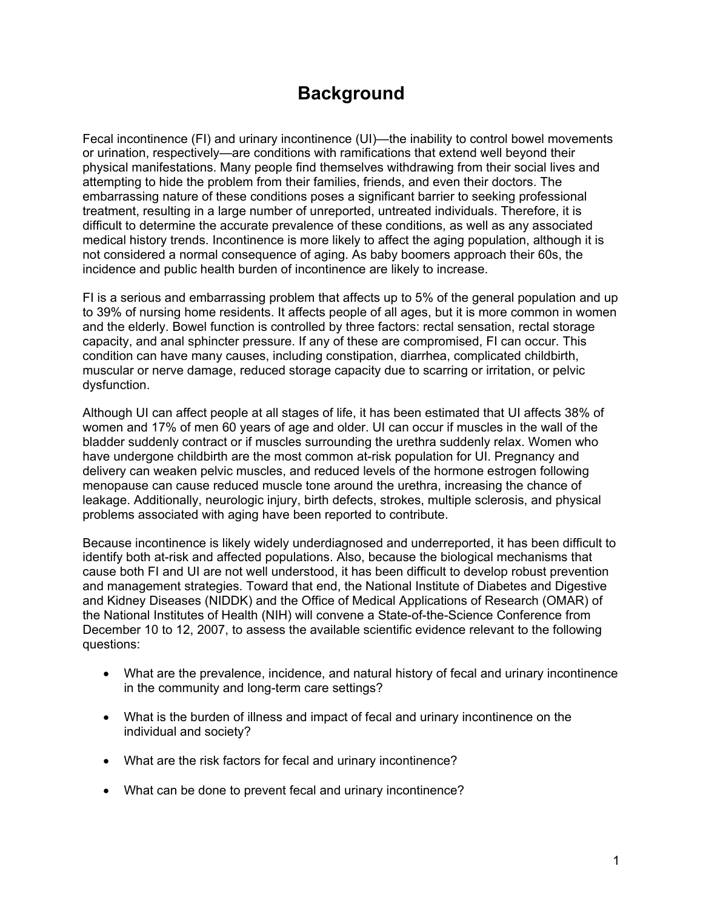# Background

Fecal incontinence (FI) and urinary incontinence (UI)—the inability to control bowel movements or urination, respectively—are conditions with ramifications that extend well beyond their physical manifestations. Many people find themselves withdrawing from their social lives and attempting to hide the problem from their families, friends, and even their doctors. The embarrassing nature of these conditions poses a significant barrier to seeking professional treatment, resulting in a large number of unreported, untreated individuals. Therefore, it is difficult to determine the accurate prevalence of these conditions, as well as any associated medical history trends. Incontinence is more likely to affect the aging population, although it is not considered a normal consequence of aging. As baby boomers approach their 60s, the incidence and public health burden of incontinence are likely to increase.

FI is a serious and embarrassing problem that affects up to 5% of the general population and up to 39% of nursing home residents. It affects people of all ages, but it is more common in women and the elderly. Bowel function is controlled by three factors: rectal sensation, rectal storage capacity, and anal sphincter pressure. If any of these are compromised, FI can occur. This condition can have many causes, including constipation, diarrhea, complicated childbirth, muscular or nerve damage, reduced storage capacity due to scarring or irritation, or pelvic dysfunction.

Although UI can affect people at all stages of life, it has been estimated that UI affects 38% of women and 17% of men 60 years of age and older. UI can occur if muscles in the wall of the bladder suddenly contract or if muscles surrounding the urethra suddenly relax. Women who have undergone childbirth are the most common at-risk population for UI. Pregnancy and delivery can weaken pelvic muscles, and reduced levels of the hormone estrogen following menopause can cause reduced muscle tone around the urethra, increasing the chance of leakage. Additionally, neurologic injury, birth defects, strokes, multiple sclerosis, and physical problems associated with aging have been reported to contribute.

Because incontinence is likely widely underdiagnosed and underreported, it has been difficult to identify both at-risk and affected populations. Also, because the biological mechanisms that cause both FI and UI are not well understood, it has been difficult to develop robust prevention and management strategies. Toward that end, the National Institute of Diabetes and Digestive and Kidney Diseases (NIDDK) and the Office of Medical Applications of Research (OMAR) of the National Institutes of Health (NIH) will convene a State-of-the-Science Conference from December 10 to 12, 2007, to assess the available scientific evidence relevant to the following questions:

- What are the prevalence, incidence, and natural history of fecal and urinary incontinence in the community and long-term care settings?
- What is the burden of illness and impact of fecal and urinary incontinence on the individual and society?
- What are the risk factors for fecal and urinary incontinence?
- What can be done to prevent fecal and urinary incontinence?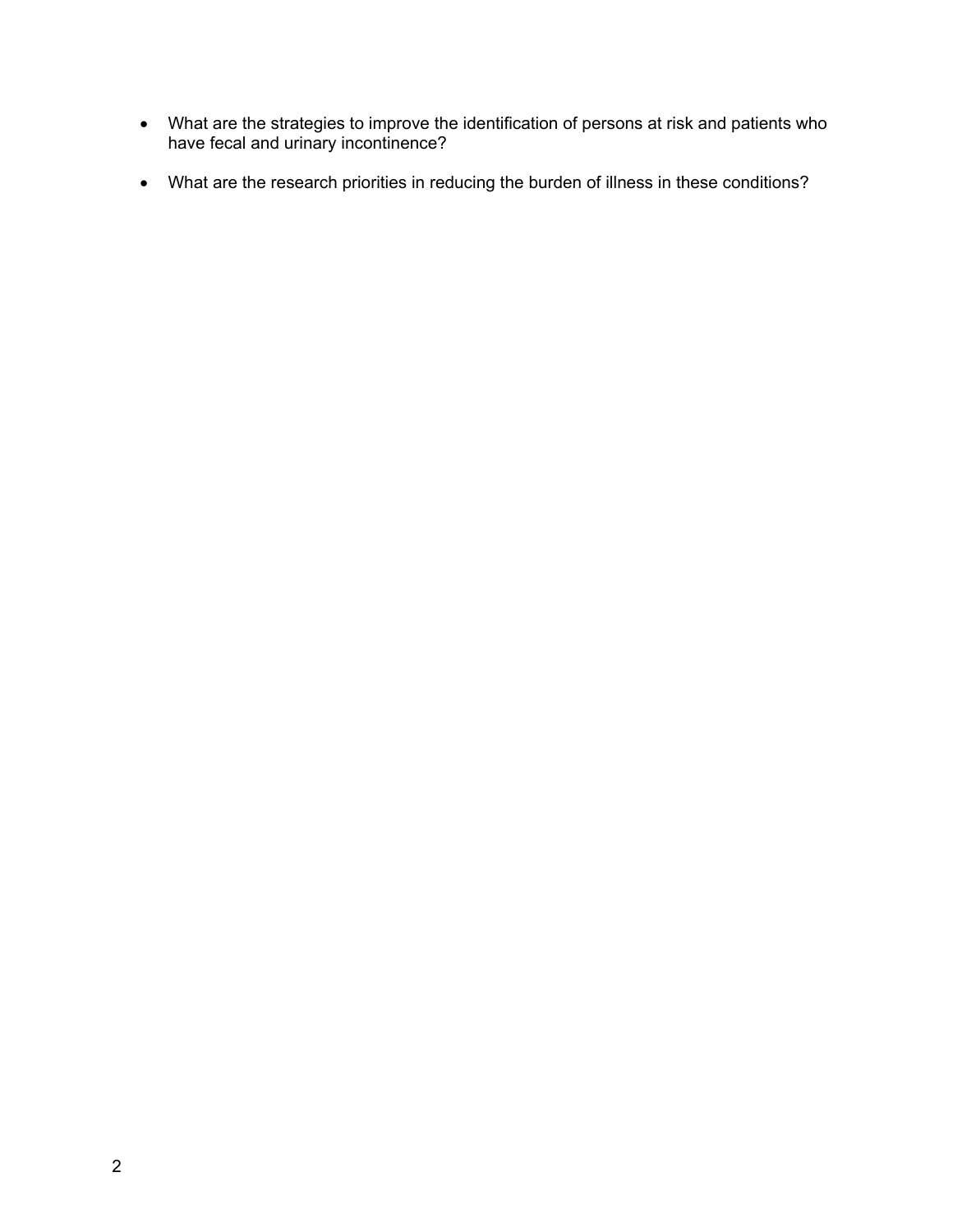- What are the strategies to improve the identification of persons at risk and patients who have fecal and urinary incontinence?
- What are the research priorities in reducing the burden of illness in these conditions?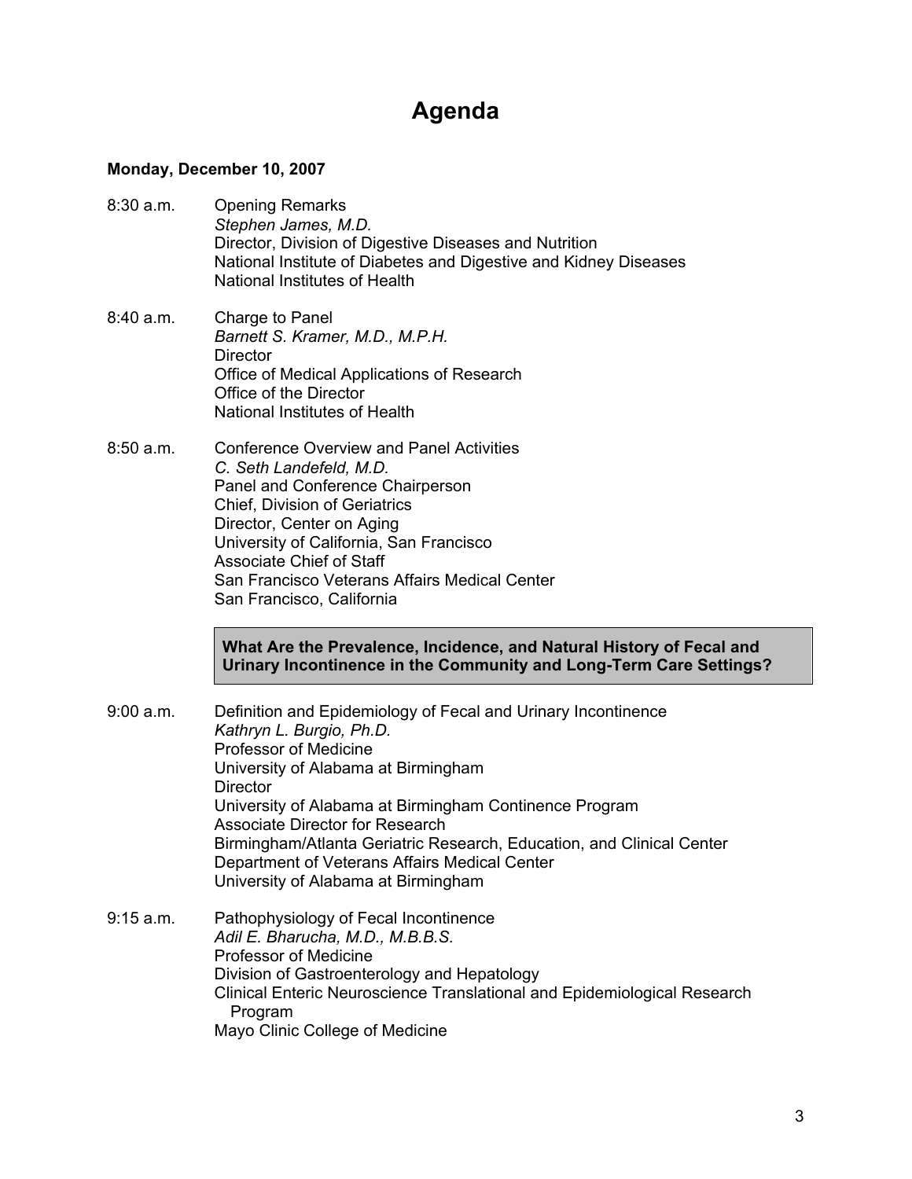# Agenda

**Monday, December 10, 2007**

8:30 a.m. Opening Remarks
*Stephen James, M.D.*
Director, Division of Digestive Diseases and Nutrition
National Institute of Diabetes and Digestive and Kidney Diseases
National Institutes of Health

8:40 a.m. Charge to Panel
*Barnett S. Kramer, M.D., M.P.H.*
Director
Office of Medical Applications of Research
Office of the Director
National Institutes of Health

8:50 a.m. Conference Overview and Panel Activities
*C. Seth Landefeld, M.D.*
Panel and Conference Chairperson
Chief, Division of Geriatrics
Director, Center on Aging
University of California, San Francisco
Associate Chief of Staff
San Francisco Veterans Affairs Medical Center
San Francisco, California

**What Are the Prevalence, Incidence, and Natural History of Fecal and Urinary Incontinence in the Community and Long-Term Care Settings?**

9:00 a.m. Definition and Epidemiology of Fecal and Urinary Incontinence
*Kathryn L. Burgio, Ph.D.*
Professor of Medicine
University of Alabama at Birmingham
Director
University of Alabama at Birmingham Continence Program
Associate Director for Research
Birmingham/Atlanta Geriatric Research, Education, and Clinical Center
Department of Veterans Affairs Medical Center
University of Alabama at Birmingham

9:15 a.m. Pathophysiology of Fecal Incontinence
*Adil E. Bharucha, M.D., M.B.B.S.*
Professor of Medicine
Division of Gastroenterology and Hepatology
Clinical Enteric Neuroscience Translational and Epidemiological Research Program
Mayo Clinic College of Medicine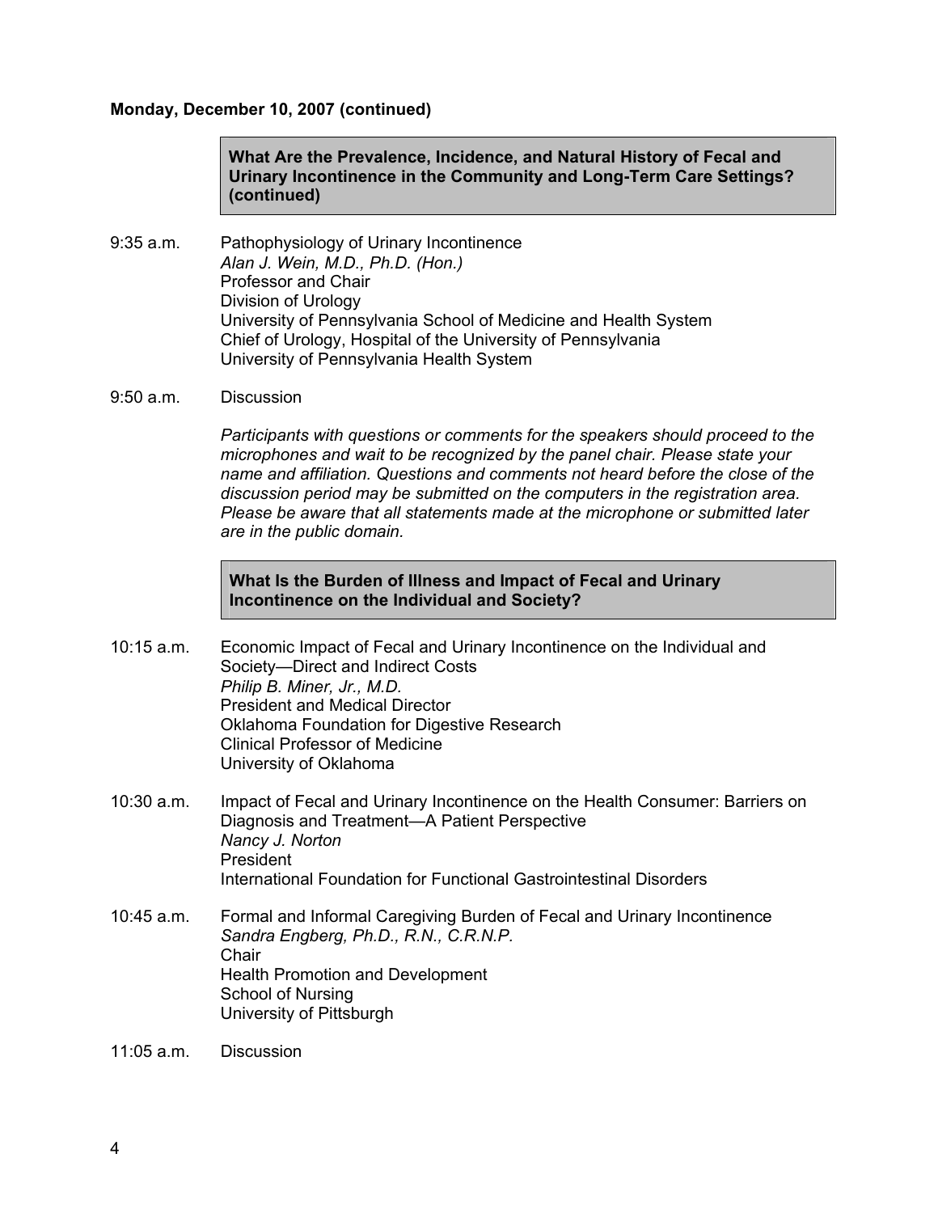**Monday, December 10, 2007 (continued)**

**What Are the Prevalence, Incidence, and Natural History of Fecal and Urinary Incontinence in the Community and Long-Term Care Settings? (continued)**

9:35 a.m. Pathophysiology of Urinary Incontinence
*Alan J. Wein, M.D., Ph.D. (Hon.)*
Professor and Chair
Division of Urology
University of Pennsylvania School of Medicine and Health System
Chief of Urology, Hospital of the University of Pennsylvania
University of Pennsylvania Health System

9:50 a.m. Discussion

*Participants with questions or comments for the speakers should proceed to the microphones and wait to be recognized by the panel chair. Please state your name and affiliation. Questions and comments not heard before the close of the discussion period may be submitted on the computers in the registration area. Please be aware that all statements made at the microphone or submitted later are in the public domain.*

**What Is the Burden of Illness and Impact of Fecal and Urinary Incontinence on the Individual and Society?**

10:15 a.m. Economic Impact of Fecal and Urinary Incontinence on the Individual and Society—Direct and Indirect Costs
*Philip B. Miner, Jr., M.D.*
President and Medical Director
Oklahoma Foundation for Digestive Research
Clinical Professor of Medicine
University of Oklahoma

10:30 a.m. Impact of Fecal and Urinary Incontinence on the Health Consumer: Barriers on Diagnosis and Treatment—A Patient Perspective
*Nancy J. Norton*
President
International Foundation for Functional Gastrointestinal Disorders

10:45 a.m. Formal and Informal Caregiving Burden of Fecal and Urinary Incontinence
*Sandra Engberg, Ph.D., R.N., C.R.N.P.*
Chair
Health Promotion and Development
School of Nursing
University of Pittsburgh

11:05 a.m. Discussion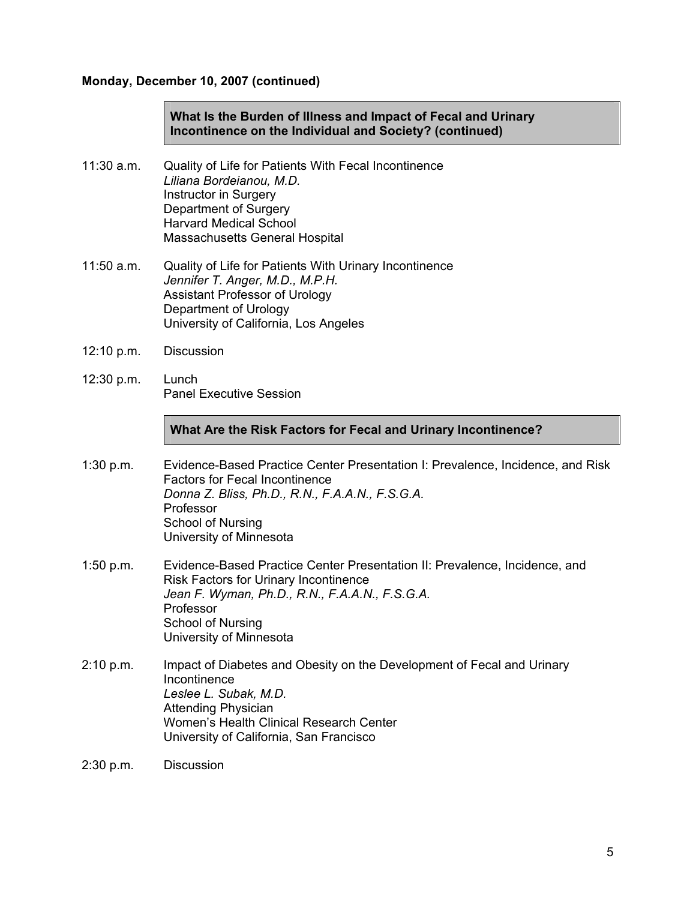**Monday, December 10, 2007 (continued)**

**What Is the Burden of Illness and Impact of Fecal and Urinary Incontinence on the Individual and Society? (continued)**

11:30 a.m. Quality of Life for Patients With Fecal Incontinence
*Liliana Bordeianou, M.D.*
Instructor in Surgery
Department of Surgery
Harvard Medical School
Massachusetts General Hospital

11:50 a.m. Quality of Life for Patients With Urinary Incontinence
*Jennifer T. Anger, M.D., M.P.H.*
Assistant Professor of Urology
Department of Urology
University of California, Los Angeles

12:10 p.m. Discussion

12:30 p.m. Lunch
Panel Executive Session

**What Are the Risk Factors for Fecal and Urinary Incontinence?**

1:30 p.m. Evidence-Based Practice Center Presentation I: Prevalence, Incidence, and Risk Factors for Fecal Incontinence
*Donna Z. Bliss, Ph.D., R.N., F.A.A.N., F.S.G.A.*
Professor
School of Nursing
University of Minnesota

1:50 p.m. Evidence-Based Practice Center Presentation II: Prevalence, Incidence, and Risk Factors for Urinary Incontinence
*Jean F. Wyman, Ph.D., R.N., F.A.A.N., F.S.G.A.*
Professor
School of Nursing
University of Minnesota

2:10 p.m. Impact of Diabetes and Obesity on the Development of Fecal and Urinary Incontinence
*Leslee L. Subak, M.D.*
Attending Physician
Women's Health Clinical Research Center
University of California, San Francisco

2:30 p.m. Discussion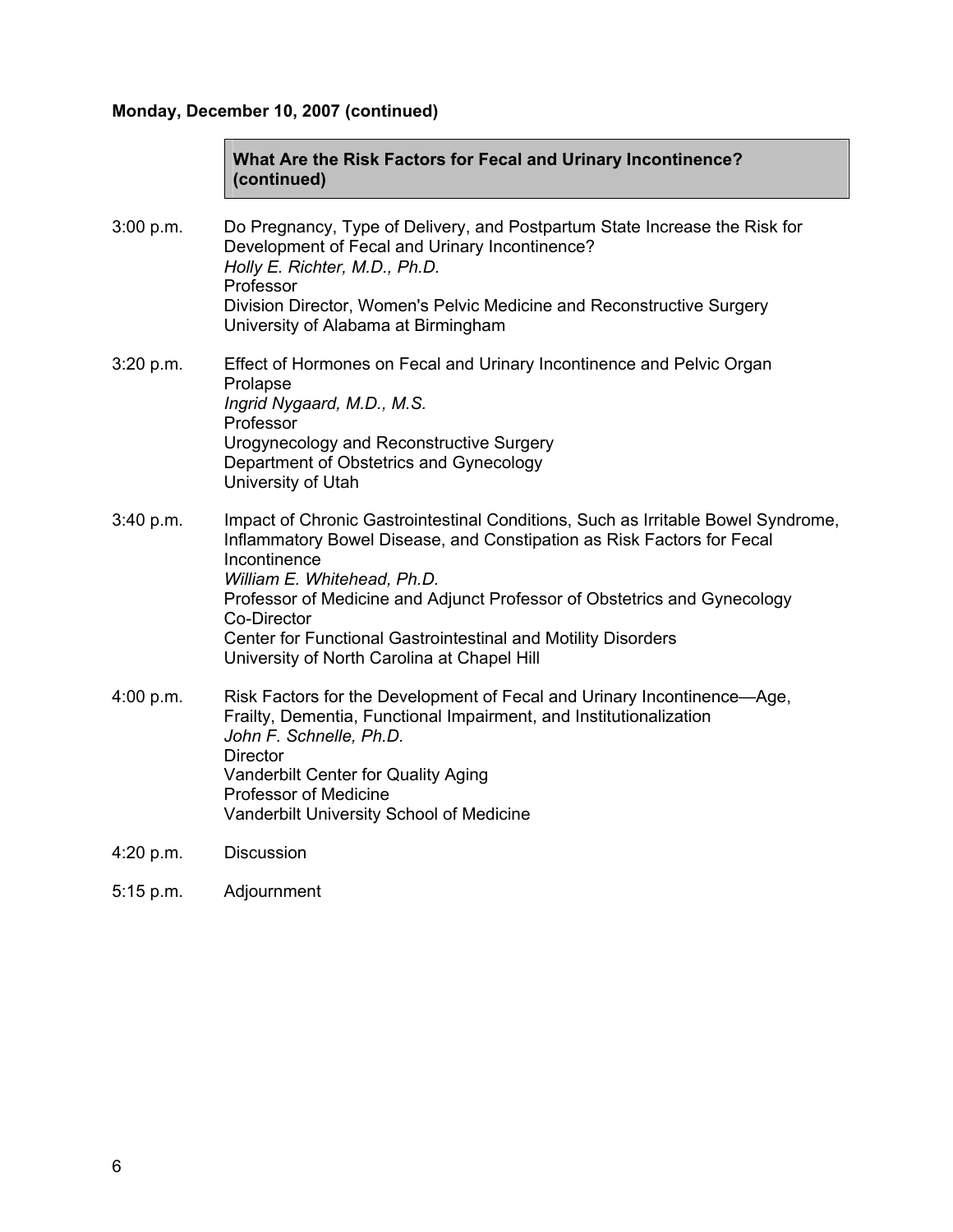**Monday, December 10, 2007 (continued)**

**What Are the Risk Factors for Fecal and Urinary Incontinence? (continued)**

3:00 p.m. Do Pregnancy, Type of Delivery, and Postpartum State Increase the Risk for Development of Fecal and Urinary Incontinence?
*Holly E. Richter, M.D., Ph.D.*
Professor
Division Director, Women's Pelvic Medicine and Reconstructive Surgery
University of Alabama at Birmingham

3:20 p.m. Effect of Hormones on Fecal and Urinary Incontinence and Pelvic Organ Prolapse
*Ingrid Nygaard, M.D., M.S.*
Professor
Urogynecology and Reconstructive Surgery
Department of Obstetrics and Gynecology
University of Utah

3:40 p.m. Impact of Chronic Gastrointestinal Conditions, Such as Irritable Bowel Syndrome, Inflammatory Bowel Disease, and Constipation as Risk Factors for Fecal Incontinence
*William E. Whitehead, Ph.D.*
Professor of Medicine and Adjunct Professor of Obstetrics and Gynecology
Co-Director
Center for Functional Gastrointestinal and Motility Disorders
University of North Carolina at Chapel Hill

4:00 p.m. Risk Factors for the Development of Fecal and Urinary Incontinence—Age, Frailty, Dementia, Functional Impairment, and Institutionalization
*John F. Schnelle, Ph.D.*
Director
Vanderbilt Center for Quality Aging
Professor of Medicine
Vanderbilt University School of Medicine

4:20 p.m. Discussion

5:15 p.m. Adjournment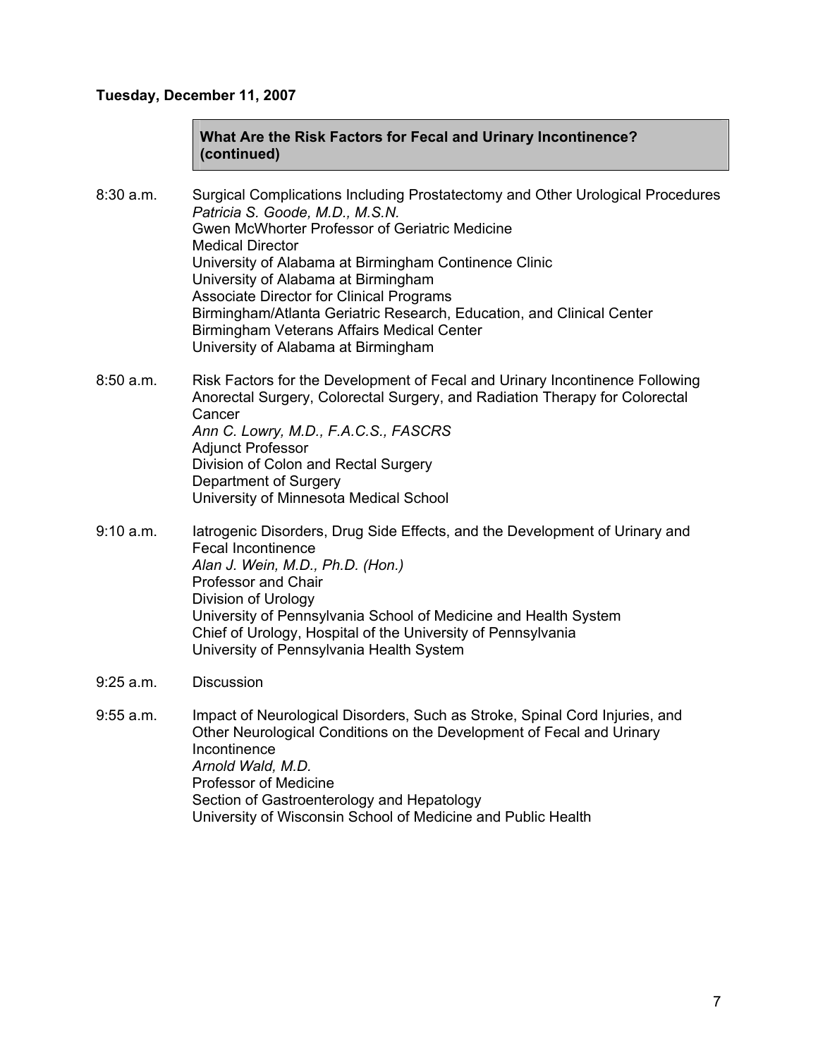**Tuesday, December 11, 2007**

**What Are the Risk Factors for Fecal and Urinary Incontinence? (continued)**

8:30 a.m. Surgical Complications Including Prostatectomy and Other Urological Procedures
*Patricia S. Goode, M.D., M.S.N.*
Gwen McWhorter Professor of Geriatric Medicine
Medical Director
University of Alabama at Birmingham Continence Clinic
University of Alabama at Birmingham
Associate Director for Clinical Programs
Birmingham/Atlanta Geriatric Research, Education, and Clinical Center
Birmingham Veterans Affairs Medical Center
University of Alabama at Birmingham

8:50 a.m. Risk Factors for the Development of Fecal and Urinary Incontinence Following Anorectal Surgery, Colorectal Surgery, and Radiation Therapy for Colorectal Cancer
*Ann C. Lowry, M.D., F.A.C.S., FASCRS*
Adjunct Professor
Division of Colon and Rectal Surgery
Department of Surgery
University of Minnesota Medical School

9:10 a.m. Iatrogenic Disorders, Drug Side Effects, and the Development of Urinary and Fecal Incontinence
*Alan J. Wein, M.D., Ph.D. (Hon.)*
Professor and Chair
Division of Urology
University of Pennsylvania School of Medicine and Health System
Chief of Urology, Hospital of the University of Pennsylvania
University of Pennsylvania Health System

9:25 a.m. Discussion

9:55 a.m. Impact of Neurological Disorders, Such as Stroke, Spinal Cord Injuries, and Other Neurological Conditions on the Development of Fecal and Urinary Incontinence
*Arnold Wald, M.D.*
Professor of Medicine
Section of Gastroenterology and Hepatology
University of Wisconsin School of Medicine and Public Health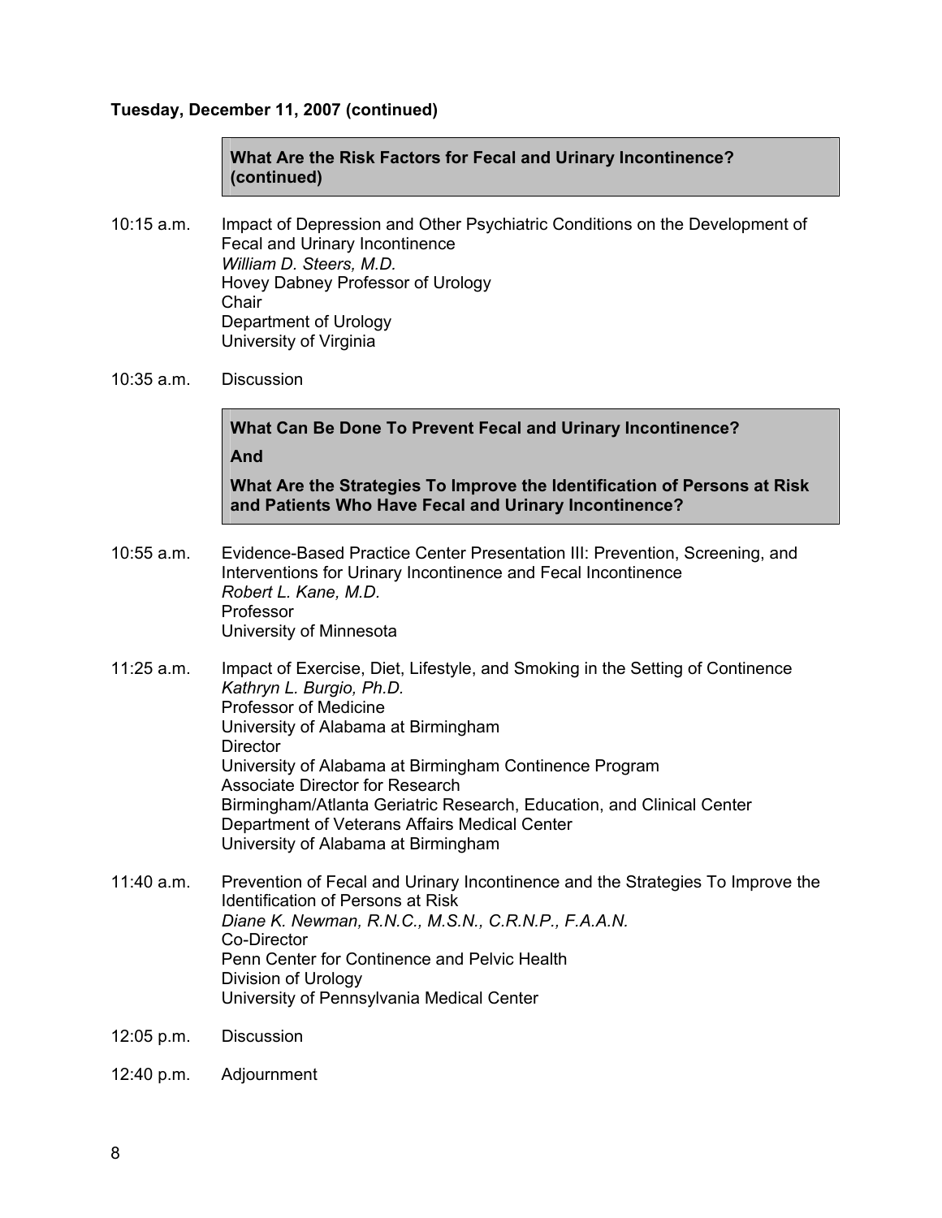**Tuesday, December 11, 2007 (continued)**

**What Are the Risk Factors for Fecal and Urinary Incontinence? (continued)**

10:15 a.m. Impact of Depression and Other Psychiatric Conditions on the Development of Fecal and Urinary Incontinence
*William D. Steers, M.D.*
Hovey Dabney Professor of Urology
Chair
Department of Urology
University of Virginia

10:35 a.m. Discussion

**What Can Be Done To Prevent Fecal and Urinary Incontinence?**

**And**

**What Are the Strategies To Improve the Identification of Persons at Risk and Patients Who Have Fecal and Urinary Incontinence?**

10:55 a.m. Evidence-Based Practice Center Presentation III: Prevention, Screening, and Interventions for Urinary Incontinence and Fecal Incontinence
*Robert L. Kane, M.D.*
Professor
University of Minnesota

11:25 a.m. Impact of Exercise, Diet, Lifestyle, and Smoking in the Setting of Continence
*Kathryn L. Burgio, Ph.D.*
Professor of Medicine
University of Alabama at Birmingham
Director
University of Alabama at Birmingham Continence Program
Associate Director for Research
Birmingham/Atlanta Geriatric Research, Education, and Clinical Center
Department of Veterans Affairs Medical Center
University of Alabama at Birmingham

11:40 a.m. Prevention of Fecal and Urinary Incontinence and the Strategies To Improve the Identification of Persons at Risk
*Diane K. Newman, R.N.C., M.S.N., C.R.N.P., F.A.A.N.*
Co-Director
Penn Center for Continence and Pelvic Health
Division of Urology
University of Pennsylvania Medical Center

12:05 p.m. Discussion

12:40 p.m. Adjournment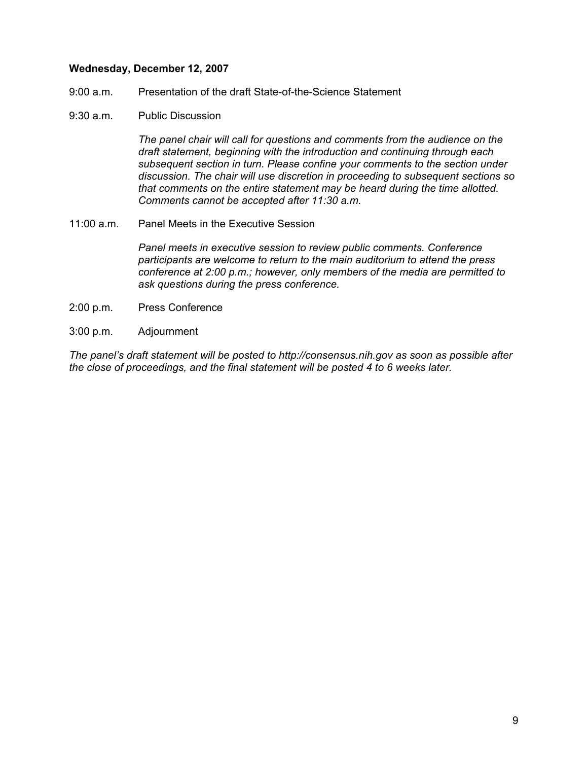**Wednesday, December 12, 2007**

9:00 a.m. Presentation of the draft State-of-the-Science Statement

9:30 a.m. Public Discussion

*The panel chair will call for questions and comments from the audience on the draft statement, beginning with the introduction and continuing through each subsequent section in turn. Please confine your comments to the section under discussion. The chair will use discretion in proceeding to subsequent sections so that comments on the entire statement may be heard during the time allotted. Comments cannot be accepted after 11:30 a.m.*

11:00 a.m. Panel Meets in the Executive Session

*Panel meets in executive session to review public comments. Conference participants are welcome to return to the main auditorium to attend the press conference at 2:00 p.m.; however, only members of the media are permitted to ask questions during the press conference.*

2:00 p.m. Press Conference

3:00 p.m. Adjournment

*The panel's draft statement will be posted to http://consensus.nih.gov as soon as possible after the close of proceedings, and the final statement will be posted 4 to 6 weeks later.*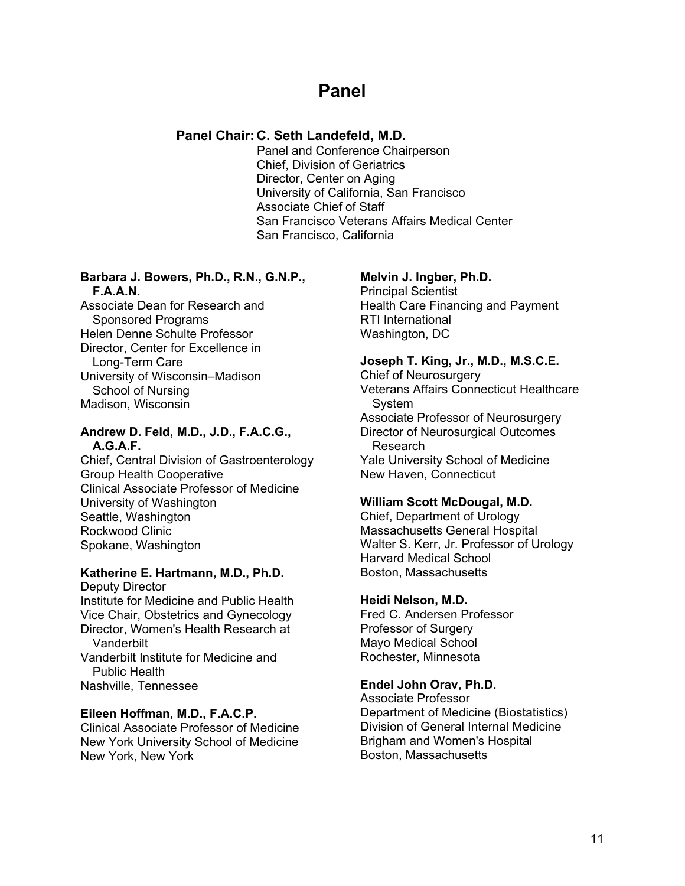# Panel

**Panel Chair: C. Seth Landefeld, M.D.**
Panel and Conference Chairperson
Chief, Division of Geriatrics
Director, Center on Aging
University of California, San Francisco
Associate Chief of Staff
San Francisco Veterans Affairs Medical Center
San Francisco, California

**Barbara J. Bowers, Ph.D., R.N., G.N.P., F.A.A.N.**
Associate Dean for Research and Sponsored Programs
Helen Denne Schulte Professor
Director, Center for Excellence in Long-Term Care
University of Wisconsin–Madison School of Nursing
Madison, Wisconsin

**Andrew D. Feld, M.D., J.D., F.A.C.G., A.G.A.F.**
Chief, Central Division of Gastroenterology
Group Health Cooperative
Clinical Associate Professor of Medicine
University of Washington
Seattle, Washington
Rockwood Clinic
Spokane, Washington

**Katherine E. Hartmann, M.D., Ph.D.**
Deputy Director
Institute for Medicine and Public Health
Vice Chair, Obstetrics and Gynecology
Director, Women's Health Research at Vanderbilt
Vanderbilt Institute for Medicine and Public Health
Nashville, Tennessee

**Eileen Hoffman, M.D., F.A.C.P.**
Clinical Associate Professor of Medicine
New York University School of Medicine
New York, New York

**Melvin J. Ingber, Ph.D.**
Principal Scientist
Health Care Financing and Payment
RTI International
Washington, DC

**Joseph T. King, Jr., M.D., M.S.C.E.**
Chief of Neurosurgery
Veterans Affairs Connecticut Healthcare System
Associate Professor of Neurosurgery
Director of Neurosurgical Outcomes Research
Yale University School of Medicine
New Haven, Connecticut

**William Scott McDougal, M.D.**
Chief, Department of Urology
Massachusetts General Hospital
Walter S. Kerr, Jr. Professor of Urology
Harvard Medical School
Boston, Massachusetts

**Heidi Nelson, M.D.**
Fred C. Andersen Professor
Professor of Surgery
Mayo Medical School
Rochester, Minnesota

**Endel John Orav, Ph.D.**
Associate Professor
Department of Medicine (Biostatistics)
Division of General Internal Medicine
Brigham and Women's Hospital
Boston, Massachusetts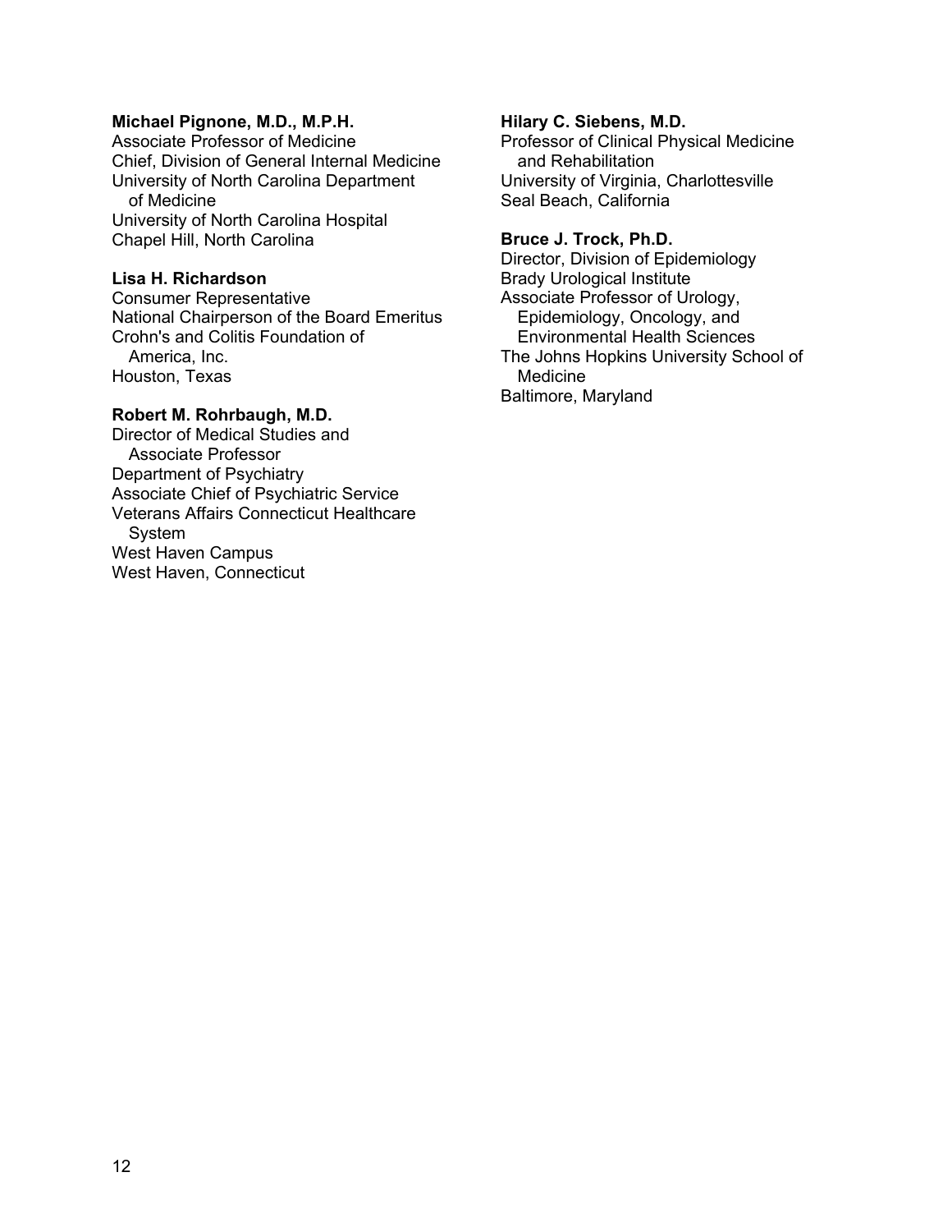**Michael Pignone, M.D., M.P.H.**
Associate Professor of Medicine
Chief, Division of General Internal Medicine
University of North Carolina Department of Medicine
University of North Carolina Hospital
Chapel Hill, North Carolina

**Lisa H. Richardson**
Consumer Representative
National Chairperson of the Board Emeritus
Crohn's and Colitis Foundation of America, Inc.
Houston, Texas

**Robert M. Rohrbaugh, M.D.**
Director of Medical Studies and Associate Professor
Department of Psychiatry
Associate Chief of Psychiatric Service
Veterans Affairs Connecticut Healthcare System
West Haven Campus
West Haven, Connecticut

**Hilary C. Siebens, M.D.**
Professor of Clinical Physical Medicine and Rehabilitation
University of Virginia, Charlottesville
Seal Beach, California

**Bruce J. Trock, Ph.D.**
Director, Division of Epidemiology
Brady Urological Institute
Associate Professor of Urology, Epidemiology, Oncology, and Environmental Health Sciences
The Johns Hopkins University School of Medicine
Baltimore, Maryland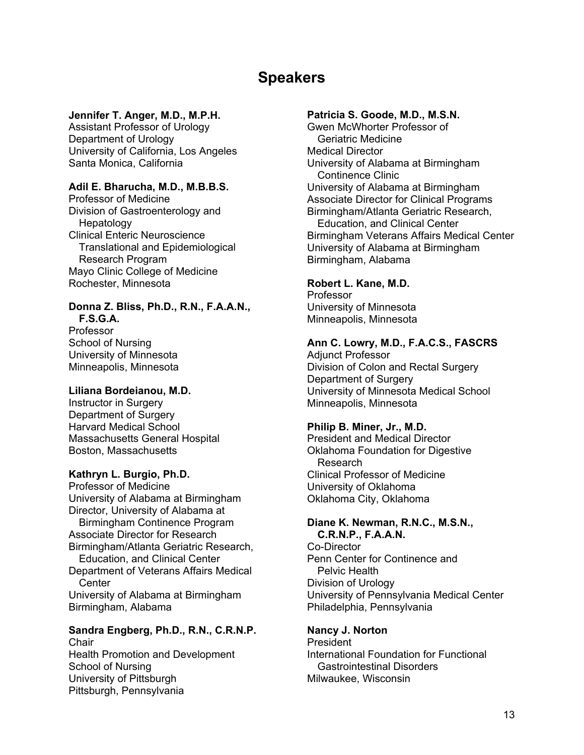# Speakers

**Jennifer T. Anger, M.D., M.P.H.**
Assistant Professor of Urology
Department of Urology
University of California, Los Angeles
Santa Monica, California

**Adil E. Bharucha, M.D., M.B.B.S.**
Professor of Medicine
Division of Gastroenterology and Hepatology
Clinical Enteric Neuroscience Translational and Epidemiological Research Program
Mayo Clinic College of Medicine
Rochester, Minnesota

**Donna Z. Bliss, Ph.D., R.N., F.A.A.N., F.S.G.A.**
Professor
School of Nursing
University of Minnesota
Minneapolis, Minnesota

**Liliana Bordeianou, M.D.**
Instructor in Surgery
Department of Surgery
Harvard Medical School
Massachusetts General Hospital
Boston, Massachusetts

**Kathryn L. Burgio, Ph.D.**
Professor of Medicine
University of Alabama at Birmingham
Director, University of Alabama at Birmingham Continence Program
Associate Director for Research
Birmingham/Atlanta Geriatric Research, Education, and Clinical Center
Department of Veterans Affairs Medical Center
University of Alabama at Birmingham
Birmingham, Alabama

**Sandra Engberg, Ph.D., R.N., C.R.N.P.**
Chair
Health Promotion and Development
School of Nursing
University of Pittsburgh
Pittsburgh, Pennsylvania

**Patricia S. Goode, M.D., M.S.N.**
Gwen McWhorter Professor of Geriatric Medicine
Medical Director
University of Alabama at Birmingham Continence Clinic
University of Alabama at Birmingham
Associate Director for Clinical Programs
Birmingham/Atlanta Geriatric Research, Education, and Clinical Center
Birmingham Veterans Affairs Medical Center
University of Alabama at Birmingham
Birmingham, Alabama

**Robert L. Kane, M.D.**
Professor
University of Minnesota
Minneapolis, Minnesota

**Ann C. Lowry, M.D., F.A.C.S., FASCRS**
Adjunct Professor
Division of Colon and Rectal Surgery
Department of Surgery
University of Minnesota Medical School
Minneapolis, Minnesota

**Philip B. Miner, Jr., M.D.**
President and Medical Director
Oklahoma Foundation for Digestive Research
Clinical Professor of Medicine
University of Oklahoma
Oklahoma City, Oklahoma

**Diane K. Newman, R.N.C., M.S.N., C.R.N.P., F.A.A.N.**
Co-Director
Penn Center for Continence and Pelvic Health
Division of Urology
University of Pennsylvania Medical Center
Philadelphia, Pennsylvania

**Nancy J. Norton**
President
International Foundation for Functional Gastrointestinal Disorders
Milwaukee, Wisconsin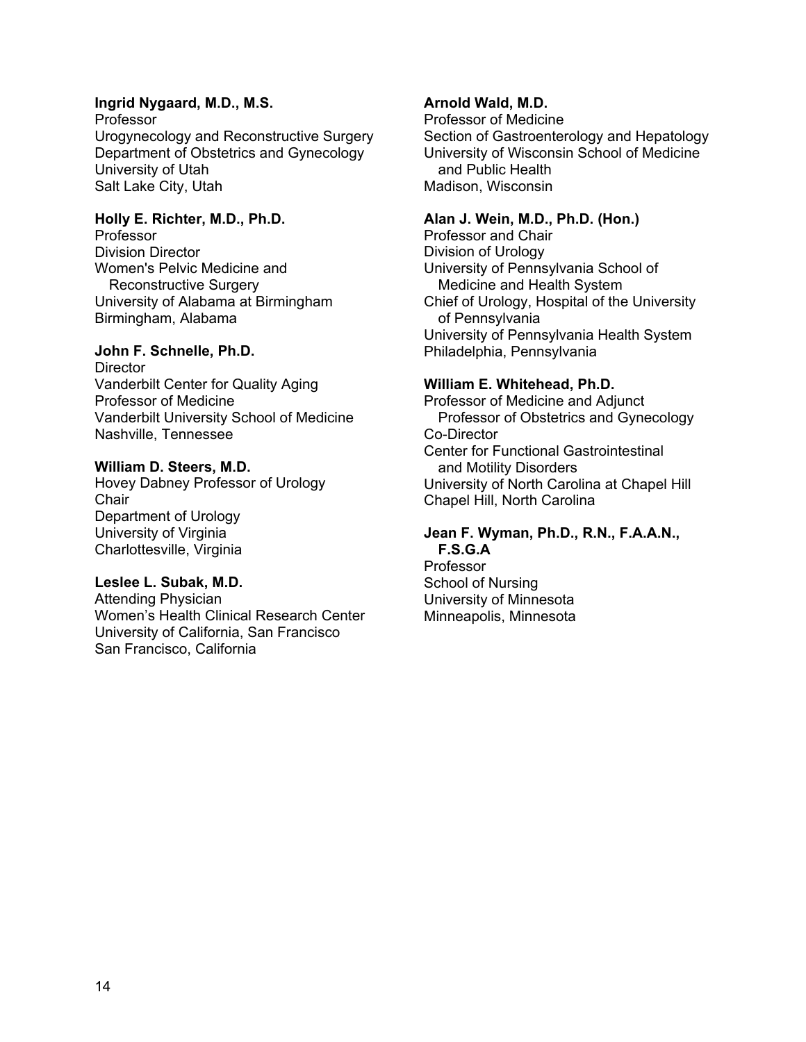**Ingrid Nygaard, M.D., M.S.**
Professor
Urogynecology and Reconstructive Surgery
Department of Obstetrics and Gynecology
University of Utah
Salt Lake City, Utah

**Holly E. Richter, M.D., Ph.D.**
Professor
Division Director
Women's Pelvic Medicine and
Reconstructive Surgery
University of Alabama at Birmingham
Birmingham, Alabama

**John F. Schnelle, Ph.D.**
Director
Vanderbilt Center for Quality Aging
Professor of Medicine
Vanderbilt University School of Medicine
Nashville, Tennessee

**William D. Steers, M.D.**
Hovey Dabney Professor of Urology
Chair
Department of Urology
University of Virginia
Charlottesville, Virginia

**Leslee L. Subak, M.D.**
Attending Physician
Women's Health Clinical Research Center
University of California, San Francisco
San Francisco, California

**Arnold Wald, M.D.**
Professor of Medicine
Section of Gastroenterology and Hepatology
University of Wisconsin School of Medicine
and Public Health
Madison, Wisconsin

**Alan J. Wein, M.D., Ph.D. (Hon.)**
Professor and Chair
Division of Urology
University of Pennsylvania School of
Medicine and Health System
Chief of Urology, Hospital of the University
of Pennsylvania
University of Pennsylvania Health System
Philadelphia, Pennsylvania

**William E. Whitehead, Ph.D.**
Professor of Medicine and Adjunct
Professor of Obstetrics and Gynecology
Co-Director
Center for Functional Gastrointestinal
and Motility Disorders
University of North Carolina at Chapel Hill
Chapel Hill, North Carolina

**Jean F. Wyman, Ph.D., R.N., F.A.A.N., F.S.G.A**
Professor
School of Nursing
University of Minnesota
Minneapolis, Minnesota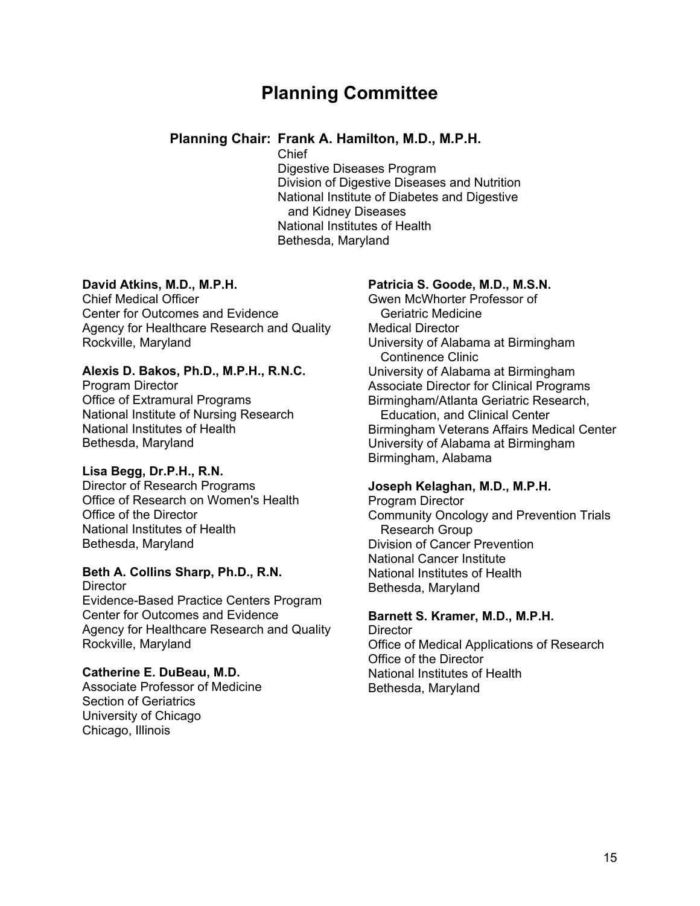# Planning Committee

**Planning Chair: Frank A. Hamilton, M.D., M.P.H.**
Chief
Digestive Diseases Program
Division of Digestive Diseases and Nutrition
National Institute of Diabetes and Digestive and Kidney Diseases
National Institutes of Health
Bethesda, Maryland

**David Atkins, M.D., M.P.H.**
Chief Medical Officer
Center for Outcomes and Evidence
Agency for Healthcare Research and Quality
Rockville, Maryland

**Alexis D. Bakos, Ph.D., M.P.H., R.N.C.**
Program Director
Office of Extramural Programs
National Institute of Nursing Research
National Institutes of Health
Bethesda, Maryland

**Lisa Begg, Dr.P.H., R.N.**
Director of Research Programs
Office of Research on Women's Health
Office of the Director
National Institutes of Health
Bethesda, Maryland

**Beth A. Collins Sharp, Ph.D., R.N.**
Director
Evidence-Based Practice Centers Program
Center for Outcomes and Evidence
Agency for Healthcare Research and Quality
Rockville, Maryland

**Catherine E. DuBeau, M.D.**
Associate Professor of Medicine
Section of Geriatrics
University of Chicago
Chicago, Illinois

**Patricia S. Goode, M.D., M.S.N.**
Gwen McWhorter Professor of Geriatric Medicine
Medical Director
University of Alabama at Birmingham Continence Clinic
University of Alabama at Birmingham
Associate Director for Clinical Programs
Birmingham/Atlanta Geriatric Research, Education, and Clinical Center
Birmingham Veterans Affairs Medical Center
University of Alabama at Birmingham
Birmingham, Alabama

**Joseph Kelaghan, M.D., M.P.H.**
Program Director
Community Oncology and Prevention Trials Research Group
Division of Cancer Prevention
National Cancer Institute
National Institutes of Health
Bethesda, Maryland

**Barnett S. Kramer, M.D., M.P.H.**
Director
Office of Medical Applications of Research
Office of the Director
National Institutes of Health
Bethesda, Maryland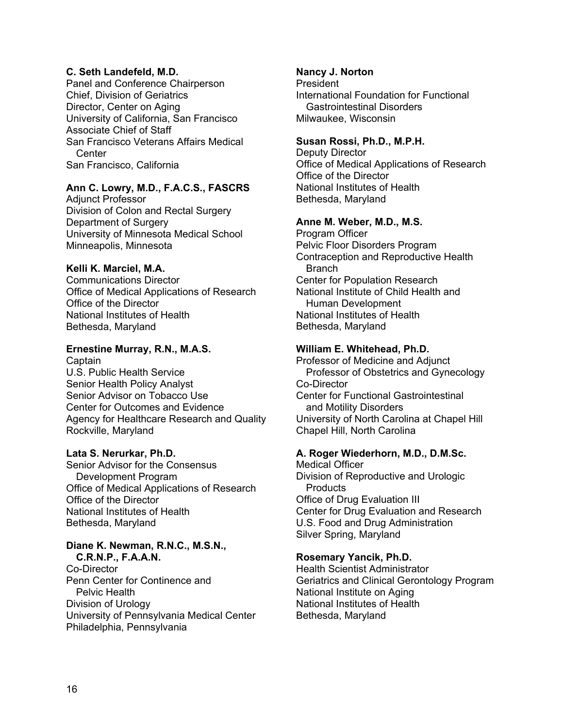**C. Seth Landefeld, M.D.**
Panel and Conference Chairperson
Chief, Division of Geriatrics
Director, Center on Aging
University of California, San Francisco
Associate Chief of Staff
San Francisco Veterans Affairs Medical Center
San Francisco, California

**Ann C. Lowry, M.D., F.A.C.S., FASCRS**
Adjunct Professor
Division of Colon and Rectal Surgery
Department of Surgery
University of Minnesota Medical School
Minneapolis, Minnesota

**Kelli K. Marciel, M.A.**
Communications Director
Office of Medical Applications of Research
Office of the Director
National Institutes of Health
Bethesda, Maryland

**Ernestine Murray, R.N., M.A.S.**
Captain
U.S. Public Health Service
Senior Health Policy Analyst
Senior Advisor on Tobacco Use
Center for Outcomes and Evidence
Agency for Healthcare Research and Quality
Rockville, Maryland

**Lata S. Nerurkar, Ph.D.**
Senior Advisor for the Consensus Development Program
Office of Medical Applications of Research
Office of the Director
National Institutes of Health
Bethesda, Maryland

**Diane K. Newman, R.N.C., M.S.N., C.R.N.P., F.A.A.N.**
Co-Director
Penn Center for Continence and Pelvic Health
Division of Urology
University of Pennsylvania Medical Center
Philadelphia, Pennsylvania

**Nancy J. Norton**
President
International Foundation for Functional Gastrointestinal Disorders
Milwaukee, Wisconsin

**Susan Rossi, Ph.D., M.P.H.**
Deputy Director
Office of Medical Applications of Research
Office of the Director
National Institutes of Health
Bethesda, Maryland

**Anne M. Weber, M.D., M.S.**
Program Officer
Pelvic Floor Disorders Program
Contraception and Reproductive Health Branch
Center for Population Research
National Institute of Child Health and Human Development
National Institutes of Health
Bethesda, Maryland

**William E. Whitehead, Ph.D.**
Professor of Medicine and Adjunct Professor of Obstetrics and Gynecology
Co-Director
Center for Functional Gastrointestinal and Motility Disorders
University of North Carolina at Chapel Hill
Chapel Hill, North Carolina

**A. Roger Wiederhorn, M.D., D.M.Sc.**
Medical Officer
Division of Reproductive and Urologic Products
Office of Drug Evaluation III
Center for Drug Evaluation and Research
U.S. Food and Drug Administration
Silver Spring, Maryland

**Rosemary Yancik, Ph.D.**
Health Scientist Administrator
Geriatrics and Clinical Gerontology Program
National Institute on Aging
National Institutes of Health
Bethesda, Maryland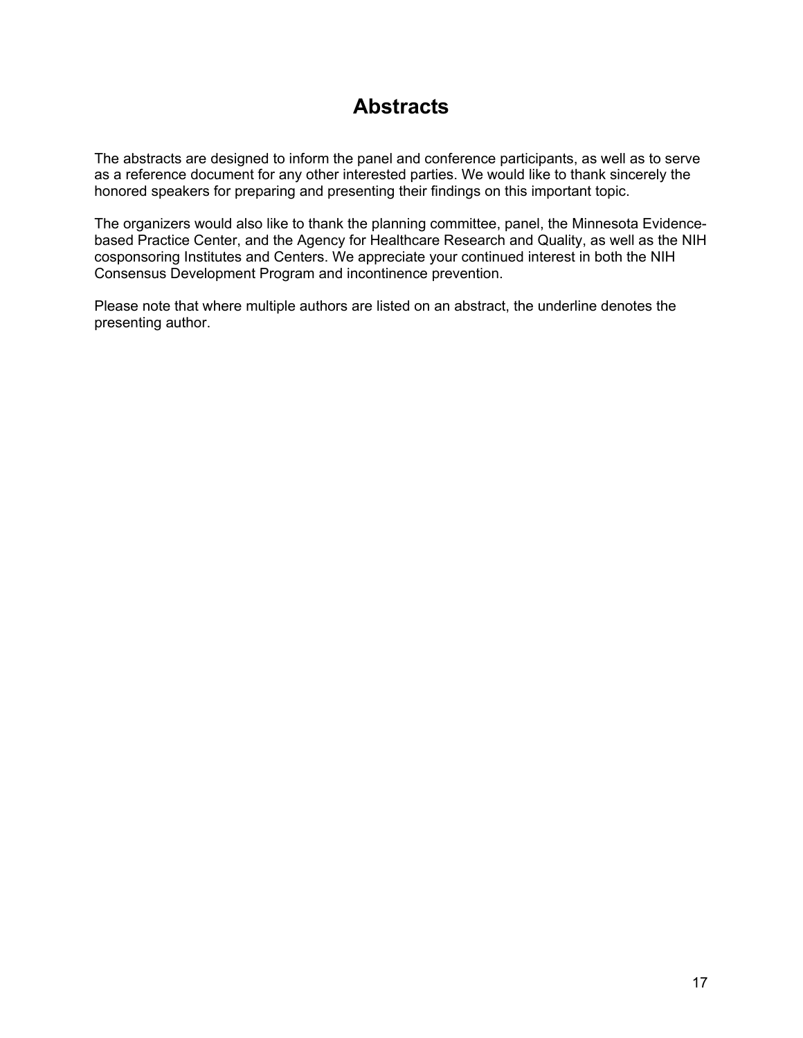# Abstracts

The abstracts are designed to inform the panel and conference participants, as well as to serve as a reference document for any other interested parties. We would like to thank sincerely the honored speakers for preparing and presenting their findings on this important topic.

The organizers would also like to thank the planning committee, panel, the Minnesota Evidence-based Practice Center, and the Agency for Healthcare Research and Quality, as well as the NIH cosponsoring Institutes and Centers. We appreciate your continued interest in both the NIH Consensus Development Program and incontinence prevention.

Please note that where multiple authors are listed on an abstract, the underline denotes the presenting author.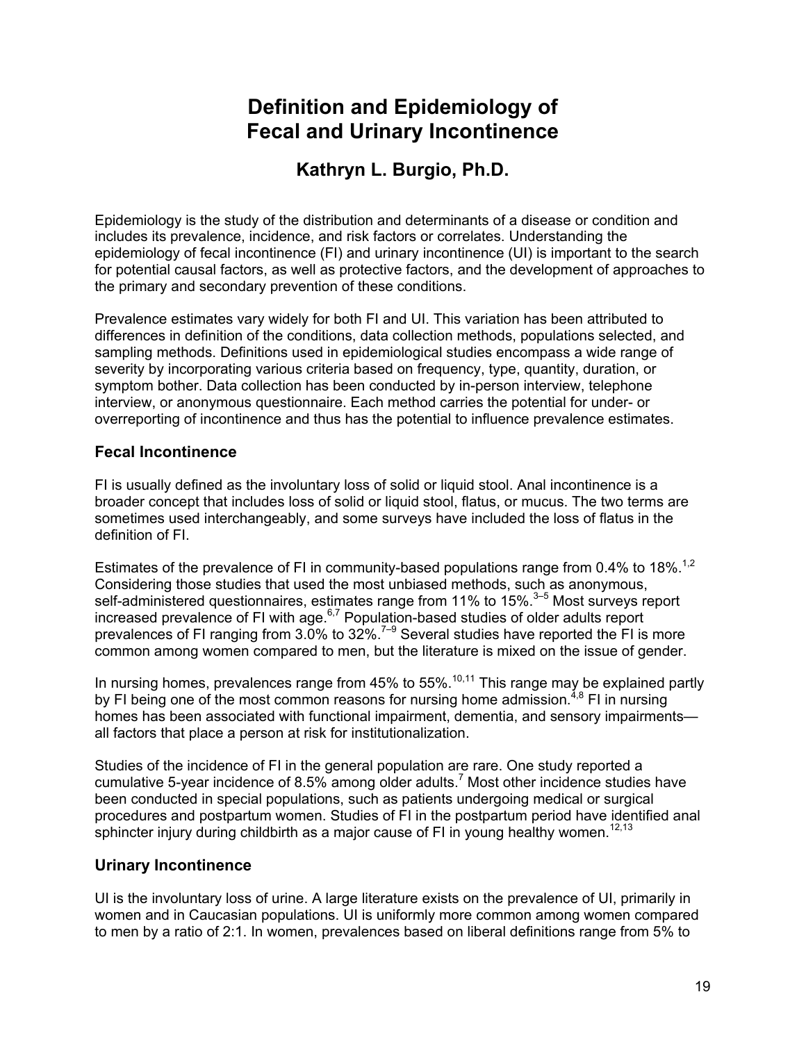# Definition and Epidemiology of Fecal and Urinary Incontinence

## Kathryn L. Burgio, Ph.D.

Epidemiology is the study of the distribution and determinants of a disease or condition and includes its prevalence, incidence, and risk factors or correlates. Understanding the epidemiology of fecal incontinence (FI) and urinary incontinence (UI) is important to the search for potential causal factors, as well as protective factors, and the development of approaches to the primary and secondary prevention of these conditions.

Prevalence estimates vary widely for both FI and UI. This variation has been attributed to differences in definition of the conditions, data collection methods, populations selected, and sampling methods. Definitions used in epidemiological studies encompass a wide range of severity by incorporating various criteria based on frequency, type, quantity, duration, or symptom bother. Data collection has been conducted by in-person interview, telephone interview, or anonymous questionnaire. Each method carries the potential for under- or overreporting of incontinence and thus has the potential to influence prevalence estimates.

### Fecal Incontinence

FI is usually defined as the involuntary loss of solid or liquid stool. Anal incontinence is a broader concept that includes loss of solid or liquid stool, flatus, or mucus. The two terms are sometimes used interchangeably, and some surveys have included the loss of flatus in the definition of FI.

Estimates of the prevalence of FI in community-based populations range from 0.4% to 18%.[1,2] Considering those studies that used the most unbiased methods, such as anonymous, self-administered questionnaires, estimates range from 11% to 15%.[3–5] Most surveys report increased prevalence of FI with age.[6,7] Population-based studies of older adults report prevalences of FI ranging from 3.0% to 32%.[7–9] Several studies have reported the FI is more common among women compared to men, but the literature is mixed on the issue of gender.

In nursing homes, prevalences range from 45% to 55%.[10,11] This range may be explained partly by FI being one of the most common reasons for nursing home admission.[4,8] FI in nursing homes has been associated with functional impairment, dementia, and sensory impairments—all factors that place a person at risk for institutionalization.

Studies of the incidence of FI in the general population are rare. One study reported a cumulative 5-year incidence of 8.5% among older adults.[7] Most other incidence studies have been conducted in special populations, such as patients undergoing medical or surgical procedures and postpartum women. Studies of FI in the postpartum period have identified anal sphincter injury during childbirth as a major cause of FI in young healthy women.[12,13]

### Urinary Incontinence

UI is the involuntary loss of urine. A large literature exists on the prevalence of UI, primarily in women and in Caucasian populations. UI is uniformly more common among women compared to men by a ratio of 2:1. In women, prevalences based on liberal definitions range from 5% to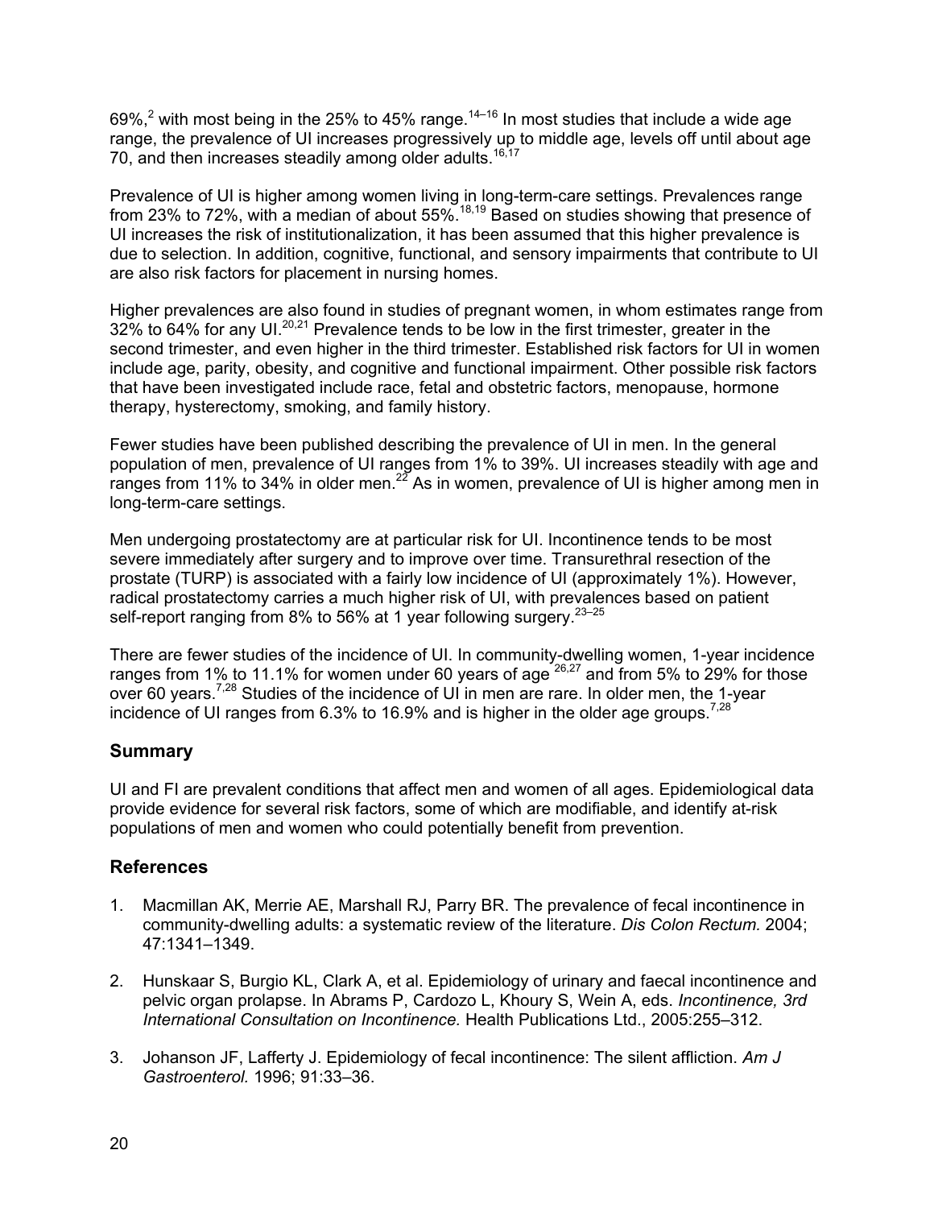69%,[2] with most being in the 25% to 45% range.[14–16] In most studies that include a wide age range, the prevalence of UI increases progressively up to middle age, levels off until about age 70, and then increases steadily among older adults.[16,17]

Prevalence of UI is higher among women living in long-term-care settings. Prevalences range from 23% to 72%, with a median of about 55%.[18,19] Based on studies showing that presence of UI increases the risk of institutionalization, it has been assumed that this higher prevalence is due to selection. In addition, cognitive, functional, and sensory impairments that contribute to UI are also risk factors for placement in nursing homes.

Higher prevalences are also found in studies of pregnant women, in whom estimates range from 32% to 64% for any UI.[20,21] Prevalence tends to be low in the first trimester, greater in the second trimester, and even higher in the third trimester. Established risk factors for UI in women include age, parity, obesity, and cognitive and functional impairment. Other possible risk factors that have been investigated include race, fetal and obstetric factors, menopause, hormone therapy, hysterectomy, smoking, and family history.

Fewer studies have been published describing the prevalence of UI in men. In the general population of men, prevalence of UI ranges from 1% to 39%. UI increases steadily with age and ranges from 11% to 34% in older men.[22] As in women, prevalence of UI is higher among men in long-term-care settings.

Men undergoing prostatectomy are at particular risk for UI. Incontinence tends to be most severe immediately after surgery and to improve over time. Transurethral resection of the prostate (TURP) is associated with a fairly low incidence of UI (approximately 1%). However, radical prostatectomy carries a much higher risk of UI, with prevalences based on patient self-report ranging from 8% to 56% at 1 year following surgery.[23–25]

There are fewer studies of the incidence of UI. In community-dwelling women, 1-year incidence ranges from 1% to 11.1% for women under 60 years of age [26,27] and from 5% to 29% for those over 60 years.[7,28] Studies of the incidence of UI in men are rare. In older men, the 1-year incidence of UI ranges from 6.3% to 16.9% and is higher in the older age groups.[7,28]

## Summary

UI and FI are prevalent conditions that affect men and women of all ages. Epidemiological data provide evidence for several risk factors, some of which are modifiable, and identify at-risk populations of men and women who could potentially benefit from prevention.

## References

1. Macmillan AK, Merrie AE, Marshall RJ, Parry BR. The prevalence of fecal incontinence in community-dwelling adults: a systematic review of the literature. *Dis Colon Rectum.* 2004; 47:1341–1349.
2. Hunskaar S, Burgio KL, Clark A, et al. Epidemiology of urinary and faecal incontinence and pelvic organ prolapse. In Abrams P, Cardozo L, Khoury S, Wein A, eds. *Incontinence, 3rd International Consultation on Incontinence.* Health Publications Ltd., 2005:255–312.
3. Johanson JF, Lafferty J. Epidemiology of fecal incontinence: The silent affliction. *Am J Gastroenterol.* 1996; 91:33–36.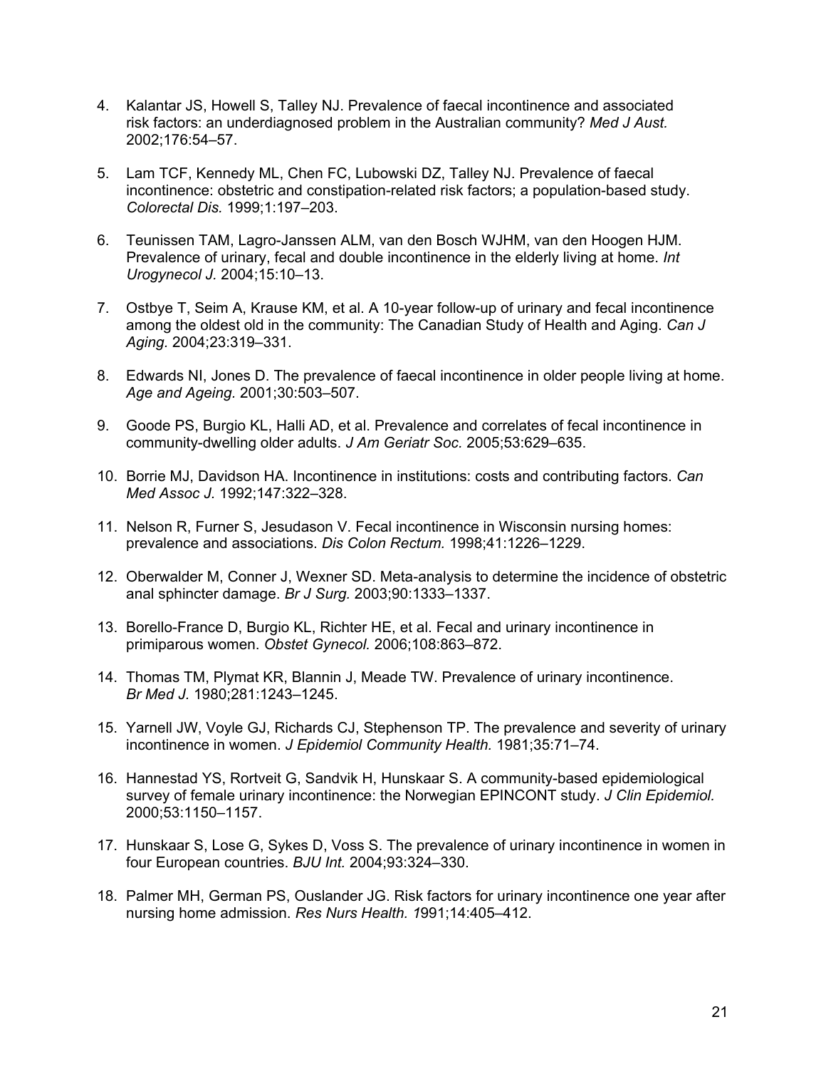4. Kalantar JS, Howell S, Talley NJ. Prevalence of faecal incontinence and associated risk factors: an underdiagnosed problem in the Australian community? *Med J Aust.* 2002;176:54–57.

5. Lam TCF, Kennedy ML, Chen FC, Lubowski DZ, Talley NJ. Prevalence of faecal incontinence: obstetric and constipation-related risk factors; a population-based study. *Colorectal Dis.* 1999;1:197–203.

6. Teunissen TAM, Lagro-Janssen ALM, van den Bosch WJHM, van den Hoogen HJM. Prevalence of urinary, fecal and double incontinence in the elderly living at home. *Int Urogynecol J.* 2004;15:10–13.

7. Ostbye T, Seim A, Krause KM, et al. A 10-year follow-up of urinary and fecal incontinence among the oldest old in the community: The Canadian Study of Health and Aging. *Can J Aging.* 2004;23:319–331.

8. Edwards NI, Jones D. The prevalence of faecal incontinence in older people living at home. *Age and Ageing.* 2001;30:503–507.

9. Goode PS, Burgio KL, Halli AD, et al. Prevalence and correlates of fecal incontinence in community-dwelling older adults. *J Am Geriatr Soc.* 2005;53:629–635.

10. Borrie MJ, Davidson HA. Incontinence in institutions: costs and contributing factors. *Can Med Assoc J.* 1992;147:322–328.

11. Nelson R, Furner S, Jesudason V. Fecal incontinence in Wisconsin nursing homes: prevalence and associations. *Dis Colon Rectum.* 1998;41:1226–1229.

12. Oberwalder M, Conner J, Wexner SD. Meta-analysis to determine the incidence of obstetric anal sphincter damage. *Br J Surg.* 2003;90:1333–1337.

13. Borello-France D, Burgio KL, Richter HE, et al. Fecal and urinary incontinence in primiparous women. *Obstet Gynecol.* 2006;108:863–872.

14. Thomas TM, Plymat KR, Blannin J, Meade TW. Prevalence of urinary incontinence. *Br Med J.* 1980;281:1243–1245.

15. Yarnell JW, Voyle GJ, Richards CJ, Stephenson TP. The prevalence and severity of urinary incontinence in women. *J Epidemiol Community Health.* 1981;35:71–74.

16. Hannestad YS, Rortveit G, Sandvik H, Hunskaar S. A community-based epidemiological survey of female urinary incontinence: the Norwegian EPINCONT study. *J Clin Epidemiol.* 2000;53:1150–1157.

17. Hunskaar S, Lose G, Sykes D, Voss S. The prevalence of urinary incontinence in women in four European countries. *BJU Int.* 2004;93:324–330.

18. Palmer MH, German PS, Ouslander JG. Risk factors for urinary incontinence one year after nursing home admission. *Res Nurs Health. 1*991;14:405–412.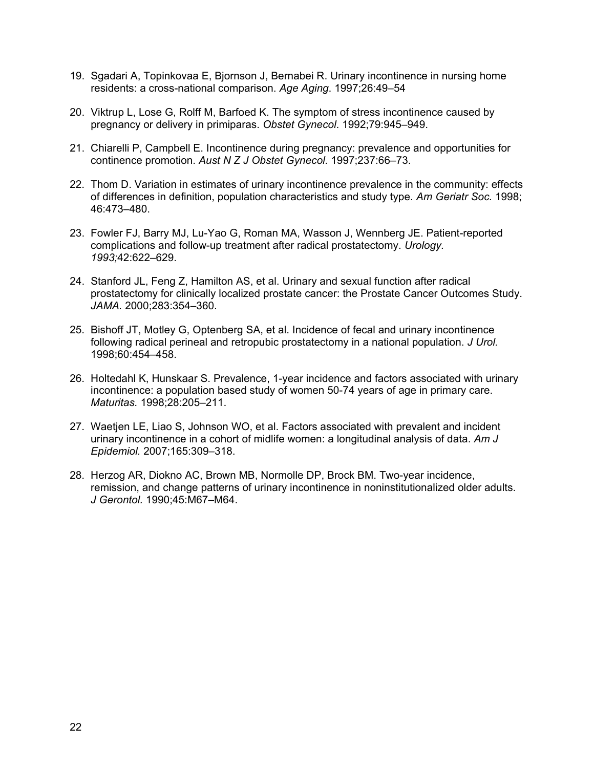19. Sgadari A, Topinkovaa E, Bjornson J, Bernabei R. Urinary incontinence in nursing home residents: a cross-national comparison. *Age Aging*. 1997;26:49–54

20. Viktrup L, Lose G, Rolff M, Barfoed K. The symptom of stress incontinence caused by pregnancy or delivery in primiparas. *Obstet Gynecol*. 1992;79:945–949.

21. Chiarelli P, Campbell E. Incontinence during pregnancy: prevalence and opportunities for continence promotion. *Aust N Z J Obstet Gynecol.* 1997;237:66–73.

22. Thom D. Variation in estimates of urinary incontinence prevalence in the community: effects of differences in definition, population characteristics and study type. *Am Geriatr Soc.* 1998; 46:473–480.

23. Fowler FJ, Barry MJ, Lu-Yao G, Roman MA, Wasson J, Wennberg JE. Patient-reported complications and follow-up treatment after radical prostatectomy. *Urology. 1993;*42:622–629.

24. Stanford JL, Feng Z, Hamilton AS, et al. Urinary and sexual function after radical prostatectomy for clinically localized prostate cancer: the Prostate Cancer Outcomes Study. *JAMA.* 2000;283:354–360.

25. Bishoff JT, Motley G, Optenberg SA, et al. Incidence of fecal and urinary incontinence following radical perineal and retropubic prostatectomy in a national population. *J Urol.* 1998;60:454–458.

26. Holtedahl K, Hunskaar S. Prevalence, 1-year incidence and factors associated with urinary incontinence: a population based study of women 50-74 years of age in primary care. *Maturitas.* 1998;28:205–211.

27. Waetjen LE, Liao S, Johnson WO, et al. Factors associated with prevalent and incident urinary incontinence in a cohort of midlife women: a longitudinal analysis of data. *Am J Epidemiol.* 2007;165:309–318.

28. Herzog AR, Diokno AC, Brown MB, Normolle DP, Brock BM. Two-year incidence, remission, and change patterns of urinary incontinence in noninstitutionalized older adults. *J Gerontol.* 1990;45:M67–M64.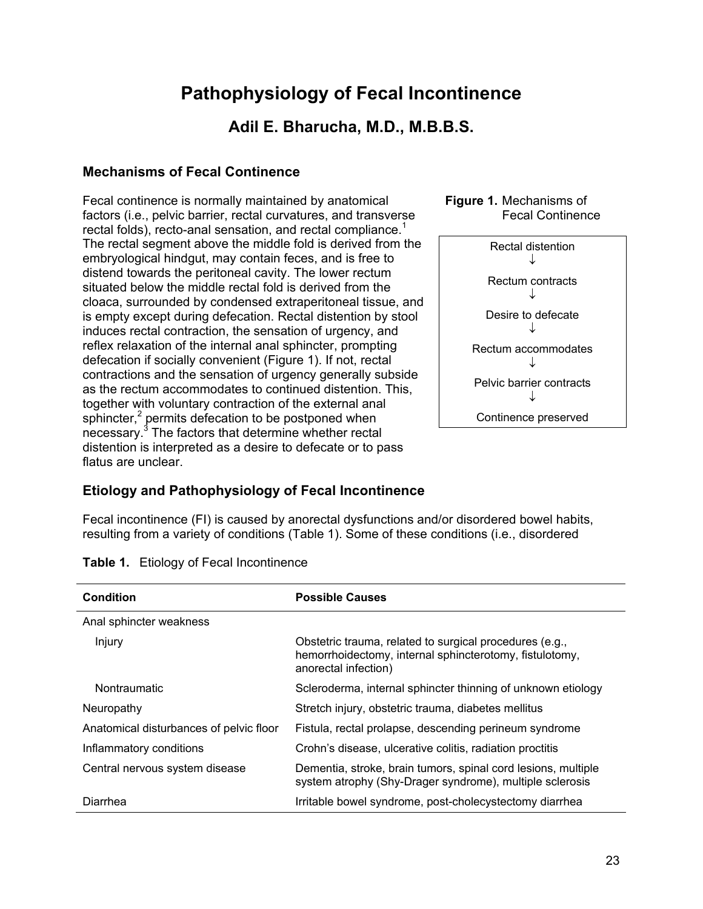# Pathophysiology of Fecal Incontinence

## Adil E. Bharucha, M.D., M.B.B.S.

### Mechanisms of Fecal Continence

Fecal continence is normally maintained by anatomical factors (i.e., pelvic barrier, rectal curvatures, and transverse rectal folds), recto-anal sensation, and rectal compliance.[1] The rectal segment above the middle fold is derived from the embryological hindgut, may contain feces, and is free to distend towards the peritoneal cavity. The lower rectum situated below the middle rectal fold is derived from the cloaca, surrounded by condensed extraperitoneal tissue, and is empty except during defecation. Rectal distention by stool induces rectal contraction, the sensation of urgency, and reflex relaxation of the internal anal sphincter, prompting defecation if socially convenient (Figure 1). If not, rectal contractions and the sensation of urgency generally subside as the rectum accommodates to continued distention. This, together with voluntary contraction of the external anal sphincter,[2] permits defecation to be postponed when necessary.[3] The factors that determine whether rectal distention is interpreted as a desire to defecate or to pass flatus are unclear.

**Figure 1.** Mechanisms of Fecal Continence

```
Rectal distention
↓
Rectum contracts
↓
Desire to defecate
↓
Rectum accommodates
↓
Pelvic barrier contracts
↓
Continence preserved
```

### Etiology and Pathophysiology of Fecal Incontinence

Fecal incontinence (FI) is caused by anorectal dysfunctions and/or disordered bowel habits, resulting from a variety of conditions (Table 1). Some of these conditions (i.e., disordered

**Table 1.** Etiology of Fecal Incontinence

| Condition | Possible Causes |
|---|---|
| Anal sphincter weakness | |
| Injury | Obstetric trauma, related to surgical procedures (e.g., hemorrhoidectomy, internal sphincterotomy, fistulotomy, anorectal infection) |
| Nontraumatic | Scleroderma, internal sphincter thinning of unknown etiology |
| Neuropathy | Stretch injury, obstetric trauma, diabetes mellitus |
| Anatomical disturbances of pelvic floor | Fistula, rectal prolapse, descending perineum syndrome |
| Inflammatory conditions | Crohn's disease, ulcerative colitis, radiation proctitis |
| Central nervous system disease | Dementia, stroke, brain tumors, spinal cord lesions, multiple system atrophy (Shy-Drager syndrome), multiple sclerosis |
| Diarrhea | Irritable bowel syndrome, post-cholecystectomy diarrhea |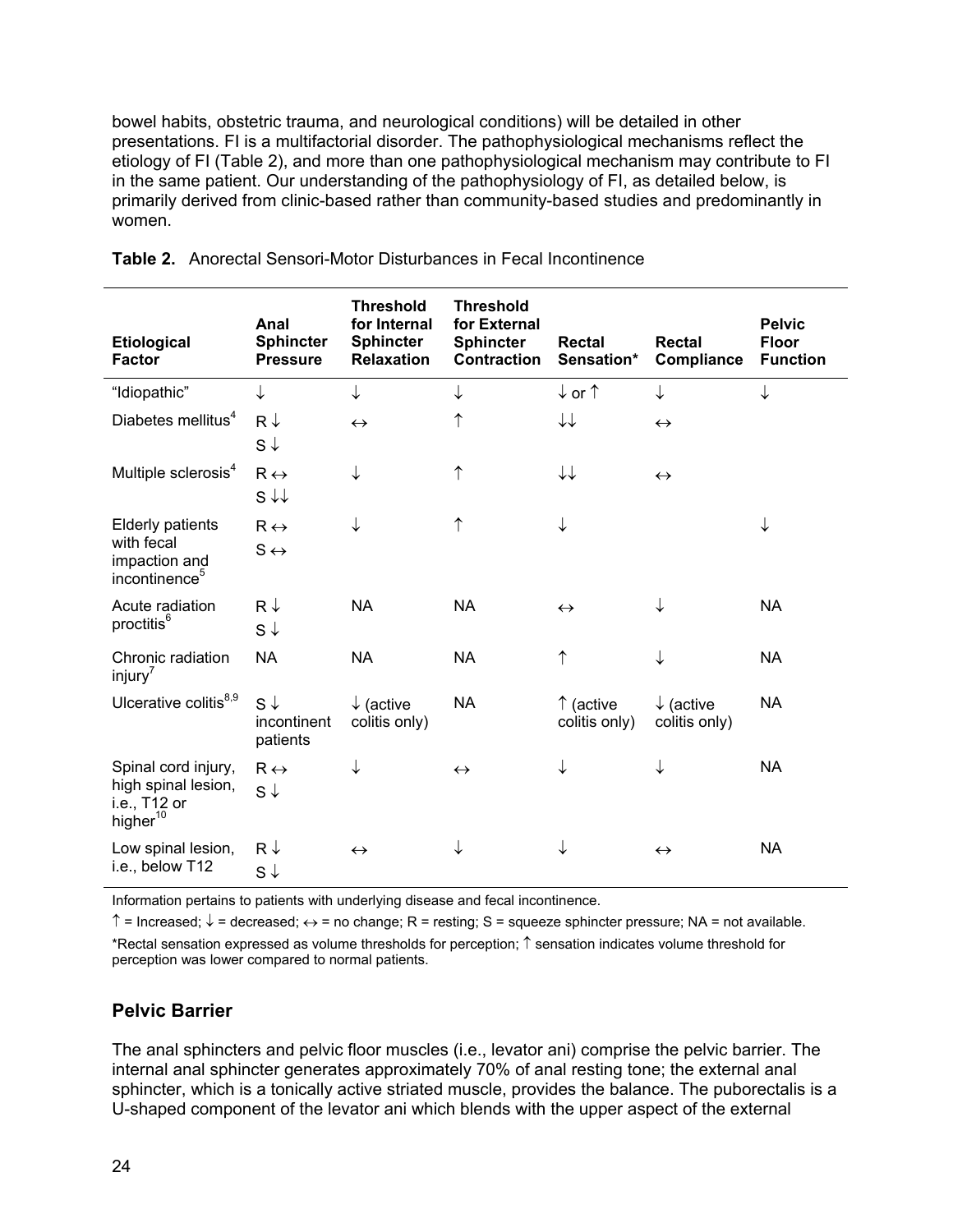bowel habits, obstetric trauma, and neurological conditions) will be detailed in other presentations. FI is a multifactorial disorder. The pathophysiological mechanisms reflect the etiology of FI (Table 2), and more than one pathophysiological mechanism may contribute to FI in the same patient. Our understanding of the pathophysiology of FI, as detailed below, is primarily derived from clinic-based rather than community-based studies and predominantly in women.

**Table 2.** Anorectal Sensori-Motor Disturbances in Fecal Incontinence

| Etiological Factor | Anal Sphincter Pressure | Threshold for Internal Sphincter Relaxation | Threshold for External Sphincter Contraction | Rectal Sensation* | Rectal Compliance | Pelvic Floor Function |
|---|---|---|---|---|---|---|
| "Idiopathic" | ↓ | ↓ | ↓ | ↓ or ↑ | ↓ | ↓ |
| Diabetes mellitus[4] | R ↓<br>S ↓ | ↔ | ↑ | ↓↓ | ↔ | |
| Multiple sclerosis[4] | R ↔<br>S ↓↓ | ↓ | ↑ | ↓↓ | ↔ | |
| Elderly patients with fecal impaction and incontinence[5] | R ↔<br>S ↔ | ↓ | ↑ | ↓ | | ↓ |
| Acute radiation proctitis[6] | R ↓<br>S ↓ | NA | NA | ↔ | ↓ | NA |
| Chronic radiation injury[7] | NA | NA | NA | ↑ | ↓ | NA |
| Ulcerative colitis[8,9] | S ↓ incontinent patients | ↓ (active colitis only) | NA | ↑ (active colitis only) | ↓ (active colitis only) | NA |
| Spinal cord injury, high spinal lesion, i.e., T12 or higher[10] | R ↔<br>S ↓ | ↓ | ↔ | ↓ | ↓ | NA |
| Low spinal lesion, i.e., below T12 | R ↓<br>S ↓ | ↔ | ↓ | ↓ | ↔ | NA |

Information pertains to patients with underlying disease and fecal incontinence.

↑ = Increased; ↓ = decreased; ↔ = no change; R = resting; S = squeeze sphincter pressure; NA = not available.

*Rectal sensation expressed as volume thresholds for perception; ↑ sensation indicates volume threshold for perception was lower compared to normal patients.

## Pelvic Barrier

The anal sphincters and pelvic floor muscles (i.e., levator ani) comprise the pelvic barrier. The internal anal sphincter generates approximately 70% of anal resting tone; the external anal sphincter, which is a tonically active striated muscle, provides the balance. The puborectalis is a U-shaped component of the levator ani which blends with the upper aspect of the external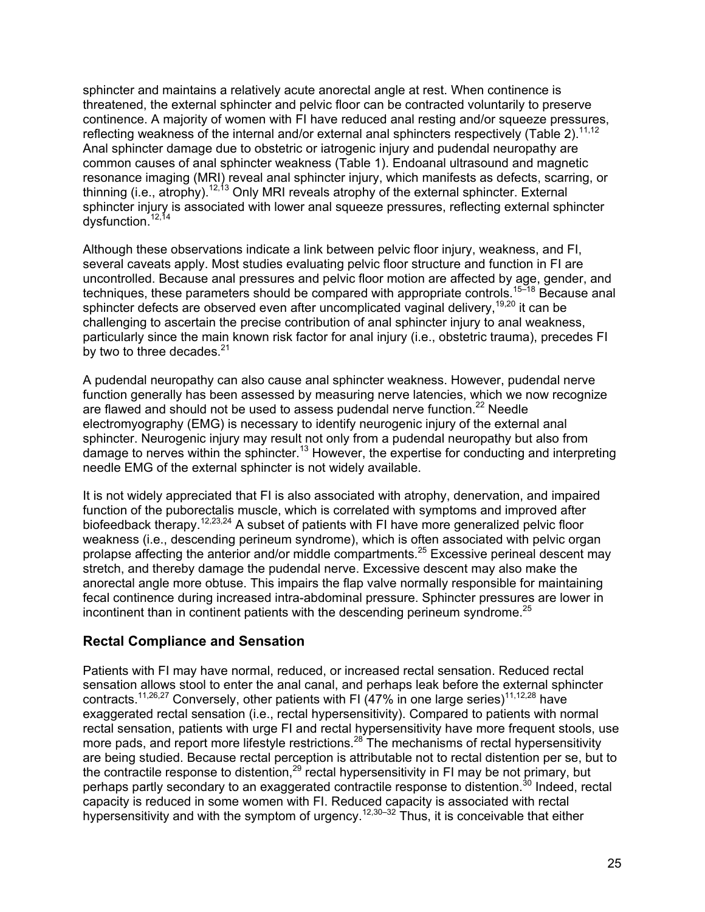sphincter and maintains a relatively acute anorectal angle at rest. When continence is threatened, the external sphincter and pelvic floor can be contracted voluntarily to preserve continence. A majority of women with FI have reduced anal resting and/or squeeze pressures, reflecting weakness of the internal and/or external anal sphincters respectively (Table 2).[11,12] Anal sphincter damage due to obstetric or iatrogenic injury and pudendal neuropathy are common causes of anal sphincter weakness (Table 1). Endoanal ultrasound and magnetic resonance imaging (MRI) reveal anal sphincter injury, which manifests as defects, scarring, or thinning (i.e., atrophy).[12,13] Only MRI reveals atrophy of the external sphincter. External sphincter injury is associated with lower anal squeeze pressures, reflecting external sphincter dysfunction.[12,14]

Although these observations indicate a link between pelvic floor injury, weakness, and FI, several caveats apply. Most studies evaluating pelvic floor structure and function in FI are uncontrolled. Because anal pressures and pelvic floor motion are affected by age, gender, and techniques, these parameters should be compared with appropriate controls.[15–18] Because anal sphincter defects are observed even after uncomplicated vaginal delivery,[19,20] it can be challenging to ascertain the precise contribution of anal sphincter injury to anal weakness, particularly since the main known risk factor for anal injury (i.e., obstetric trauma), precedes FI by two to three decades.[21]

A pudendal neuropathy can also cause anal sphincter weakness. However, pudendal nerve function generally has been assessed by measuring nerve latencies, which we now recognize are flawed and should not be used to assess pudendal nerve function.[22] Needle electromyography (EMG) is necessary to identify neurogenic injury of the external anal sphincter. Neurogenic injury may result not only from a pudendal neuropathy but also from damage to nerves within the sphincter.[13] However, the expertise for conducting and interpreting needle EMG of the external sphincter is not widely available.

It is not widely appreciated that FI is also associated with atrophy, denervation, and impaired function of the puborectalis muscle, which is correlated with symptoms and improved after biofeedback therapy.[12,23,24] A subset of patients with FI have more generalized pelvic floor weakness (i.e., descending perineum syndrome), which is often associated with pelvic organ prolapse affecting the anterior and/or middle compartments.[25] Excessive perineal descent may stretch, and thereby damage the pudendal nerve. Excessive descent may also make the anorectal angle more obtuse. This impairs the flap valve normally responsible for maintaining fecal continence during increased intra-abdominal pressure. Sphincter pressures are lower in incontinent than in continent patients with the descending perineum syndrome.[25]

## Rectal Compliance and Sensation

Patients with FI may have normal, reduced, or increased rectal sensation. Reduced rectal sensation allows stool to enter the anal canal, and perhaps leak before the external sphincter contracts.[11,26,27] Conversely, other patients with FI (47% in one large series)[11,12,28] have exaggerated rectal sensation (i.e., rectal hypersensitivity). Compared to patients with normal rectal sensation, patients with urge FI and rectal hypersensitivity have more frequent stools, use more pads, and report more lifestyle restrictions.[28] The mechanisms of rectal hypersensitivity are being studied. Because rectal perception is attributable not to rectal distention per se, but to the contractile response to distention,[29] rectal hypersensitivity in FI may be not primary, but perhaps partly secondary to an exaggerated contractile response to distention.[30] Indeed, rectal capacity is reduced in some women with FI. Reduced capacity is associated with rectal hypersensitivity and with the symptom of urgency.[12,30–32] Thus, it is conceivable that either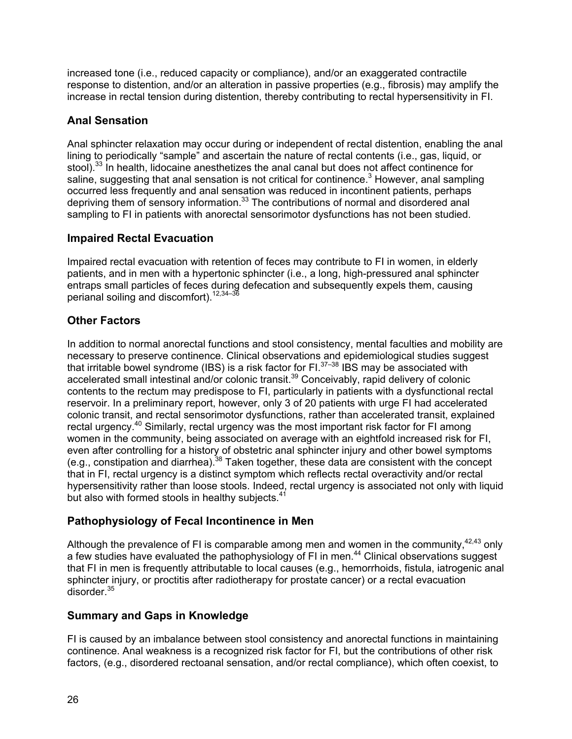increased tone (i.e., reduced capacity or compliance), and/or an exaggerated contractile response to distention, and/or an alteration in passive properties (e.g., fibrosis) may amplify the increase in rectal tension during distention, thereby contributing to rectal hypersensitivity in FI.

## Anal Sensation

Anal sphincter relaxation may occur during or independent of rectal distention, enabling the anal lining to periodically "sample" and ascertain the nature of rectal contents (i.e., gas, liquid, or stool).[33] In health, lidocaine anesthetizes the anal canal but does not affect continence for saline, suggesting that anal sensation is not critical for continence.[3] However, anal sampling occurred less frequently and anal sensation was reduced in incontinent patients, perhaps depriving them of sensory information.[33] The contributions of normal and disordered anal sampling to FI in patients with anorectal sensorimotor dysfunctions has not been studied.

## Impaired Rectal Evacuation

Impaired rectal evacuation with retention of feces may contribute to FI in women, in elderly patients, and in men with a hypertonic sphincter (i.e., a long, high-pressured anal sphincter entraps small particles of feces during defecation and subsequently expels them, causing perianal soiling and discomfort).[12,34–36]

## Other Factors

In addition to normal anorectal functions and stool consistency, mental faculties and mobility are necessary to preserve continence. Clinical observations and epidemiological studies suggest that irritable bowel syndrome (IBS) is a risk factor for FI.[37–38] IBS may be associated with accelerated small intestinal and/or colonic transit.[39] Conceivably, rapid delivery of colonic contents to the rectum may predispose to FI, particularly in patients with a dysfunctional rectal reservoir. In a preliminary report, however, only 3 of 20 patients with urge FI had accelerated colonic transit, and rectal sensorimotor dysfunctions, rather than accelerated transit, explained rectal urgency.[40] Similarly, rectal urgency was the most important risk factor for FI among women in the community, being associated on average with an eightfold increased risk for FI, even after controlling for a history of obstetric anal sphincter injury and other bowel symptoms (e.g., constipation and diarrhea).[38] Taken together, these data are consistent with the concept that in FI, rectal urgency is a distinct symptom which reflects rectal overactivity and/or rectal hypersensitivity rather than loose stools. Indeed, rectal urgency is associated not only with liquid but also with formed stools in healthy subjects.[41]

## Pathophysiology of Fecal Incontinence in Men

Although the prevalence of FI is comparable among men and women in the community,[42,43] only a few studies have evaluated the pathophysiology of FI in men.[44] Clinical observations suggest that FI in men is frequently attributable to local causes (e.g., hemorrhoids, fistula, iatrogenic anal sphincter injury, or proctitis after radiotherapy for prostate cancer) or a rectal evacuation disorder.[35]

## Summary and Gaps in Knowledge

FI is caused by an imbalance between stool consistency and anorectal functions in maintaining continence. Anal weakness is a recognized risk factor for FI, but the contributions of other risk factors, (e.g., disordered rectoanal sensation, and/or rectal compliance), which often coexist, to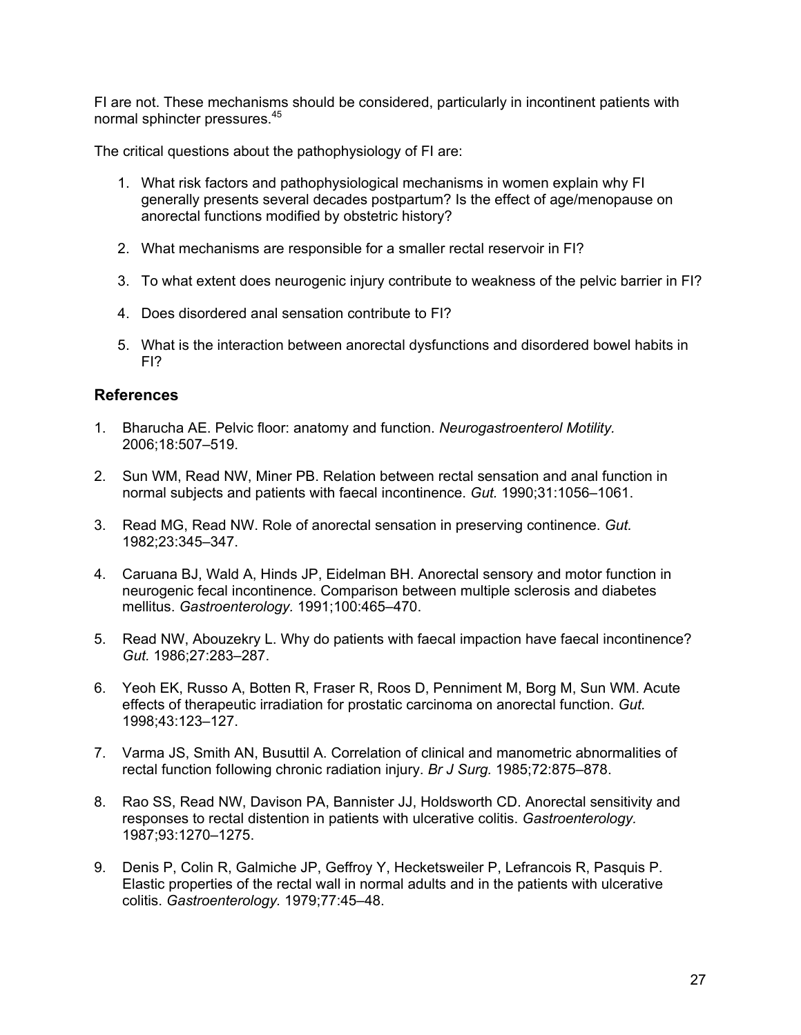FI are not. These mechanisms should be considered, particularly in incontinent patients with normal sphincter pressures.[45]

The critical questions about the pathophysiology of FI are:

1. What risk factors and pathophysiological mechanisms in women explain why FI generally presents several decades postpartum? Is the effect of age/menopause on anorectal functions modified by obstetric history?

2. What mechanisms are responsible for a smaller rectal reservoir in FI?

3. To what extent does neurogenic injury contribute to weakness of the pelvic barrier in FI?

4. Does disordered anal sensation contribute to FI?

5. What is the interaction between anorectal dysfunctions and disordered bowel habits in FI?

## References

1. Bharucha AE. Pelvic floor: anatomy and function. *Neurogastroenterol Motility.* 2006;18:507–519.

2. Sun WM, Read NW, Miner PB. Relation between rectal sensation and anal function in normal subjects and patients with faecal incontinence. *Gut.* 1990;31:1056–1061.

3. Read MG, Read NW. Role of anorectal sensation in preserving continence. *Gut.* 1982;23:345–347.

4. Caruana BJ, Wald A, Hinds JP, Eidelman BH. Anorectal sensory and motor function in neurogenic fecal incontinence. Comparison between multiple sclerosis and diabetes mellitus. *Gastroenterology.* 1991;100:465–470.

5. Read NW, Abouzekry L. Why do patients with faecal impaction have faecal incontinence? *Gut.* 1986;27:283–287.

6. Yeoh EK, Russo A, Botten R, Fraser R, Roos D, Penniment M, Borg M, Sun WM. Acute effects of therapeutic irradiation for prostatic carcinoma on anorectal function. *Gut.* 1998;43:123–127.

7. Varma JS, Smith AN, Busuttil A. Correlation of clinical and manometric abnormalities of rectal function following chronic radiation injury. *Br J Surg.* 1985;72:875–878.

8. Rao SS, Read NW, Davison PA, Bannister JJ, Holdsworth CD. Anorectal sensitivity and responses to rectal distention in patients with ulcerative colitis. *Gastroenterology.* 1987;93:1270–1275.

9. Denis P, Colin R, Galmiche JP, Geffroy Y, Hecketsweiler P, Lefrancois R, Pasquis P. Elastic properties of the rectal wall in normal adults and in the patients with ulcerative colitis. *Gastroenterology.* 1979;77:45–48.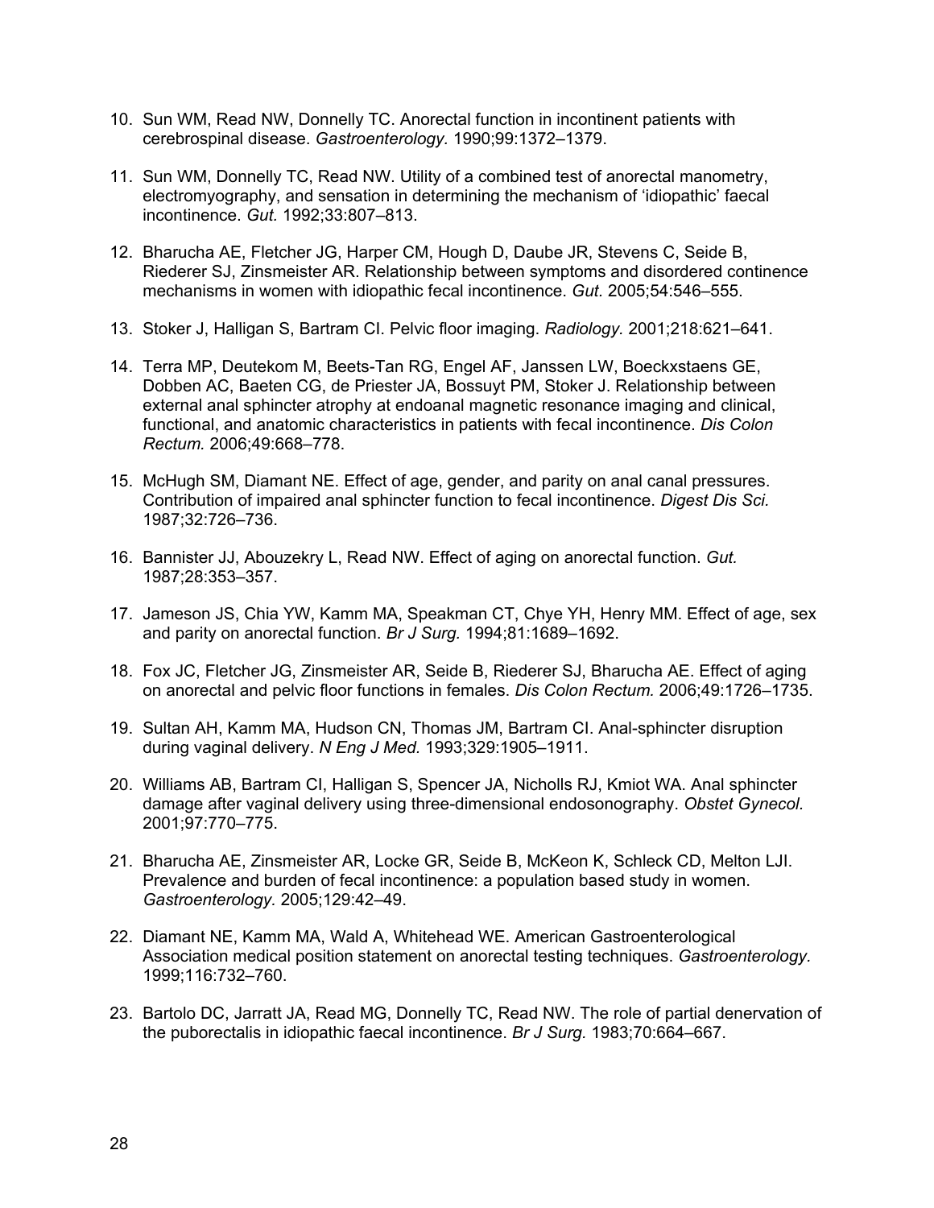10. Sun WM, Read NW, Donnelly TC. Anorectal function in incontinent patients with cerebrospinal disease. *Gastroenterology.* 1990;99:1372–1379.

11. Sun WM, Donnelly TC, Read NW. Utility of a combined test of anorectal manometry, electromyography, and sensation in determining the mechanism of 'idiopathic' faecal incontinence. *Gut.* 1992;33:807–813.

12. Bharucha AE, Fletcher JG, Harper CM, Hough D, Daube JR, Stevens C, Seide B, Riederer SJ, Zinsmeister AR. Relationship between symptoms and disordered continence mechanisms in women with idiopathic fecal incontinence. *Gut.* 2005;54:546–555.

13. Stoker J, Halligan S, Bartram CI. Pelvic floor imaging. *Radiology.* 2001;218:621–641.

14. Terra MP, Deutekom M, Beets-Tan RG, Engel AF, Janssen LW, Boeckxstaens GE, Dobben AC, Baeten CG, de Priester JA, Bossuyt PM, Stoker J. Relationship between external anal sphincter atrophy at endoanal magnetic resonance imaging and clinical, functional, and anatomic characteristics in patients with fecal incontinence. *Dis Colon Rectum.* 2006;49:668–778.

15. McHugh SM, Diamant NE. Effect of age, gender, and parity on anal canal pressures. Contribution of impaired anal sphincter function to fecal incontinence. *Digest Dis Sci.* 1987;32:726–736.

16. Bannister JJ, Abouzekry L, Read NW. Effect of aging on anorectal function. *Gut.* 1987;28:353–357.

17. Jameson JS, Chia YW, Kamm MA, Speakman CT, Chye YH, Henry MM. Effect of age, sex and parity on anorectal function. *Br J Surg.* 1994;81:1689–1692.

18. Fox JC, Fletcher JG, Zinsmeister AR, Seide B, Riederer SJ, Bharucha AE. Effect of aging on anorectal and pelvic floor functions in females. *Dis Colon Rectum.* 2006;49:1726–1735.

19. Sultan AH, Kamm MA, Hudson CN, Thomas JM, Bartram CI. Anal-sphincter disruption during vaginal delivery. *N Eng J Med.* 1993;329:1905–1911.

20. Williams AB, Bartram CI, Halligan S, Spencer JA, Nicholls RJ, Kmiot WA. Anal sphincter damage after vaginal delivery using three-dimensional endosonography. *Obstet Gynecol.* 2001;97:770–775.

21. Bharucha AE, Zinsmeister AR, Locke GR, Seide B, McKeon K, Schleck CD, Melton LJI. Prevalence and burden of fecal incontinence: a population based study in women. *Gastroenterology.* 2005;129:42–49.

22. Diamant NE, Kamm MA, Wald A, Whitehead WE. American Gastroenterological Association medical position statement on anorectal testing techniques. *Gastroenterology.* 1999;116:732–760.

23. Bartolo DC, Jarratt JA, Read MG, Donnelly TC, Read NW. The role of partial denervation of the puborectalis in idiopathic faecal incontinence. *Br J Surg.* 1983;70:664–667.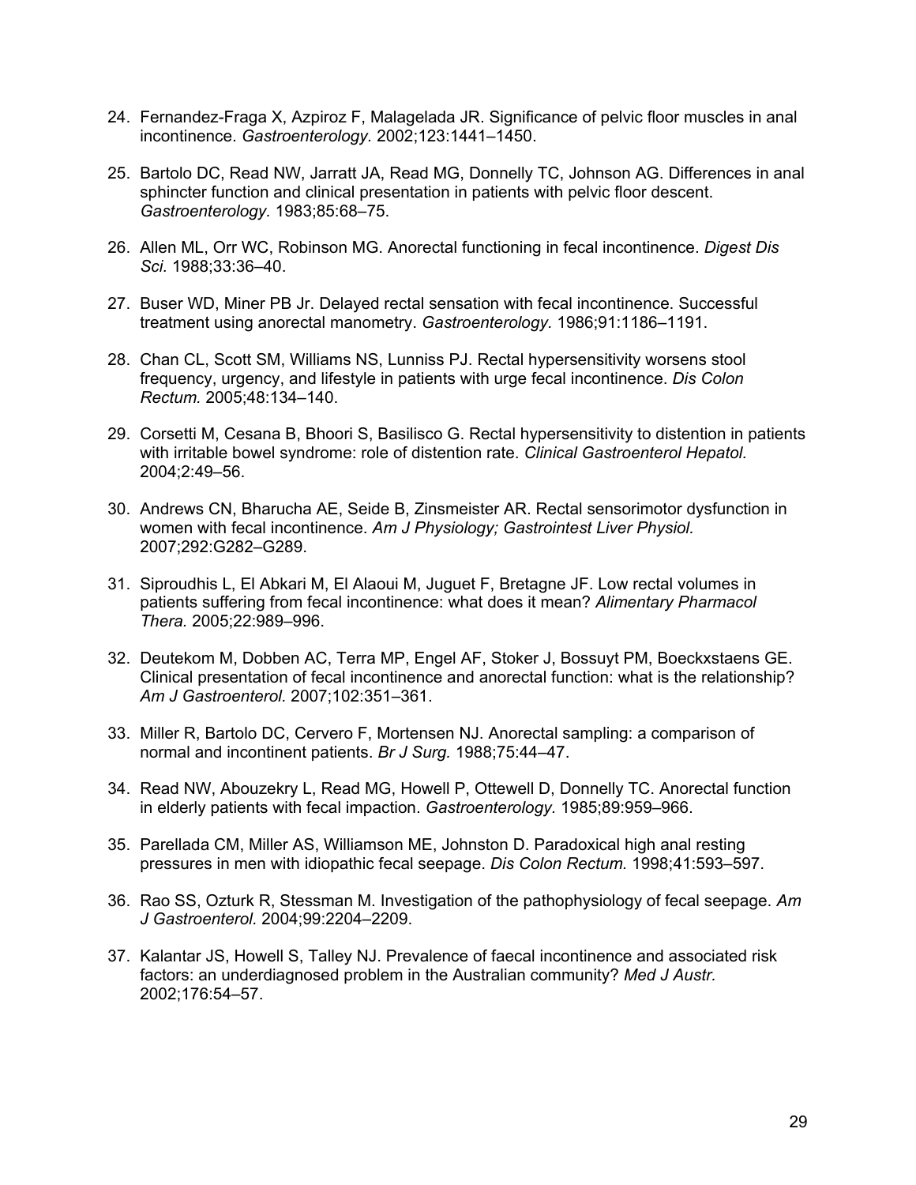24. Fernandez-Fraga X, Azpiroz F, Malagelada JR. Significance of pelvic floor muscles in anal incontinence. *Gastroenterology.* 2002;123:1441–1450.

25. Bartolo DC, Read NW, Jarratt JA, Read MG, Donnelly TC, Johnson AG. Differences in anal sphincter function and clinical presentation in patients with pelvic floor descent. *Gastroenterology.* 1983;85:68–75.

26. Allen ML, Orr WC, Robinson MG. Anorectal functioning in fecal incontinence. *Digest Dis Sci.* 1988;33:36–40.

27. Buser WD, Miner PB Jr. Delayed rectal sensation with fecal incontinence. Successful treatment using anorectal manometry. *Gastroenterology.* 1986;91:1186–1191.

28. Chan CL, Scott SM, Williams NS, Lunniss PJ. Rectal hypersensitivity worsens stool frequency, urgency, and lifestyle in patients with urge fecal incontinence. *Dis Colon Rectum.* 2005;48:134–140.

29. Corsetti M, Cesana B, Bhoori S, Basilisco G. Rectal hypersensitivity to distention in patients with irritable bowel syndrome: role of distention rate. *Clinical Gastroenterol Hepatol.* 2004;2:49–56.

30. Andrews CN, Bharucha AE, Seide B, Zinsmeister AR. Rectal sensorimotor dysfunction in women with fecal incontinence. *Am J Physiology; Gastrointest Liver Physiol.* 2007;292:G282–G289.

31. Siproudhis L, El Abkari M, El Alaoui M, Juguet F, Bretagne JF. Low rectal volumes in patients suffering from fecal incontinence: what does it mean? *Alimentary Pharmacol Thera.* 2005;22:989–996.

32. Deutekom M, Dobben AC, Terra MP, Engel AF, Stoker J, Bossuyt PM, Boeckxstaens GE. Clinical presentation of fecal incontinence and anorectal function: what is the relationship? *Am J Gastroenterol.* 2007;102:351–361.

33. Miller R, Bartolo DC, Cervero F, Mortensen NJ. Anorectal sampling: a comparison of normal and incontinent patients. *Br J Surg.* 1988;75:44–47.

34. Read NW, Abouzekry L, Read MG, Howell P, Ottewell D, Donnelly TC. Anorectal function in elderly patients with fecal impaction. *Gastroenterology.* 1985;89:959–966.

35. Parellada CM, Miller AS, Williamson ME, Johnston D. Paradoxical high anal resting pressures in men with idiopathic fecal seepage. *Dis Colon Rectum.* 1998;41:593–597.

36. Rao SS, Ozturk R, Stessman M. Investigation of the pathophysiology of fecal seepage. *Am J Gastroenterol.* 2004;99:2204–2209.

37. Kalantar JS, Howell S, Talley NJ. Prevalence of faecal incontinence and associated risk factors: an underdiagnosed problem in the Australian community? *Med J Austr.* 2002;176:54–57.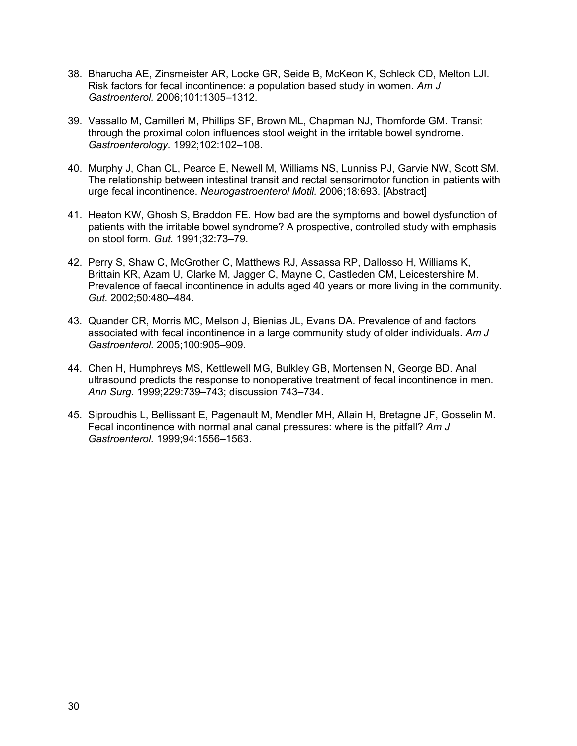38. Bharucha AE, Zinsmeister AR, Locke GR, Seide B, McKeon K, Schleck CD, Melton LJI. Risk factors for fecal incontinence: a population based study in women. *Am J Gastroenterol.* 2006;101:1305–1312.

39. Vassallo M, Camilleri M, Phillips SF, Brown ML, Chapman NJ, Thomforde GM. Transit through the proximal colon influences stool weight in the irritable bowel syndrome. *Gastroenterology.* 1992;102:102–108.

40. Murphy J, Chan CL, Pearce E, Newell M, Williams NS, Lunniss PJ, Garvie NW, Scott SM. The relationship between intestinal transit and rectal sensorimotor function in patients with urge fecal incontinence. *Neurogastroenterol Motil.* 2006;18:693. [Abstract]

41. Heaton KW, Ghosh S, Braddon FE. How bad are the symptoms and bowel dysfunction of patients with the irritable bowel syndrome? A prospective, controlled study with emphasis on stool form. *Gut.* 1991;32:73–79.

42. Perry S, Shaw C, McGrother C, Matthews RJ, Assassa RP, Dallosso H, Williams K, Brittain KR, Azam U, Clarke M, Jagger C, Mayne C, Castleden CM, Leicestershire M. Prevalence of faecal incontinence in adults aged 40 years or more living in the community. *Gut.* 2002;50:480–484.

43. Quander CR, Morris MC, Melson J, Bienias JL, Evans DA. Prevalence of and factors associated with fecal incontinence in a large community study of older individuals. *Am J Gastroenterol.* 2005;100:905–909.

44. Chen H, Humphreys MS, Kettlewell MG, Bulkley GB, Mortensen N, George BD. Anal ultrasound predicts the response to nonoperative treatment of fecal incontinence in men. *Ann Surg.* 1999;229:739–743; discussion 743–734.

45. Siproudhis L, Bellissant E, Pagenault M, Mendler MH, Allain H, Bretagne JF, Gosselin M. Fecal incontinence with normal anal canal pressures: where is the pitfall? *Am J Gastroenterol.* 1999;94:1556–1563.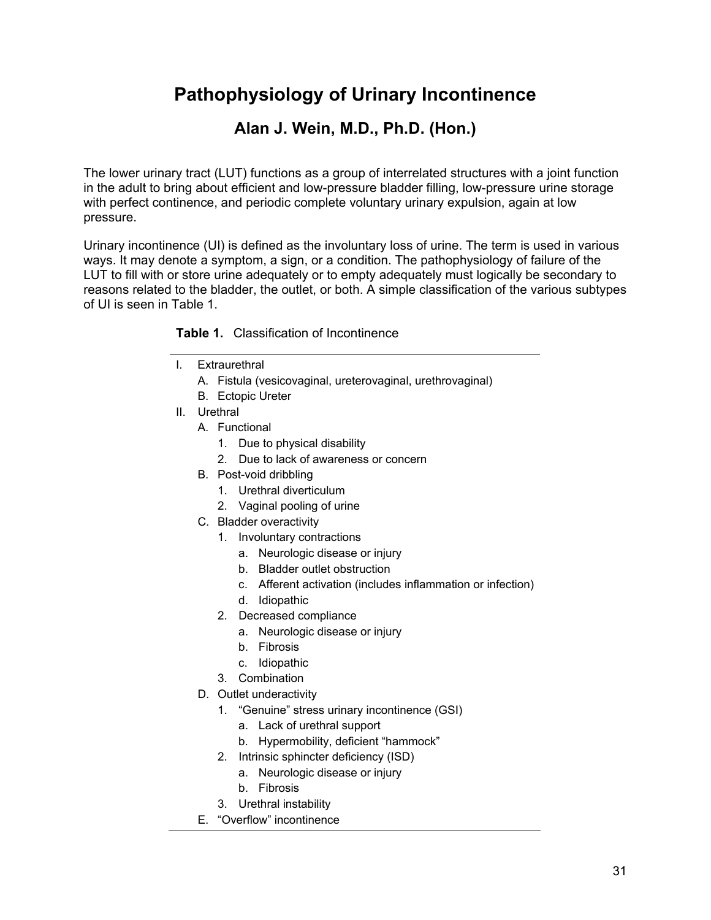# Pathophysiology of Urinary Incontinence

## Alan J. Wein, M.D., Ph.D. (Hon.)

The lower urinary tract (LUT) functions as a group of interrelated structures with a joint function in the adult to bring about efficient and low-pressure bladder filling, low-pressure urine storage with perfect continence, and periodic complete voluntary urinary expulsion, again at low pressure.

Urinary incontinence (UI) is defined as the involuntary loss of urine. The term is used in various ways. It may denote a symptom, a sign, or a condition. The pathophysiology of failure of the LUT to fill with or store urine adequately or to empty adequately must logically be secondary to reasons related to the bladder, the outlet, or both. A simple classification of the various subtypes of UI is seen in Table 1.

**Table 1.** Classification of Incontinence

- I. Extraurethral
  - A. Fistula (vesicovaginal, ureterovaginal, urethrovaginal)
  - B. Ectopic Ureter
- II. Urethral
  - A. Functional
    - 1. Due to physical disability
    - 2. Due to lack of awareness or concern
  - B. Post-void dribbling
    - 1. Urethral diverticulum
    - 2. Vaginal pooling of urine
  - C. Bladder overactivity
    - 1. Involuntary contractions
      - a. Neurologic disease or injury
      - b. Bladder outlet obstruction
      - c. Afferent activation (includes inflammation or infection)
      - d. Idiopathic
    - 2. Decreased compliance
      - a. Neurologic disease or injury
      - b. Fibrosis
      - c. Idiopathic
    - 3. Combination
  - D. Outlet underactivity
    - 1. "Genuine" stress urinary incontinence (GSI)
      - a. Lack of urethral support
      - b. Hypermobility, deficient "hammock"
    - 2. Intrinsic sphincter deficiency (ISD)
      - a. Neurologic disease or injury
      - b. Fibrosis
    - 3. Urethral instability
  - E. "Overflow" incontinence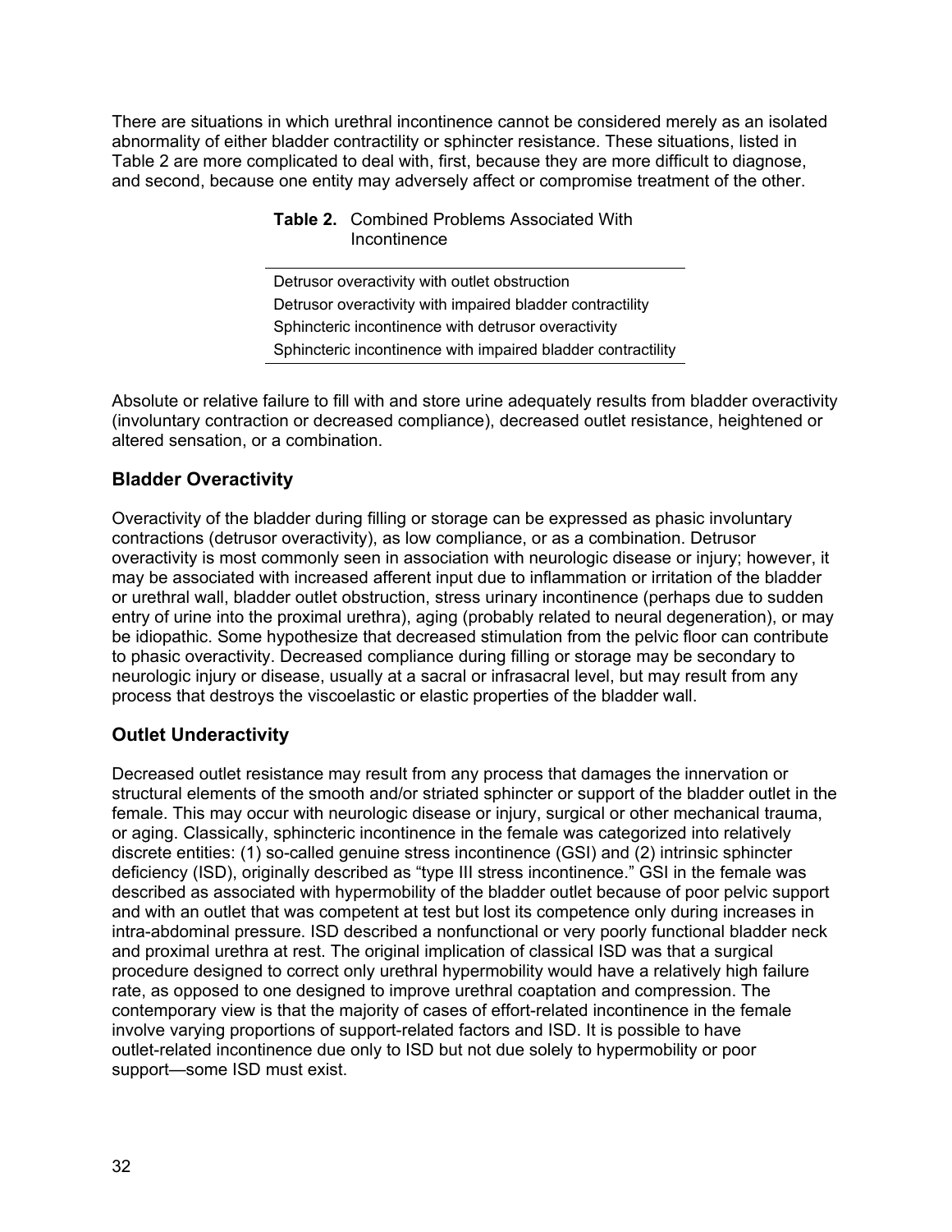There are situations in which urethral incontinence cannot be considered merely as an isolated abnormality of either bladder contractility or sphincter resistance. These situations, listed in Table 2 are more complicated to deal with, first, because they are more difficult to diagnose, and second, because one entity may adversely affect or compromise treatment of the other.

**Table 2.** Combined Problems Associated With Incontinence

| |
|---|
| Detrusor overactivity with outlet obstruction |
| Detrusor overactivity with impaired bladder contractility |
| Sphincteric incontinence with detrusor overactivity |
| Sphincteric incontinence with impaired bladder contractility |

Absolute or relative failure to fill with and store urine adequately results from bladder overactivity (involuntary contraction or decreased compliance), decreased outlet resistance, heightened or altered sensation, or a combination.

## Bladder Overactivity

Overactivity of the bladder during filling or storage can be expressed as phasic involuntary contractions (detrusor overactivity), as low compliance, or as a combination. Detrusor overactivity is most commonly seen in association with neurologic disease or injury; however, it may be associated with increased afferent input due to inflammation or irritation of the bladder or urethral wall, bladder outlet obstruction, stress urinary incontinence (perhaps due to sudden entry of urine into the proximal urethra), aging (probably related to neural degeneration), or may be idiopathic. Some hypothesize that decreased stimulation from the pelvic floor can contribute to phasic overactivity. Decreased compliance during filling or storage may be secondary to neurologic injury or disease, usually at a sacral or infrasacral level, but may result from any process that destroys the viscoelastic or elastic properties of the bladder wall.

## Outlet Underactivity

Decreased outlet resistance may result from any process that damages the innervation or structural elements of the smooth and/or striated sphincter or support of the bladder outlet in the female. This may occur with neurologic disease or injury, surgical or other mechanical trauma, or aging. Classically, sphincteric incontinence in the female was categorized into relatively discrete entities: (1) so-called genuine stress incontinence (GSI) and (2) intrinsic sphincter deficiency (ISD), originally described as "type III stress incontinence." GSI in the female was described as associated with hypermobility of the bladder outlet because of poor pelvic support and with an outlet that was competent at test but lost its competence only during increases in intra-abdominal pressure. ISD described a nonfunctional or very poorly functional bladder neck and proximal urethra at rest. The original implication of classical ISD was that a surgical procedure designed to correct only urethral hypermobility would have a relatively high failure rate, as opposed to one designed to improve urethral coaptation and compression. The contemporary view is that the majority of cases of effort-related incontinence in the female involve varying proportions of support-related factors and ISD. It is possible to have outlet-related incontinence due only to ISD but not due solely to hypermobility or poor support—some ISD must exist.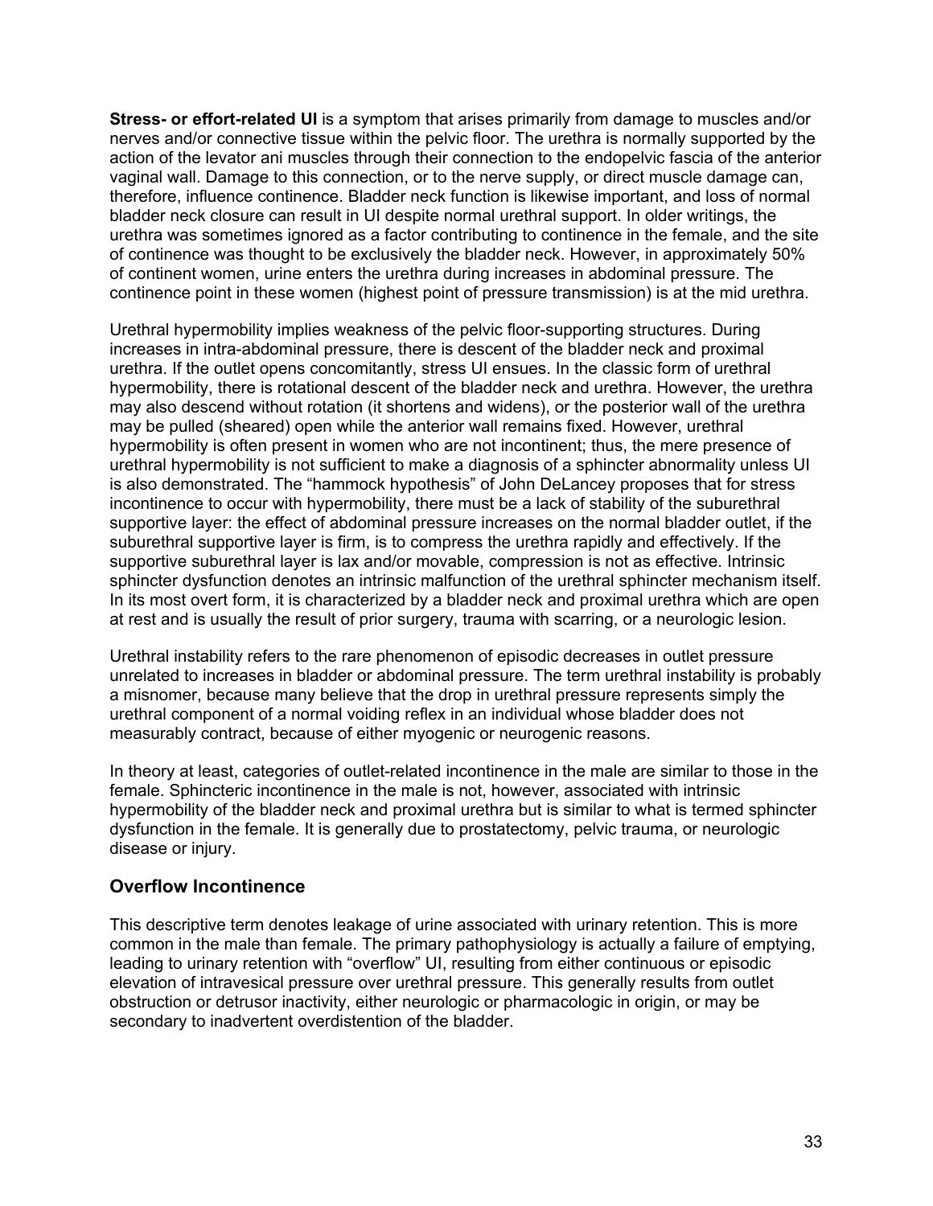**Stress- or effort-related UI** is a symptom that arises primarily from damage to muscles and/or nerves and/or connective tissue within the pelvic floor. The urethra is normally supported by the action of the levator ani muscles through their connection to the endopelvic fascia of the anterior vaginal wall. Damage to this connection, or to the nerve supply, or direct muscle damage can, therefore, influence continence. Bladder neck function is likewise important, and loss of normal bladder neck closure can result in UI despite normal urethral support. In older writings, the urethra was sometimes ignored as a factor contributing to continence in the female, and the site of continence was thought to be exclusively the bladder neck. However, in approximately 50% of continent women, urine enters the urethra during increases in abdominal pressure. The continence point in these women (highest point of pressure transmission) is at the mid urethra.

Urethral hypermobility implies weakness of the pelvic floor-supporting structures. During increases in intra-abdominal pressure, there is descent of the bladder neck and proximal urethra. If the outlet opens concomitantly, stress UI ensues. In the classic form of urethral hypermobility, there is rotational descent of the bladder neck and urethra. However, the urethra may also descend without rotation (it shortens and widens), or the posterior wall of the urethra may be pulled (sheared) open while the anterior wall remains fixed. However, urethral hypermobility is often present in women who are not incontinent; thus, the mere presence of urethral hypermobility is not sufficient to make a diagnosis of a sphincter abnormality unless UI is also demonstrated. The "hammock hypothesis" of John DeLancey proposes that for stress incontinence to occur with hypermobility, there must be a lack of stability of the suburethral supportive layer: the effect of abdominal pressure increases on the normal bladder outlet, if the suburethral supportive layer is firm, is to compress the urethra rapidly and effectively. If the supportive suburethral layer is lax and/or movable, compression is not as effective. Intrinsic sphincter dysfunction denotes an intrinsic malfunction of the urethral sphincter mechanism itself. In its most overt form, it is characterized by a bladder neck and proximal urethra which are open at rest and is usually the result of prior surgery, trauma with scarring, or a neurologic lesion.

Urethral instability refers to the rare phenomenon of episodic decreases in outlet pressure unrelated to increases in bladder or abdominal pressure. The term urethral instability is probably a misnomer, because many believe that the drop in urethral pressure represents simply the urethral component of a normal voiding reflex in an individual whose bladder does not measurably contract, because of either myogenic or neurogenic reasons.

In theory at least, categories of outlet-related incontinence in the male are similar to those in the female. Sphincteric incontinence in the male is not, however, associated with intrinsic hypermobility of the bladder neck and proximal urethra but is similar to what is termed sphincter dysfunction in the female. It is generally due to prostatectomy, pelvic trauma, or neurologic disease or injury.

### Overflow Incontinence

This descriptive term denotes leakage of urine associated with urinary retention. This is more common in the male than female. The primary pathophysiology is actually a failure of emptying, leading to urinary retention with "overflow" UI, resulting from either continuous or episodic elevation of intravesical pressure over urethral pressure. This generally results from outlet obstruction or detrusor inactivity, either neurologic or pharmacologic in origin, or may be secondary to inadvertent overdistention of the bladder.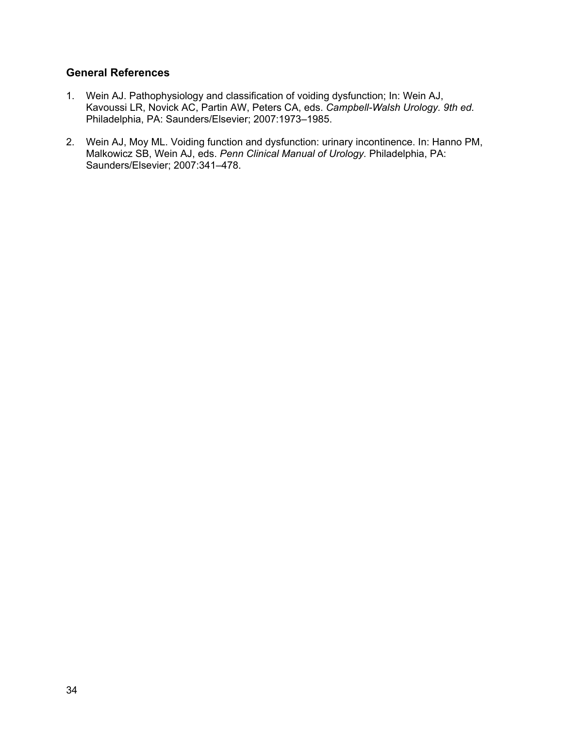## General References

1. Wein AJ. Pathophysiology and classification of voiding dysfunction; In: Wein AJ, Kavoussi LR, Novick AC, Partin AW, Peters CA, eds. *Campbell-Walsh Urology. 9th ed*. Philadelphia, PA: Saunders/Elsevier; 2007:1973–1985.

2. Wein AJ, Moy ML. Voiding function and dysfunction: urinary incontinence. In: Hanno PM, Malkowicz SB, Wein AJ, eds. *Penn Clinical Manual of Urology*. Philadelphia, PA: Saunders/Elsevier; 2007:341–478.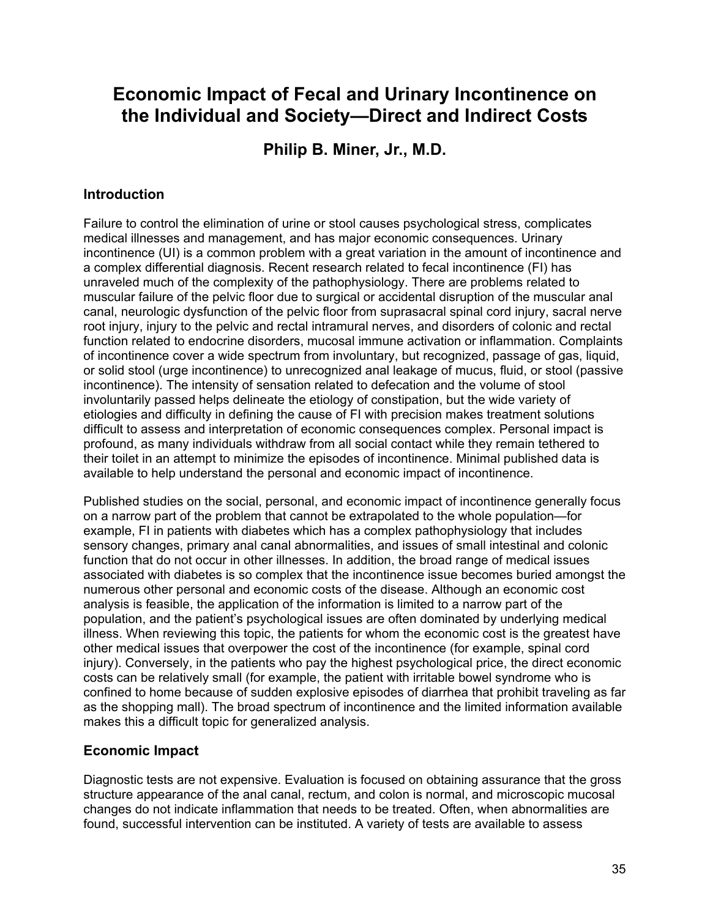# Economic Impact of Fecal and Urinary Incontinence on the Individual and Society—Direct and Indirect Costs

**Philip B. Miner, Jr., M.D.**

## Introduction

Failure to control the elimination of urine or stool causes psychological stress, complicates medical illnesses and management, and has major economic consequences. Urinary incontinence (UI) is a common problem with a great variation in the amount of incontinence and a complex differential diagnosis. Recent research related to fecal incontinence (FI) has unraveled much of the complexity of the pathophysiology. There are problems related to muscular failure of the pelvic floor due to surgical or accidental disruption of the muscular anal canal, neurologic dysfunction of the pelvic floor from suprasacral spinal cord injury, sacral nerve root injury, injury to the pelvic and rectal intramural nerves, and disorders of colonic and rectal function related to endocrine disorders, mucosal immune activation or inflammation. Complaints of incontinence cover a wide spectrum from involuntary, but recognized, passage of gas, liquid, or solid stool (urge incontinence) to unrecognized anal leakage of mucus, fluid, or stool (passive incontinence). The intensity of sensation related to defecation and the volume of stool involuntarily passed helps delineate the etiology of constipation, but the wide variety of etiologies and difficulty in defining the cause of FI with precision makes treatment solutions difficult to assess and interpretation of economic consequences complex. Personal impact is profound, as many individuals withdraw from all social contact while they remain tethered to their toilet in an attempt to minimize the episodes of incontinence. Minimal published data is available to help understand the personal and economic impact of incontinence.

Published studies on the social, personal, and economic impact of incontinence generally focus on a narrow part of the problem that cannot be extrapolated to the whole population—for example, FI in patients with diabetes which has a complex pathophysiology that includes sensory changes, primary anal canal abnormalities, and issues of small intestinal and colonic function that do not occur in other illnesses. In addition, the broad range of medical issues associated with diabetes is so complex that the incontinence issue becomes buried amongst the numerous other personal and economic costs of the disease. Although an economic cost analysis is feasible, the application of the information is limited to a narrow part of the population, and the patient's psychological issues are often dominated by underlying medical illness. When reviewing this topic, the patients for whom the economic cost is the greatest have other medical issues that overpower the cost of the incontinence (for example, spinal cord injury). Conversely, in the patients who pay the highest psychological price, the direct economic costs can be relatively small (for example, the patient with irritable bowel syndrome who is confined to home because of sudden explosive episodes of diarrhea that prohibit traveling as far as the shopping mall). The broad spectrum of incontinence and the limited information available makes this a difficult topic for generalized analysis.

## Economic Impact

Diagnostic tests are not expensive. Evaluation is focused on obtaining assurance that the gross structure appearance of the anal canal, rectum, and colon is normal, and microscopic mucosal changes do not indicate inflammation that needs to be treated. Often, when abnormalities are found, successful intervention can be instituted. A variety of tests are available to assess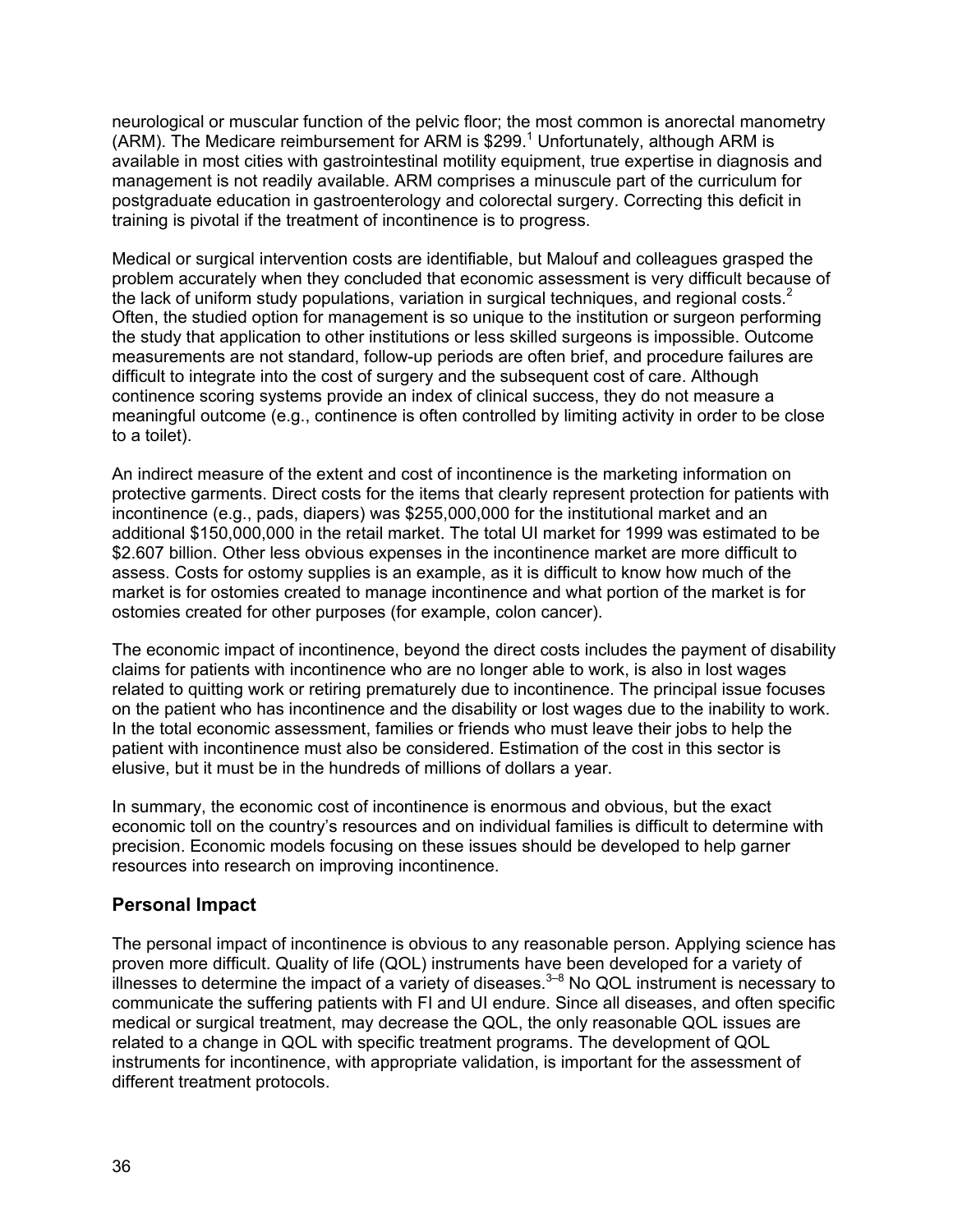neurological or muscular function of the pelvic floor; the most common is anorectal manometry (ARM). The Medicare reimbursement for ARM is $299.[1] Unfortunately, although ARM is available in most cities with gastrointestinal motility equipment, true expertise in diagnosis and management is not readily available. ARM comprises a minuscule part of the curriculum for postgraduate education in gastroenterology and colorectal surgery. Correcting this deficit in training is pivotal if the treatment of incontinence is to progress.

Medical or surgical intervention costs are identifiable, but Malouf and colleagues grasped the problem accurately when they concluded that economic assessment is very difficult because of the lack of uniform study populations, variation in surgical techniques, and regional costs.[2] Often, the studied option for management is so unique to the institution or surgeon performing the study that application to other institutions or less skilled surgeons is impossible. Outcome measurements are not standard, follow-up periods are often brief, and procedure failures are difficult to integrate into the cost of surgery and the subsequent cost of care. Although continence scoring systems provide an index of clinical success, they do not measure a meaningful outcome (e.g., continence is often controlled by limiting activity in order to be close to a toilet).

An indirect measure of the extent and cost of incontinence is the marketing information on protective garments. Direct costs for the items that clearly represent protection for patients with incontinence (e.g., pads, diapers) was $255,000,000 for the institutional market and an additional $150,000,000 in the retail market. The total UI market for 1999 was estimated to be $2.607 billion. Other less obvious expenses in the incontinence market are more difficult to assess. Costs for ostomy supplies is an example, as it is difficult to know how much of the market is for ostomies created to manage incontinence and what portion of the market is for ostomies created for other purposes (for example, colon cancer).

The economic impact of incontinence, beyond the direct costs includes the payment of disability claims for patients with incontinence who are no longer able to work, is also in lost wages related to quitting work or retiring prematurely due to incontinence. The principal issue focuses on the patient who has incontinence and the disability or lost wages due to the inability to work. In the total economic assessment, families or friends who must leave their jobs to help the patient with incontinence must also be considered. Estimation of the cost in this sector is elusive, but it must be in the hundreds of millions of dollars a year.

In summary, the economic cost of incontinence is enormous and obvious, but the exact economic toll on the country's resources and on individual families is difficult to determine with precision. Economic models focusing on these issues should be developed to help garner resources into research on improving incontinence.

## Personal Impact

The personal impact of incontinence is obvious to any reasonable person. Applying science has proven more difficult. Quality of life (QOL) instruments have been developed for a variety of illnesses to determine the impact of a variety of diseases.[3–8] No QOL instrument is necessary to communicate the suffering patients with FI and UI endure. Since all diseases, and often specific medical or surgical treatment, may decrease the QOL, the only reasonable QOL issues are related to a change in QOL with specific treatment programs. The development of QOL instruments for incontinence, with appropriate validation, is important for the assessment of different treatment protocols.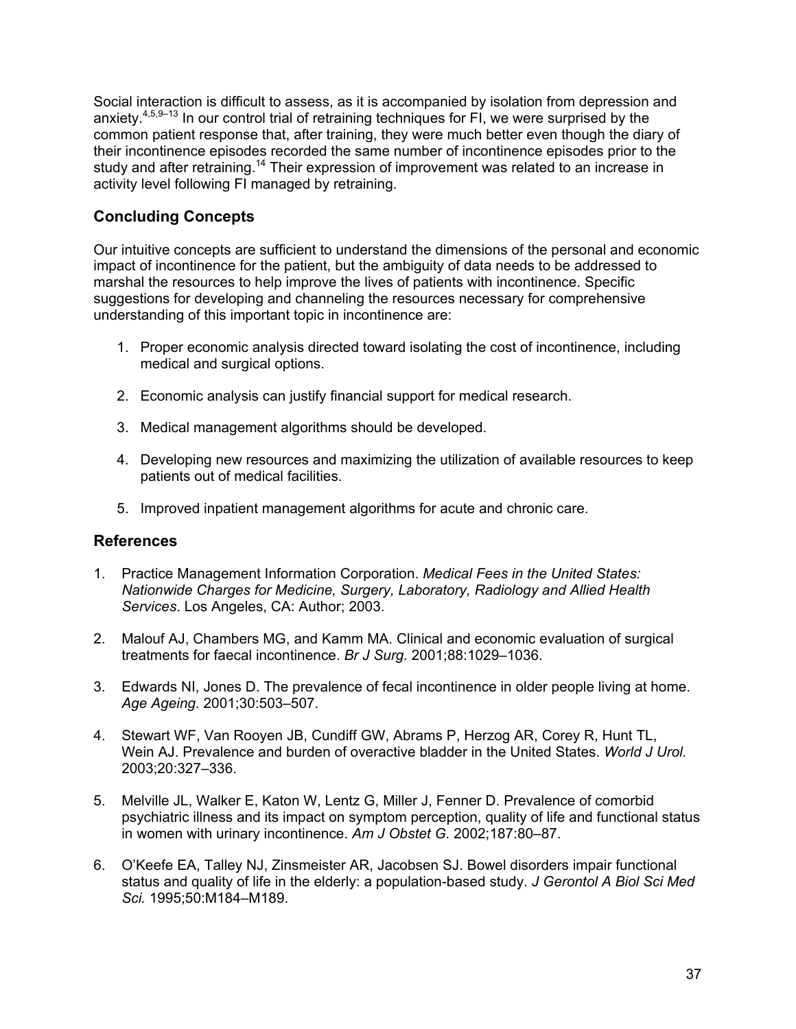Social interaction is difficult to assess, as it is accompanied by isolation from depression and anxiety.[4,5,9–13] In our control trial of retraining techniques for FI, we were surprised by the common patient response that, after training, they were much better even though the diary of their incontinence episodes recorded the same number of incontinence episodes prior to the study and after retraining.[14] Their expression of improvement was related to an increase in activity level following FI managed by retraining.

## Concluding Concepts

Our intuitive concepts are sufficient to understand the dimensions of the personal and economic impact of incontinence for the patient, but the ambiguity of data needs to be addressed to marshal the resources to help improve the lives of patients with incontinence. Specific suggestions for developing and channeling the resources necessary for comprehensive understanding of this important topic in incontinence are:

1. Proper economic analysis directed toward isolating the cost of incontinence, including medical and surgical options.

2. Economic analysis can justify financial support for medical research.

3. Medical management algorithms should be developed.

4. Developing new resources and maximizing the utilization of available resources to keep patients out of medical facilities.

5. Improved inpatient management algorithms for acute and chronic care.

## References

1. Practice Management Information Corporation. *Medical Fees in the United States: Nationwide Charges for Medicine, Surgery, Laboratory, Radiology and Allied Health Services*. Los Angeles, CA: Author; 2003.

2. Malouf AJ, Chambers MG, and Kamm MA. Clinical and economic evaluation of surgical treatments for faecal incontinence. *Br J Surg.* 2001;88:1029–1036.

3. Edwards NI, Jones D. The prevalence of fecal incontinence in older people living at home. *Age Ageing.* 2001;30:503–507.

4. Stewart WF, Van Rooyen JB, Cundiff GW, Abrams P, Herzog AR, Corey R, Hunt TL, Wein AJ. Prevalence and burden of overactive bladder in the United States. *World J Urol.* 2003;20:327–336.

5. Melville JL, Walker E, Katon W, Lentz G, Miller J, Fenner D. Prevalence of comorbid psychiatric illness and its impact on symptom perception, quality of life and functional status in women with urinary incontinence. *Am J Obstet G.* 2002;187:80–87.

6. O'Keefe EA, Talley NJ, Zinsmeister AR, Jacobsen SJ. Bowel disorders impair functional status and quality of life in the elderly: a population-based study. *J Gerontol A Biol Sci Med Sci.* 1995;50:M184–M189.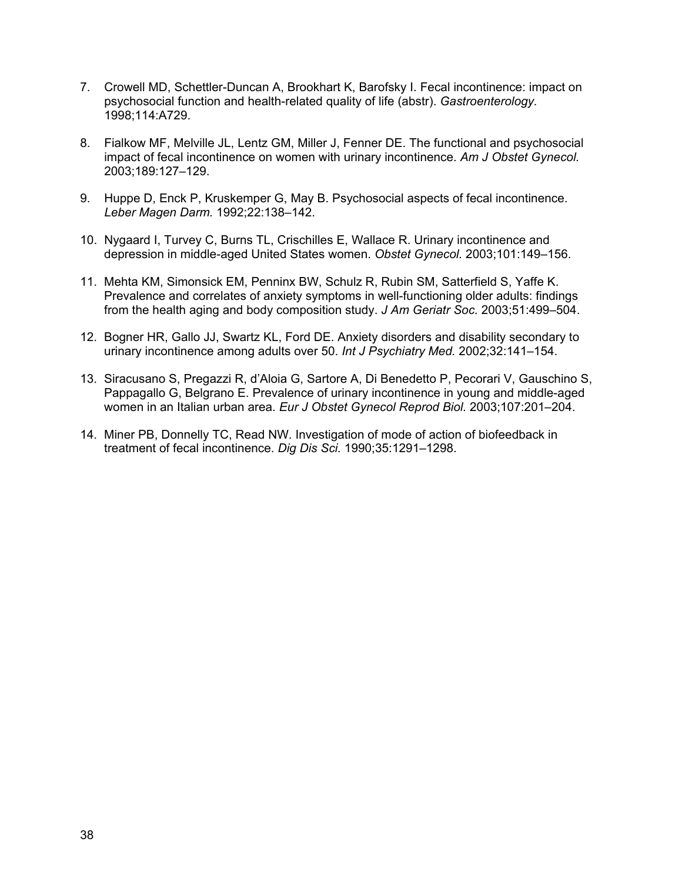7. Crowell MD, Schettler-Duncan A, Brookhart K, Barofsky I. Fecal incontinence: impact on psychosocial function and health-related quality of life (abstr). *Gastroenterology.* 1998;114:A729.

8. Fialkow MF, Melville JL, Lentz GM, Miller J, Fenner DE. The functional and psychosocial impact of fecal incontinence on women with urinary incontinence. *Am J Obstet Gynecol.* 2003;189:127–129.

9. Huppe D, Enck P, Kruskemper G, May B. Psychosocial aspects of fecal incontinence. *Leber Magen Darm.* 1992;22:138–142.

10. Nygaard I, Turvey C, Burns TL, Crischilles E, Wallace R. Urinary incontinence and depression in middle-aged United States women. *Obstet Gynecol.* 2003;101:149–156.

11. Mehta KM, Simonsick EM, Penninx BW, Schulz R, Rubin SM, Satterfield S, Yaffe K. Prevalence and correlates of anxiety symptoms in well-functioning older adults: findings from the health aging and body composition study. *J Am Geriatr Soc.* 2003;51:499–504.

12. Bogner HR, Gallo JJ, Swartz KL, Ford DE. Anxiety disorders and disability secondary to urinary incontinence among adults over 50. *Int J Psychiatry Med.* 2002;32:141–154.

13. Siracusano S, Pregazzi R, d'Aloia G, Sartore A, Di Benedetto P, Pecorari V, Gauschino S, Pappagallo G, Belgrano E. Prevalence of urinary incontinence in young and middle-aged women in an Italian urban area. *Eur J Obstet Gynecol Reprod Biol.* 2003;107:201–204.

14. Miner PB, Donnelly TC, Read NW. Investigation of mode of action of biofeedback in treatment of fecal incontinence. *Dig Dis Sci.* 1990;35:1291–1298.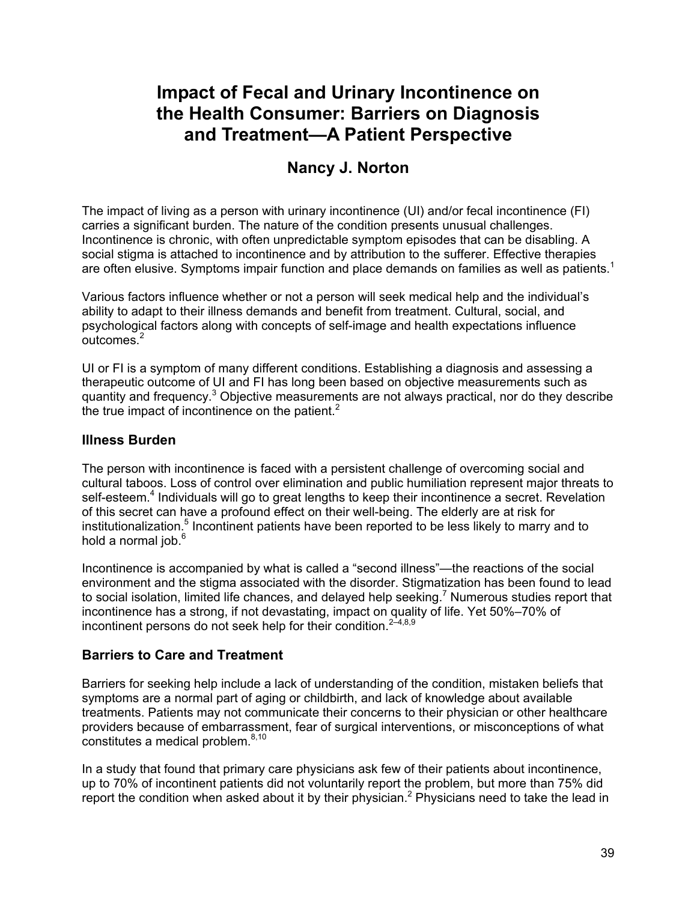# Impact of Fecal and Urinary Incontinence on the Health Consumer: Barriers on Diagnosis and Treatment—A Patient Perspective

## Nancy J. Norton

The impact of living as a person with urinary incontinence (UI) and/or fecal incontinence (FI) carries a significant burden. The nature of the condition presents unusual challenges. Incontinence is chronic, with often unpredictable symptom episodes that can be disabling. A social stigma is attached to incontinence and by attribution to the sufferer. Effective therapies are often elusive. Symptoms impair function and place demands on families as well as patients.[1]

Various factors influence whether or not a person will seek medical help and the individual's ability to adapt to their illness demands and benefit from treatment. Cultural, social, and psychological factors along with concepts of self-image and health expectations influence outcomes.[2]

UI or FI is a symptom of many different conditions. Establishing a diagnosis and assessing a therapeutic outcome of UI and FI has long been based on objective measurements such as quantity and frequency.[3] Objective measurements are not always practical, nor do they describe the true impact of incontinence on the patient.[2]

### Illness Burden

The person with incontinence is faced with a persistent challenge of overcoming social and cultural taboos. Loss of control over elimination and public humiliation represent major threats to self-esteem.[4] Individuals will go to great lengths to keep their incontinence a secret. Revelation of this secret can have a profound effect on their well-being. The elderly are at risk for institutionalization.[5] Incontinent patients have been reported to be less likely to marry and to hold a normal job.[6]

Incontinence is accompanied by what is called a "second illness"—the reactions of the social environment and the stigma associated with the disorder. Stigmatization has been found to lead to social isolation, limited life chances, and delayed help seeking.[7] Numerous studies report that incontinence has a strong, if not devastating, impact on quality of life. Yet 50%–70% of incontinent persons do not seek help for their condition.[2–4,8,9]

### Barriers to Care and Treatment

Barriers for seeking help include a lack of understanding of the condition, mistaken beliefs that symptoms are a normal part of aging or childbirth, and lack of knowledge about available treatments. Patients may not communicate their concerns to their physician or other healthcare providers because of embarrassment, fear of surgical interventions, or misconceptions of what constitutes a medical problem.[8,10]

In a study that found that primary care physicians ask few of their patients about incontinence, up to 70% of incontinent patients did not voluntarily report the problem, but more than 75% did report the condition when asked about it by their physician.[2] Physicians need to take the lead in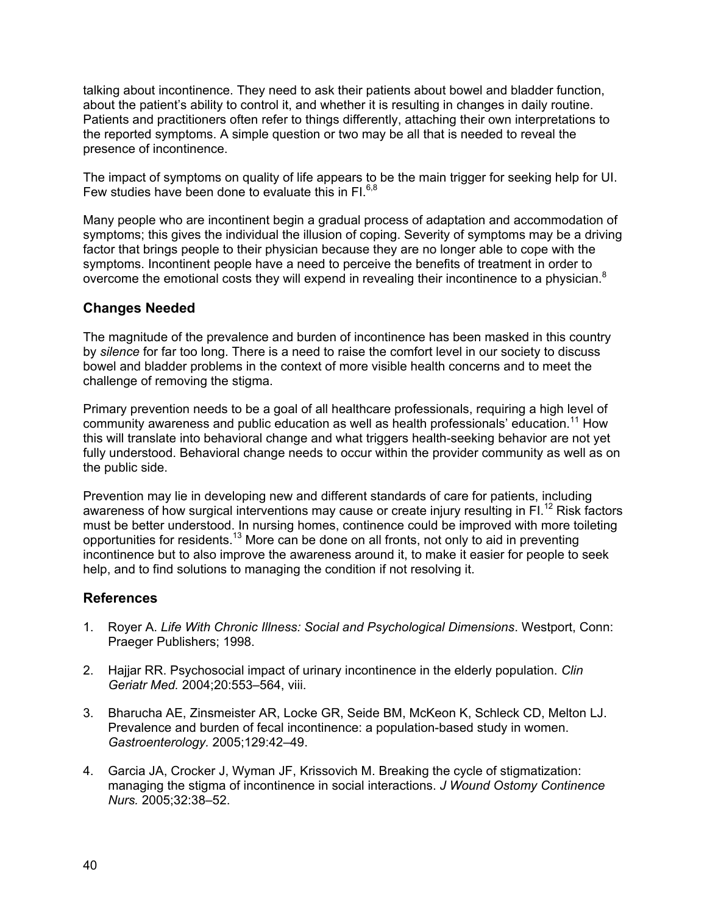talking about incontinence. They need to ask their patients about bowel and bladder function, about the patient's ability to control it, and whether it is resulting in changes in daily routine. Patients and practitioners often refer to things differently, attaching their own interpretations to the reported symptoms. A simple question or two may be all that is needed to reveal the presence of incontinence.

The impact of symptoms on quality of life appears to be the main trigger for seeking help for UI. Few studies have been done to evaluate this in FI.[6,8]

Many people who are incontinent begin a gradual process of adaptation and accommodation of symptoms; this gives the individual the illusion of coping. Severity of symptoms may be a driving factor that brings people to their physician because they are no longer able to cope with the symptoms. Incontinent people have a need to perceive the benefits of treatment in order to overcome the emotional costs they will expend in revealing their incontinence to a physician.[8]

## Changes Needed

The magnitude of the prevalence and burden of incontinence has been masked in this country by *silence* for far too long. There is a need to raise the comfort level in our society to discuss bowel and bladder problems in the context of more visible health concerns and to meet the challenge of removing the stigma.

Primary prevention needs to be a goal of all healthcare professionals, requiring a high level of community awareness and public education as well as health professionals' education.[11] How this will translate into behavioral change and what triggers health-seeking behavior are not yet fully understood. Behavioral change needs to occur within the provider community as well as on the public side.

Prevention may lie in developing new and different standards of care for patients, including awareness of how surgical interventions may cause or create injury resulting in FI.[12] Risk factors must be better understood. In nursing homes, continence could be improved with more toileting opportunities for residents.[13] More can be done on all fronts, not only to aid in preventing incontinence but to also improve the awareness around it, to make it easier for people to seek help, and to find solutions to managing the condition if not resolving it.

## References

1. Royer A. *Life With Chronic Illness: Social and Psychological Dimensions*. Westport, Conn: Praeger Publishers; 1998.
2. Hajjar RR. Psychosocial impact of urinary incontinence in the elderly population. *Clin Geriatr Med.* 2004;20:553–564, viii.
3. Bharucha AE, Zinsmeister AR, Locke GR, Seide BM, McKeon K, Schleck CD, Melton LJ. Prevalence and burden of fecal incontinence: a population-based study in women. *Gastroenterology.* 2005;129:42–49.
4. Garcia JA, Crocker J, Wyman JF, Krissovich M. Breaking the cycle of stigmatization: managing the stigma of incontinence in social interactions. *J Wound Ostomy Continence Nurs.* 2005;32:38–52.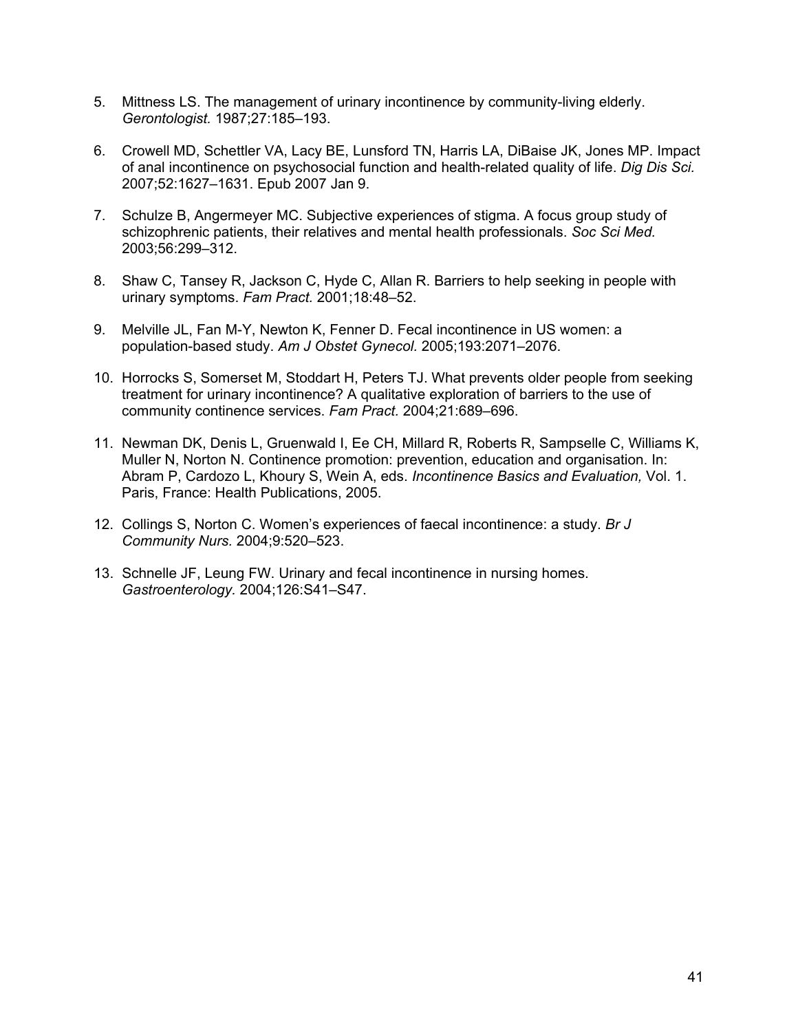5. Mittness LS. The management of urinary incontinence by community-living elderly. *Gerontologist.* 1987;27:185–193.

6. Crowell MD, Schettler VA, Lacy BE, Lunsford TN, Harris LA, DiBaise JK, Jones MP. Impact of anal incontinence on psychosocial function and health-related quality of life. *Dig Dis Sci.* 2007;52:1627–1631. Epub 2007 Jan 9.

7. Schulze B, Angermeyer MC. Subjective experiences of stigma. A focus group study of schizophrenic patients, their relatives and mental health professionals. *Soc Sci Med.* 2003;56:299–312.

8. Shaw C, Tansey R, Jackson C, Hyde C, Allan R. Barriers to help seeking in people with urinary symptoms. *Fam Pract.* 2001;18:48–52.

9. Melville JL, Fan M-Y, Newton K, Fenner D. Fecal incontinence in US women: a population-based study. *Am J Obstet Gynecol.* 2005;193:2071–2076.

10. Horrocks S, Somerset M, Stoddart H, Peters TJ. What prevents older people from seeking treatment for urinary incontinence? A qualitative exploration of barriers to the use of community continence services. *Fam Pract.* 2004;21:689–696.

11. Newman DK, Denis L, Gruenwald I, Ee CH, Millard R, Roberts R, Sampselle C, Williams K, Muller N, Norton N. Continence promotion: prevention, education and organisation. In: Abram P, Cardozo L, Khoury S, Wein A, eds. *Incontinence Basics and Evaluation,* Vol. 1. Paris, France: Health Publications, 2005.

12. Collings S, Norton C. Women's experiences of faecal incontinence: a study. *Br J Community Nurs.* 2004;9:520–523.

13. Schnelle JF, Leung FW. Urinary and fecal incontinence in nursing homes. *Gastroenterology.* 2004;126:S41–S47.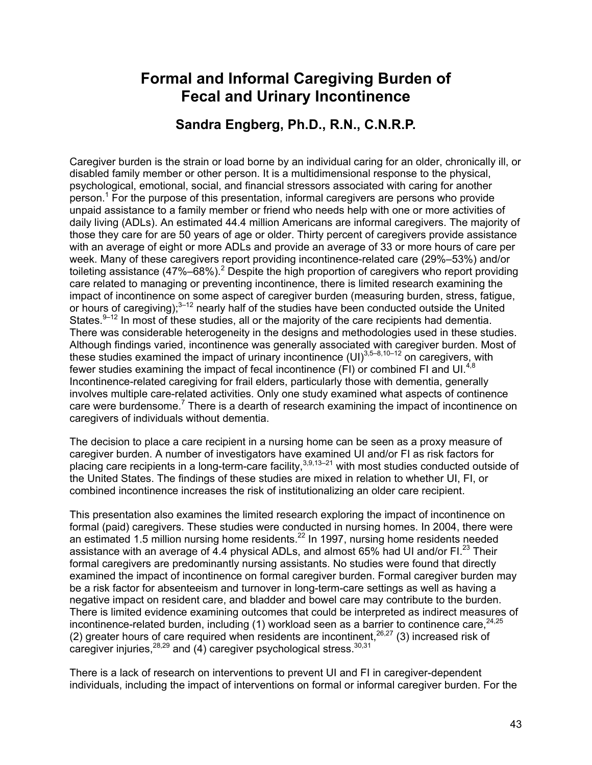# Formal and Informal Caregiving Burden of Fecal and Urinary Incontinence

## Sandra Engberg, Ph.D., R.N., C.N.R.P.

Caregiver burden is the strain or load borne by an individual caring for an older, chronically ill, or disabled family member or other person. It is a multidimensional response to the physical, psychological, emotional, social, and financial stressors associated with caring for another person.[1] For the purpose of this presentation, informal caregivers are persons who provide unpaid assistance to a family member or friend who needs help with one or more activities of daily living (ADLs). An estimated 44.4 million Americans are informal caregivers. The majority of those they care for are 50 years of age or older. Thirty percent of caregivers provide assistance with an average of eight or more ADLs and provide an average of 33 or more hours of care per week. Many of these caregivers report providing incontinence-related care (29%–53%) and/or toileting assistance (47%–68%).[2] Despite the high proportion of caregivers who report providing care related to managing or preventing incontinence, there is limited research examining the impact of incontinence on some aspect of caregiver burden (measuring burden, stress, fatigue, or hours of caregiving);[3–12] nearly half of the studies have been conducted outside the United States.[9–12] In most of these studies, all or the majority of the care recipients had dementia. There was considerable heterogeneity in the designs and methodologies used in these studies. Although findings varied, incontinence was generally associated with caregiver burden. Most of these studies examined the impact of urinary incontinence (UI)[3,5–8,10–12] on caregivers, with fewer studies examining the impact of fecal incontinence (FI) or combined FI and UI.[4,8] Incontinence-related caregiving for frail elders, particularly those with dementia, generally involves multiple care-related activities. Only one study examined what aspects of continence care were burdensome.[7] There is a dearth of research examining the impact of incontinence on caregivers of individuals without dementia.

The decision to place a care recipient in a nursing home can be seen as a proxy measure of caregiver burden. A number of investigators have examined UI and/or FI as risk factors for placing care recipients in a long-term-care facility,[3,9,13–21] with most studies conducted outside of the United States. The findings of these studies are mixed in relation to whether UI, FI, or combined incontinence increases the risk of institutionalizing an older care recipient.

This presentation also examines the limited research exploring the impact of incontinence on formal (paid) caregivers. These studies were conducted in nursing homes. In 2004, there were an estimated 1.5 million nursing home residents.[22] In 1997, nursing home residents needed assistance with an average of 4.4 physical ADLs, and almost 65% had UI and/or FI.[23] Their formal caregivers are predominantly nursing assistants. No studies were found that directly examined the impact of incontinence on formal caregiver burden. Formal caregiver burden may be a risk factor for absenteeism and turnover in long-term-care settings as well as having a negative impact on resident care, and bladder and bowel care may contribute to the burden. There is limited evidence examining outcomes that could be interpreted as indirect measures of incontinence-related burden, including (1) workload seen as a barrier to continence care,[24,25] (2) greater hours of care required when residents are incontinent,[26,27] (3) increased risk of caregiver injuries,[28,29] and (4) caregiver psychological stress.[30,31]

There is a lack of research on interventions to prevent UI and FI in caregiver-dependent individuals, including the impact of interventions on formal or informal caregiver burden. For the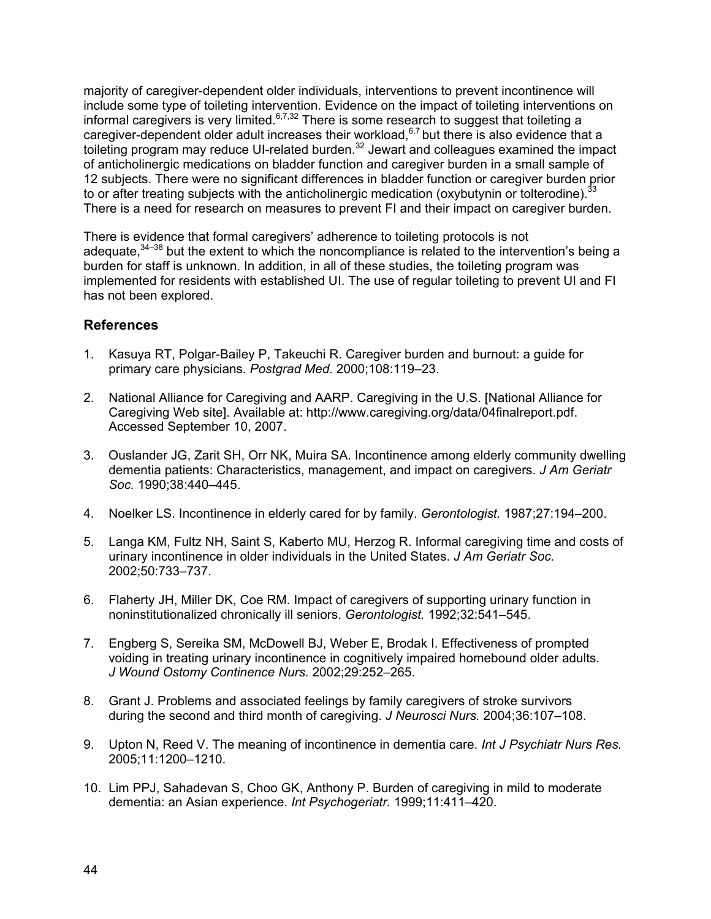majority of caregiver-dependent older individuals, interventions to prevent incontinence will include some type of toileting intervention. Evidence on the impact of toileting interventions on informal caregivers is very limited.[6,7,32] There is some research to suggest that toileting a caregiver-dependent older adult increases their workload,[6,7] but there is also evidence that a toileting program may reduce UI-related burden.[32] Jewart and colleagues examined the impact of anticholinergic medications on bladder function and caregiver burden in a small sample of 12 subjects. There were no significant differences in bladder function or caregiver burden prior to or after treating subjects with the anticholinergic medication (oxybutynin or tolterodine).[33] There is a need for research on measures to prevent FI and their impact on caregiver burden.

There is evidence that formal caregivers' adherence to toileting protocols is not adequate,[34–38] but the extent to which the noncompliance is related to the intervention's being a burden for staff is unknown. In addition, in all of these studies, the toileting program was implemented for residents with established UI. The use of regular toileting to prevent UI and FI has not been explored.

## References

1. Kasuya RT, Polgar-Bailey P, Takeuchi R. Caregiver burden and burnout: a guide for primary care physicians*.* *Postgrad Med.* 2000;108:119–23.
2. National Alliance for Caregiving and AARP. Caregiving in the U.S. [National Alliance for Caregiving Web site]. Available at: http://www.caregiving.org/data/04finalreport.pdf. Accessed September 10, 2007.
3. Ouslander JG, Zarit SH, Orr NK, Muira SA. Incontinence among elderly community dwelling dementia patients: Characteristics, management, and impact on caregivers. *J Am Geriatr Soc.* 1990;38:440–445.
4. Noelker LS. Incontinence in elderly cared for by family. *Gerontologist.* 1987;27:194–200.
5. Langa KM, Fultz NH, Saint S, Kaberto MU, Herzog R. Informal caregiving time and costs of urinary incontinence in older individuals in the United States. *J Am Geriatr Soc.* 2002;50:733–737.
6. Flaherty JH, Miller DK, Coe RM. Impact of caregivers of supporting urinary function in noninstitutionalized chronically ill seniors. *Gerontologist.* 1992;32:541–545.
7. Engberg S, Sereika SM, McDowell BJ, Weber E, Brodak I. Effectiveness of prompted voiding in treating urinary incontinence in cognitively impaired homebound older adults. *J Wound Ostomy Continence Nurs.* 2002;29:252–265.
8. Grant J. Problems and associated feelings by family caregivers of stroke survivors during the second and third month of caregiving. *J Neurosci Nurs.* 2004;36:107–108.
9. Upton N, Reed V. The meaning of incontinence in dementia care. *Int J Psychiatr Nurs Res.* 2005;11:1200–1210.
10. Lim PPJ, Sahadevan S, Choo GK, Anthony P. Burden of caregiving in mild to moderate dementia: an Asian experience. *Int Psychogeriatr.* 1999;11:411–420.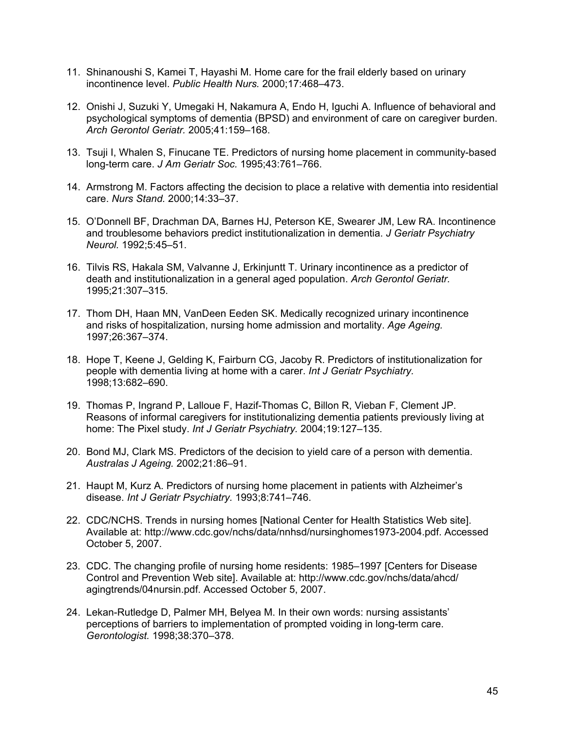11. Shinanoushi S, Kamei T, Hayashi M. Home care for the frail elderly based on urinary incontinence level. *Public Health Nurs.* 2000;17:468–473.

12. Onishi J, Suzuki Y, Umegaki H, Nakamura A, Endo H, Iguchi A. Influence of behavioral and psychological symptoms of dementia (BPSD) and environment of care on caregiver burden. *Arch Gerontol Geriatr.* 2005;41:159–168.

13. Tsuji I, Whalen S, Finucane TE. Predictors of nursing home placement in community-based long-term care. *J Am Geriatr Soc.* 1995;43:761–766.

14. Armstrong M. Factors affecting the decision to place a relative with dementia into residential care. *Nurs Stand.* 2000;14:33–37.

15. O'Donnell BF, Drachman DA, Barnes HJ, Peterson KE, Swearer JM, Lew RA. Incontinence and troublesome behaviors predict institutionalization in dementia. *J Geriatr Psychiatry Neurol.* 1992;5:45–51.

16. Tilvis RS, Hakala SM, Valvanne J, Erkinjuntt T. Urinary incontinence as a predictor of death and institutionalization in a general aged population. *Arch Gerontol Geriatr.* 1995;21:307–315.

17. Thom DH, Haan MN, VanDeen Eeden SK. Medically recognized urinary incontinence and risks of hospitalization, nursing home admission and mortality. *Age Ageing.* 1997;26:367–374.

18. Hope T, Keene J, Gelding K, Fairburn CG, Jacoby R. Predictors of institutionalization for people with dementia living at home with a carer. *Int J Geriatr Psychiatry.* 1998;13:682–690.

19. Thomas P, Ingrand P, Lalloue F, Hazif-Thomas C, Billon R, Vieban F, Clement JP. Reasons of informal caregivers for institutionalizing dementia patients previously living at home: The Pixel study. *Int J Geriatr Psychiatry.* 2004;19:127–135.

20. Bond MJ, Clark MS. Predictors of the decision to yield care of a person with dementia. *Australas J Ageing.* 2002;21:86–91.

21. Haupt M, Kurz A. Predictors of nursing home placement in patients with Alzheimer's disease. *Int J Geriatr Psychiatry.* 1993;8:741–746.

22. CDC/NCHS. Trends in nursing homes [National Center for Health Statistics Web site]. Available at: http://www.cdc.gov/nchs/data/nnhsd/nursinghomes1973-2004.pdf. Accessed October 5, 2007.

23. CDC. The changing profile of nursing home residents: 1985–1997 [Centers for Disease Control and Prevention Web site]. Available at: http://www.cdc.gov/nchs/data/ahcd/agingtrends/04nursin.pdf. Accessed October 5, 2007.

24. Lekan-Rutledge D, Palmer MH, Belyea M. In their own words: nursing assistants' perceptions of barriers to implementation of prompted voiding in long-term care. *Gerontologist.* 1998;38:370–378.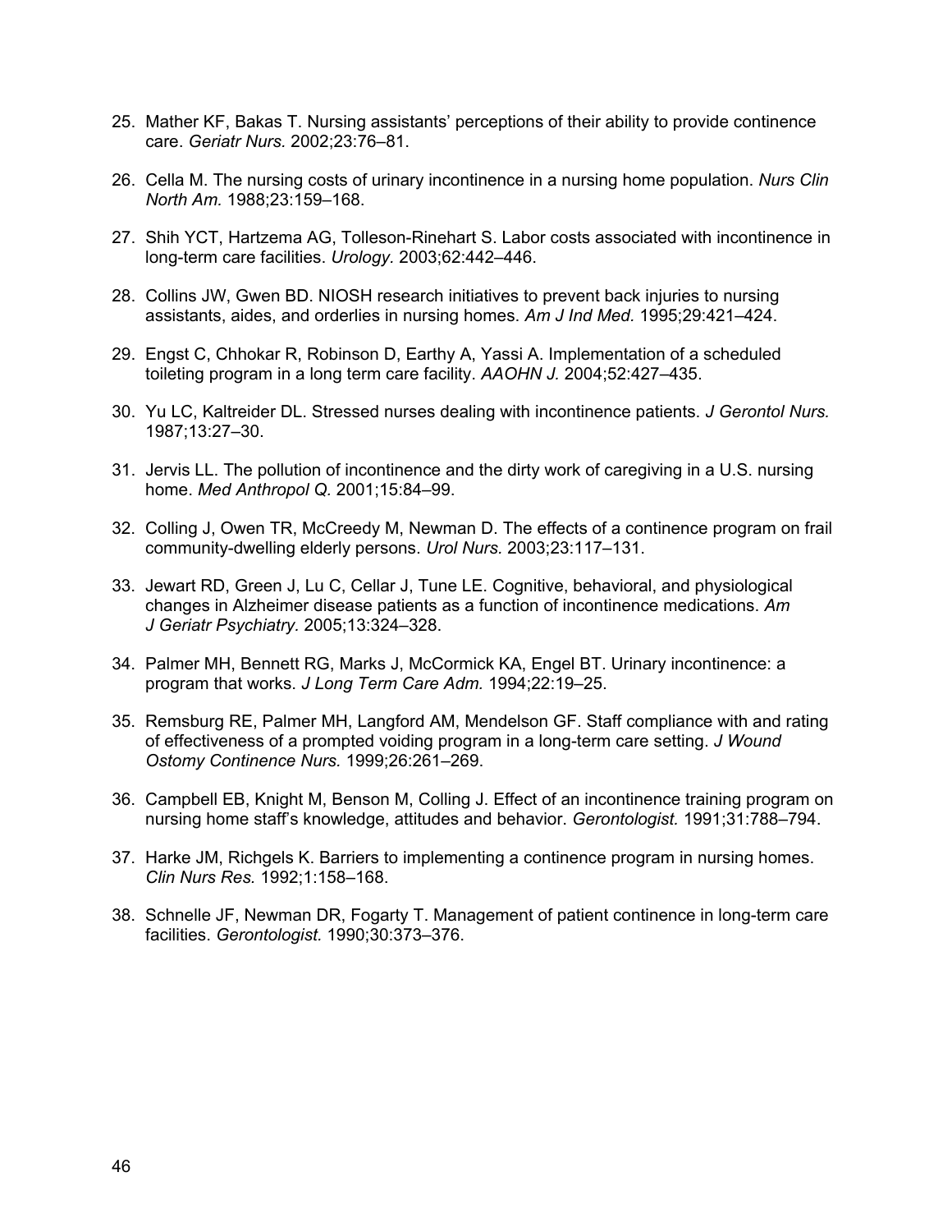25. Mather KF, Bakas T. Nursing assistants' perceptions of their ability to provide continence care. *Geriatr Nurs.* 2002;23:76–81.

26. Cella M. The nursing costs of urinary incontinence in a nursing home population. *Nurs Clin North Am.* 1988;23:159–168.

27. Shih YCT, Hartzema AG, Tolleson-Rinehart S. Labor costs associated with incontinence in long-term care facilities. *Urology.* 2003;62:442–446.

28. Collins JW, Gwen BD. NIOSH research initiatives to prevent back injuries to nursing assistants, aides, and orderlies in nursing homes. *Am J Ind Med.* 1995;29:421–424.

29. Engst C, Chhokar R, Robinson D, Earthy A, Yassi A. Implementation of a scheduled toileting program in a long term care facility. *AAOHN J.* 2004;52:427–435.

30. Yu LC, Kaltreider DL. Stressed nurses dealing with incontinence patients. *J Gerontol Nurs.* 1987;13:27–30.

31. Jervis LL. The pollution of incontinence and the dirty work of caregiving in a U.S. nursing home. *Med Anthropol Q.* 2001;15:84–99.

32. Colling J, Owen TR, McCreedy M, Newman D. The effects of a continence program on frail community-dwelling elderly persons. *Urol Nurs.* 2003;23:117–131.

33. Jewart RD, Green J, Lu C, Cellar J, Tune LE. Cognitive, behavioral, and physiological changes in Alzheimer disease patients as a function of incontinence medications. *Am J Geriatr Psychiatry.* 2005;13:324–328.

34. Palmer MH, Bennett RG, Marks J, McCormick KA, Engel BT. Urinary incontinence: a program that works. *J Long Term Care Adm.* 1994;22:19–25.

35. Remsburg RE, Palmer MH, Langford AM, Mendelson GF. Staff compliance with and rating of effectiveness of a prompted voiding program in a long-term care setting. *J Wound Ostomy Continence Nurs.* 1999;26:261–269.

36. Campbell EB, Knight M, Benson M, Colling J. Effect of an incontinence training program on nursing home staff's knowledge, attitudes and behavior. *Gerontologist.* 1991;31:788–794.

37. Harke JM, Richgels K. Barriers to implementing a continence program in nursing homes. *Clin Nurs Res.* 1992;1:158–168.

38. Schnelle JF, Newman DR, Fogarty T. Management of patient continence in long-term care facilities. *Gerontologist.* 1990;30:373–376.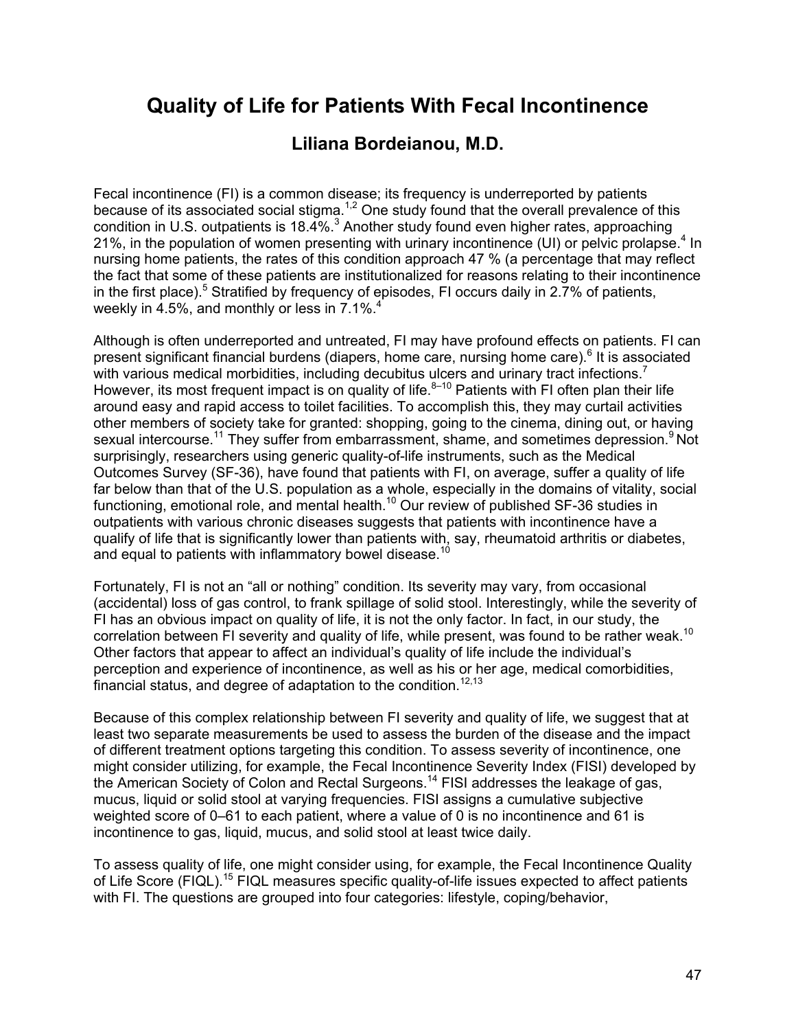# Quality of Life for Patients With Fecal Incontinence

## Liliana Bordeianou, M.D.

Fecal incontinence (FI) is a common disease; its frequency is underreported by patients because of its associated social stigma.[1,2] One study found that the overall prevalence of this condition in U.S. outpatients is 18.4%.[3] Another study found even higher rates, approaching 21%, in the population of women presenting with urinary incontinence (UI) or pelvic prolapse.[4] In nursing home patients, the rates of this condition approach 47 % (a percentage that may reflect the fact that some of these patients are institutionalized for reasons relating to their incontinence in the first place).[5] Stratified by frequency of episodes, FI occurs daily in 2.7% of patients, weekly in 4.5%, and monthly or less in 7.1%.[4]

Although is often underreported and untreated, FI may have profound effects on patients. FI can present significant financial burdens (diapers, home care, nursing home care).[6] It is associated with various medical morbidities, including decubitus ulcers and urinary tract infections.[7] However, its most frequent impact is on quality of life.[8–10] Patients with FI often plan their life around easy and rapid access to toilet facilities. To accomplish this, they may curtail activities other members of society take for granted: shopping, going to the cinema, dining out, or having sexual intercourse.[11] They suffer from embarrassment, shame, and sometimes depression.[9] Not surprisingly, researchers using generic quality-of-life instruments, such as the Medical Outcomes Survey (SF-36), have found that patients with FI, on average, suffer a quality of life far below than that of the U.S. population as a whole, especially in the domains of vitality, social functioning, emotional role, and mental health.[10] Our review of published SF-36 studies in outpatients with various chronic diseases suggests that patients with incontinence have a qualify of life that is significantly lower than patients with, say, rheumatoid arthritis or diabetes, and equal to patients with inflammatory bowel disease.[10]

Fortunately, FI is not an "all or nothing" condition. Its severity may vary, from occasional (accidental) loss of gas control, to frank spillage of solid stool. Interestingly, while the severity of FI has an obvious impact on quality of life, it is not the only factor. In fact, in our study, the correlation between FI severity and quality of life, while present, was found to be rather weak.[10] Other factors that appear to affect an individual's quality of life include the individual's perception and experience of incontinence, as well as his or her age, medical comorbidities, financial status, and degree of adaptation to the condition.[12,13]

Because of this complex relationship between FI severity and quality of life, we suggest that at least two separate measurements be used to assess the burden of the disease and the impact of different treatment options targeting this condition. To assess severity of incontinence, one might consider utilizing, for example, the Fecal Incontinence Severity Index (FISI) developed by the American Society of Colon and Rectal Surgeons.[14] FISI addresses the leakage of gas, mucus, liquid or solid stool at varying frequencies. FISI assigns a cumulative subjective weighted score of 0–61 to each patient, where a value of 0 is no incontinence and 61 is incontinence to gas, liquid, mucus, and solid stool at least twice daily.

To assess quality of life, one might consider using, for example, the Fecal Incontinence Quality of Life Score (FIQL).[15] FIQL measures specific quality-of-life issues expected to affect patients with FI. The questions are grouped into four categories: lifestyle, coping/behavior,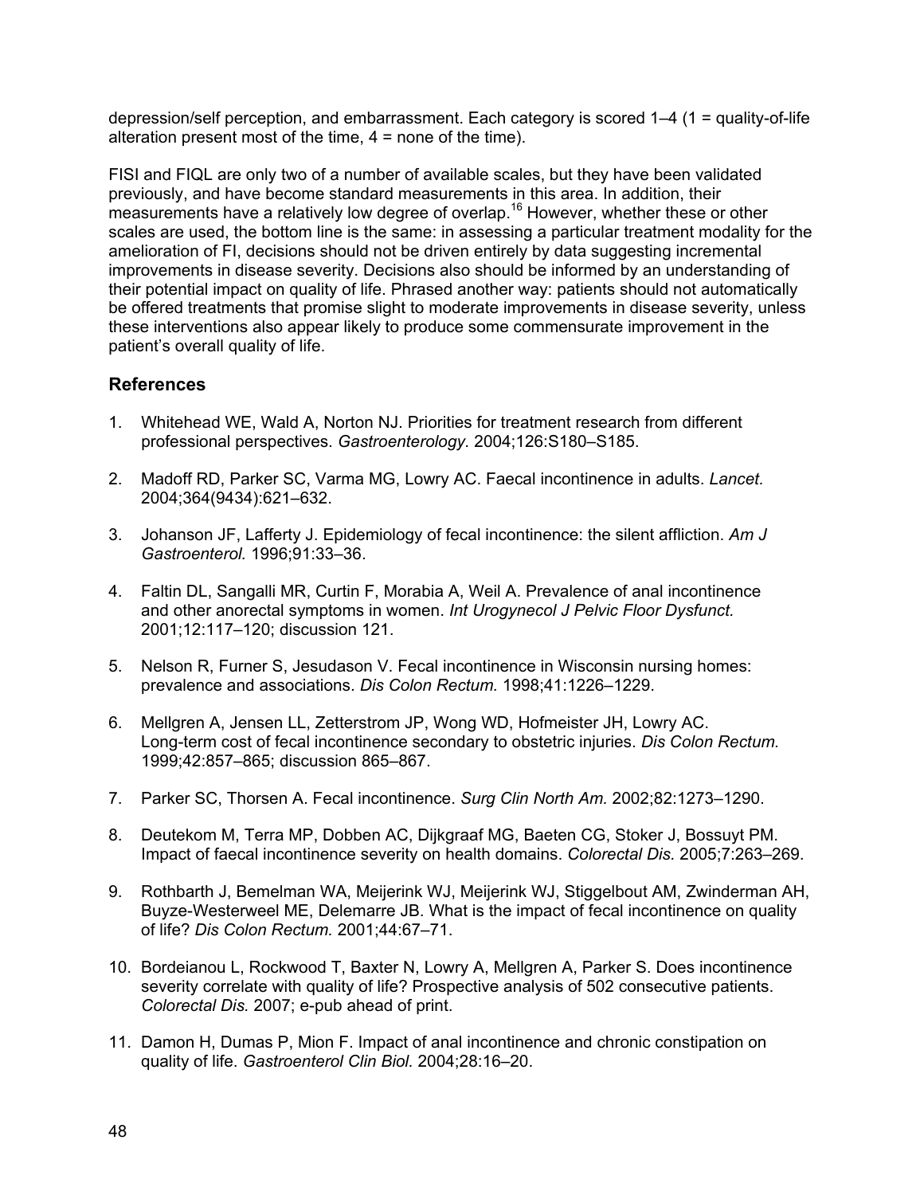depression/self perception, and embarrassment. Each category is scored 1–4 (1 = quality-of-life alteration present most of the time, 4 = none of the time).

FISI and FIQL are only two of a number of available scales, but they have been validated previously, and have become standard measurements in this area. In addition, their measurements have a relatively low degree of overlap.[16] However, whether these or other scales are used, the bottom line is the same: in assessing a particular treatment modality for the amelioration of FI, decisions should not be driven entirely by data suggesting incremental improvements in disease severity. Decisions also should be informed by an understanding of their potential impact on quality of life. Phrased another way: patients should not automatically be offered treatments that promise slight to moderate improvements in disease severity, unless these interventions also appear likely to produce some commensurate improvement in the patient's overall quality of life.

## References

1. Whitehead WE, Wald A, Norton NJ. Priorities for treatment research from different professional perspectives. *Gastroenterology.* 2004;126:S180–S185.
2. Madoff RD, Parker SC, Varma MG, Lowry AC. Faecal incontinence in adults. *Lancet.* 2004;364(9434):621–632.
3. Johanson JF, Lafferty J. Epidemiology of fecal incontinence: the silent affliction. *Am J Gastroenterol.* 1996;91:33–36.
4. Faltin DL, Sangalli MR, Curtin F, Morabia A, Weil A. Prevalence of anal incontinence and other anorectal symptoms in women. *Int Urogynecol J Pelvic Floor Dysfunct.* 2001;12:117–120; discussion 121.
5. Nelson R, Furner S, Jesudason V. Fecal incontinence in Wisconsin nursing homes: prevalence and associations. *Dis Colon Rectum.* 1998;41:1226–1229.
6. Mellgren A, Jensen LL, Zetterstrom JP, Wong WD, Hofmeister JH, Lowry AC. Long-term cost of fecal incontinence secondary to obstetric injuries. *Dis Colon Rectum.* 1999;42:857–865; discussion 865–867.
7. Parker SC, Thorsen A. Fecal incontinence. *Surg Clin North Am.* 2002;82:1273–1290.
8. Deutekom M, Terra MP, Dobben AC, Dijkgraaf MG, Baeten CG, Stoker J, Bossuyt PM. Impact of faecal incontinence severity on health domains. *Colorectal Dis.* 2005;7:263–269.
9. Rothbarth J, Bemelman WA, Meijerink WJ, Meijerink WJ, Stiggelbout AM, Zwinderman AH, Buyze-Westerweel ME, Delemarre JB. What is the impact of fecal incontinence on quality of life? *Dis Colon Rectum.* 2001;44:67–71.
10. Bordeianou L, Rockwood T, Baxter N, Lowry A, Mellgren A, Parker S. Does incontinence severity correlate with quality of life? Prospective analysis of 502 consecutive patients. *Colorectal Dis.* 2007; e-pub ahead of print.
11. Damon H, Dumas P, Mion F. Impact of anal incontinence and chronic constipation on quality of life. *Gastroenterol Clin Biol.* 2004;28:16–20.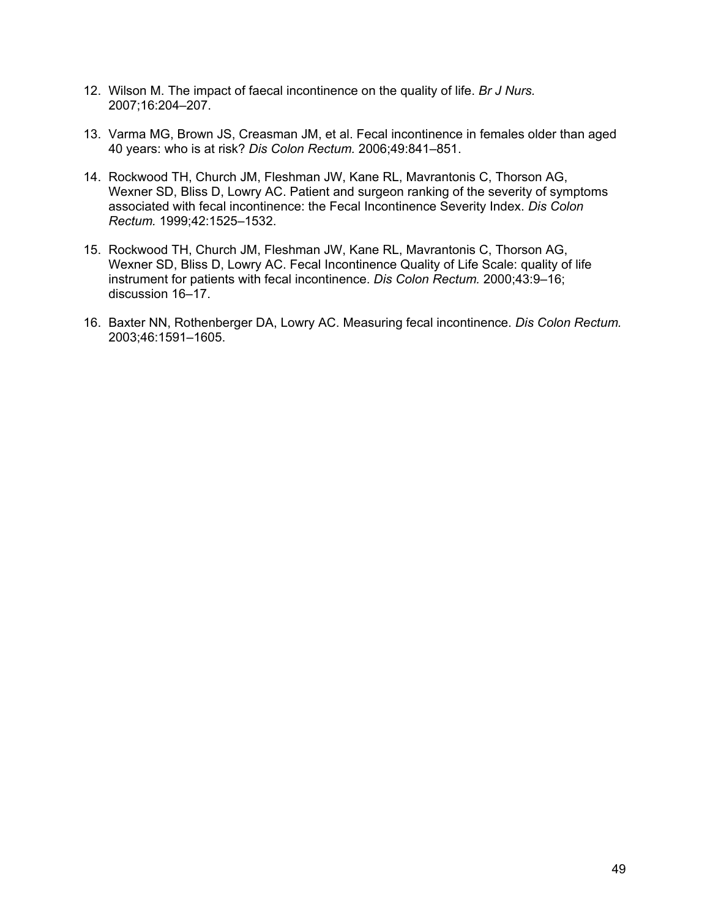12. Wilson M. The impact of faecal incontinence on the quality of life. *Br J Nurs.* 2007;16:204–207.

13. Varma MG, Brown JS, Creasman JM, et al. Fecal incontinence in females older than aged 40 years: who is at risk? *Dis Colon Rectum.* 2006;49:841–851.

14. Rockwood TH, Church JM, Fleshman JW, Kane RL, Mavrantonis C, Thorson AG, Wexner SD, Bliss D, Lowry AC. Patient and surgeon ranking of the severity of symptoms associated with fecal incontinence: the Fecal Incontinence Severity Index. *Dis Colon Rectum.* 1999;42:1525–1532.

15. Rockwood TH, Church JM, Fleshman JW, Kane RL, Mavrantonis C, Thorson AG, Wexner SD, Bliss D, Lowry AC. Fecal Incontinence Quality of Life Scale: quality of life instrument for patients with fecal incontinence. *Dis Colon Rectum.* 2000;43:9–16; discussion 16–17.

16. Baxter NN, Rothenberger DA, Lowry AC. Measuring fecal incontinence. *Dis Colon Rectum.* 2003;46:1591–1605.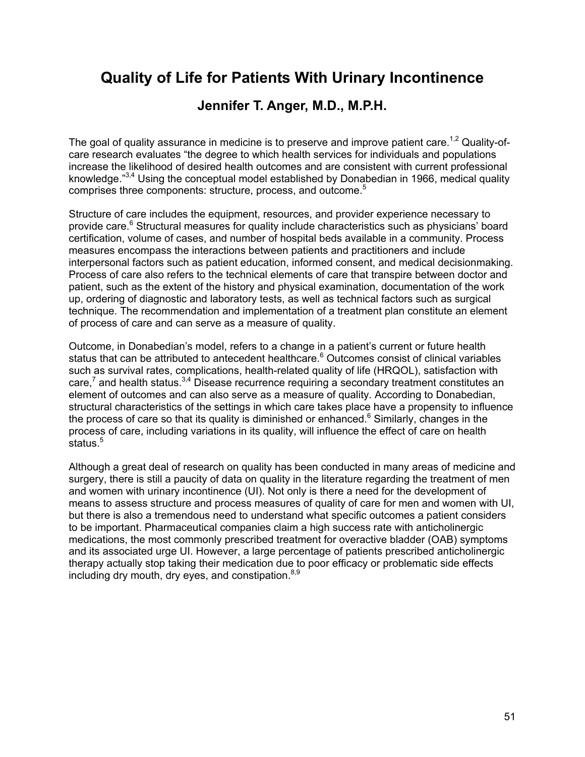# Quality of Life for Patients With Urinary Incontinence

## Jennifer T. Anger, M.D., M.P.H.

The goal of quality assurance in medicine is to preserve and improve patient care.[1,2] Quality-of-care research evaluates "the degree to which health services for individuals and populations increase the likelihood of desired health outcomes and are consistent with current professional knowledge."[3,4] Using the conceptual model established by Donabedian in 1966, medical quality comprises three components: structure, process, and outcome.[5]

Structure of care includes the equipment, resources, and provider experience necessary to provide care.[6] Structural measures for quality include characteristics such as physicians' board certification, volume of cases, and number of hospital beds available in a community. Process measures encompass the interactions between patients and practitioners and include interpersonal factors such as patient education, informed consent, and medical decisionmaking. Process of care also refers to the technical elements of care that transpire between doctor and patient, such as the extent of the history and physical examination, documentation of the work up, ordering of diagnostic and laboratory tests, as well as technical factors such as surgical technique. The recommendation and implementation of a treatment plan constitute an element of process of care and can serve as a measure of quality.

Outcome, in Donabedian's model, refers to a change in a patient's current or future health status that can be attributed to antecedent healthcare.[6] Outcomes consist of clinical variables such as survival rates, complications, health-related quality of life (HRQOL), satisfaction with care,[7] and health status.[3,4] Disease recurrence requiring a secondary treatment constitutes an element of outcomes and can also serve as a measure of quality. According to Donabedian, structural characteristics of the settings in which care takes place have a propensity to influence the process of care so that its quality is diminished or enhanced.[6] Similarly, changes in the process of care, including variations in its quality, will influence the effect of care on health status.[5]

Although a great deal of research on quality has been conducted in many areas of medicine and surgery, there is still a paucity of data on quality in the literature regarding the treatment of men and women with urinary incontinence (UI). Not only is there a need for the development of means to assess structure and process measures of quality of care for men and women with UI, but there is also a tremendous need to understand what specific outcomes a patient considers to be important. Pharmaceutical companies claim a high success rate with anticholinergic medications, the most commonly prescribed treatment for overactive bladder (OAB) symptoms and its associated urge UI. However, a large percentage of patients prescribed anticholinergic therapy actually stop taking their medication due to poor efficacy or problematic side effects including dry mouth, dry eyes, and constipation.[8,9]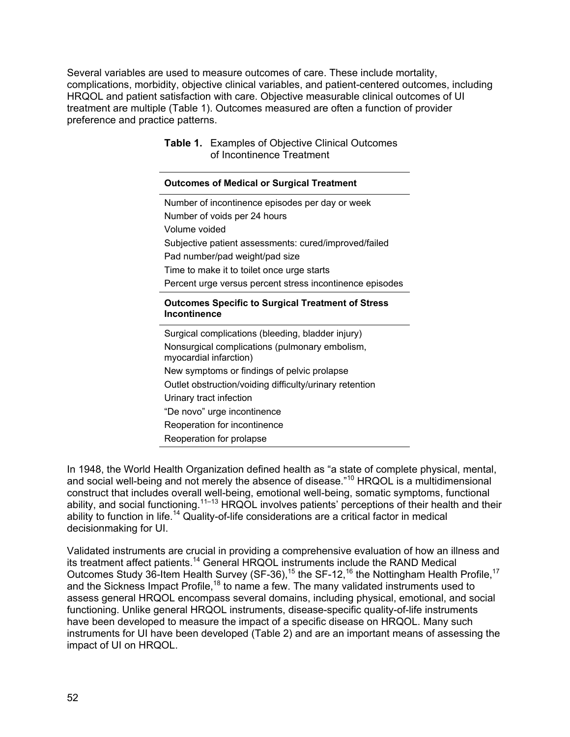Several variables are used to measure outcomes of care. These include mortality, complications, morbidity, objective clinical variables, and patient-centered outcomes, including HRQOL and patient satisfaction with care. Objective measurable clinical outcomes of UI treatment are multiple (Table 1). Outcomes measured are often a function of provider preference and practice patterns.

**Table 1.** Examples of Objective Clinical Outcomes of Incontinence Treatment

| **Outcomes of Medical or Surgical Treatment** |
| --- |
| Number of incontinence episodes per day or week |
| Number of voids per 24 hours |
| Volume voided |
| Subjective patient assessments: cured/improved/failed |
| Pad number/pad weight/pad size |
| Time to make it to toilet once urge starts |
| Percent urge versus percent stress incontinence episodes |
| **Outcomes Specific to Surgical Treatment of Stress Incontinence** |
| Surgical complications (bleeding, bladder injury) |
| Nonsurgical complications (pulmonary embolism, myocardial infarction) |
| New symptoms or findings of pelvic prolapse |
| Outlet obstruction/voiding difficulty/urinary retention |
| Urinary tract infection |
| "De novo" urge incontinence |
| Reoperation for incontinence |
| Reoperation for prolapse |

In 1948, the World Health Organization defined health as "a state of complete physical, mental, and social well-being and not merely the absence of disease."[10] HRQOL is a multidimensional construct that includes overall well-being, emotional well-being, somatic symptoms, functional ability, and social functioning.[11–13] HRQOL involves patients' perceptions of their health and their ability to function in life.[14] Quality-of-life considerations are a critical factor in medical decisionmaking for UI.

Validated instruments are crucial in providing a comprehensive evaluation of how an illness and its treatment affect patients.[14] General HRQOL instruments include the RAND Medical Outcomes Study 36-Item Health Survey (SF-36),[15] the SF-12,[16] the Nottingham Health Profile,[17] and the Sickness Impact Profile,[18] to name a few. The many validated instruments used to assess general HRQOL encompass several domains, including physical, emotional, and social functioning. Unlike general HRQOL instruments, disease-specific quality-of-life instruments have been developed to measure the impact of a specific disease on HRQOL. Many such instruments for UI have been developed (Table 2) and are an important means of assessing the impact of UI on HRQOL.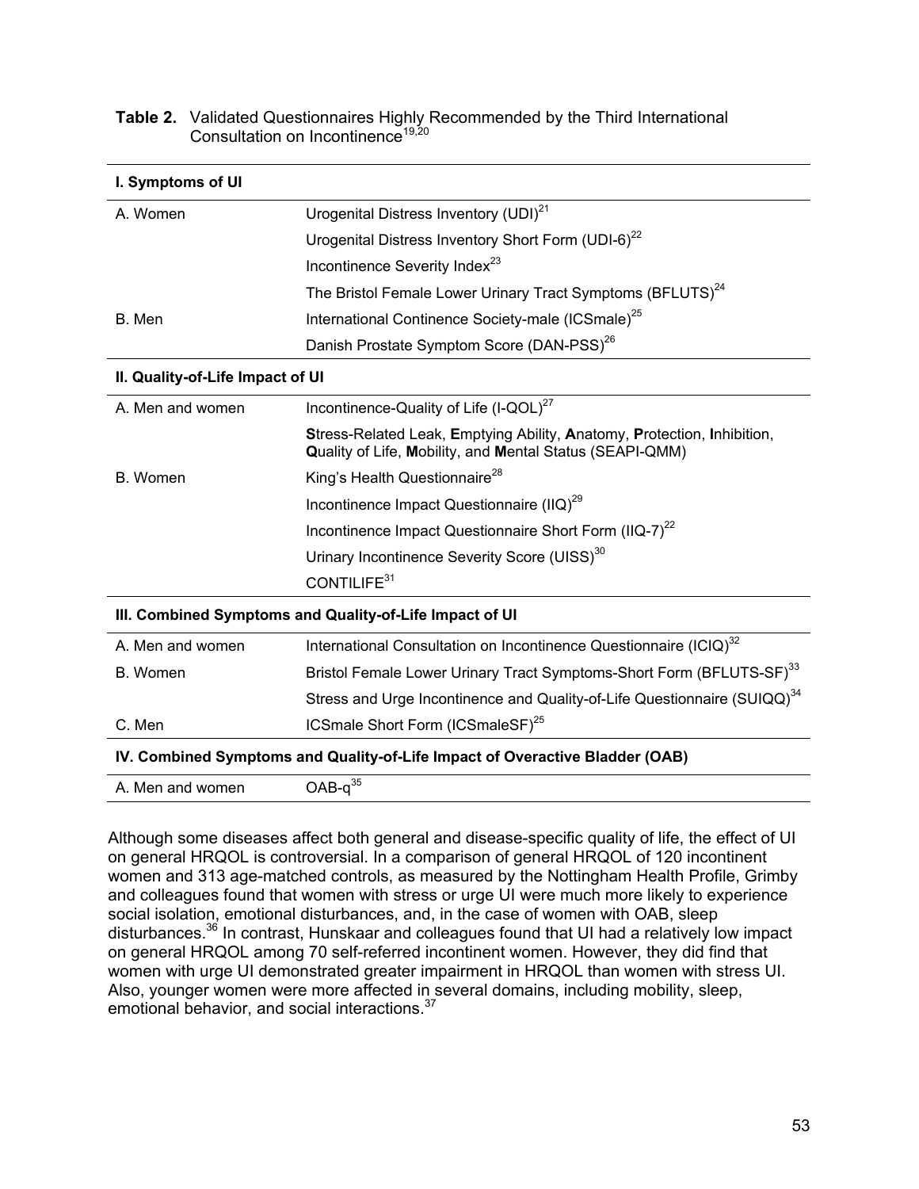**Table 2.** Validated Questionnaires Highly Recommended by the Third International Consultation on Incontinence[19,20]

| I. Symptoms of UI | |
|---|---|
| A. Women | Urogenital Distress Inventory (UDI)[21] |
| | Urogenital Distress Inventory Short Form (UDI-6)[22] |
| | Incontinence Severity Index[23] |
| | The Bristol Female Lower Urinary Tract Symptoms (BFLUTS)[24] |
| B. Men | International Continence Society-male (ICSmale)[25] |
| | Danish Prostate Symptom Score (DAN-PSS)[26] |
| **II. Quality-of-Life Impact of UI** | |
| A. Men and women | Incontinence-Quality of Life (I-QOL)[27] |
| | **S**tress-Related Leak, **E**mptying Ability, **A**natomy, **P**rotection, **I**nhibition, **Q**uality of Life, **M**obility, and **M**ental Status (SEAPI-QMM) |
| B. Women | King's Health Questionnaire[28] |
| | Incontinence Impact Questionnaire (IIQ)[29] |
| | Incontinence Impact Questionnaire Short Form (IIQ-7)[22] |
| | Urinary Incontinence Severity Score (UISS)[30] |
| | CONTILIFE[31] |
| **III. Combined Symptoms and Quality-of-Life Impact of UI** | |
| A. Men and women | International Consultation on Incontinence Questionnaire (ICIQ)[32] |
| B. Women | Bristol Female Lower Urinary Tract Symptoms-Short Form (BFLUTS-SF)[33] |
| | Stress and Urge Incontinence and Quality-of-Life Questionnaire (SUIQQ)[34] |
| C. Men | ICSmale Short Form (ICSmaleSF)[25] |
| **IV. Combined Symptoms and Quality-of-Life Impact of Overactive Bladder (OAB)** | |
| A. Men and women | OAB-q[35] |

Although some diseases affect both general and disease-specific quality of life, the effect of UI on general HRQOL is controversial. In a comparison of general HRQOL of 120 incontinent women and 313 age-matched controls, as measured by the Nottingham Health Profile, Grimby and colleagues found that women with stress or urge UI were much more likely to experience social isolation, emotional disturbances, and, in the case of women with OAB, sleep disturbances.[36] In contrast, Hunskaar and colleagues found that UI had a relatively low impact on general HRQOL among 70 self-referred incontinent women. However, they did find that women with urge UI demonstrated greater impairment in HRQOL than women with stress UI. Also, younger women were more affected in several domains, including mobility, sleep, emotional behavior, and social interactions.[37]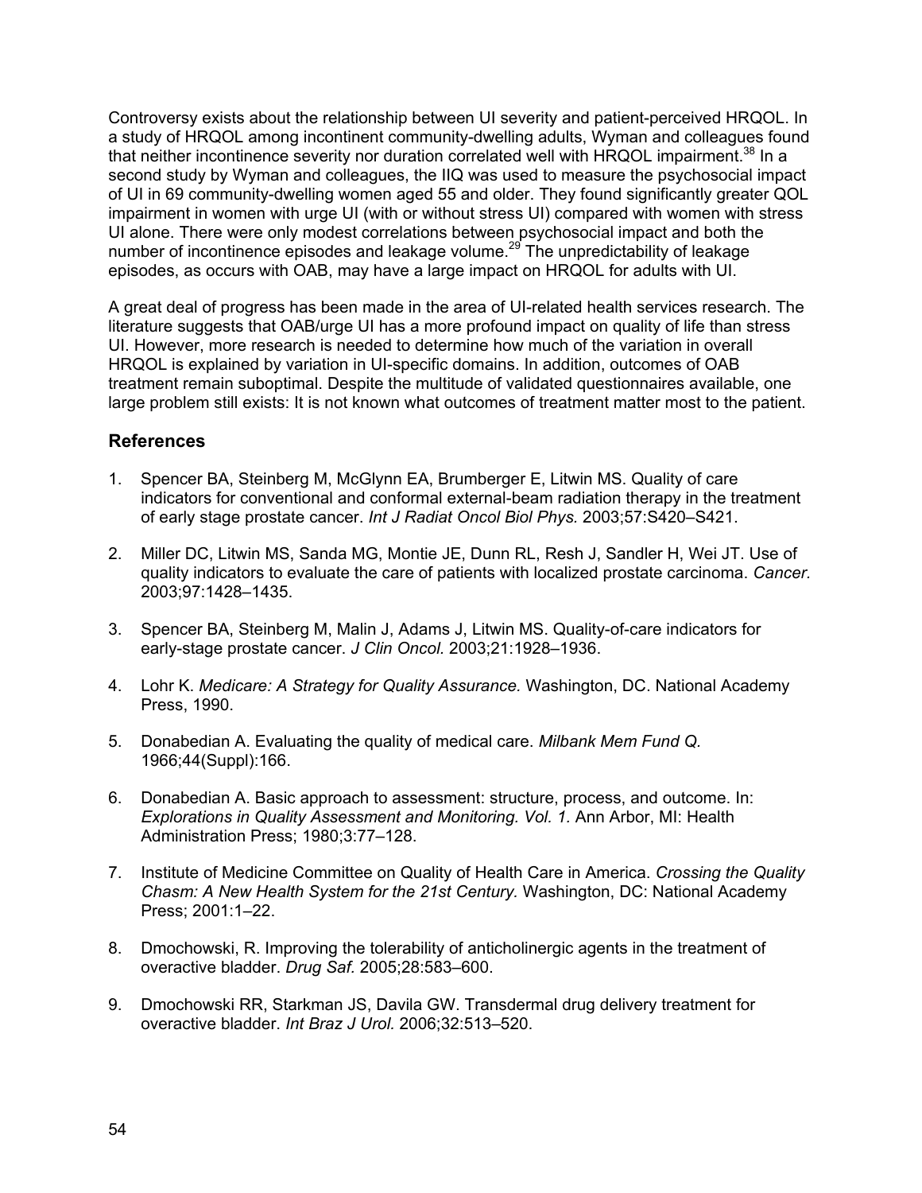Controversy exists about the relationship between UI severity and patient-perceived HRQOL. In a study of HRQOL among incontinent community-dwelling adults, Wyman and colleagues found that neither incontinence severity nor duration correlated well with HRQOL impairment.[38] In a second study by Wyman and colleagues, the IIQ was used to measure the psychosocial impact of UI in 69 community-dwelling women aged 55 and older. They found significantly greater QOL impairment in women with urge UI (with or without stress UI) compared with women with stress UI alone. There were only modest correlations between psychosocial impact and both the number of incontinence episodes and leakage volume.[29] The unpredictability of leakage episodes, as occurs with OAB, may have a large impact on HRQOL for adults with UI.

A great deal of progress has been made in the area of UI-related health services research. The literature suggests that OAB/urge UI has a more profound impact on quality of life than stress UI. However, more research is needed to determine how much of the variation in overall HRQOL is explained by variation in UI-specific domains. In addition, outcomes of OAB treatment remain suboptimal. Despite the multitude of validated questionnaires available, one large problem still exists: It is not known what outcomes of treatment matter most to the patient.

## References

1. Spencer BA, Steinberg M, McGlynn EA, Brumberger E, Litwin MS. Quality of care indicators for conventional and conformal external-beam radiation therapy in the treatment of early stage prostate cancer. *Int J Radiat Oncol Biol Phys.* 2003;57:S420–S421.

2. Miller DC, Litwin MS, Sanda MG, Montie JE, Dunn RL, Resh J, Sandler H, Wei JT. Use of quality indicators to evaluate the care of patients with localized prostate carcinoma. *Cancer.* 2003;97:1428–1435.

3. Spencer BA, Steinberg M, Malin J, Adams J, Litwin MS. Quality-of-care indicators for early-stage prostate cancer. *J Clin Oncol.* 2003;21:1928–1936.

4. Lohr K. *Medicare: A Strategy for Quality Assurance.* Washington, DC. National Academy Press, 1990.

5. Donabedian A. Evaluating the quality of medical care. *Milbank Mem Fund Q.* 1966;44(Suppl):166.

6. Donabedian A. Basic approach to assessment: structure, process, and outcome. In: *Explorations in Quality Assessment and Monitoring. Vol. 1.* Ann Arbor, MI: Health Administration Press; 1980;3:77–128.

7. Institute of Medicine Committee on Quality of Health Care in America. *Crossing the Quality Chasm: A New Health System for the 21st Century.* Washington, DC: National Academy Press; 2001:1–22.

8. Dmochowski, R. Improving the tolerability of anticholinergic agents in the treatment of overactive bladder. *Drug Saf.* 2005;28:583–600.

9. Dmochowski RR, Starkman JS, Davila GW. Transdermal drug delivery treatment for overactive bladder. *Int Braz J Urol.* 2006;32:513–520.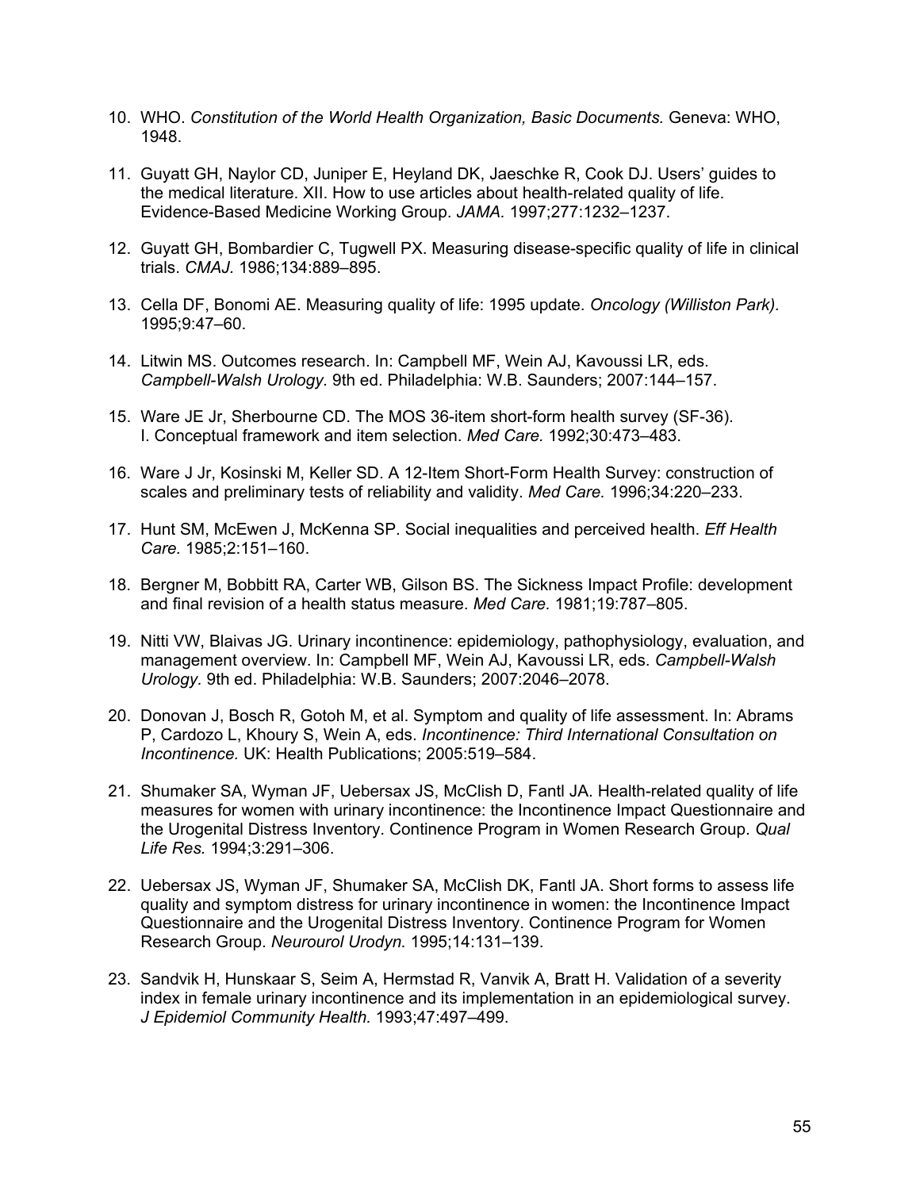10. WHO. *Constitution of the World Health Organization, Basic Documents.* Geneva: WHO, 1948.

11. Guyatt GH, Naylor CD, Juniper E, Heyland DK, Jaeschke R, Cook DJ. Users' guides to the medical literature. XII. How to use articles about health-related quality of life. Evidence-Based Medicine Working Group. *JAMA.* 1997;277:1232–1237.

12. Guyatt GH, Bombardier C, Tugwell PX. Measuring disease-specific quality of life in clinical trials. *CMAJ.* 1986;134:889–895.

13. Cella DF, Bonomi AE. Measuring quality of life: 1995 update. *Oncology (Williston Park).* 1995;9:47–60.

14. Litwin MS. Outcomes research. In: Campbell MF, Wein AJ, Kavoussi LR, eds. *Campbell-Walsh Urology.* 9th ed. Philadelphia: W.B. Saunders; 2007:144–157.

15. Ware JE Jr, Sherbourne CD. The MOS 36-item short-form health survey (SF-36). I. Conceptual framework and item selection. *Med Care.* 1992;30:473–483.

16. Ware J Jr, Kosinski M, Keller SD. A 12-Item Short-Form Health Survey: construction of scales and preliminary tests of reliability and validity. *Med Care.* 1996;34:220–233.

17. Hunt SM, McEwen J, McKenna SP. Social inequalities and perceived health. *Eff Health Care.* 1985;2:151–160.

18. Bergner M, Bobbitt RA, Carter WB, Gilson BS. The Sickness Impact Profile: development and final revision of a health status measure. *Med Care.* 1981;19:787–805.

19. Nitti VW, Blaivas JG. Urinary incontinence: epidemiology, pathophysiology, evaluation, and management overview. In: Campbell MF, Wein AJ, Kavoussi LR, eds. *Campbell-Walsh Urology.* 9th ed. Philadelphia: W.B. Saunders; 2007:2046–2078.

20. Donovan J, Bosch R, Gotoh M, et al. Symptom and quality of life assessment. In: Abrams P, Cardozo L, Khoury S, Wein A, eds. *Incontinence: Third International Consultation on Incontinence.* UK: Health Publications; 2005:519–584.

21. Shumaker SA, Wyman JF, Uebersax JS, McClish D, Fantl JA. Health-related quality of life measures for women with urinary incontinence: the Incontinence Impact Questionnaire and the Urogenital Distress Inventory. Continence Program in Women Research Group. *Qual Life Res.* 1994;3:291–306.

22. Uebersax JS, Wyman JF, Shumaker SA, McClish DK, Fantl JA. Short forms to assess life quality and symptom distress for urinary incontinence in women: the Incontinence Impact Questionnaire and the Urogenital Distress Inventory. Continence Program for Women Research Group. *Neurourol Urodyn.* 1995;14:131–139.

23. Sandvik H, Hunskaar S, Seim A, Hermstad R, Vanvik A, Bratt H. Validation of a severity index in female urinary incontinence and its implementation in an epidemiological survey. *J Epidemiol Community Health.* 1993;47:497–499.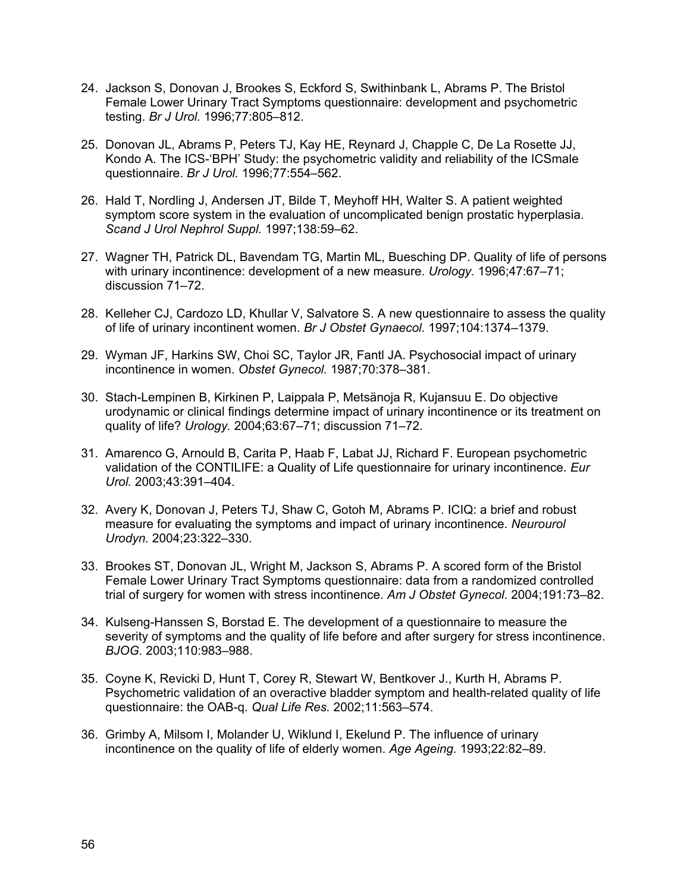24. Jackson S, Donovan J, Brookes S, Eckford S, Swithinbank L, Abrams P. The Bristol Female Lower Urinary Tract Symptoms questionnaire: development and psychometric testing. *Br J Urol.* 1996;77:805–812.

25. Donovan JL, Abrams P, Peters TJ, Kay HE, Reynard J, Chapple C, De La Rosette JJ, Kondo A. The ICS-'BPH' Study: the psychometric validity and reliability of the ICSmale questionnaire. *Br J Urol.* 1996;77:554–562.

26. Hald T, Nordling J, Andersen JT, Bilde T, Meyhoff HH, Walter S. A patient weighted symptom score system in the evaluation of uncomplicated benign prostatic hyperplasia. *Scand J Urol Nephrol Suppl.* 1997;138:59–62.

27. Wagner TH, Patrick DL, Bavendam TG, Martin ML, Buesching DP. Quality of life of persons with urinary incontinence: development of a new measure. *Urology*. 1996;47:67–71; discussion 71–72.

28. Kelleher CJ, Cardozo LD, Khullar V, Salvatore S. A new questionnaire to assess the quality of life of urinary incontinent women. *Br J Obstet Gynaecol.* 1997;104:1374–1379.

29. Wyman JF, Harkins SW, Choi SC, Taylor JR, Fantl JA. Psychosocial impact of urinary incontinence in women. *Obstet Gynecol.* 1987;70:378–381.

30. Stach-Lempinen B, Kirkinen P, Laippala P, Metsänoja R, Kujansuu E. Do objective urodynamic or clinical findings determine impact of urinary incontinence or its treatment on quality of life? *Urology.* 2004;63:67–71; discussion 71–72.

31. Amarenco G, Arnould B, Carita P, Haab F, Labat JJ, Richard F. European psychometric validation of the CONTILIFE: a Quality of Life questionnaire for urinary incontinence. *Eur Urol.* 2003;43:391–404.

32. Avery K, Donovan J, Peters TJ, Shaw C, Gotoh M, Abrams P. ICIQ: a brief and robust measure for evaluating the symptoms and impact of urinary incontinence. *Neurourol Urodyn.* 2004;23:322–330.

33. Brookes ST, Donovan JL, Wright M, Jackson S, Abrams P. A scored form of the Bristol Female Lower Urinary Tract Symptoms questionnaire: data from a randomized controlled trial of surgery for women with stress incontinence. *Am J Obstet Gynecol.* 2004;191:73–82.

34. Kulseng-Hanssen S, Borstad E. The development of a questionnaire to measure the severity of symptoms and the quality of life before and after surgery for stress incontinence. *BJOG.* 2003;110:983–988.

35. Coyne K, Revicki D, Hunt T, Corey R, Stewart W, Bentkover J., Kurth H, Abrams P. Psychometric validation of an overactive bladder symptom and health-related quality of life questionnaire: the OAB-q. *Qual Life Res.* 2002;11:563–574.

36. Grimby A, Milsom I, Molander U, Wiklund I, Ekelund P. The influence of urinary incontinence on the quality of life of elderly women. *Age Ageing.* 1993;22:82–89.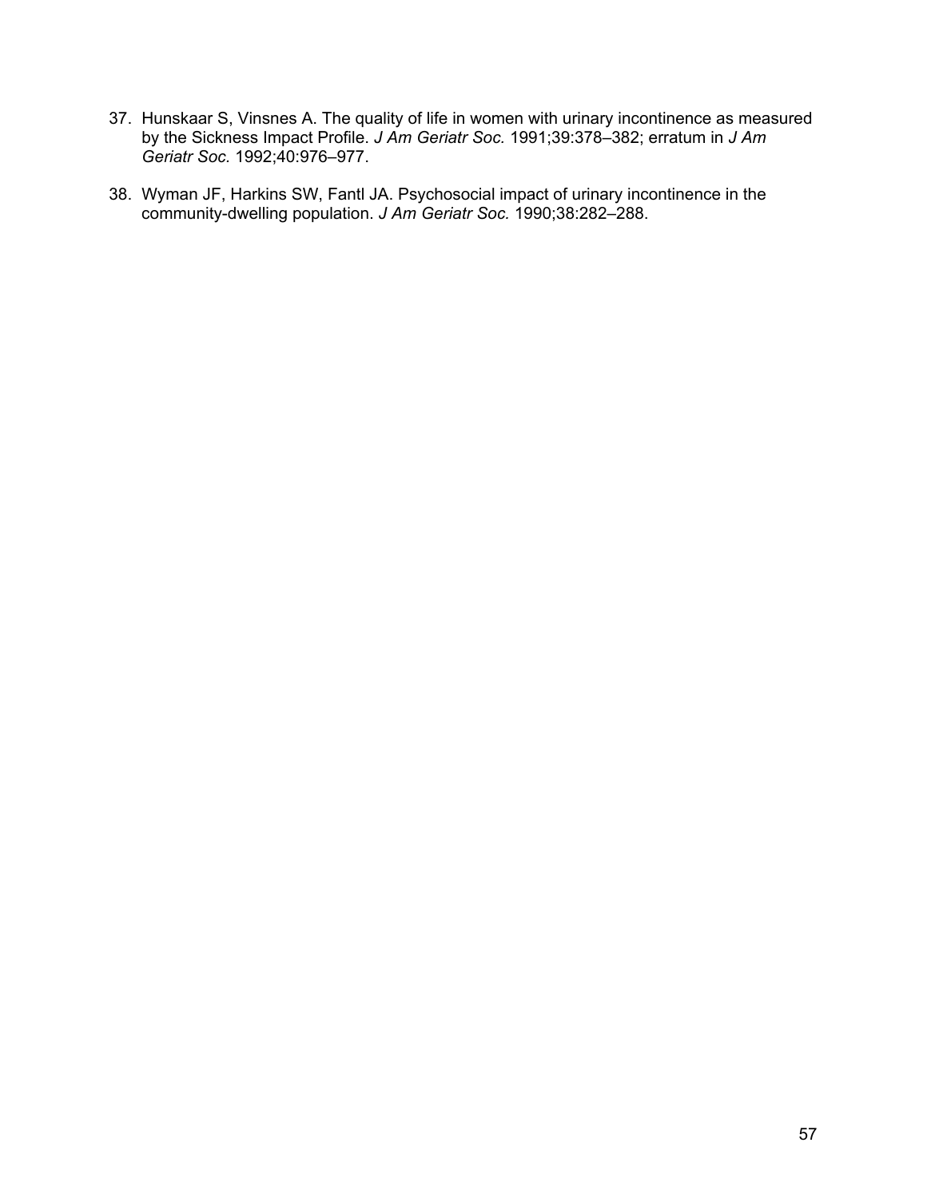37. Hunskaar S, Vinsnes A. The quality of life in women with urinary incontinence as measured by the Sickness Impact Profile. *J Am Geriatr Soc.* 1991;39:378–382; erratum in *J Am Geriatr Soc.* 1992;40:976–977.

38. Wyman JF, Harkins SW, Fantl JA. Psychosocial impact of urinary incontinence in the community-dwelling population. *J Am Geriatr Soc.* 1990;38:282–288.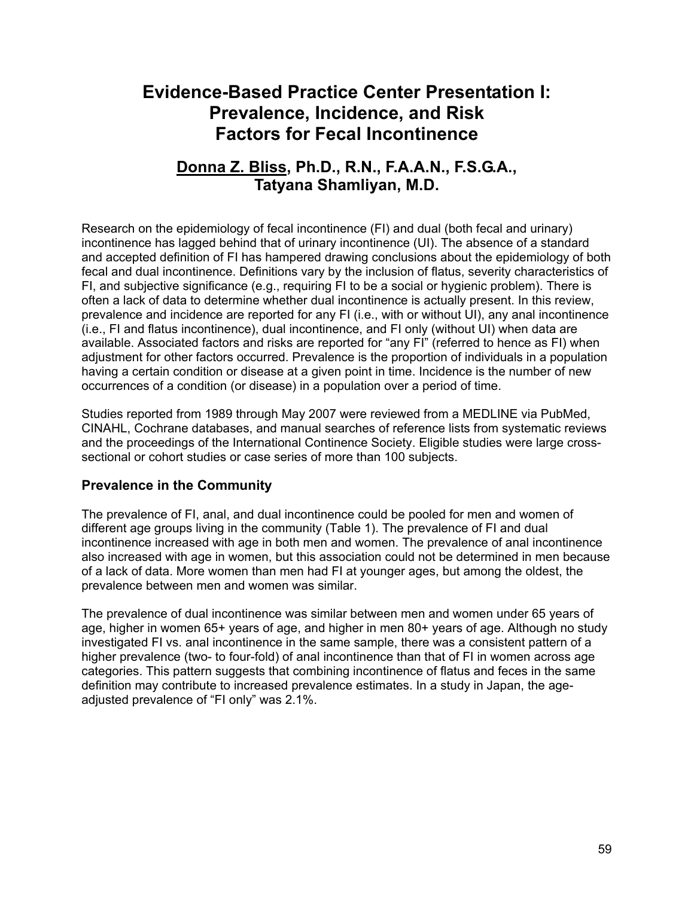# Evidence-Based Practice Center Presentation I: Prevalence, Incidence, and Risk Factors for Fecal Incontinence

## Donna Z. Bliss, Ph.D., R.N., F.A.A.N., F.S.G.A., Tatyana Shamliyan, M.D.

Research on the epidemiology of fecal incontinence (FI) and dual (both fecal and urinary) incontinence has lagged behind that of urinary incontinence (UI). The absence of a standard and accepted definition of FI has hampered drawing conclusions about the epidemiology of both fecal and dual incontinence. Definitions vary by the inclusion of flatus, severity characteristics of FI, and subjective significance (e.g., requiring FI to be a social or hygienic problem). There is often a lack of data to determine whether dual incontinence is actually present. In this review, prevalence and incidence are reported for any FI (i.e., with or without UI), any anal incontinence (i.e., FI and flatus incontinence), dual incontinence, and FI only (without UI) when data are available. Associated factors and risks are reported for "any FI" (referred to hence as FI) when adjustment for other factors occurred. Prevalence is the proportion of individuals in a population having a certain condition or disease at a given point in time. Incidence is the number of new occurrences of a condition (or disease) in a population over a period of time.

Studies reported from 1989 through May 2007 were reviewed from a MEDLINE via PubMed, CINAHL, Cochrane databases, and manual searches of reference lists from systematic reviews and the proceedings of the International Continence Society. Eligible studies were large cross-sectional or cohort studies or case series of more than 100 subjects.

### Prevalence in the Community

The prevalence of FI, anal, and dual incontinence could be pooled for men and women of different age groups living in the community (Table 1). The prevalence of FI and dual incontinence increased with age in both men and women. The prevalence of anal incontinence also increased with age in women, but this association could not be determined in men because of a lack of data. More women than men had FI at younger ages, but among the oldest, the prevalence between men and women was similar.

The prevalence of dual incontinence was similar between men and women under 65 years of age, higher in women 65+ years of age, and higher in men 80+ years of age. Although no study investigated FI vs. anal incontinence in the same sample, there was a consistent pattern of a higher prevalence (two- to four-fold) of anal incontinence than that of FI in women across age categories. This pattern suggests that combining incontinence of flatus and feces in the same definition may contribute to increased prevalence estimates. In a study in Japan, the age-adjusted prevalence of "FI only" was 2.1%.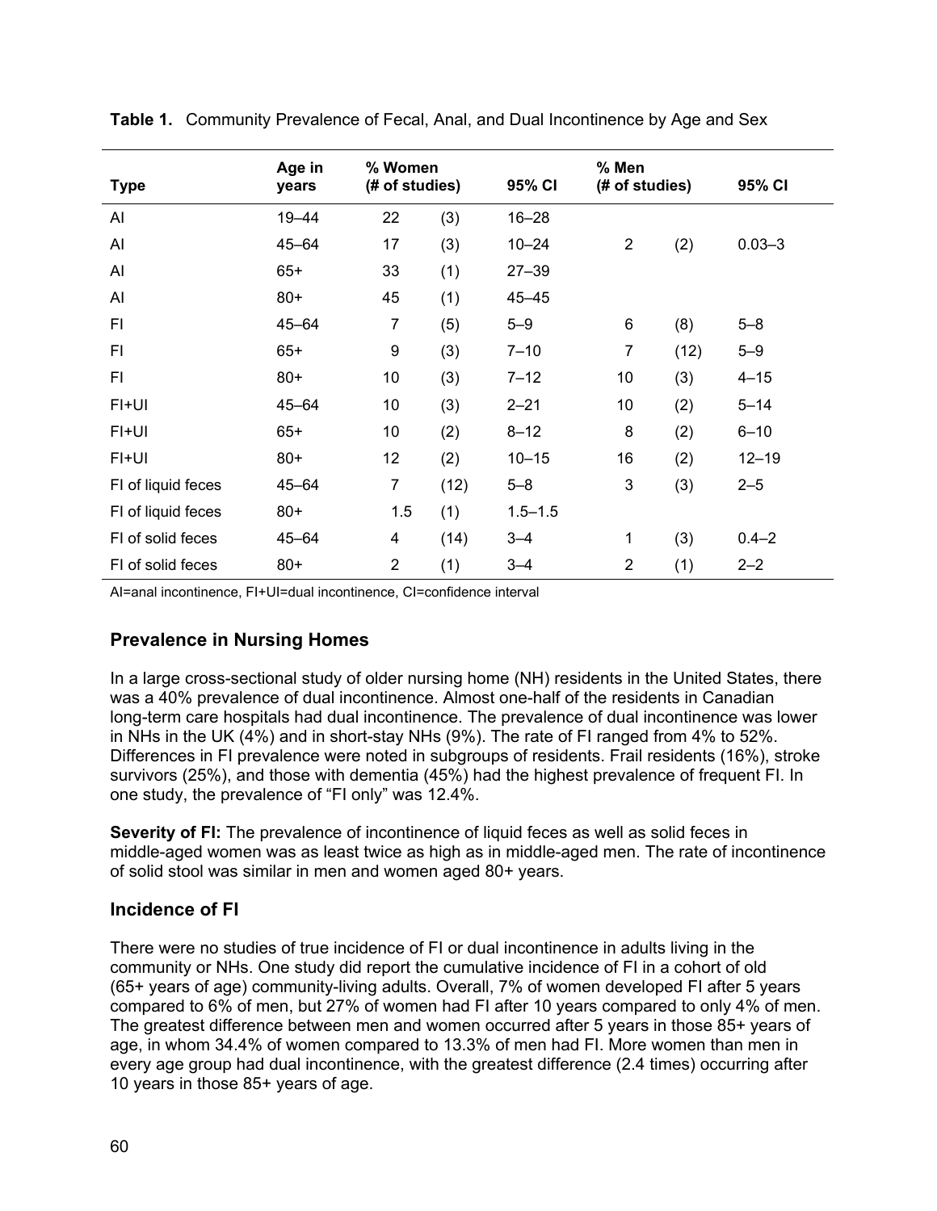**Table 1.** Community Prevalence of Fecal, Anal, and Dual Incontinence by Age and Sex

| Type | Age in years | % Women (# of studies) | | 95% CI | % Men (# of studies) | | 95% CI |
|---|---|---|---|---|---|---|---|
| AI | 19–44 | 22 | (3) | 16–28 | | | |
| AI | 45–64 | 17 | (3) | 10–24 | 2 | (2) | 0.03–3 |
| AI | 65+ | 33 | (1) | 27–39 | | | |
| AI | 80+ | 45 | (1) | 45–45 | | | |
| FI | 45–64 | 7 | (5) | 5–9 | 6 | (8) | 5–8 |
| FI | 65+ | 9 | (3) | 7–10 | 7 | (12) | 5–9 |
| FI | 80+ | 10 | (3) | 7–12 | 10 | (3) | 4–15 |
| FI+UI | 45–64 | 10 | (3) | 2–21 | 10 | (2) | 5–14 |
| FI+UI | 65+ | 10 | (2) | 8–12 | 8 | (2) | 6–10 |
| FI+UI | 80+ | 12 | (2) | 10–15 | 16 | (2) | 12–19 |
| FI of liquid feces | 45–64 | 7 | (12) | 5–8 | 3 | (3) | 2–5 |
| FI of liquid feces | 80+ | 1.5 | (1) | 1.5–1.5 | | | |
| FI of solid feces | 45–64 | 4 | (14) | 3–4 | 1 | (3) | 0.4–2 |
| FI of solid feces | 80+ | 2 | (1) | 3–4 | 2 | (1) | 2–2 |

AI=anal incontinence, FI+UI=dual incontinence, CI=confidence interval

## Prevalence in Nursing Homes

In a large cross-sectional study of older nursing home (NH) residents in the United States, there was a 40% prevalence of dual incontinence. Almost one-half of the residents in Canadian long-term care hospitals had dual incontinence. The prevalence of dual incontinence was lower in NHs in the UK (4%) and in short-stay NHs (9%). The rate of FI ranged from 4% to 52%. Differences in FI prevalence were noted in subgroups of residents. Frail residents (16%), stroke survivors (25%), and those with dementia (45%) had the highest prevalence of frequent FI. In one study, the prevalence of "FI only" was 12.4%.

**Severity of FI:** The prevalence of incontinence of liquid feces as well as solid feces in middle-aged women was as least twice as high as in middle-aged men. The rate of incontinence of solid stool was similar in men and women aged 80+ years.

## Incidence of FI

There were no studies of true incidence of FI or dual incontinence in adults living in the community or NHs. One study did report the cumulative incidence of FI in a cohort of old (65+ years of age) community-living adults. Overall, 7% of women developed FI after 5 years compared to 6% of men, but 27% of women had FI after 10 years compared to only 4% of men. The greatest difference between men and women occurred after 5 years in those 85+ years of age, in whom 34.4% of women compared to 13.3% of men had FI. More women than men in every age group had dual incontinence, with the greatest difference (2.4 times) occurring after 10 years in those 85+ years of age.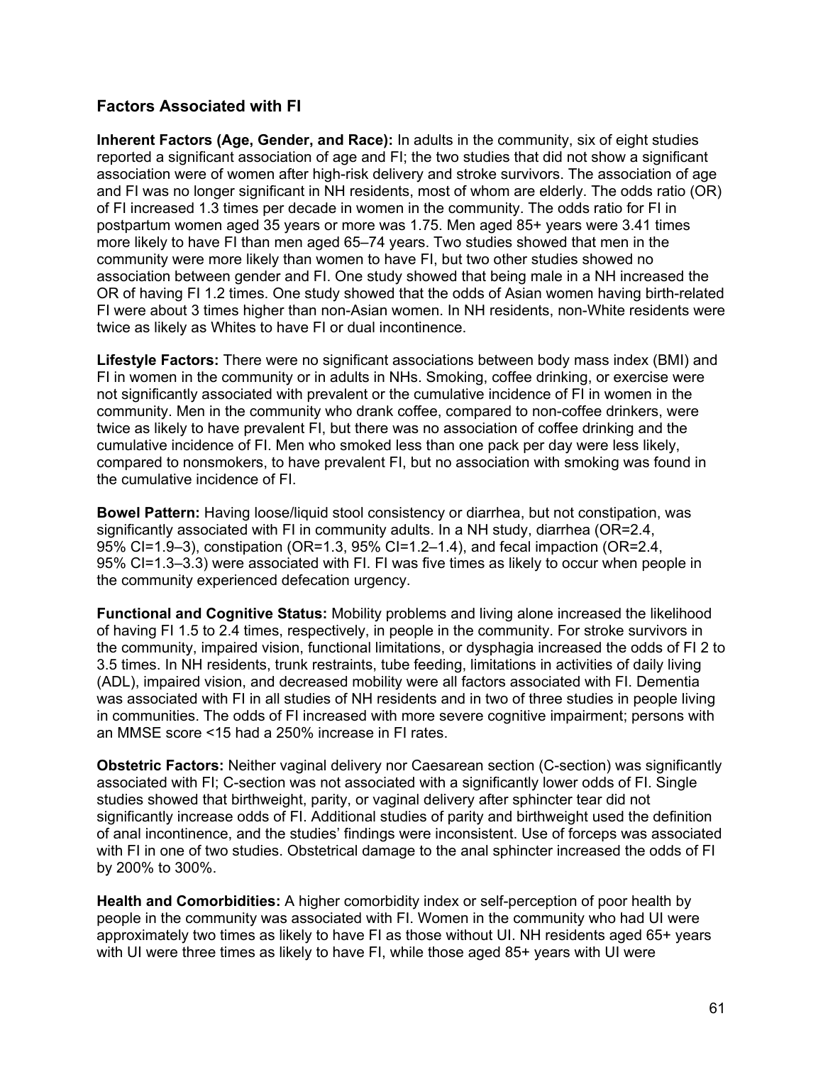## Factors Associated with FI

**Inherent Factors (Age, Gender, and Race):** In adults in the community, six of eight studies reported a significant association of age and FI; the two studies that did not show a significant association were of women after high-risk delivery and stroke survivors. The association of age and FI was no longer significant in NH residents, most of whom are elderly. The odds ratio (OR) of FI increased 1.3 times per decade in women in the community. The odds ratio for FI in postpartum women aged 35 years or more was 1.75. Men aged 85+ years were 3.41 times more likely to have FI than men aged 65–74 years. Two studies showed that men in the community were more likely than women to have FI, but two other studies showed no association between gender and FI. One study showed that being male in a NH increased the OR of having FI 1.2 times. One study showed that the odds of Asian women having birth-related FI were about 3 times higher than non-Asian women. In NH residents, non-White residents were twice as likely as Whites to have FI or dual incontinence.

**Lifestyle Factors:** There were no significant associations between body mass index (BMI) and FI in women in the community or in adults in NHs. Smoking, coffee drinking, or exercise were not significantly associated with prevalent or the cumulative incidence of FI in women in the community. Men in the community who drank coffee, compared to non-coffee drinkers, were twice as likely to have prevalent FI, but there was no association of coffee drinking and the cumulative incidence of FI. Men who smoked less than one pack per day were less likely, compared to nonsmokers, to have prevalent FI, but no association with smoking was found in the cumulative incidence of FI.

**Bowel Pattern:** Having loose/liquid stool consistency or diarrhea, but not constipation, was significantly associated with FI in community adults. In a NH study, diarrhea (OR=2.4, 95% CI=1.9–3), constipation (OR=1.3, 95% CI=1.2–1.4), and fecal impaction (OR=2.4, 95% CI=1.3–3.3) were associated with FI. FI was five times as likely to occur when people in the community experienced defecation urgency.

**Functional and Cognitive Status:** Mobility problems and living alone increased the likelihood of having FI 1.5 to 2.4 times, respectively, in people in the community. For stroke survivors in the community, impaired vision, functional limitations, or dysphagia increased the odds of FI 2 to 3.5 times. In NH residents, trunk restraints, tube feeding, limitations in activities of daily living (ADL), impaired vision, and decreased mobility were all factors associated with FI. Dementia was associated with FI in all studies of NH residents and in two of three studies in people living in communities. The odds of FI increased with more severe cognitive impairment; persons with an MMSE score <15 had a 250% increase in FI rates.

**Obstetric Factors:** Neither vaginal delivery nor Caesarean section (C-section) was significantly associated with FI; C-section was not associated with a significantly lower odds of FI. Single studies showed that birthweight, parity, or vaginal delivery after sphincter tear did not significantly increase odds of FI. Additional studies of parity and birthweight used the definition of anal incontinence, and the studies' findings were inconsistent. Use of forceps was associated with FI in one of two studies. Obstetrical damage to the anal sphincter increased the odds of FI by 200% to 300%.

**Health and Comorbidities:** A higher comorbidity index or self-perception of poor health by people in the community was associated with FI. Women in the community who had UI were approximately two times as likely to have FI as those without UI. NH residents aged 65+ years with UI were three times as likely to have FI, while those aged 85+ years with UI were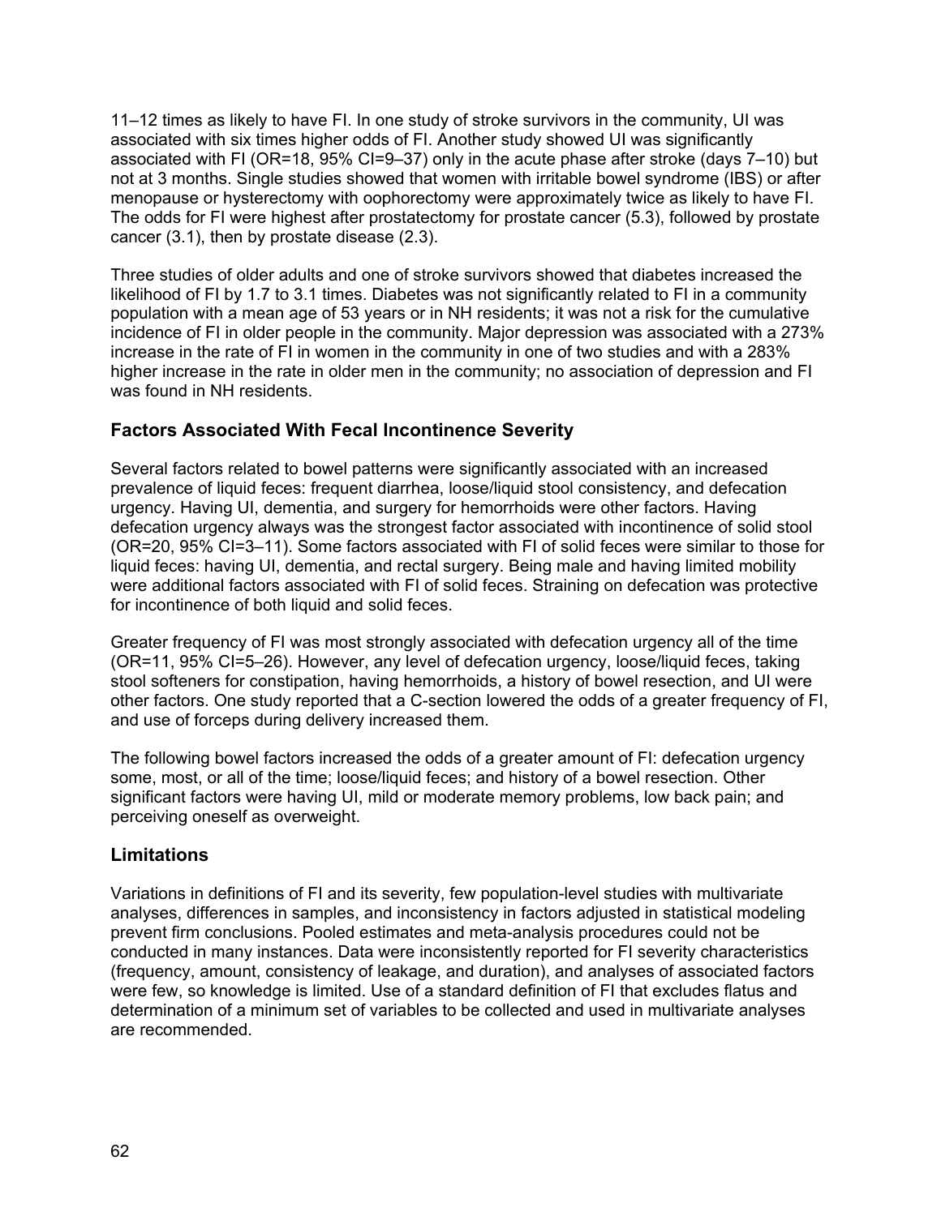11–12 times as likely to have FI. In one study of stroke survivors in the community, UI was associated with six times higher odds of FI. Another study showed UI was significantly associated with FI (OR=18, 95% CI=9–37) only in the acute phase after stroke (days 7–10) but not at 3 months. Single studies showed that women with irritable bowel syndrome (IBS) or after menopause or hysterectomy with oophorectomy were approximately twice as likely to have FI. The odds for FI were highest after prostatectomy for prostate cancer (5.3), followed by prostate cancer (3.1), then by prostate disease (2.3).

Three studies of older adults and one of stroke survivors showed that diabetes increased the likelihood of FI by 1.7 to 3.1 times. Diabetes was not significantly related to FI in a community population with a mean age of 53 years or in NH residents; it was not a risk for the cumulative incidence of FI in older people in the community. Major depression was associated with a 273% increase in the rate of FI in women in the community in one of two studies and with a 283% higher increase in the rate in older men in the community; no association of depression and FI was found in NH residents.

### Factors Associated With Fecal Incontinence Severity

Several factors related to bowel patterns were significantly associated with an increased prevalence of liquid feces: frequent diarrhea, loose/liquid stool consistency, and defecation urgency. Having UI, dementia, and surgery for hemorrhoids were other factors. Having defecation urgency always was the strongest factor associated with incontinence of solid stool (OR=20, 95% CI=3–11). Some factors associated with FI of solid feces were similar to those for liquid feces: having UI, dementia, and rectal surgery. Being male and having limited mobility were additional factors associated with FI of solid feces. Straining on defecation was protective for incontinence of both liquid and solid feces.

Greater frequency of FI was most strongly associated with defecation urgency all of the time (OR=11, 95% CI=5–26). However, any level of defecation urgency, loose/liquid feces, taking stool softeners for constipation, having hemorrhoids, a history of bowel resection, and UI were other factors. One study reported that a C-section lowered the odds of a greater frequency of FI, and use of forceps during delivery increased them.

The following bowel factors increased the odds of a greater amount of FI: defecation urgency some, most, or all of the time; loose/liquid feces; and history of a bowel resection. Other significant factors were having UI, mild or moderate memory problems, low back pain; and perceiving oneself as overweight.

### Limitations

Variations in definitions of FI and its severity, few population-level studies with multivariate analyses, differences in samples, and inconsistency in factors adjusted in statistical modeling prevent firm conclusions. Pooled estimates and meta-analysis procedures could not be conducted in many instances. Data were inconsistently reported for FI severity characteristics (frequency, amount, consistency of leakage, and duration), and analyses of associated factors were few, so knowledge is limited. Use of a standard definition of FI that excludes flatus and determination of a minimum set of variables to be collected and used in multivariate analyses are recommended.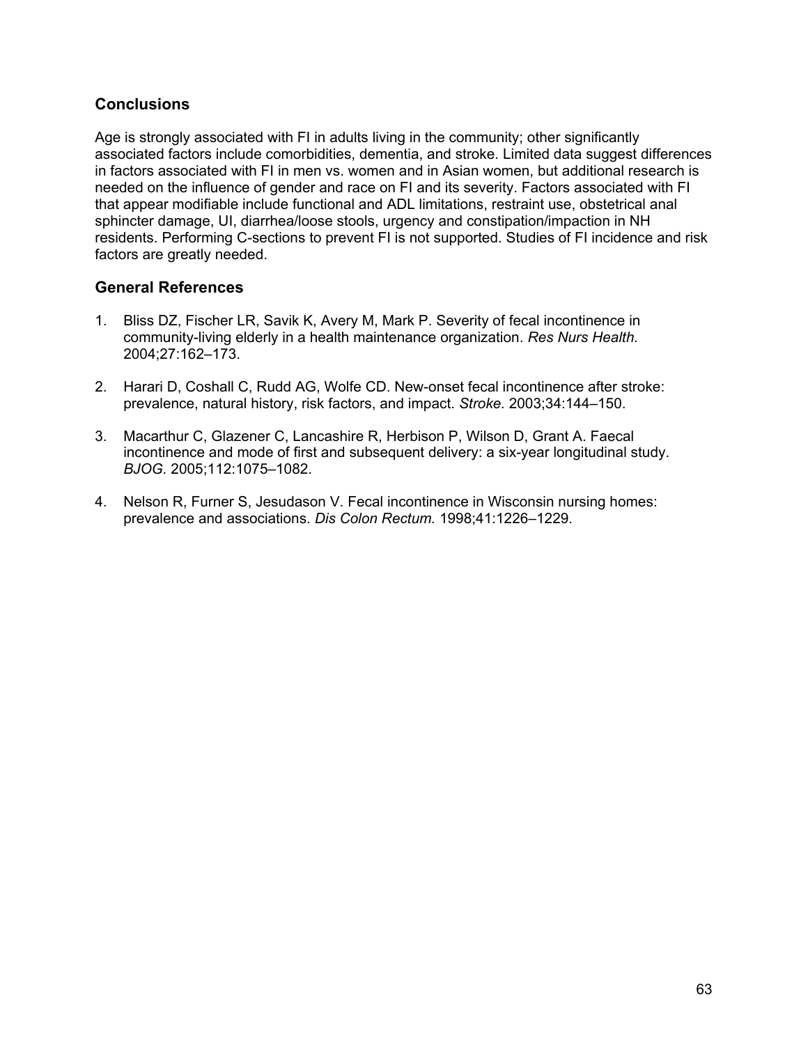## Conclusions

Age is strongly associated with FI in adults living in the community; other significantly associated factors include comorbidities, dementia, and stroke. Limited data suggest differences in factors associated with FI in men vs. women and in Asian women, but additional research is needed on the influence of gender and race on FI and its severity. Factors associated with FI that appear modifiable include functional and ADL limitations, restraint use, obstetrical anal sphincter damage, UI, diarrhea/loose stools, urgency and constipation/impaction in NH residents. Performing C-sections to prevent FI is not supported. Studies of FI incidence and risk factors are greatly needed.

## General References

1. Bliss DZ, Fischer LR, Savik K, Avery M, Mark P. Severity of fecal incontinence in community-living elderly in a health maintenance organization. *Res Nurs Health.* 2004;27:162–173.

2. Harari D, Coshall C, Rudd AG, Wolfe CD. New-onset fecal incontinence after stroke: prevalence, natural history, risk factors, and impact. *Stroke.* 2003;34:144–150.

3. Macarthur C, Glazener C, Lancashire R, Herbison P, Wilson D, Grant A. Faecal incontinence and mode of first and subsequent delivery: a six-year longitudinal study. *BJOG.* 2005;112:1075–1082.

4. Nelson R, Furner S, Jesudason V. Fecal incontinence in Wisconsin nursing homes: prevalence and associations. *Dis Colon Rectum.* 1998;41:1226–1229.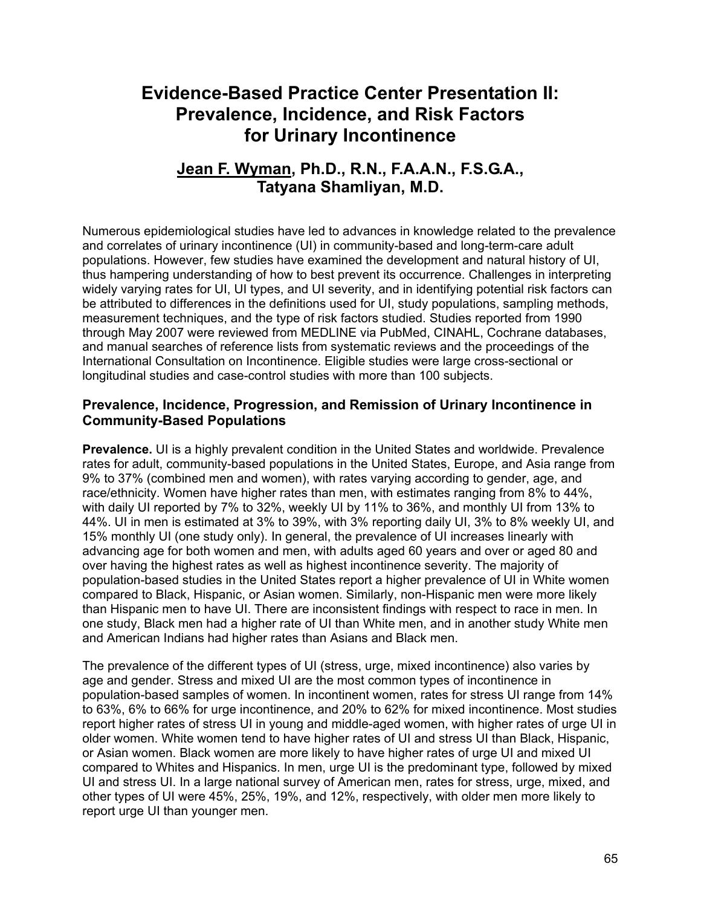# Evidence-Based Practice Center Presentation II: Prevalence, Incidence, and Risk Factors for Urinary Incontinence

## Jean F. Wyman, Ph.D., R.N., F.A.A.N., F.S.G.A., Tatyana Shamliyan, M.D.

Numerous epidemiological studies have led to advances in knowledge related to the prevalence and correlates of urinary incontinence (UI) in community-based and long-term-care adult populations. However, few studies have examined the development and natural history of UI, thus hampering understanding of how to best prevent its occurrence. Challenges in interpreting widely varying rates for UI, UI types, and UI severity, and in identifying potential risk factors can be attributed to differences in the definitions used for UI, study populations, sampling methods, measurement techniques, and the type of risk factors studied. Studies reported from 1990 through May 2007 were reviewed from MEDLINE via PubMed, CINAHL, Cochrane databases, and manual searches of reference lists from systematic reviews and the proceedings of the International Consultation on Incontinence. Eligible studies were large cross-sectional or longitudinal studies and case-control studies with more than 100 subjects.

### Prevalence, Incidence, Progression, and Remission of Urinary Incontinence in Community-Based Populations

**Prevalence.** UI is a highly prevalent condition in the United States and worldwide. Prevalence rates for adult, community-based populations in the United States, Europe, and Asia range from 9% to 37% (combined men and women), with rates varying according to gender, age, and race/ethnicity. Women have higher rates than men, with estimates ranging from 8% to 44%, with daily UI reported by 7% to 32%, weekly UI by 11% to 36%, and monthly UI from 13% to 44%. UI in men is estimated at 3% to 39%, with 3% reporting daily UI, 3% to 8% weekly UI, and 15% monthly UI (one study only). In general, the prevalence of UI increases linearly with advancing age for both women and men, with adults aged 60 years and over or aged 80 and over having the highest rates as well as highest incontinence severity. The majority of population-based studies in the United States report a higher prevalence of UI in White women compared to Black, Hispanic, or Asian women. Similarly, non-Hispanic men were more likely than Hispanic men to have UI. There are inconsistent findings with respect to race in men. In one study, Black men had a higher rate of UI than White men, and in another study White men and American Indians had higher rates than Asians and Black men.

The prevalence of the different types of UI (stress, urge, mixed incontinence) also varies by age and gender. Stress and mixed UI are the most common types of incontinence in population-based samples of women. In incontinent women, rates for stress UI range from 14% to 63%, 6% to 66% for urge incontinence, and 20% to 62% for mixed incontinence. Most studies report higher rates of stress UI in young and middle-aged women, with higher rates of urge UI in older women. White women tend to have higher rates of UI and stress UI than Black, Hispanic, or Asian women. Black women are more likely to have higher rates of urge UI and mixed UI compared to Whites and Hispanics. In men, urge UI is the predominant type, followed by mixed UI and stress UI. In a large national survey of American men, rates for stress, urge, mixed, and other types of UI were 45%, 25%, 19%, and 12%, respectively, with older men more likely to report urge UI than younger men.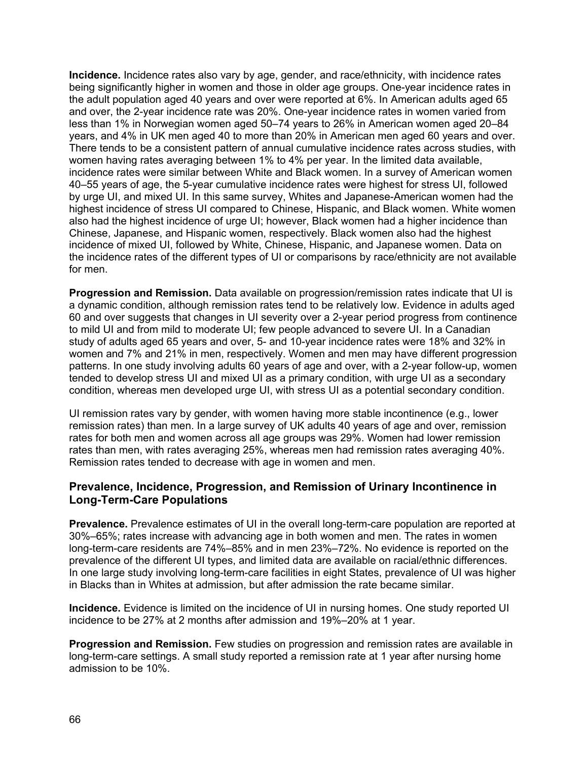**Incidence.** Incidence rates also vary by age, gender, and race/ethnicity, with incidence rates being significantly higher in women and those in older age groups. One-year incidence rates in the adult population aged 40 years and over were reported at 6%. In American adults aged 65 and over, the 2-year incidence rate was 20%. One-year incidence rates in women varied from less than 1% in Norwegian women aged 50–74 years to 26% in American women aged 20–84 years, and 4% in UK men aged 40 to more than 20% in American men aged 60 years and over. There tends to be a consistent pattern of annual cumulative incidence rates across studies, with women having rates averaging between 1% to 4% per year. In the limited data available, incidence rates were similar between White and Black women. In a survey of American women 40–55 years of age, the 5-year cumulative incidence rates were highest for stress UI, followed by urge UI, and mixed UI. In this same survey, Whites and Japanese-American women had the highest incidence of stress UI compared to Chinese, Hispanic, and Black women. White women also had the highest incidence of urge UI; however, Black women had a higher incidence than Chinese, Japanese, and Hispanic women, respectively. Black women also had the highest incidence of mixed UI, followed by White, Chinese, Hispanic, and Japanese women. Data on the incidence rates of the different types of UI or comparisons by race/ethnicity are not available for men.

**Progression and Remission.** Data available on progression/remission rates indicate that UI is a dynamic condition, although remission rates tend to be relatively low. Evidence in adults aged 60 and over suggests that changes in UI severity over a 2-year period progress from continence to mild UI and from mild to moderate UI; few people advanced to severe UI. In a Canadian study of adults aged 65 years and over, 5- and 10-year incidence rates were 18% and 32% in women and 7% and 21% in men, respectively. Women and men may have different progression patterns. In one study involving adults 60 years of age and over, with a 2-year follow-up, women tended to develop stress UI and mixed UI as a primary condition, with urge UI as a secondary condition, whereas men developed urge UI, with stress UI as a potential secondary condition.

UI remission rates vary by gender, with women having more stable incontinence (e.g., lower remission rates) than men. In a large survey of UK adults 40 years of age and over, remission rates for both men and women across all age groups was 29%. Women had lower remission rates than men, with rates averaging 25%, whereas men had remission rates averaging 40%. Remission rates tended to decrease with age in women and men.

### Prevalence, Incidence, Progression, and Remission of Urinary Incontinence in Long-Term-Care Populations

**Prevalence.** Prevalence estimates of UI in the overall long-term-care population are reported at 30%–65%; rates increase with advancing age in both women and men. The rates in women long-term-care residents are 74%–85% and in men 23%–72%. No evidence is reported on the prevalence of the different UI types, and limited data are available on racial/ethnic differences. In one large study involving long-term-care facilities in eight States, prevalence of UI was higher in Blacks than in Whites at admission, but after admission the rate became similar.

**Incidence.** Evidence is limited on the incidence of UI in nursing homes. One study reported UI incidence to be 27% at 2 months after admission and 19%–20% at 1 year.

**Progression and Remission.** Few studies on progression and remission rates are available in long-term-care settings. A small study reported a remission rate at 1 year after nursing home admission to be 10%.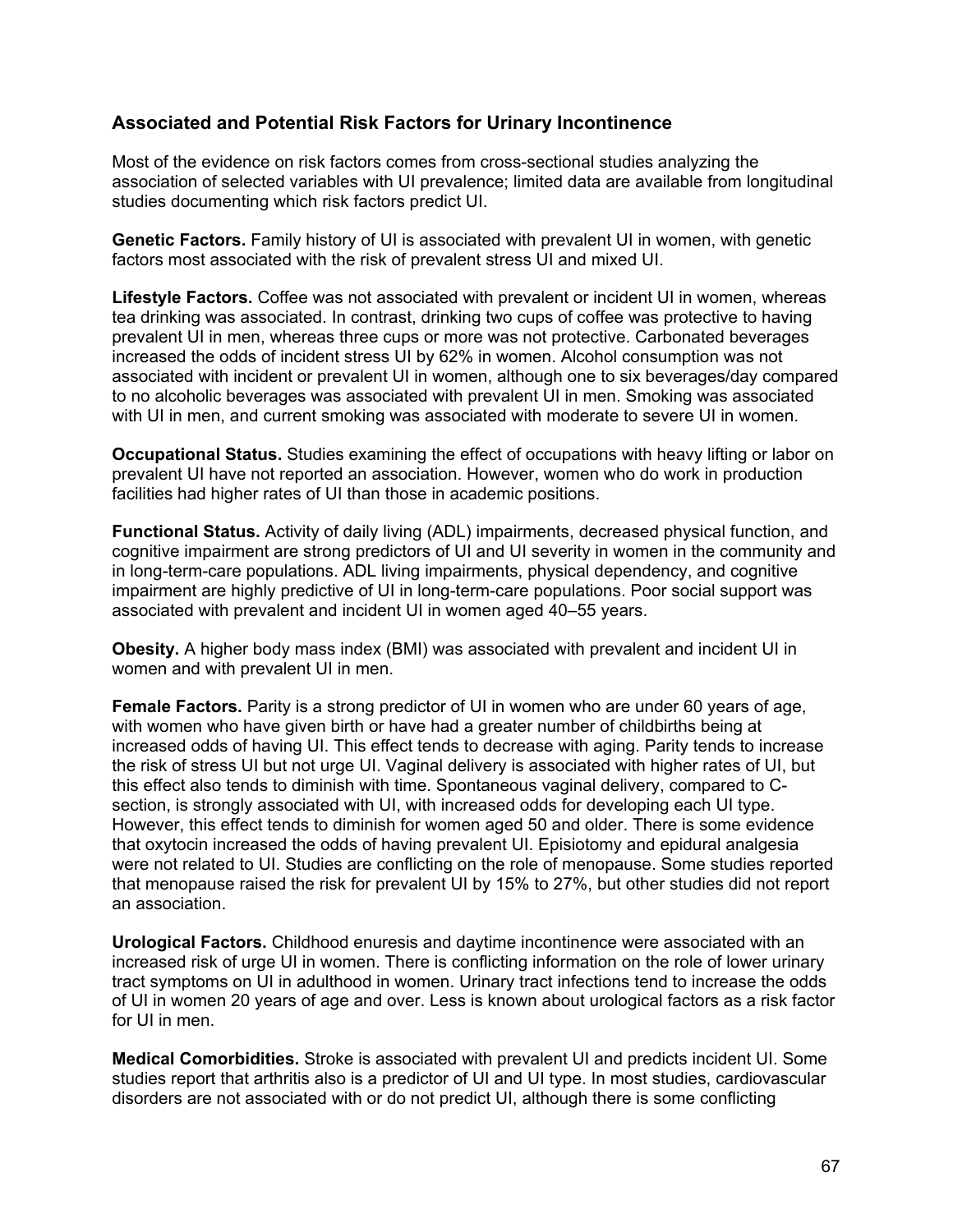### Associated and Potential Risk Factors for Urinary Incontinence

Most of the evidence on risk factors comes from cross-sectional studies analyzing the association of selected variables with UI prevalence; limited data are available from longitudinal studies documenting which risk factors predict UI.

**Genetic Factors.** Family history of UI is associated with prevalent UI in women, with genetic factors most associated with the risk of prevalent stress UI and mixed UI.

**Lifestyle Factors.** Coffee was not associated with prevalent or incident UI in women, whereas tea drinking was associated. In contrast, drinking two cups of coffee was protective to having prevalent UI in men, whereas three cups or more was not protective. Carbonated beverages increased the odds of incident stress UI by 62% in women. Alcohol consumption was not associated with incident or prevalent UI in women, although one to six beverages/day compared to no alcoholic beverages was associated with prevalent UI in men. Smoking was associated with UI in men, and current smoking was associated with moderate to severe UI in women.

**Occupational Status.** Studies examining the effect of occupations with heavy lifting or labor on prevalent UI have not reported an association. However, women who do work in production facilities had higher rates of UI than those in academic positions.

**Functional Status.** Activity of daily living (ADL) impairments, decreased physical function, and cognitive impairment are strong predictors of UI and UI severity in women in the community and in long-term-care populations. ADL living impairments, physical dependency, and cognitive impairment are highly predictive of UI in long-term-care populations. Poor social support was associated with prevalent and incident UI in women aged 40–55 years.

**Obesity.** A higher body mass index (BMI) was associated with prevalent and incident UI in women and with prevalent UI in men.

**Female Factors.** Parity is a strong predictor of UI in women who are under 60 years of age, with women who have given birth or have had a greater number of childbirths being at increased odds of having UI. This effect tends to decrease with aging. Parity tends to increase the risk of stress UI but not urge UI. Vaginal delivery is associated with higher rates of UI, but this effect also tends to diminish with time. Spontaneous vaginal delivery, compared to C-section, is strongly associated with UI, with increased odds for developing each UI type. However, this effect tends to diminish for women aged 50 and older. There is some evidence that oxytocin increased the odds of having prevalent UI. Episiotomy and epidural analgesia were not related to UI. Studies are conflicting on the role of menopause. Some studies reported that menopause raised the risk for prevalent UI by 15% to 27%, but other studies did not report an association.

**Urological Factors.** Childhood enuresis and daytime incontinence were associated with an increased risk of urge UI in women. There is conflicting information on the role of lower urinary tract symptoms on UI in adulthood in women. Urinary tract infections tend to increase the odds of UI in women 20 years of age and over. Less is known about urological factors as a risk factor for UI in men.

**Medical Comorbidities.** Stroke is associated with prevalent UI and predicts incident UI. Some studies report that arthritis also is a predictor of UI and UI type. In most studies, cardiovascular disorders are not associated with or do not predict UI, although there is some conflicting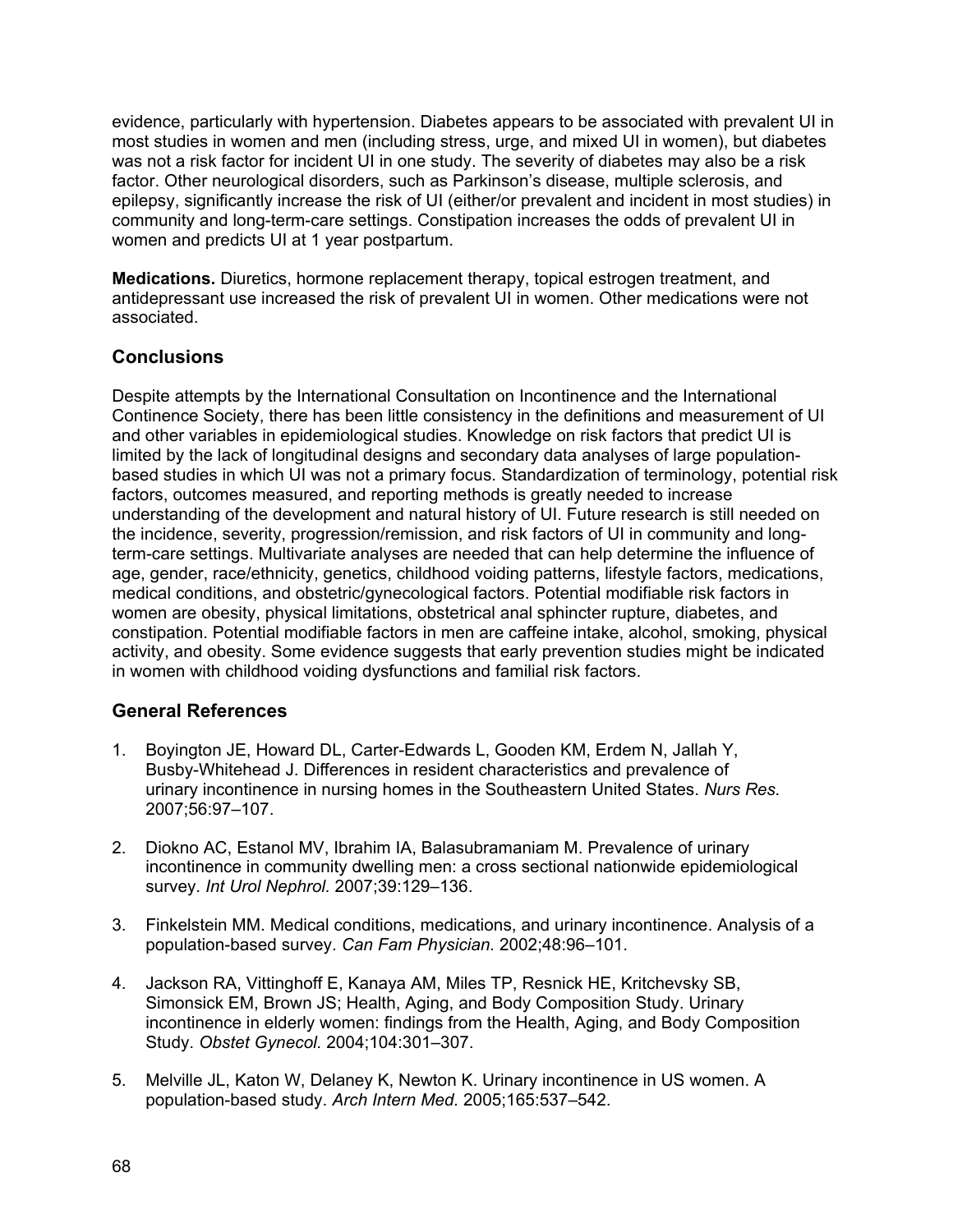evidence, particularly with hypertension. Diabetes appears to be associated with prevalent UI in most studies in women and men (including stress, urge, and mixed UI in women), but diabetes was not a risk factor for incident UI in one study. The severity of diabetes may also be a risk factor. Other neurological disorders, such as Parkinson's disease, multiple sclerosis, and epilepsy, significantly increase the risk of UI (either/or prevalent and incident in most studies) in community and long-term-care settings. Constipation increases the odds of prevalent UI in women and predicts UI at 1 year postpartum.

**Medications.** Diuretics, hormone replacement therapy, topical estrogen treatment, and antidepressant use increased the risk of prevalent UI in women. Other medications were not associated.

## Conclusions

Despite attempts by the International Consultation on Incontinence and the International Continence Society, there has been little consistency in the definitions and measurement of UI and other variables in epidemiological studies. Knowledge on risk factors that predict UI is limited by the lack of longitudinal designs and secondary data analyses of large population-based studies in which UI was not a primary focus. Standardization of terminology, potential risk factors, outcomes measured, and reporting methods is greatly needed to increase understanding of the development and natural history of UI. Future research is still needed on the incidence, severity, progression/remission, and risk factors of UI in community and long-term-care settings. Multivariate analyses are needed that can help determine the influence of age, gender, race/ethnicity, genetics, childhood voiding patterns, lifestyle factors, medications, medical conditions, and obstetric/gynecological factors. Potential modifiable risk factors in women are obesity, physical limitations, obstetrical anal sphincter rupture, diabetes, and constipation. Potential modifiable factors in men are caffeine intake, alcohol, smoking, physical activity, and obesity. Some evidence suggests that early prevention studies might be indicated in women with childhood voiding dysfunctions and familial risk factors.

## General References

1. Boyington JE, Howard DL, Carter-Edwards L, Gooden KM, Erdem N, Jallah Y, Busby-Whitehead J. Differences in resident characteristics and prevalence of urinary incontinence in nursing homes in the Southeastern United States. *Nurs Res.* 2007;56:97–107.
2. Diokno AC, Estanol MV, Ibrahim IA, Balasubramaniam M. Prevalence of urinary incontinence in community dwelling men: a cross sectional nationwide epidemiological survey. *Int Urol Nephrol.* 2007;39:129–136.
3. Finkelstein MM. Medical conditions, medications, and urinary incontinence. Analysis of a population-based survey. *Can Fam Physician.* 2002;48:96–101.
4. Jackson RA, Vittinghoff E, Kanaya AM, Miles TP, Resnick HE, Kritchevsky SB, Simonsick EM, Brown JS; Health, Aging, and Body Composition Study. Urinary incontinence in elderly women: findings from the Health, Aging, and Body Composition Study. *Obstet Gynecol.* 2004;104:301–307.
5. Melville JL, Katon W, Delaney K, Newton K. Urinary incontinence in US women. A population-based study. *Arch Intern Med.* 2005;165:537–542.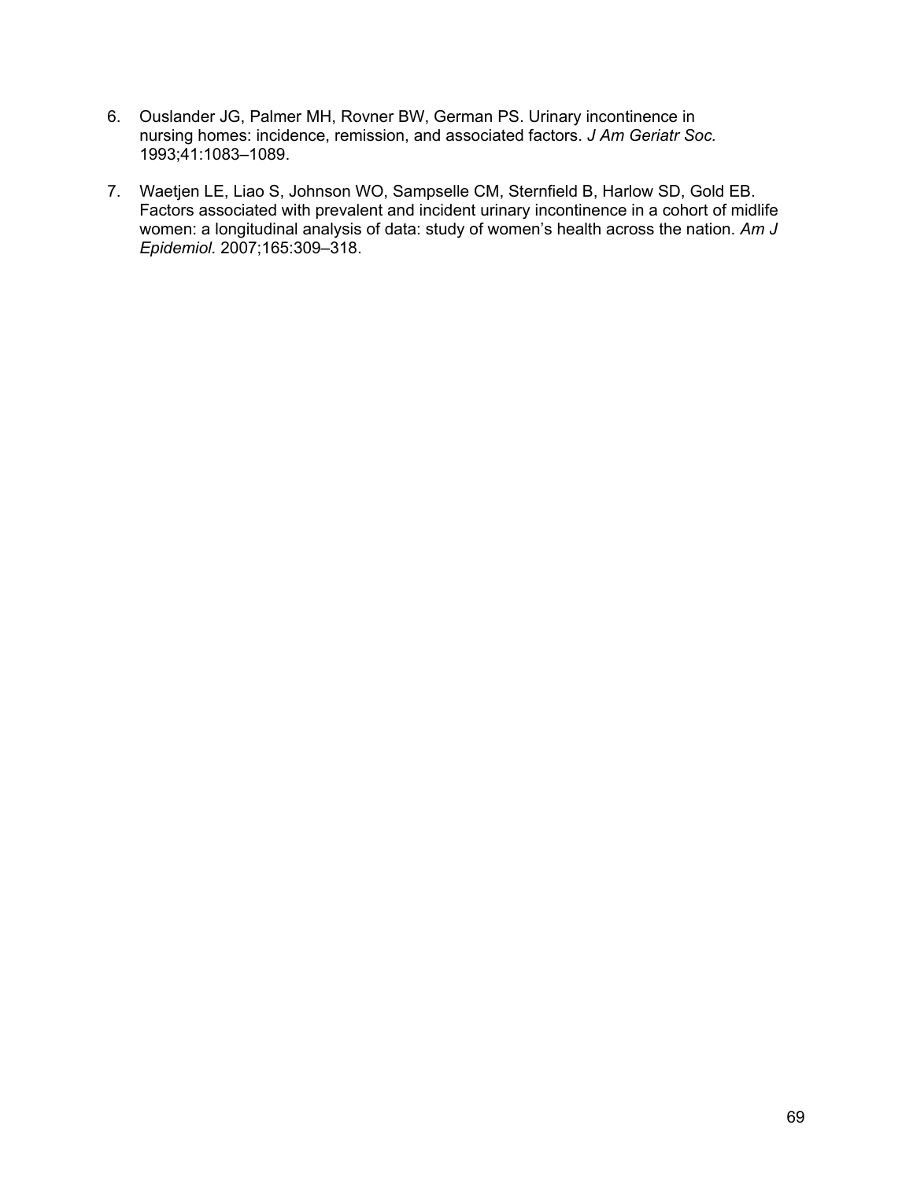6. Ouslander JG, Palmer MH, Rovner BW, German PS. Urinary incontinence in nursing homes: incidence, remission, and associated factors. *J Am Geriatr Soc.* 1993;41:1083–1089.

7. Waetjen LE, Liao S, Johnson WO, Sampselle CM, Sternfield B, Harlow SD, Gold EB. Factors associated with prevalent and incident urinary incontinence in a cohort of midlife women: a longitudinal analysis of data: study of women's health across the nation. *Am J Epidemiol.* 2007;165:309–318.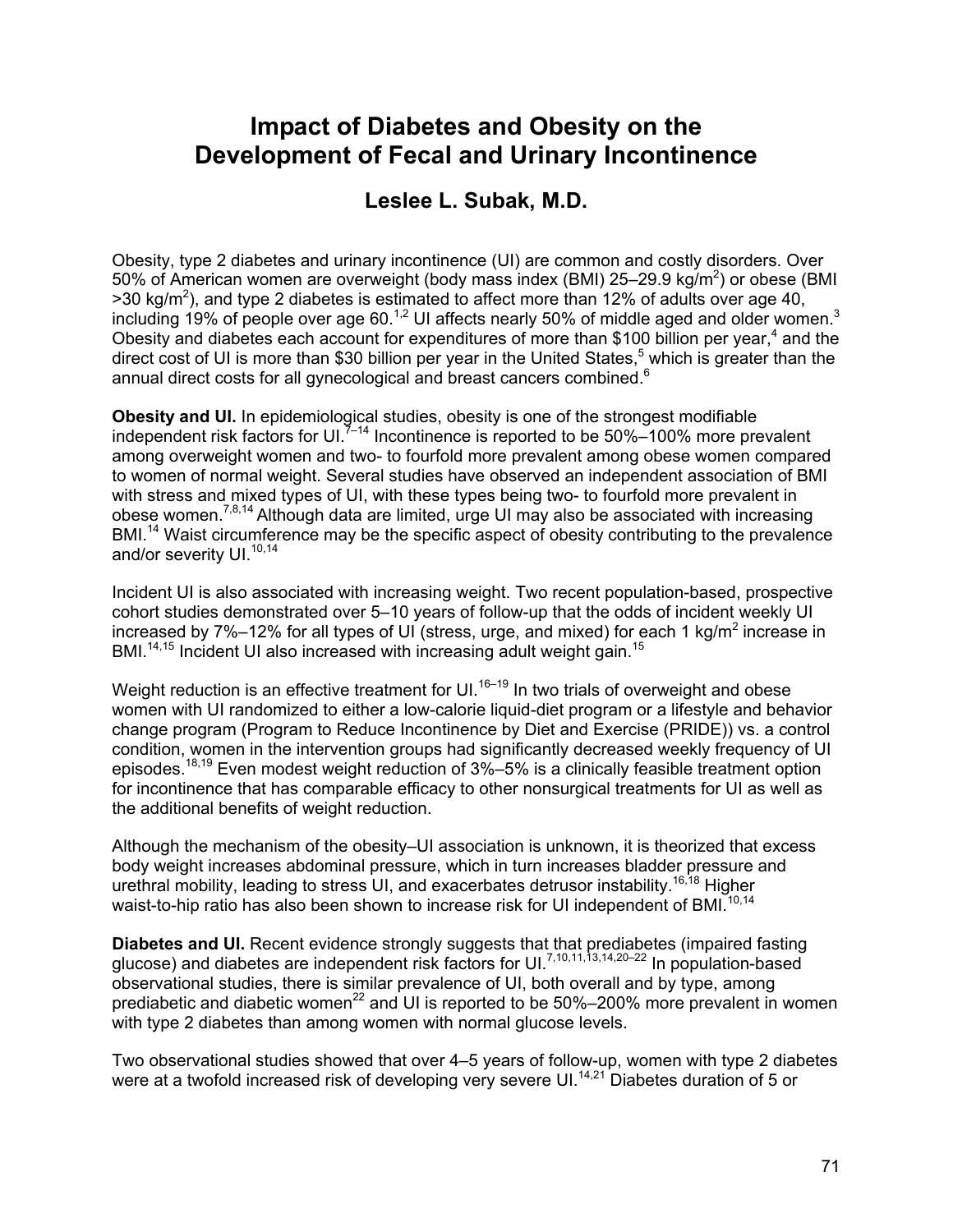# Impact of Diabetes and Obesity on the Development of Fecal and Urinary Incontinence

## Leslee L. Subak, M.D.

Obesity, type 2 diabetes and urinary incontinence (UI) are common and costly disorders. Over 50% of American women are overweight (body mass index (BMI) 25–29.9 kg/m$^2$) or obese (BMI >30 kg/m$^2$), and type 2 diabetes is estimated to affect more than 12% of adults over age 40, including 19% of people over age 60.[1,2] UI affects nearly 50% of middle aged and older women.[3] Obesity and diabetes each account for expenditures of more than $100 billion per year,[4] and the direct cost of UI is more than $30 billion per year in the United States,[5] which is greater than the annual direct costs for all gynecological and breast cancers combined.[6]

**Obesity and UI.** In epidemiological studies, obesity is one of the strongest modifiable independent risk factors for UI.[7–14] Incontinence is reported to be 50%–100% more prevalent among overweight women and two- to fourfold more prevalent among obese women compared to women of normal weight. Several studies have observed an independent association of BMI with stress and mixed types of UI, with these types being two- to fourfold more prevalent in obese women.[7,8,14] Although data are limited, urge UI may also be associated with increasing BMI.[14] Waist circumference may be the specific aspect of obesity contributing to the prevalence and/or severity UI.[10,14]

Incident UI is also associated with increasing weight. Two recent population-based, prospective cohort studies demonstrated over 5–10 years of follow-up that the odds of incident weekly UI increased by 7%–12% for all types of UI (stress, urge, and mixed) for each 1 kg/m$^2$ increase in BMI.[14,15] Incident UI also increased with increasing adult weight gain.[15]

Weight reduction is an effective treatment for UI.[16–19] In two trials of overweight and obese women with UI randomized to either a low-calorie liquid-diet program or a lifestyle and behavior change program (Program to Reduce Incontinence by Diet and Exercise (PRIDE)) vs. a control condition, women in the intervention groups had significantly decreased weekly frequency of UI episodes.[18,19] Even modest weight reduction of 3%–5% is a clinically feasible treatment option for incontinence that has comparable efficacy to other nonsurgical treatments for UI as well as the additional benefits of weight reduction.

Although the mechanism of the obesity–UI association is unknown, it is theorized that excess body weight increases abdominal pressure, which in turn increases bladder pressure and urethral mobility, leading to stress UI, and exacerbates detrusor instability.[16,18] Higher waist-to-hip ratio has also been shown to increase risk for UI independent of BMI.[10,14]

**Diabetes and UI.** Recent evidence strongly suggests that that prediabetes (impaired fasting glucose) and diabetes are independent risk factors for UI.[7,10,11,13,14,20–22] In population-based observational studies, there is similar prevalence of UI, both overall and by type, among prediabetic and diabetic women[22] and UI is reported to be 50%–200% more prevalent in women with type 2 diabetes than among women with normal glucose levels.

Two observational studies showed that over 4–5 years of follow-up, women with type 2 diabetes were at a twofold increased risk of developing very severe UI.[14,21] Diabetes duration of 5 or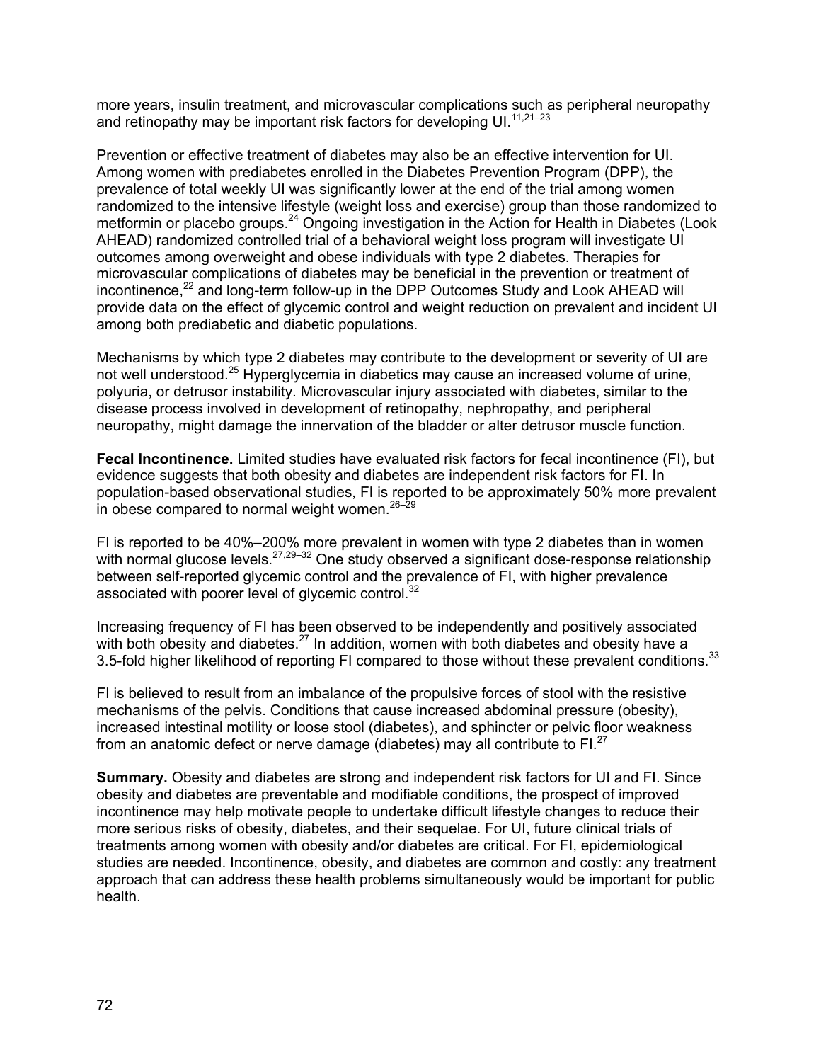more years, insulin treatment, and microvascular complications such as peripheral neuropathy and retinopathy may be important risk factors for developing UI.[11,21–23]

Prevention or effective treatment of diabetes may also be an effective intervention for UI. Among women with prediabetes enrolled in the Diabetes Prevention Program (DPP), the prevalence of total weekly UI was significantly lower at the end of the trial among women randomized to the intensive lifestyle (weight loss and exercise) group than those randomized to metformin or placebo groups.[24] Ongoing investigation in the Action for Health in Diabetes (Look AHEAD) randomized controlled trial of a behavioral weight loss program will investigate UI outcomes among overweight and obese individuals with type 2 diabetes. Therapies for microvascular complications of diabetes may be beneficial in the prevention or treatment of incontinence,[22] and long-term follow-up in the DPP Outcomes Study and Look AHEAD will provide data on the effect of glycemic control and weight reduction on prevalent and incident UI among both prediabetic and diabetic populations.

Mechanisms by which type 2 diabetes may contribute to the development or severity of UI are not well understood.[25] Hyperglycemia in diabetics may cause an increased volume of urine, polyuria, or detrusor instability. Microvascular injury associated with diabetes, similar to the disease process involved in development of retinopathy, nephropathy, and peripheral neuropathy, might damage the innervation of the bladder or alter detrusor muscle function.

**Fecal Incontinence.** Limited studies have evaluated risk factors for fecal incontinence (FI), but evidence suggests that both obesity and diabetes are independent risk factors for FI. In population-based observational studies, FI is reported to be approximately 50% more prevalent in obese compared to normal weight women.[26–29]

FI is reported to be 40%–200% more prevalent in women with type 2 diabetes than in women with normal glucose levels.[27,29–32] One study observed a significant dose-response relationship between self-reported glycemic control and the prevalence of FI, with higher prevalence associated with poorer level of glycemic control.[32]

Increasing frequency of FI has been observed to be independently and positively associated with both obesity and diabetes.[27] In addition, women with both diabetes and obesity have a 3.5-fold higher likelihood of reporting FI compared to those without these prevalent conditions.[33]

FI is believed to result from an imbalance of the propulsive forces of stool with the resistive mechanisms of the pelvis. Conditions that cause increased abdominal pressure (obesity), increased intestinal motility or loose stool (diabetes), and sphincter or pelvic floor weakness from an anatomic defect or nerve damage (diabetes) may all contribute to FI.[27]

**Summary.** Obesity and diabetes are strong and independent risk factors for UI and FI. Since obesity and diabetes are preventable and modifiable conditions, the prospect of improved incontinence may help motivate people to undertake difficult lifestyle changes to reduce their more serious risks of obesity, diabetes, and their sequelae. For UI, future clinical trials of treatments among women with obesity and/or diabetes are critical. For FI, epidemiological studies are needed. Incontinence, obesity, and diabetes are common and costly: any treatment approach that can address these health problems simultaneously would be important for public health.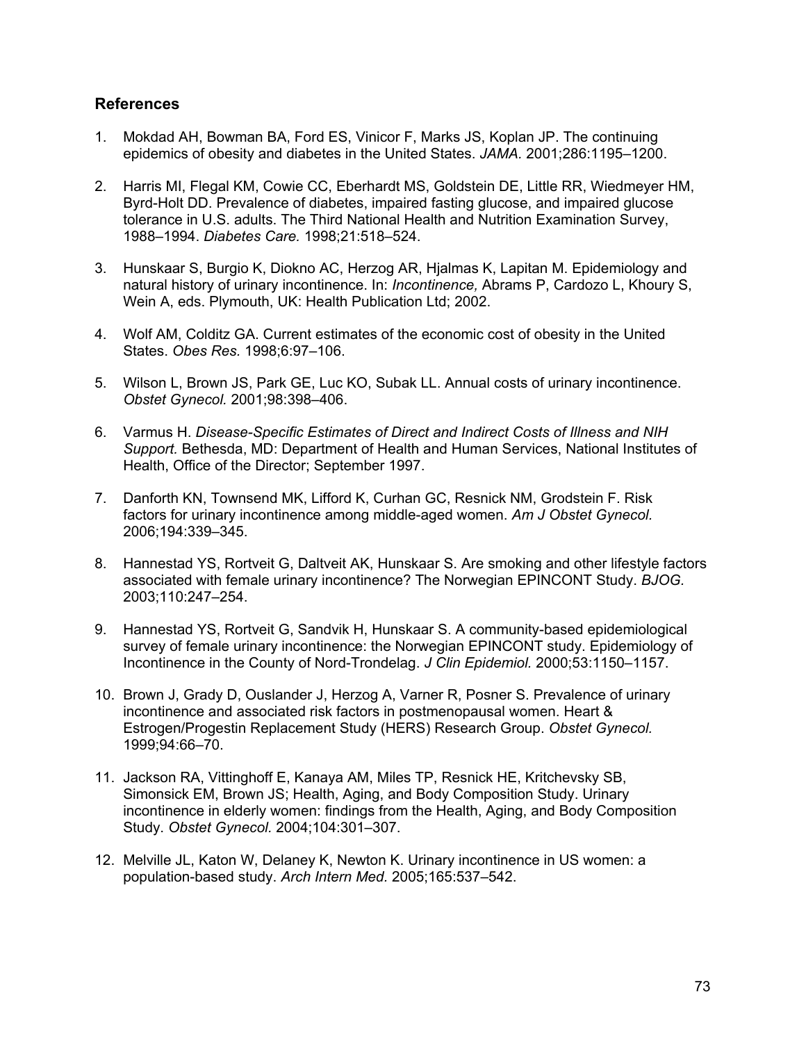## References

1. Mokdad AH, Bowman BA, Ford ES, Vinicor F, Marks JS, Koplan JP. The continuing epidemics of obesity and diabetes in the United States. *JAMA*. 2001;286:1195–1200.

2. Harris MI, Flegal KM, Cowie CC, Eberhardt MS, Goldstein DE, Little RR, Wiedmeyer HM, Byrd-Holt DD. Prevalence of diabetes, impaired fasting glucose, and impaired glucose tolerance in U.S. adults. The Third National Health and Nutrition Examination Survey, 1988–1994. *Diabetes Care.* 1998;21:518–524.

3. Hunskaar S, Burgio K, Diokno AC, Herzog AR, Hjalmas K, Lapitan M. Epidemiology and natural history of urinary incontinence. In: *Incontinence,* Abrams P, Cardozo L, Khoury S, Wein A, eds. Plymouth, UK: Health Publication Ltd; 2002.

4. Wolf AM, Colditz GA. Current estimates of the economic cost of obesity in the United States. *Obes Res.* 1998;6:97–106.

5. Wilson L, Brown JS, Park GE, Luc KO, Subak LL. Annual costs of urinary incontinence. *Obstet Gynecol.* 2001;98:398–406.

6. Varmus H. *Disease-Specific Estimates of Direct and Indirect Costs of Illness and NIH Support.* Bethesda, MD: Department of Health and Human Services, National Institutes of Health, Office of the Director; September 1997.

7. Danforth KN, Townsend MK, Lifford K, Curhan GC, Resnick NM, Grodstein F. Risk factors for urinary incontinence among middle-aged women. *Am J Obstet Gynecol.* 2006;194:339–345.

8. Hannestad YS, Rortveit G, Daltveit AK, Hunskaar S. Are smoking and other lifestyle factors associated with female urinary incontinence? The Norwegian EPINCONT Study. *BJOG.* 2003;110:247–254.

9. Hannestad YS, Rortveit G, Sandvik H, Hunskaar S. A community-based epidemiological survey of female urinary incontinence: the Norwegian EPINCONT study. Epidemiology of Incontinence in the County of Nord-Trondelag. *J Clin Epidemiol.* 2000;53:1150–1157.

10. Brown J, Grady D, Ouslander J, Herzog A, Varner R, Posner S. Prevalence of urinary incontinence and associated risk factors in postmenopausal women. Heart & Estrogen/Progestin Replacement Study (HERS) Research Group. *Obstet Gynecol.* 1999;94:66–70.

11. Jackson RA, Vittinghoff E, Kanaya AM, Miles TP, Resnick HE, Kritchevsky SB, Simonsick EM, Brown JS; Health, Aging, and Body Composition Study. Urinary incontinence in elderly women: findings from the Health, Aging, and Body Composition Study. *Obstet Gynecol.* 2004;104:301–307.

12. Melville JL, Katon W, Delaney K, Newton K. Urinary incontinence in US women: a population-based study. *Arch Intern Med.* 2005;165:537–542.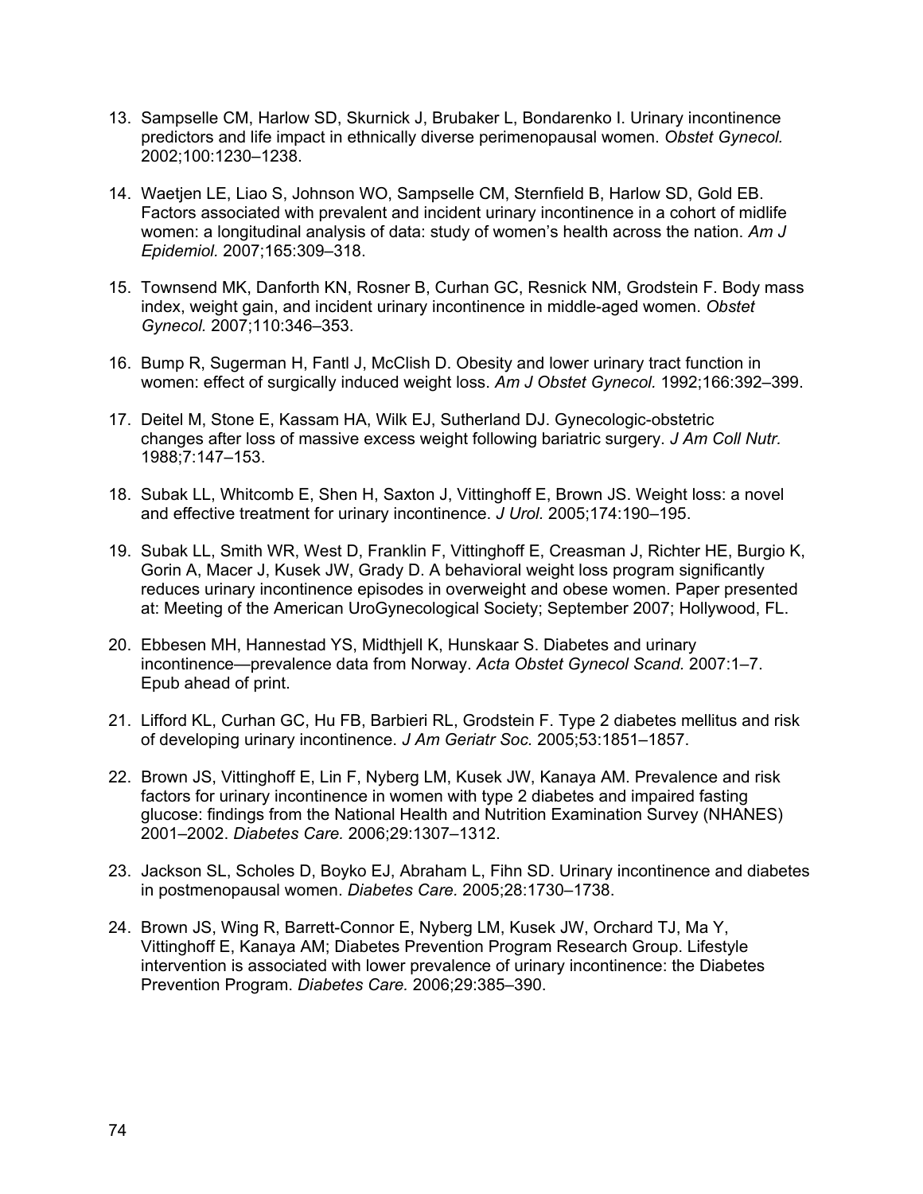13. Sampselle CM, Harlow SD, Skurnick J, Brubaker L, Bondarenko I. Urinary incontinence predictors and life impact in ethnically diverse perimenopausal women. *Obstet Gynecol.* 2002;100:1230–1238.

14. Waetjen LE, Liao S, Johnson WO, Sampselle CM, Sternfield B, Harlow SD, Gold EB. Factors associated with prevalent and incident urinary incontinence in a cohort of midlife women: a longitudinal analysis of data: study of women's health across the nation. *Am J Epidemiol.* 2007;165:309–318.

15. Townsend MK, Danforth KN, Rosner B, Curhan GC, Resnick NM, Grodstein F. Body mass index, weight gain, and incident urinary incontinence in middle-aged women. *Obstet Gynecol.* 2007;110:346–353.

16. Bump R, Sugerman H, Fantl J, McClish D. Obesity and lower urinary tract function in women: effect of surgically induced weight loss. *Am J Obstet Gynecol.* 1992;166:392–399.

17. Deitel M, Stone E, Kassam HA, Wilk EJ, Sutherland DJ. Gynecologic-obstetric changes after loss of massive excess weight following bariatric surgery. *J Am Coll Nutr.* 1988;7:147–153.

18. Subak LL, Whitcomb E, Shen H, Saxton J, Vittinghoff E, Brown JS. Weight loss: a novel and effective treatment for urinary incontinence. *J Urol.* 2005;174:190–195.

19. Subak LL, Smith WR, West D, Franklin F, Vittinghoff E, Creasman J, Richter HE, Burgio K, Gorin A, Macer J, Kusek JW, Grady D. A behavioral weight loss program significantly reduces urinary incontinence episodes in overweight and obese women. Paper presented at: Meeting of the American UroGynecological Society; September 2007; Hollywood, FL.

20. Ebbesen MH, Hannestad YS, Midthjell K, Hunskaar S. Diabetes and urinary incontinence—prevalence data from Norway. *Acta Obstet Gynecol Scand.* 2007:1–7. Epub ahead of print.

21. Lifford KL, Curhan GC, Hu FB, Barbieri RL, Grodstein F. Type 2 diabetes mellitus and risk of developing urinary incontinence. *J Am Geriatr Soc.* 2005;53:1851–1857.

22. Brown JS, Vittinghoff E, Lin F, Nyberg LM, Kusek JW, Kanaya AM. Prevalence and risk factors for urinary incontinence in women with type 2 diabetes and impaired fasting glucose: findings from the National Health and Nutrition Examination Survey (NHANES) 2001–2002. *Diabetes Care.* 2006;29:1307–1312.

23. Jackson SL, Scholes D, Boyko EJ, Abraham L, Fihn SD. Urinary incontinence and diabetes in postmenopausal women. *Diabetes Care.* 2005;28:1730–1738.

24. Brown JS, Wing R, Barrett-Connor E, Nyberg LM, Kusek JW, Orchard TJ, Ma Y, Vittinghoff E, Kanaya AM; Diabetes Prevention Program Research Group. Lifestyle intervention is associated with lower prevalence of urinary incontinence: the Diabetes Prevention Program. *Diabetes Care.* 2006;29:385–390.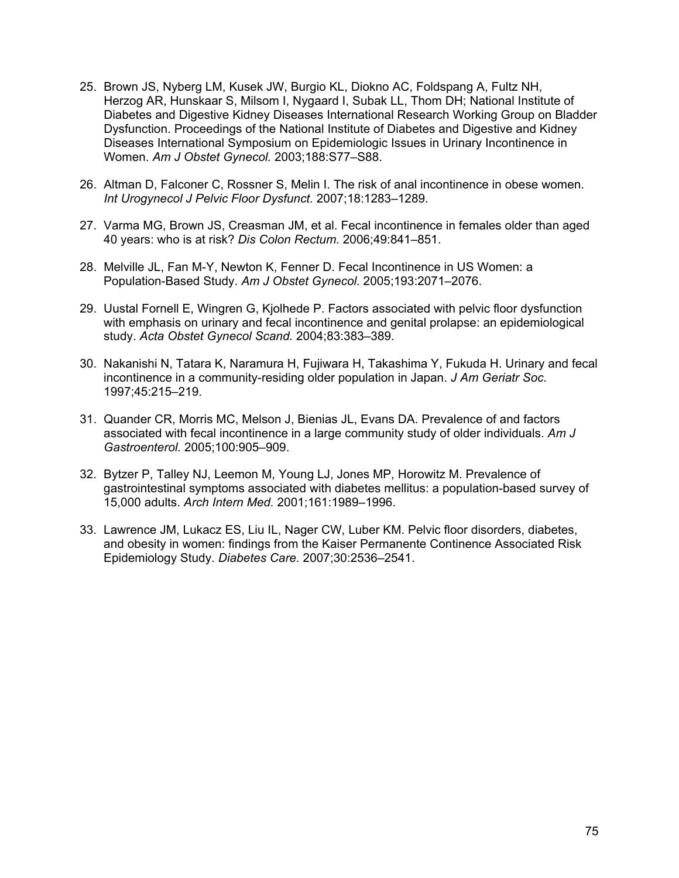25. Brown JS, Nyberg LM, Kusek JW, Burgio KL, Diokno AC, Foldspang A, Fultz NH, Herzog AR, Hunskaar S, Milsom I, Nygaard I, Subak LL, Thom DH; National Institute of Diabetes and Digestive Kidney Diseases International Research Working Group on Bladder Dysfunction. Proceedings of the National Institute of Diabetes and Digestive and Kidney Diseases International Symposium on Epidemiologic Issues in Urinary Incontinence in Women. *Am J Obstet Gynecol.* 2003;188:S77–S88.

26. Altman D, Falconer C, Rossner S, Melin I. The risk of anal incontinence in obese women. *Int Urogynecol J Pelvic Floor Dysfunct.* 2007;18:1283–1289.

27. Varma MG, Brown JS, Creasman JM, et al. Fecal incontinence in females older than aged 40 years: who is at risk? *Dis Colon Rectum.* 2006;49:841–851.

28. Melville JL, Fan M-Y, Newton K, Fenner D. Fecal Incontinence in US Women: a Population-Based Study. *Am J Obstet Gynecol.* 2005;193:2071–2076.

29. Uustal Fornell E, Wingren G, Kjolhede P. Factors associated with pelvic floor dysfunction with emphasis on urinary and fecal incontinence and genital prolapse: an epidemiological study. *Acta Obstet Gynecol Scand.* 2004;83:383–389.

30. Nakanishi N, Tatara K, Naramura H, Fujiwara H, Takashima Y, Fukuda H. Urinary and fecal incontinence in a community-residing older population in Japan. *J Am Geriatr Soc.* 1997;45:215–219.

31. Quander CR, Morris MC, Melson J, Bienias JL, Evans DA. Prevalence of and factors associated with fecal incontinence in a large community study of older individuals. *Am J Gastroenterol.* 2005;100:905–909.

32. Bytzer P, Talley NJ, Leemon M, Young LJ, Jones MP, Horowitz M. Prevalence of gastrointestinal symptoms associated with diabetes mellitus: a population-based survey of 15,000 adults. *Arch Intern Med.* 2001;161:1989–1996.

33. Lawrence JM, Lukacz ES, Liu IL, Nager CW, Luber KM. Pelvic floor disorders, diabetes, and obesity in women: findings from the Kaiser Permanente Continence Associated Risk Epidemiology Study. *Diabetes Care.* 2007;30:2536–2541.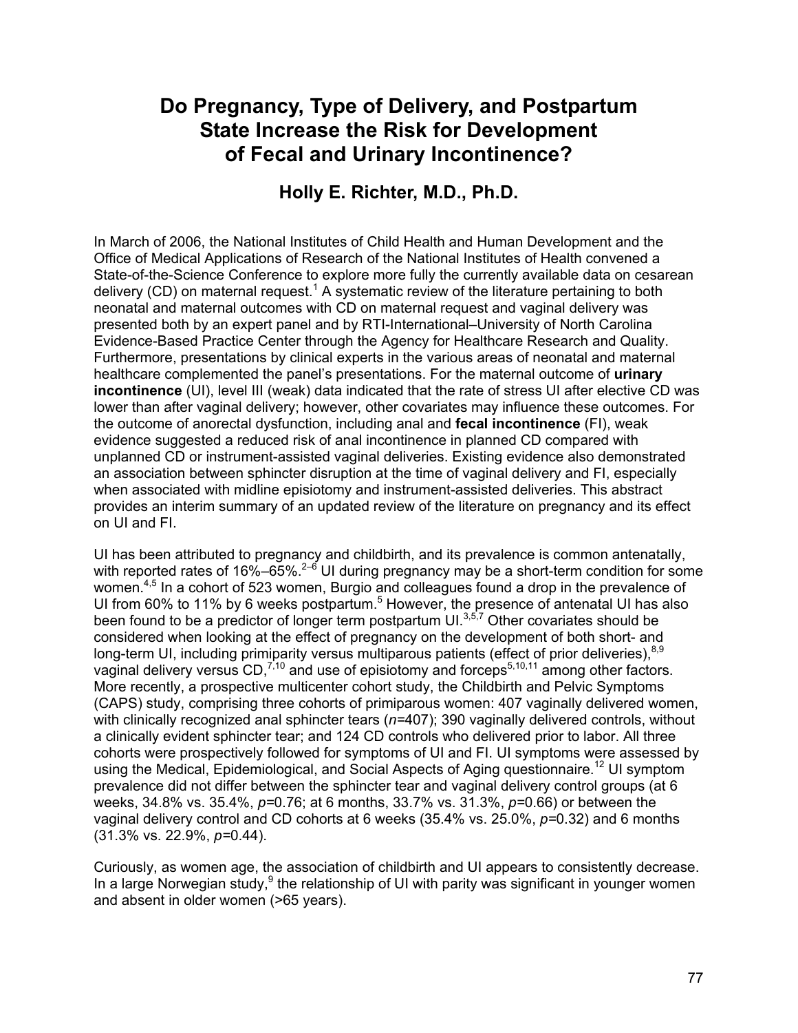# Do Pregnancy, Type of Delivery, and Postpartum State Increase the Risk for Development of Fecal and Urinary Incontinence?

## Holly E. Richter, M.D., Ph.D.

In March of 2006, the National Institutes of Child Health and Human Development and the Office of Medical Applications of Research of the National Institutes of Health convened a State-of-the-Science Conference to explore more fully the currently available data on cesarean delivery (CD) on maternal request.[1] A systematic review of the literature pertaining to both neonatal and maternal outcomes with CD on maternal request and vaginal delivery was presented both by an expert panel and by RTI-International–University of North Carolina Evidence-Based Practice Center through the Agency for Healthcare Research and Quality. Furthermore, presentations by clinical experts in the various areas of neonatal and maternal healthcare complemented the panel's presentations. For the maternal outcome of **urinary incontinence** (UI), level III (weak) data indicated that the rate of stress UI after elective CD was lower than after vaginal delivery; however, other covariates may influence these outcomes. For the outcome of anorectal dysfunction, including anal and **fecal incontinence** (FI), weak evidence suggested a reduced risk of anal incontinence in planned CD compared with unplanned CD or instrument-assisted vaginal deliveries. Existing evidence also demonstrated an association between sphincter disruption at the time of vaginal delivery and FI, especially when associated with midline episiotomy and instrument-assisted deliveries. This abstract provides an interim summary of an updated review of the literature on pregnancy and its effect on UI and FI.

UI has been attributed to pregnancy and childbirth, and its prevalence is common antenatally, with reported rates of 16%–65%.[2–6] UI during pregnancy may be a short-term condition for some women.[4,5] In a cohort of 523 women, Burgio and colleagues found a drop in the prevalence of UI from 60% to 11% by 6 weeks postpartum.[5] However, the presence of antenatal UI has also been found to be a predictor of longer term postpartum UI.[3,5,7] Other covariates should be considered when looking at the effect of pregnancy on the development of both short- and long-term UI, including primiparity versus multiparous patients (effect of prior deliveries),[8,9] vaginal delivery versus CD,[7,10] and use of episiotomy and forceps[5,10,11] among other factors. More recently, a prospective multicenter cohort study, the Childbirth and Pelvic Symptoms (CAPS) study, comprising three cohorts of primiparous women: 407 vaginally delivered women, with clinically recognized anal sphincter tears (*n*=407); 390 vaginally delivered controls, without a clinically evident sphincter tear; and 124 CD controls who delivered prior to labor. All three cohorts were prospectively followed for symptoms of UI and FI. UI symptoms were assessed by using the Medical, Epidemiological, and Social Aspects of Aging questionnaire.[12] UI symptom prevalence did not differ between the sphincter tear and vaginal delivery control groups (at 6 weeks, 34.8% vs. 35.4%, *p*=0.76; at 6 months, 33.7% vs. 31.3%, *p*=0.66) or between the vaginal delivery control and CD cohorts at 6 weeks (35.4% vs. 25.0%, *p*=0.32) and 6 months (31.3% vs. 22.9%, *p*=0.44).

Curiously, as women age, the association of childbirth and UI appears to consistently decrease. In a large Norwegian study,[9] the relationship of UI with parity was significant in younger women and absent in older women (>65 years).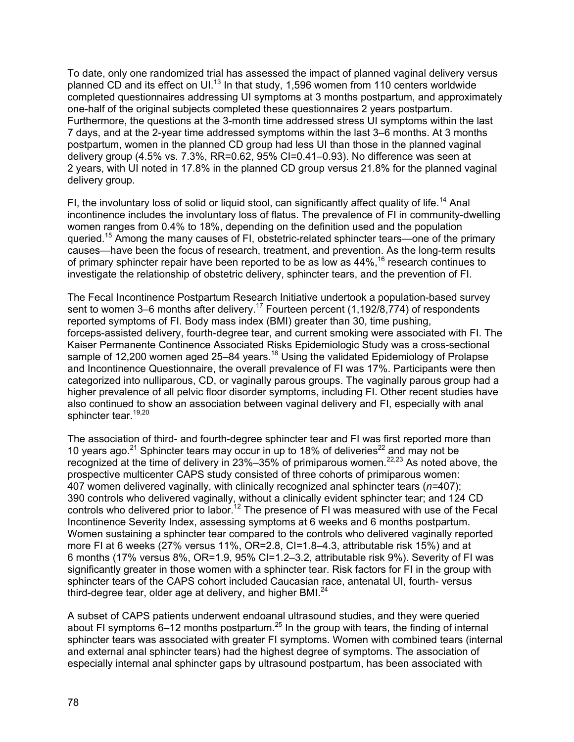To date, only one randomized trial has assessed the impact of planned vaginal delivery versus planned CD and its effect on UI.[13] In that study, 1,596 women from 110 centers worldwide completed questionnaires addressing UI symptoms at 3 months postpartum, and approximately one-half of the original subjects completed these questionnaires 2 years postpartum. Furthermore, the questions at the 3-month time addressed stress UI symptoms within the last 7 days, and at the 2-year time addressed symptoms within the last 3–6 months. At 3 months postpartum, women in the planned CD group had less UI than those in the planned vaginal delivery group (4.5% vs. 7.3%, RR=0.62, 95% CI=0.41–0.93). No difference was seen at 2 years, with UI noted in 17.8% in the planned CD group versus 21.8% for the planned vaginal delivery group.

FI, the involuntary loss of solid or liquid stool, can significantly affect quality of life.[14] Anal incontinence includes the involuntary loss of flatus. The prevalence of FI in community-dwelling women ranges from 0.4% to 18%, depending on the definition used and the population queried.[15] Among the many causes of FI, obstetric-related sphincter tears—one of the primary causes—have been the focus of research, treatment, and prevention. As the long-term results of primary sphincter repair have been reported to be as low as 44%,[16] research continues to investigate the relationship of obstetric delivery, sphincter tears, and the prevention of FI.

The Fecal Incontinence Postpartum Research Initiative undertook a population-based survey sent to women 3–6 months after delivery.[17] Fourteen percent (1,192/8,774) of respondents reported symptoms of FI. Body mass index (BMI) greater than 30, time pushing, forceps-assisted delivery, fourth-degree tear, and current smoking were associated with FI. The Kaiser Permanente Continence Associated Risks Epidemiologic Study was a cross-sectional sample of 12,200 women aged 25–84 years.[18] Using the validated Epidemiology of Prolapse and Incontinence Questionnaire, the overall prevalence of FI was 17%. Participants were then categorized into nulliparous, CD, or vaginally parous groups. The vaginally parous group had a higher prevalence of all pelvic floor disorder symptoms, including FI. Other recent studies have also continued to show an association between vaginal delivery and FI, especially with anal sphincter tear.[19,20]

The association of third- and fourth-degree sphincter tear and FI was first reported more than 10 years ago.[21] Sphincter tears may occur in up to 18% of deliveries[22] and may not be recognized at the time of delivery in 23%–35% of primiparous women.[22,23] As noted above, the prospective multicenter CAPS study consisted of three cohorts of primiparous women: 407 women delivered vaginally, with clinically recognized anal sphincter tears (*n*=407); 390 controls who delivered vaginally, without a clinically evident sphincter tear; and 124 CD controls who delivered prior to labor.[12] The presence of FI was measured with use of the Fecal Incontinence Severity Index, assessing symptoms at 6 weeks and 6 months postpartum. Women sustaining a sphincter tear compared to the controls who delivered vaginally reported more FI at 6 weeks (27% versus 11%, OR=2.8, CI=1.8–4.3, attributable risk 15%) and at 6 months (17% versus 8%, OR=1.9, 95% CI=1.2–3.2, attributable risk 9%). Severity of FI was significantly greater in those women with a sphincter tear. Risk factors for FI in the group with sphincter tears of the CAPS cohort included Caucasian race, antenatal UI, fourth- versus third-degree tear, older age at delivery, and higher BMI.[24]

A subset of CAPS patients underwent endoanal ultrasound studies, and they were queried about FI symptoms 6–12 months postpartum.[25] In the group with tears, the finding of internal sphincter tears was associated with greater FI symptoms. Women with combined tears (internal and external anal sphincter tears) had the highest degree of symptoms. The association of especially internal anal sphincter gaps by ultrasound postpartum, has been associated with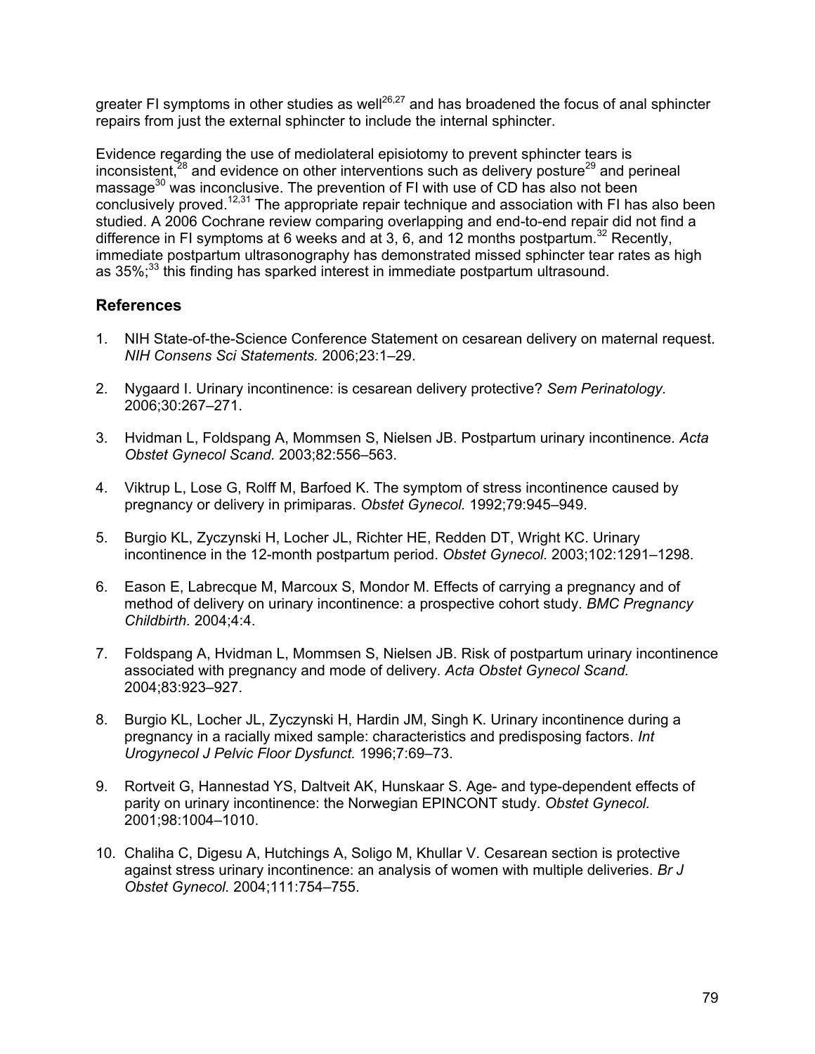greater FI symptoms in other studies as well[26,27] and has broadened the focus of anal sphincter repairs from just the external sphincter to include the internal sphincter.

Evidence regarding the use of mediolateral episiotomy to prevent sphincter tears is inconsistent,[28] and evidence on other interventions such as delivery posture[29] and perineal massage[30] was inconclusive. The prevention of FI with use of CD has also not been conclusively proved.[12,31] The appropriate repair technique and association with FI has also been studied. A 2006 Cochrane review comparing overlapping and end-to-end repair did not find a difference in FI symptoms at 6 weeks and at 3, 6, and 12 months postpartum.[32] Recently, immediate postpartum ultrasonography has demonstrated missed sphincter tear rates as high as 35%;[33] this finding has sparked interest in immediate postpartum ultrasound.

### References

1. NIH State-of-the-Science Conference Statement on cesarean delivery on maternal request. *NIH Consens Sci Statements.* 2006;23:1–29.
2. Nygaard I. Urinary incontinence: is cesarean delivery protective? *Sem Perinatology.* 2006;30:267–271.
3. Hvidman L, Foldspang A, Mommsen S, Nielsen JB. Postpartum urinary incontinence. *Acta Obstet Gynecol Scand.* 2003;82:556–563.
4. Viktrup L, Lose G, Rolff M, Barfoed K. The symptom of stress incontinence caused by pregnancy or delivery in primiparas. *Obstet Gynecol.* 1992;79:945–949.
5. Burgio KL, Zyczynski H, Locher JL, Richter HE, Redden DT, Wright KC. Urinary incontinence in the 12-month postpartum period. *Obstet Gynecol.* 2003;102:1291–1298.
6. Eason E, Labrecque M, Marcoux S, Mondor M. Effects of carrying a pregnancy and of method of delivery on urinary incontinence: a prospective cohort study. *BMC Pregnancy Childbirth.* 2004;4:4.
7. Foldspang A, Hvidman L, Mommsen S, Nielsen JB. Risk of postpartum urinary incontinence associated with pregnancy and mode of delivery. *Acta Obstet Gynecol Scand.* 2004;83:923–927.
8. Burgio KL, Locher JL, Zyczynski H, Hardin JM, Singh K. Urinary incontinence during a pregnancy in a racially mixed sample: characteristics and predisposing factors. *Int Urogynecol J Pelvic Floor Dysfunct.* 1996;7:69–73.
9. Rortveit G, Hannestad YS, Daltveit AK, Hunskaar S. Age- and type-dependent effects of parity on urinary incontinence: the Norwegian EPINCONT study. *Obstet Gynecol.* 2001;98:1004–1010.
10. Chaliha C, Digesu A, Hutchings A, Soligo M, Khullar V. Cesarean section is protective against stress urinary incontinence: an analysis of women with multiple deliveries. *Br J Obstet Gynecol.* 2004;111:754–755.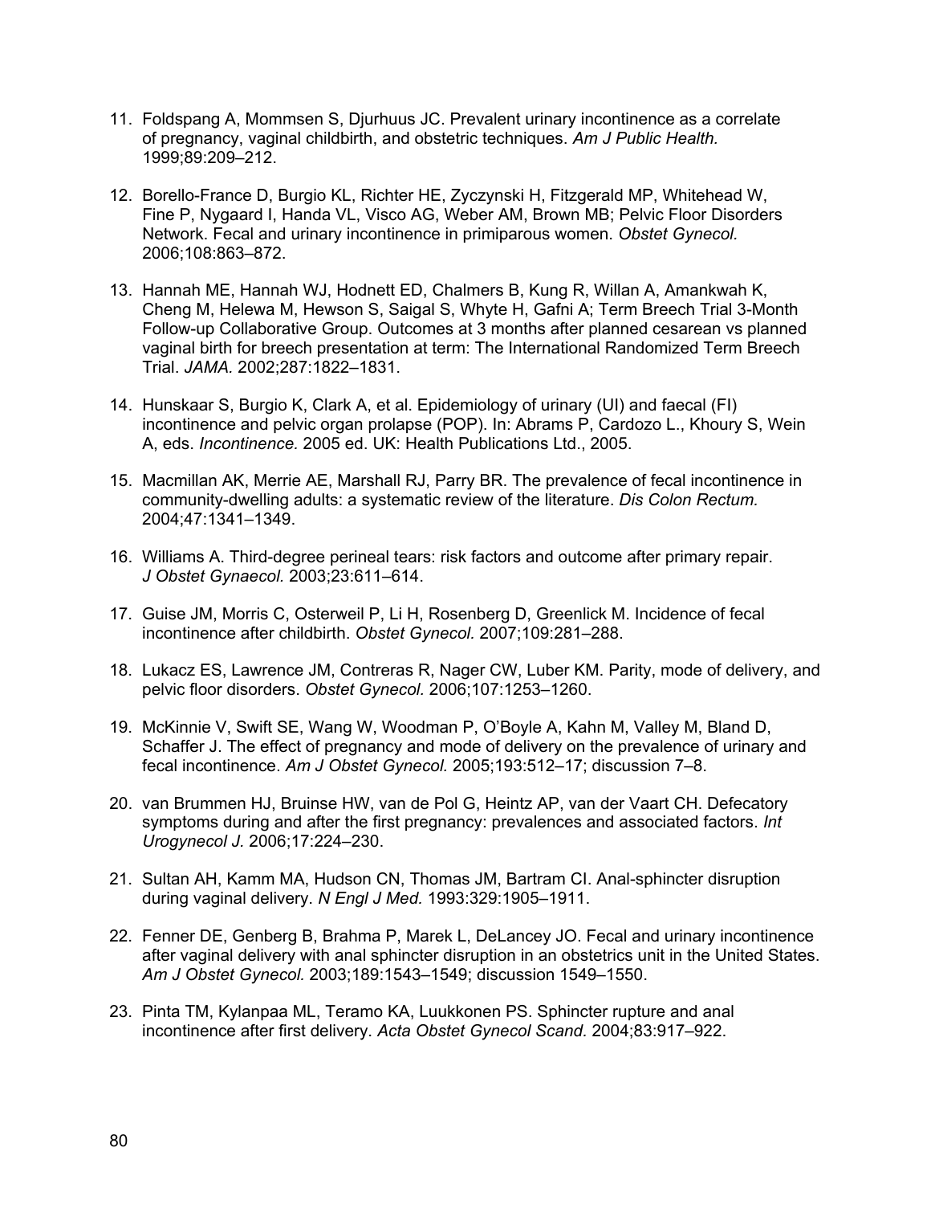11. Foldspang A, Mommsen S, Djurhuus JC. Prevalent urinary incontinence as a correlate of pregnancy, vaginal childbirth, and obstetric techniques. *Am J Public Health.* 1999;89:209–212.

12. Borello-France D, Burgio KL, Richter HE, Zyczynski H, Fitzgerald MP, Whitehead W, Fine P, Nygaard I, Handa VL, Visco AG, Weber AM, Brown MB; Pelvic Floor Disorders Network. Fecal and urinary incontinence in primiparous women. *Obstet Gynecol.* 2006;108:863–872.

13. Hannah ME, Hannah WJ, Hodnett ED, Chalmers B, Kung R, Willan A, Amankwah K, Cheng M, Helewa M, Hewson S, Saigal S, Whyte H, Gafni A; Term Breech Trial 3-Month Follow-up Collaborative Group. Outcomes at 3 months after planned cesarean vs planned vaginal birth for breech presentation at term: The International Randomized Term Breech Trial. *JAMA.* 2002;287:1822–1831.

14. Hunskaar S, Burgio K, Clark A, et al. Epidemiology of urinary (UI) and faecal (FI) incontinence and pelvic organ prolapse (POP). In: Abrams P, Cardozo L., Khoury S, Wein A, eds. *Incontinence.* 2005 ed. UK: Health Publications Ltd., 2005.

15. Macmillan AK, Merrie AE, Marshall RJ, Parry BR. The prevalence of fecal incontinence in community-dwelling adults: a systematic review of the literature. *Dis Colon Rectum.* 2004;47:1341–1349.

16. Williams A. Third-degree perineal tears: risk factors and outcome after primary repair. *J Obstet Gynaecol.* 2003;23:611–614.

17. Guise JM, Morris C, Osterweil P, Li H, Rosenberg D, Greenlick M. Incidence of fecal incontinence after childbirth. *Obstet Gynecol.* 2007;109:281–288.

18. Lukacz ES, Lawrence JM, Contreras R, Nager CW, Luber KM. Parity, mode of delivery, and pelvic floor disorders. *Obstet Gynecol.* 2006;107:1253–1260.

19. McKinnie V, Swift SE, Wang W, Woodman P, O'Boyle A, Kahn M, Valley M, Bland D, Schaffer J. The effect of pregnancy and mode of delivery on the prevalence of urinary and fecal incontinence. *Am J Obstet Gynecol.* 2005;193:512–17; discussion 7–8.

20. van Brummen HJ, Bruinse HW, van de Pol G, Heintz AP, van der Vaart CH. Defecatory symptoms during and after the first pregnancy: prevalences and associated factors. *Int Urogynecol J.* 2006;17:224–230.

21. Sultan AH, Kamm MA, Hudson CN, Thomas JM, Bartram CI. Anal-sphincter disruption during vaginal delivery. *N Engl J Med.* 1993:329:1905–1911.

22. Fenner DE, Genberg B, Brahma P, Marek L, DeLancey JO. Fecal and urinary incontinence after vaginal delivery with anal sphincter disruption in an obstetrics unit in the United States. *Am J Obstet Gynecol.* 2003;189:1543–1549; discussion 1549–1550.

23. Pinta TM, Kylanpaa ML, Teramo KA, Luukkonen PS. Sphincter rupture and anal incontinence after first delivery. *Acta Obstet Gynecol Scand.* 2004;83:917–922.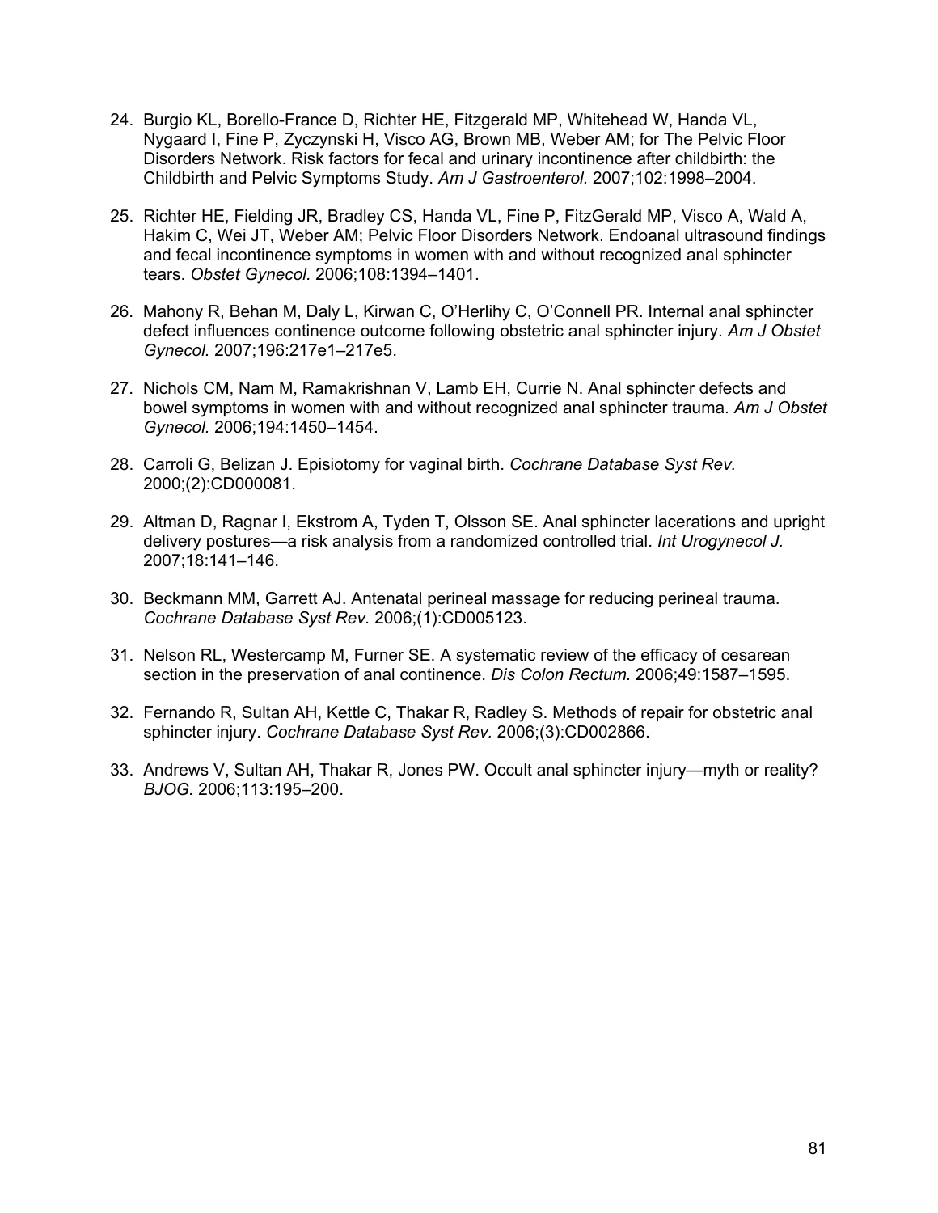24. Burgio KL, Borello-France D, Richter HE, Fitzgerald MP, Whitehead W, Handa VL, Nygaard I, Fine P, Zyczynski H, Visco AG, Brown MB, Weber AM; for The Pelvic Floor Disorders Network. Risk factors for fecal and urinary incontinence after childbirth: the Childbirth and Pelvic Symptoms Study. *Am J Gastroenterol.* 2007;102:1998–2004.

25. Richter HE, Fielding JR, Bradley CS, Handa VL, Fine P, FitzGerald MP, Visco A, Wald A, Hakim C, Wei JT, Weber AM; Pelvic Floor Disorders Network. Endoanal ultrasound findings and fecal incontinence symptoms in women with and without recognized anal sphincter tears. *Obstet Gynecol.* 2006;108:1394–1401.

26. Mahony R, Behan M, Daly L, Kirwan C, O'Herlihy C, O'Connell PR. Internal anal sphincter defect influences continence outcome following obstetric anal sphincter injury. *Am J Obstet Gynecol.* 2007;196:217e1–217e5.

27. Nichols CM, Nam M, Ramakrishnan V, Lamb EH, Currie N. Anal sphincter defects and bowel symptoms in women with and without recognized anal sphincter trauma. *Am J Obstet Gynecol.* 2006;194:1450–1454.

28. Carroli G, Belizan J. Episiotomy for vaginal birth. *Cochrane Database Syst Rev.* 2000;(2):CD000081.

29. Altman D, Ragnar I, Ekstrom A, Tyden T, Olsson SE. Anal sphincter lacerations and upright delivery postures—a risk analysis from a randomized controlled trial. *Int Urogynecol J.* 2007;18:141–146.

30. Beckmann MM, Garrett AJ. Antenatal perineal massage for reducing perineal trauma. *Cochrane Database Syst Rev.* 2006;(1):CD005123.

31. Nelson RL, Westercamp M, Furner SE. A systematic review of the efficacy of cesarean section in the preservation of anal continence. *Dis Colon Rectum.* 2006;49:1587–1595.

32. Fernando R, Sultan AH, Kettle C, Thakar R, Radley S. Methods of repair for obstetric anal sphincter injury. *Cochrane Database Syst Rev.* 2006;(3):CD002866.

33. Andrews V, Sultan AH, Thakar R, Jones PW. Occult anal sphincter injury—myth or reality? *BJOG.* 2006;113:195–200.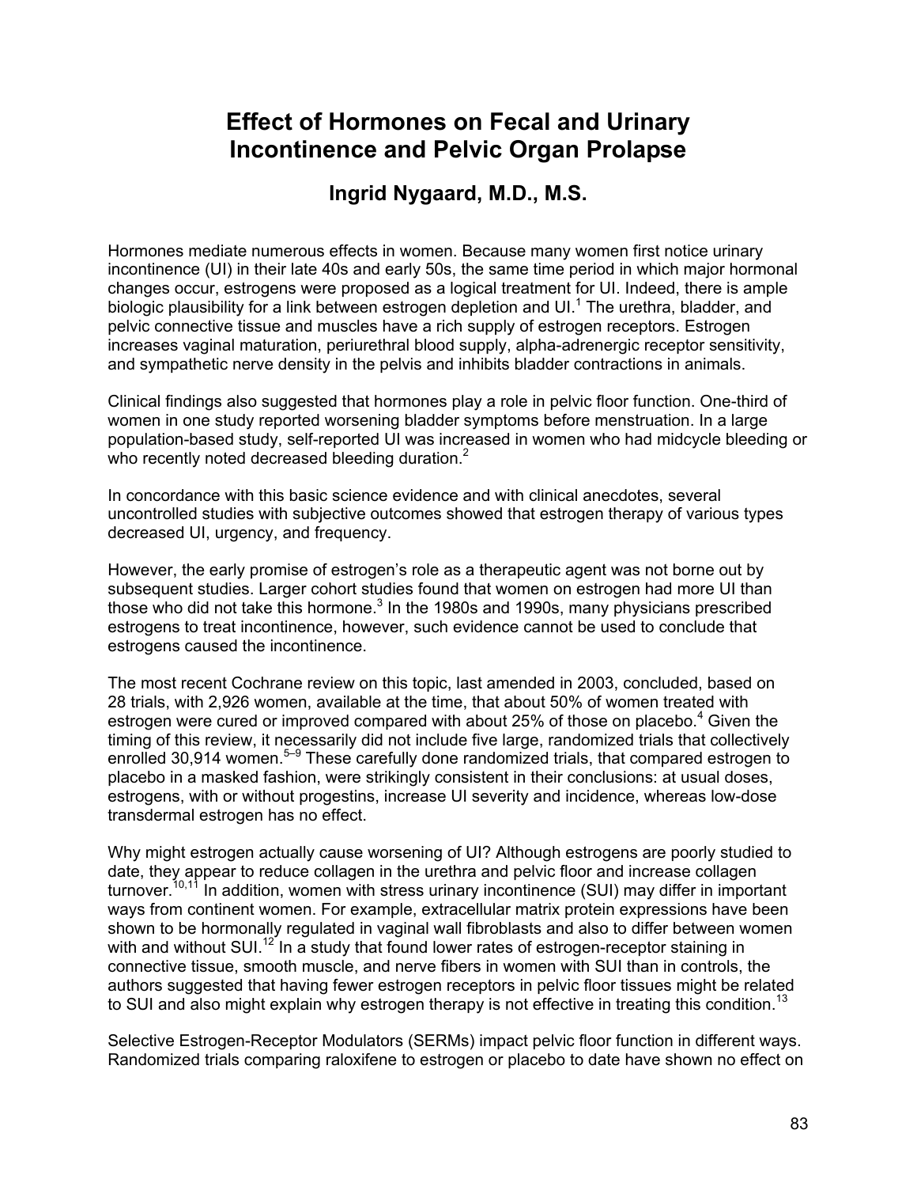# Effect of Hormones on Fecal and Urinary Incontinence and Pelvic Organ Prolapse

## Ingrid Nygaard, M.D., M.S.

Hormones mediate numerous effects in women. Because many women first notice urinary incontinence (UI) in their late 40s and early 50s, the same time period in which major hormonal changes occur, estrogens were proposed as a logical treatment for UI. Indeed, there is ample biologic plausibility for a link between estrogen depletion and UI.[1] The urethra, bladder, and pelvic connective tissue and muscles have a rich supply of estrogen receptors. Estrogen increases vaginal maturation, periurethral blood supply, alpha-adrenergic receptor sensitivity, and sympathetic nerve density in the pelvis and inhibits bladder contractions in animals.

Clinical findings also suggested that hormones play a role in pelvic floor function. One-third of women in one study reported worsening bladder symptoms before menstruation. In a large population-based study, self-reported UI was increased in women who had midcycle bleeding or who recently noted decreased bleeding duration.[2]

In concordance with this basic science evidence and with clinical anecdotes, several uncontrolled studies with subjective outcomes showed that estrogen therapy of various types decreased UI, urgency, and frequency.

However, the early promise of estrogen's role as a therapeutic agent was not borne out by subsequent studies. Larger cohort studies found that women on estrogen had more UI than those who did not take this hormone.[3] In the 1980s and 1990s, many physicians prescribed estrogens to treat incontinence, however, such evidence cannot be used to conclude that estrogens caused the incontinence.

The most recent Cochrane review on this topic, last amended in 2003, concluded, based on 28 trials, with 2,926 women, available at the time, that about 50% of women treated with estrogen were cured or improved compared with about 25% of those on placebo.[4] Given the timing of this review, it necessarily did not include five large, randomized trials that collectively enrolled 30,914 women.[5–9] These carefully done randomized trials, that compared estrogen to placebo in a masked fashion, were strikingly consistent in their conclusions: at usual doses, estrogens, with or without progestins, increase UI severity and incidence, whereas low-dose transdermal estrogen has no effect.

Why might estrogen actually cause worsening of UI? Although estrogens are poorly studied to date, they appear to reduce collagen in the urethra and pelvic floor and increase collagen turnover.[10,11] In addition, women with stress urinary incontinence (SUI) may differ in important ways from continent women. For example, extracellular matrix protein expressions have been shown to be hormonally regulated in vaginal wall fibroblasts and also to differ between women with and without SUI.[12] In a study that found lower rates of estrogen-receptor staining in connective tissue, smooth muscle, and nerve fibers in women with SUI than in controls, the authors suggested that having fewer estrogen receptors in pelvic floor tissues might be related to SUI and also might explain why estrogen therapy is not effective in treating this condition.[13]

Selective Estrogen-Receptor Modulators (SERMs) impact pelvic floor function in different ways. Randomized trials comparing raloxifene to estrogen or placebo to date have shown no effect on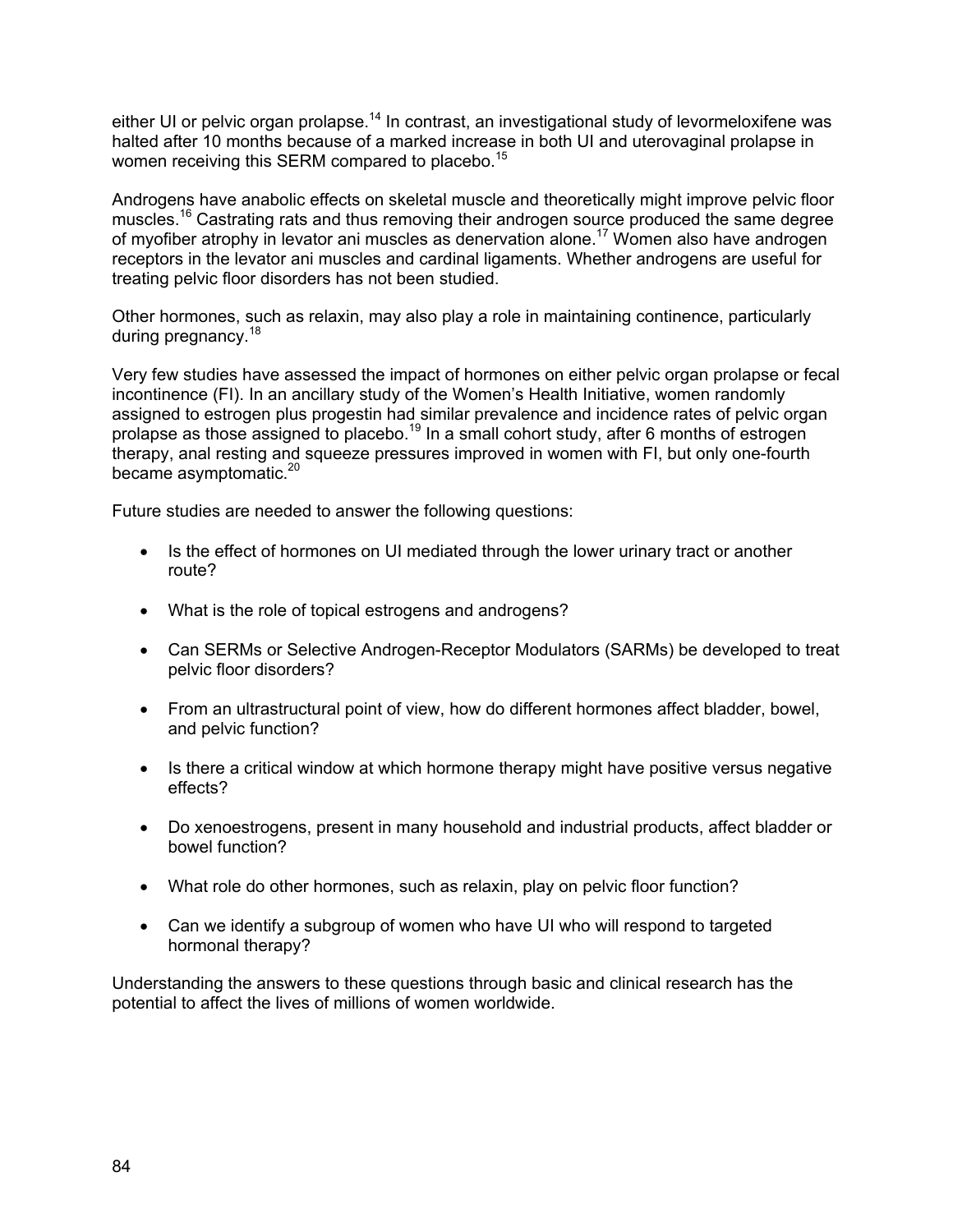either UI or pelvic organ prolapse.[14] In contrast, an investigational study of levormeloxifene was halted after 10 months because of a marked increase in both UI and uterovaginal prolapse in women receiving this SERM compared to placebo.[15]

Androgens have anabolic effects on skeletal muscle and theoretically might improve pelvic floor muscles.[16] Castrating rats and thus removing their androgen source produced the same degree of myofiber atrophy in levator ani muscles as denervation alone.[17] Women also have androgen receptors in the levator ani muscles and cardinal ligaments. Whether androgens are useful for treating pelvic floor disorders has not been studied.

Other hormones, such as relaxin, may also play a role in maintaining continence, particularly during pregnancy.[18]

Very few studies have assessed the impact of hormones on either pelvic organ prolapse or fecal incontinence (FI). In an ancillary study of the Women's Health Initiative, women randomly assigned to estrogen plus progestin had similar prevalence and incidence rates of pelvic organ prolapse as those assigned to placebo.[19] In a small cohort study, after 6 months of estrogen therapy, anal resting and squeeze pressures improved in women with FI, but only one-fourth became asymptomatic.[20]

Future studies are needed to answer the following questions:

- Is the effect of hormones on UI mediated through the lower urinary tract or another route?
- What is the role of topical estrogens and androgens?
- Can SERMs or Selective Androgen-Receptor Modulators (SARMs) be developed to treat pelvic floor disorders?
- From an ultrastructural point of view, how do different hormones affect bladder, bowel, and pelvic function?
- Is there a critical window at which hormone therapy might have positive versus negative effects?
- Do xenoestrogens, present in many household and industrial products, affect bladder or bowel function?
- What role do other hormones, such as relaxin, play on pelvic floor function?
- Can we identify a subgroup of women who have UI who will respond to targeted hormonal therapy?

Understanding the answers to these questions through basic and clinical research has the potential to affect the lives of millions of women worldwide.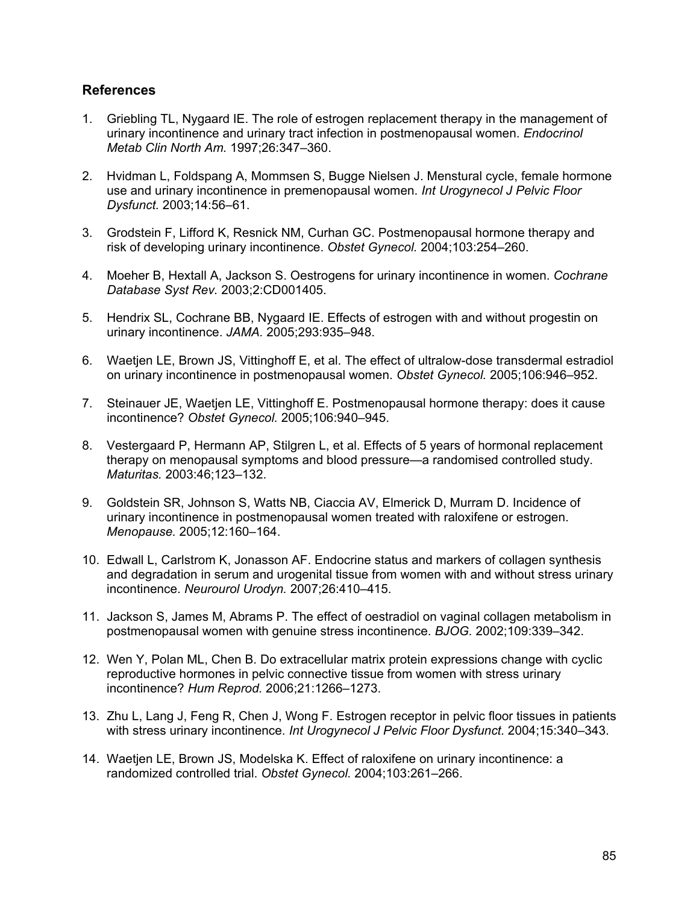### References

1. Griebling TL, Nygaard IE. The role of estrogen replacement therapy in the management of urinary incontinence and urinary tract infection in postmenopausal women. *Endocrinol Metab Clin North Am.* 1997;26:347–360.

2. Hvidman L, Foldspang A, Mommsen S, Bugge Nielsen J. Menstural cycle, female hormone use and urinary incontinence in premenopausal women. *Int Urogynecol J Pelvic Floor Dysfunct.* 2003;14:56–61.

3. Grodstein F, Lifford K, Resnick NM, Curhan GC. Postmenopausal hormone therapy and risk of developing urinary incontinence. *Obstet Gynecol.* 2004;103:254–260.

4. Moeher B, Hextall A, Jackson S. Oestrogens for urinary incontinence in women. *Cochrane Database Syst Rev.* 2003;2:CD001405.

5. Hendrix SL, Cochrane BB, Nygaard IE. Effects of estrogen with and without progestin on urinary incontinence. *JAMA.* 2005;293:935–948.

6. Waetjen LE, Brown JS, Vittinghoff E, et al. The effect of ultralow-dose transdermal estradiol on urinary incontinence in postmenopausal women. *Obstet Gynecol.* 2005;106:946–952.

7. Steinauer JE, Waetjen LE, Vittinghoff E. Postmenopausal hormone therapy: does it cause incontinence? *Obstet Gynecol.* 2005;106:940–945.

8. Vestergaard P, Hermann AP, Stilgren L, et al. Effects of 5 years of hormonal replacement therapy on menopausal symptoms and blood pressure—a randomised controlled study. *Maturitas.* 2003:46;123–132.

9. Goldstein SR, Johnson S, Watts NB, Ciaccia AV, Elmerick D, Murram D. Incidence of urinary incontinence in postmenopausal women treated with raloxifene or estrogen. *Menopause.* 2005;12:160–164.

10. Edwall L, Carlstrom K, Jonasson AF. Endocrine status and markers of collagen synthesis and degradation in serum and urogenital tissue from women with and without stress urinary incontinence. *Neurourol Urodyn.* 2007;26:410–415.

11. Jackson S, James M, Abrams P. The effect of oestradiol on vaginal collagen metabolism in postmenopausal women with genuine stress incontinence. *BJOG.* 2002;109:339–342.

12. Wen Y, Polan ML, Chen B. Do extracellular matrix protein expressions change with cyclic reproductive hormones in pelvic connective tissue from women with stress urinary incontinence? *Hum Reprod.* 2006;21:1266–1273.

13. Zhu L, Lang J, Feng R, Chen J, Wong F. Estrogen receptor in pelvic floor tissues in patients with stress urinary incontinence. *Int Urogynecol J Pelvic Floor Dysfunct.* 2004;15:340–343.

14. Waetjen LE, Brown JS, Modelska K. Effect of raloxifene on urinary incontinence: a randomized controlled trial. *Obstet Gynecol.* 2004;103:261–266.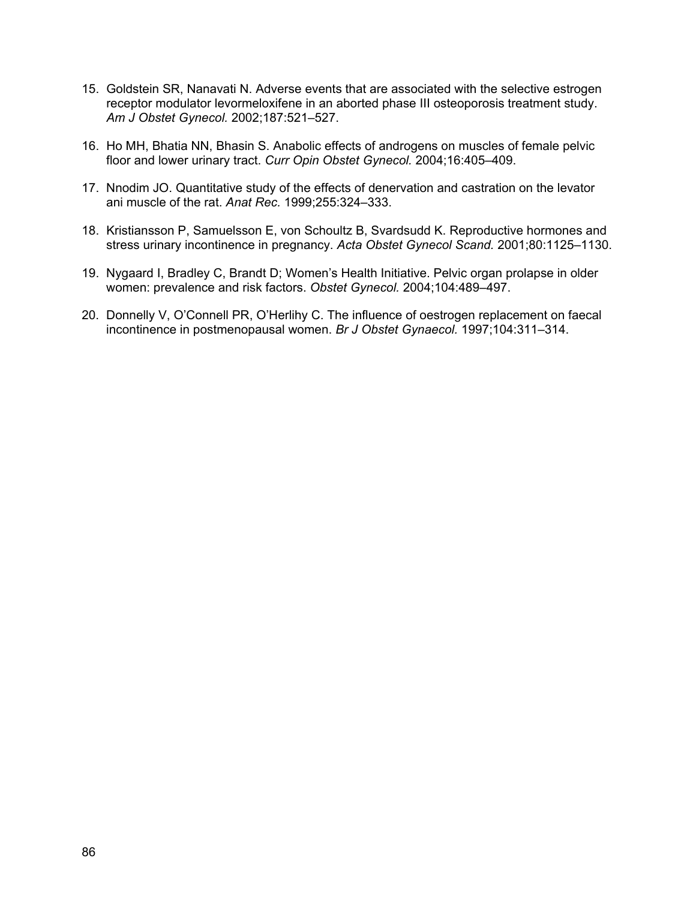15. Goldstein SR, Nanavati N. Adverse events that are associated with the selective estrogen receptor modulator levormeloxifene in an aborted phase III osteoporosis treatment study. *Am J Obstet Gynecol.* 2002;187:521–527.

16. Ho MH, Bhatia NN, Bhasin S. Anabolic effects of androgens on muscles of female pelvic floor and lower urinary tract. *Curr Opin Obstet Gynecol.* 2004;16:405–409.

17. Nnodim JO. Quantitative study of the effects of denervation and castration on the levator ani muscle of the rat. *Anat Rec.* 1999;255:324–333.

18. Kristiansson P, Samuelsson E, von Schoultz B, Svardsudd K. Reproductive hormones and stress urinary incontinence in pregnancy. *Acta Obstet Gynecol Scand.* 2001;80:1125–1130.

19. Nygaard I, Bradley C, Brandt D; Women's Health Initiative. Pelvic organ prolapse in older women: prevalence and risk factors. *Obstet Gynecol.* 2004;104:489–497.

20. Donnelly V, O'Connell PR, O'Herlihy C. The influence of oestrogen replacement on faecal incontinence in postmenopausal women. *Br J Obstet Gynaecol.* 1997;104:311–314.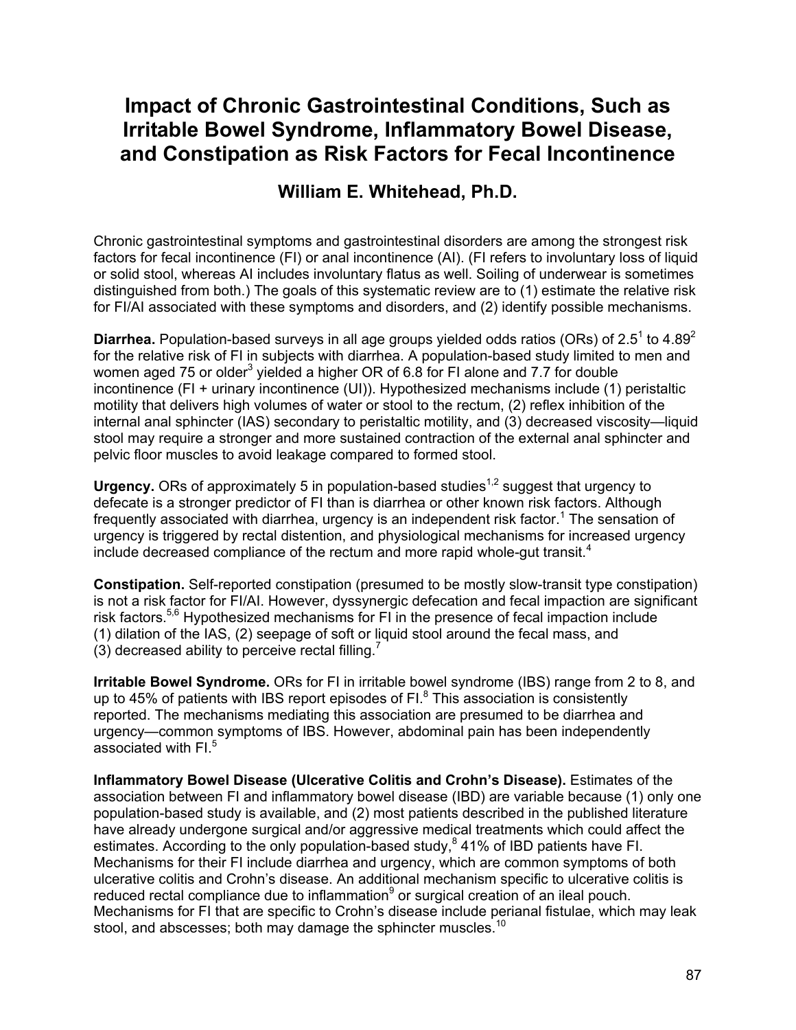# Impact of Chronic Gastrointestinal Conditions, Such as Irritable Bowel Syndrome, Inflammatory Bowel Disease, and Constipation as Risk Factors for Fecal Incontinence

## William E. Whitehead, Ph.D.

Chronic gastrointestinal symptoms and gastrointestinal disorders are among the strongest risk factors for fecal incontinence (FI) or anal incontinence (AI). (FI refers to involuntary loss of liquid or solid stool, whereas AI includes involuntary flatus as well. Soiling of underwear is sometimes distinguished from both.) The goals of this systematic review are to (1) estimate the relative risk for FI/AI associated with these symptoms and disorders, and (2) identify possible mechanisms.

**Diarrhea.** Population-based surveys in all age groups yielded odds ratios (ORs) of 2.5[1] to 4.89[2] for the relative risk of FI in subjects with diarrhea. A population-based study limited to men and women aged 75 or older[3] yielded a higher OR of 6.8 for FI alone and 7.7 for double incontinence (FI + urinary incontinence (UI)). Hypothesized mechanisms include (1) peristaltic motility that delivers high volumes of water or stool to the rectum, (2) reflex inhibition of the internal anal sphincter (IAS) secondary to peristaltic motility, and (3) decreased viscosity—liquid stool may require a stronger and more sustained contraction of the external anal sphincter and pelvic floor muscles to avoid leakage compared to formed stool.

**Urgency.** ORs of approximately 5 in population-based studies[1,2] suggest that urgency to defecate is a stronger predictor of FI than is diarrhea or other known risk factors. Although frequently associated with diarrhea, urgency is an independent risk factor.[1] The sensation of urgency is triggered by rectal distention, and physiological mechanisms for increased urgency include decreased compliance of the rectum and more rapid whole-gut transit.[4]

**Constipation.** Self-reported constipation (presumed to be mostly slow-transit type constipation) is not a risk factor for FI/AI. However, dyssynergic defecation and fecal impaction are significant risk factors.[5,6] Hypothesized mechanisms for FI in the presence of fecal impaction include (1) dilation of the IAS, (2) seepage of soft or liquid stool around the fecal mass, and (3) decreased ability to perceive rectal filling.[7]

**Irritable Bowel Syndrome.** ORs for FI in irritable bowel syndrome (IBS) range from 2 to 8, and up to 45% of patients with IBS report episodes of FI.[8] This association is consistently reported. The mechanisms mediating this association are presumed to be diarrhea and urgency—common symptoms of IBS. However, abdominal pain has been independently associated with FI.[5]

**Inflammatory Bowel Disease (Ulcerative Colitis and Crohn's Disease).** Estimates of the association between FI and inflammatory bowel disease (IBD) are variable because (1) only one population-based study is available, and (2) most patients described in the published literature have already undergone surgical and/or aggressive medical treatments which could affect the estimates. According to the only population-based study,[8] 41% of IBD patients have FI. Mechanisms for their FI include diarrhea and urgency, which are common symptoms of both ulcerative colitis and Crohn's disease. An additional mechanism specific to ulcerative colitis is reduced rectal compliance due to inflammation[9] or surgical creation of an ileal pouch. Mechanisms for FI that are specific to Crohn's disease include perianal fistulae, which may leak stool, and abscesses; both may damage the sphincter muscles.[10]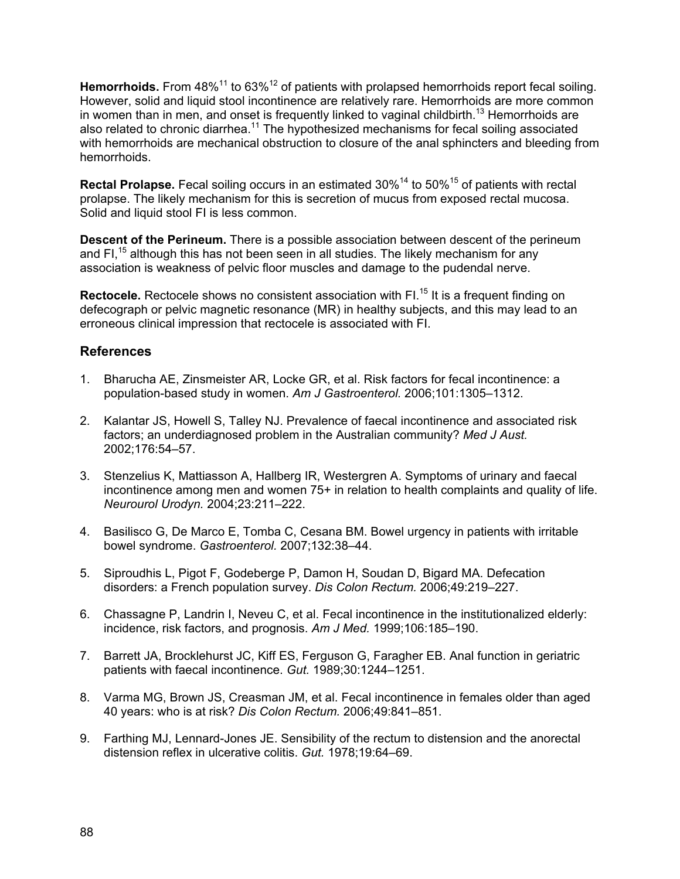**Hemorrhoids.** From 48%[11] to 63%[12] of patients with prolapsed hemorrhoids report fecal soiling. However, solid and liquid stool incontinence are relatively rare. Hemorrhoids are more common in women than in men, and onset is frequently linked to vaginal childbirth.[13] Hemorrhoids are also related to chronic diarrhea.[11] The hypothesized mechanisms for fecal soiling associated with hemorrhoids are mechanical obstruction to closure of the anal sphincters and bleeding from hemorrhoids.

**Rectal Prolapse.** Fecal soiling occurs in an estimated 30%[14] to 50%[15] of patients with rectal prolapse. The likely mechanism for this is secretion of mucus from exposed rectal mucosa. Solid and liquid stool FI is less common.

**Descent of the Perineum.** There is a possible association between descent of the perineum and FI,[15] although this has not been seen in all studies. The likely mechanism for any association is weakness of pelvic floor muscles and damage to the pudendal nerve.

**Rectocele.** Rectocele shows no consistent association with FI.[15] It is a frequent finding on defecograph or pelvic magnetic resonance (MR) in healthy subjects, and this may lead to an erroneous clinical impression that rectocele is associated with FI.

## References

1. Bharucha AE, Zinsmeister AR, Locke GR, et al. Risk factors for fecal incontinence: a population-based study in women. *Am J Gastroenterol.* 2006;101:1305–1312.
2. Kalantar JS, Howell S, Talley NJ. Prevalence of faecal incontinence and associated risk factors; an underdiagnosed problem in the Australian community? *Med J Aust.* 2002;176:54–57.
3. Stenzelius K, Mattiasson A, Hallberg IR, Westergren A. Symptoms of urinary and faecal incontinence among men and women 75+ in relation to health complaints and quality of life. *Neurourol Urodyn.* 2004;23:211–222.
4. Basilisco G, De Marco E, Tomba C, Cesana BM. Bowel urgency in patients with irritable bowel syndrome. *Gastroenterol.* 2007;132:38–44.
5. Siproudhis L, Pigot F, Godeberge P, Damon H, Soudan D, Bigard MA. Defecation disorders: a French population survey. *Dis Colon Rectum.* 2006;49:219–227.
6. Chassagne P, Landrin I, Neveu C, et al. Fecal incontinence in the institutionalized elderly: incidence, risk factors, and prognosis. *Am J Med.* 1999;106:185–190.
7. Barrett JA, Brocklehurst JC, Kiff ES, Ferguson G, Faragher EB. Anal function in geriatric patients with faecal incontinence. *Gut.* 1989;30:1244–1251.
8. Varma MG, Brown JS, Creasman JM, et al. Fecal incontinence in females older than aged 40 years: who is at risk? *Dis Colon Rectum.* 2006;49:841–851.
9. Farthing MJ, Lennard-Jones JE. Sensibility of the rectum to distension and the anorectal distension reflex in ulcerative colitis. *Gut.* 1978;19:64–69.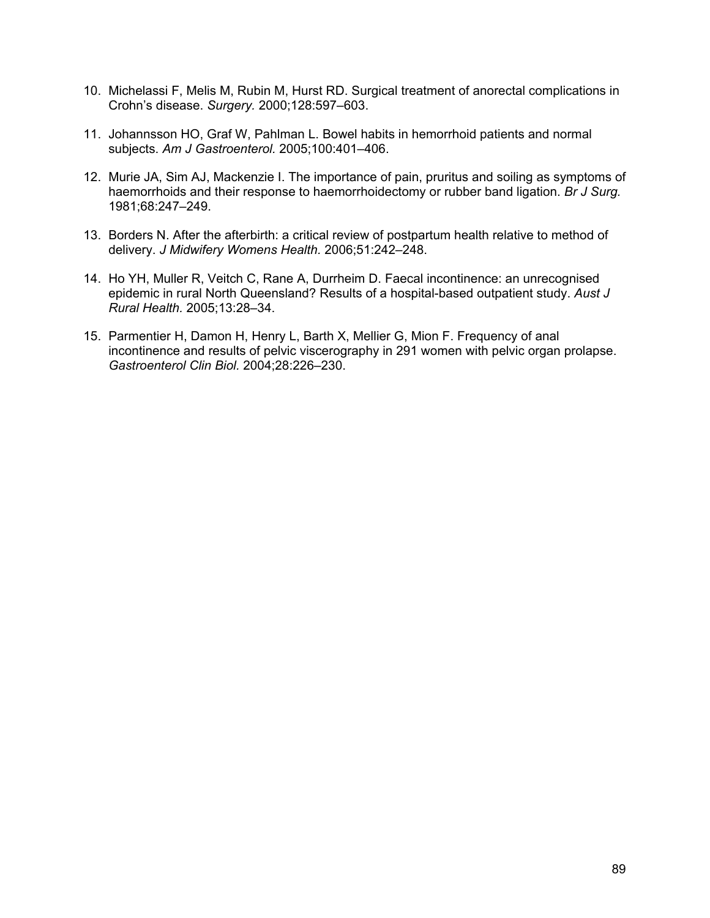10. Michelassi F, Melis M, Rubin M, Hurst RD. Surgical treatment of anorectal complications in Crohn's disease. *Surgery.* 2000;128:597–603.

11. Johannsson HO, Graf W, Pahlman L. Bowel habits in hemorrhoid patients and normal subjects. *Am J Gastroenterol.* 2005;100:401–406.

12. Murie JA, Sim AJ, Mackenzie I. The importance of pain, pruritus and soiling as symptoms of haemorrhoids and their response to haemorrhoidectomy or rubber band ligation. *Br J Surg.* 1981;68:247–249.

13. Borders N. After the afterbirth: a critical review of postpartum health relative to method of delivery. *J Midwifery Womens Health.* 2006;51:242–248.

14. Ho YH, Muller R, Veitch C, Rane A, Durrheim D. Faecal incontinence: an unrecognised epidemic in rural North Queensland? Results of a hospital-based outpatient study. *Aust J Rural Health.* 2005;13:28–34.

15. Parmentier H, Damon H, Henry L, Barth X, Mellier G, Mion F. Frequency of anal incontinence and results of pelvic viscerography in 291 women with pelvic organ prolapse. *Gastroenterol Clin Biol.* 2004;28:226–230.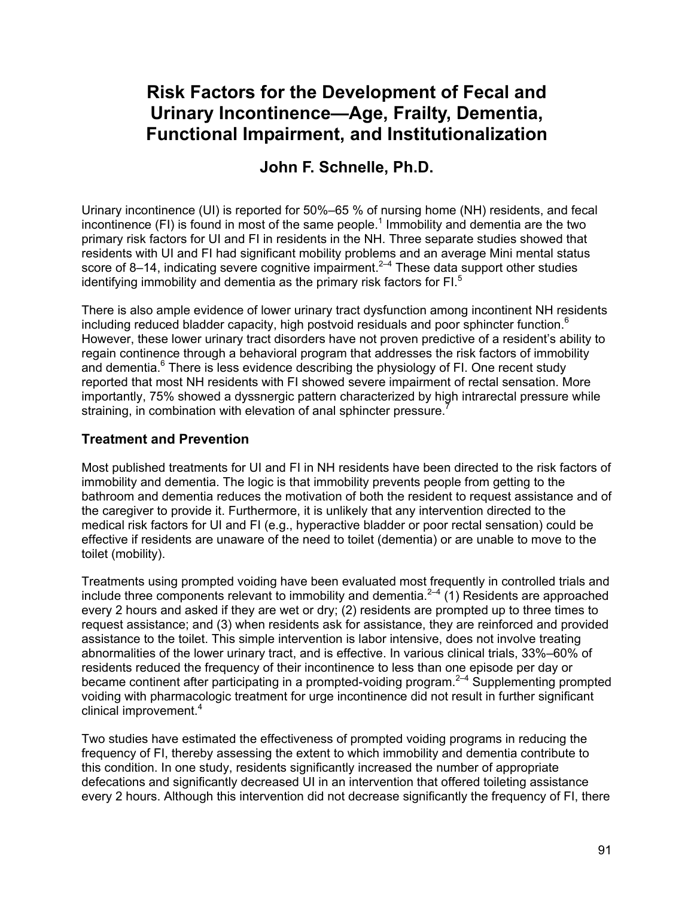# Risk Factors for the Development of Fecal and Urinary Incontinence—Age, Frailty, Dementia, Functional Impairment, and Institutionalization

## John F. Schnelle, Ph.D.

Urinary incontinence (UI) is reported for 50%–65 % of nursing home (NH) residents, and fecal incontinence (FI) is found in most of the same people.[1] Immobility and dementia are the two primary risk factors for UI and FI in residents in the NH. Three separate studies showed that residents with UI and FI had significant mobility problems and an average Mini mental status score of 8–14, indicating severe cognitive impairment.[2–4] These data support other studies identifying immobility and dementia as the primary risk factors for FI.[5]

There is also ample evidence of lower urinary tract dysfunction among incontinent NH residents including reduced bladder capacity, high postvoid residuals and poor sphincter function.[6] However, these lower urinary tract disorders have not proven predictive of a resident's ability to regain continence through a behavioral program that addresses the risk factors of immobility and dementia.[6] There is less evidence describing the physiology of FI. One recent study reported that most NH residents with FI showed severe impairment of rectal sensation. More importantly, 75% showed a dyssnergic pattern characterized by high intrarectal pressure while straining, in combination with elevation of anal sphincter pressure.[7]

### Treatment and Prevention

Most published treatments for UI and FI in NH residents have been directed to the risk factors of immobility and dementia. The logic is that immobility prevents people from getting to the bathroom and dementia reduces the motivation of both the resident to request assistance and of the caregiver to provide it. Furthermore, it is unlikely that any intervention directed to the medical risk factors for UI and FI (e.g., hyperactive bladder or poor rectal sensation) could be effective if residents are unaware of the need to toilet (dementia) or are unable to move to the toilet (mobility).

Treatments using prompted voiding have been evaluated most frequently in controlled trials and include three components relevant to immobility and dementia.[2–4] (1) Residents are approached every 2 hours and asked if they are wet or dry; (2) residents are prompted up to three times to request assistance; and (3) when residents ask for assistance, they are reinforced and provided assistance to the toilet. This simple intervention is labor intensive, does not involve treating abnormalities of the lower urinary tract, and is effective. In various clinical trials, 33%–60% of residents reduced the frequency of their incontinence to less than one episode per day or became continent after participating in a prompted-voiding program.[2–4] Supplementing prompted voiding with pharmacologic treatment for urge incontinence did not result in further significant clinical improvement.[4]

Two studies have estimated the effectiveness of prompted voiding programs in reducing the frequency of FI, thereby assessing the extent to which immobility and dementia contribute to this condition. In one study, residents significantly increased the number of appropriate defecations and significantly decreased UI in an intervention that offered toileting assistance every 2 hours. Although this intervention did not decrease significantly the frequency of FI, there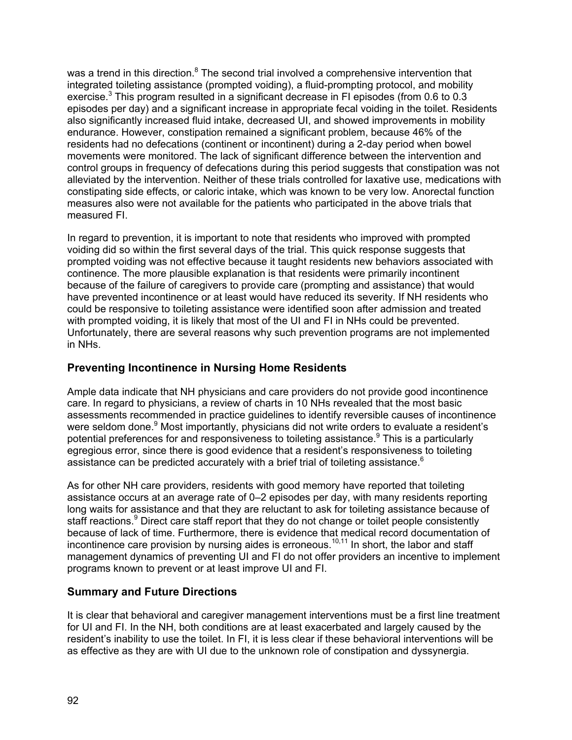was a trend in this direction.[8] The second trial involved a comprehensive intervention that integrated toileting assistance (prompted voiding), a fluid-prompting protocol, and mobility exercise.[3] This program resulted in a significant decrease in FI episodes (from 0.6 to 0.3 episodes per day) and a significant increase in appropriate fecal voiding in the toilet. Residents also significantly increased fluid intake, decreased UI, and showed improvements in mobility endurance. However, constipation remained a significant problem, because 46% of the residents had no defecations (continent or incontinent) during a 2-day period when bowel movements were monitored. The lack of significant difference between the intervention and control groups in frequency of defecations during this period suggests that constipation was not alleviated by the intervention. Neither of these trials controlled for laxative use, medications with constipating side effects, or caloric intake, which was known to be very low. Anorectal function measures also were not available for the patients who participated in the above trials that measured FI.

In regard to prevention, it is important to note that residents who improved with prompted voiding did so within the first several days of the trial. This quick response suggests that prompted voiding was not effective because it taught residents new behaviors associated with continence. The more plausible explanation is that residents were primarily incontinent because of the failure of caregivers to provide care (prompting and assistance) that would have prevented incontinence or at least would have reduced its severity. If NH residents who could be responsive to toileting assistance were identified soon after admission and treated with prompted voiding, it is likely that most of the UI and FI in NHs could be prevented. Unfortunately, there are several reasons why such prevention programs are not implemented in NHs.

## Preventing Incontinence in Nursing Home Residents

Ample data indicate that NH physicians and care providers do not provide good incontinence care. In regard to physicians, a review of charts in 10 NHs revealed that the most basic assessments recommended in practice guidelines to identify reversible causes of incontinence were seldom done.[9] Most importantly, physicians did not write orders to evaluate a resident's potential preferences for and responsiveness to toileting assistance.[9] This is a particularly egregious error, since there is good evidence that a resident's responsiveness to toileting assistance can be predicted accurately with a brief trial of toileting assistance.[6]

As for other NH care providers, residents with good memory have reported that toileting assistance occurs at an average rate of 0–2 episodes per day, with many residents reporting long waits for assistance and that they are reluctant to ask for toileting assistance because of staff reactions.[9] Direct care staff report that they do not change or toilet people consistently because of lack of time. Furthermore, there is evidence that medical record documentation of incontinence care provision by nursing aides is erroneous.[10,11] In short, the labor and staff management dynamics of preventing UI and FI do not offer providers an incentive to implement programs known to prevent or at least improve UI and FI.

## Summary and Future Directions

It is clear that behavioral and caregiver management interventions must be a first line treatment for UI and FI. In the NH, both conditions are at least exacerbated and largely caused by the resident's inability to use the toilet. In FI, it is less clear if these behavioral interventions will be as effective as they are with UI due to the unknown role of constipation and dyssynergia.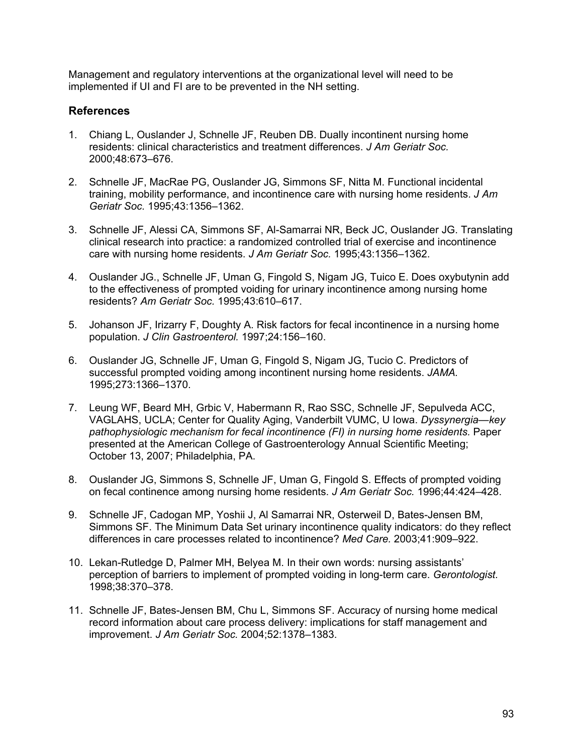Management and regulatory interventions at the organizational level will need to be implemented if UI and FI are to be prevented in the NH setting.

## References

1. Chiang L, Ouslander J, Schnelle JF, Reuben DB. Dually incontinent nursing home residents: clinical characteristics and treatment differences. *J Am Geriatr Soc.* 2000;48:673–676.

2. Schnelle JF, MacRae PG, Ouslander JG, Simmons SF, Nitta M. Functional incidental training, mobility performance, and incontinence care with nursing home residents. *J Am Geriatr Soc.* 1995;43:1356–1362.

3. Schnelle JF, Alessi CA, Simmons SF, Al-Samarrai NR, Beck JC, Ouslander JG. Translating clinical research into practice: a randomized controlled trial of exercise and incontinence care with nursing home residents. *J Am Geriatr Soc.* 1995;43:1356–1362.

4. Ouslander JG., Schnelle JF, Uman G, Fingold S, Nigam JG, Tuico E. Does oxybutynin add to the effectiveness of prompted voiding for urinary incontinence among nursing home residents? *Am Geriatr Soc.* 1995;43:610–617.

5. Johanson JF, Irizarry F, Doughty A. Risk factors for fecal incontinence in a nursing home population. *J Clin Gastroenterol.* 1997;24:156–160.

6. Ouslander JG, Schnelle JF, Uman G, Fingold S, Nigam JG, Tucio C. Predictors of successful prompted voiding among incontinent nursing home residents. *JAMA.* 1995;273:1366–1370.

7. Leung WF, Beard MH, Grbic V, Habermann R, Rao SSC, Schnelle JF, Sepulveda ACC, VAGLAHS, UCLA; Center for Quality Aging, Vanderbilt VUMC, U Iowa. *Dyssynergia—key pathophysiologic mechanism for fecal incontinence (FI) in nursing home residents.* Paper presented at the American College of Gastroenterology Annual Scientific Meeting; October 13, 2007; Philadelphia, PA.

8. Ouslander JG, Simmons S, Schnelle JF, Uman G, Fingold S. Effects of prompted voiding on fecal continence among nursing home residents. *J Am Geriatr Soc.* 1996;44:424–428.

9. Schnelle JF, Cadogan MP, Yoshii J, Al Samarrai NR, Osterweil D, Bates-Jensen BM, Simmons SF. The Minimum Data Set urinary incontinence quality indicators: do they reflect differences in care processes related to incontinence? *Med Care.* 2003;41:909–922.

10. Lekan-Rutledge D, Palmer MH, Belyea M. In their own words: nursing assistants' perception of barriers to implement of prompted voiding in long-term care. *Gerontologist.* 1998;38:370–378.

11. Schnelle JF, Bates-Jensen BM, Chu L, Simmons SF. Accuracy of nursing home medical record information about care process delivery: implications for staff management and improvement. *J Am Geriatr Soc.* 2004;52:1378–1383.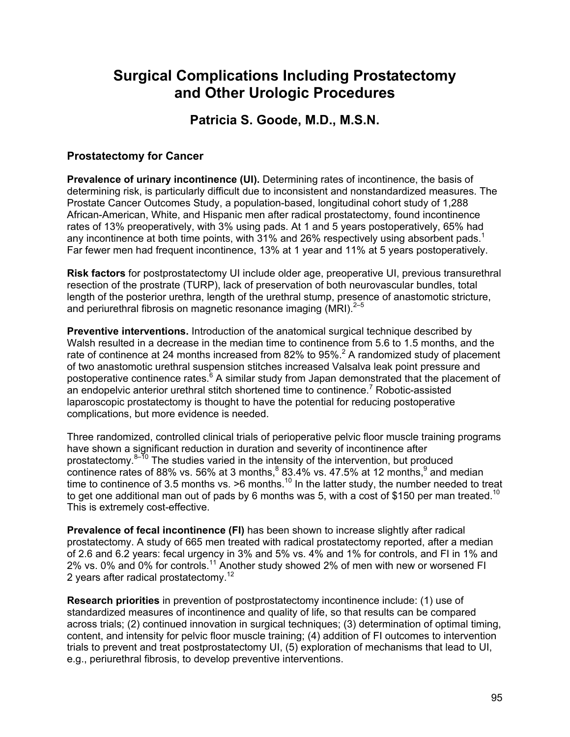# Surgical Complications Including Prostatectomy and Other Urologic Procedures

## Patricia S. Goode, M.D., M.S.N.

### Prostatectomy for Cancer

**Prevalence of urinary incontinence (UI).** Determining rates of incontinence, the basis of determining risk, is particularly difficult due to inconsistent and nonstandardized measures. The Prostate Cancer Outcomes Study, a population-based, longitudinal cohort study of 1,288 African-American, White, and Hispanic men after radical prostatectomy, found incontinence rates of 13% preoperatively, with 3% using pads. At 1 and 5 years postoperatively, 65% had any incontinence at both time points, with 31% and 26% respectively using absorbent pads.[1] Far fewer men had frequent incontinence, 13% at 1 year and 11% at 5 years postoperatively.

**Risk factors** for postprostatectomy UI include older age, preoperative UI, previous transurethral resection of the prostrate (TURP), lack of preservation of both neurovascular bundles, total length of the posterior urethra, length of the urethral stump, presence of anastomotic stricture, and periurethral fibrosis on magnetic resonance imaging (MRI).[2–5]

**Preventive interventions.** Introduction of the anatomical surgical technique described by Walsh resulted in a decrease in the median time to continence from 5.6 to 1.5 months, and the rate of continence at 24 months increased from 82% to 95%.[2] A randomized study of placement of two anastomotic urethral suspension stitches increased Valsalva leak point pressure and postoperative continence rates.[6] A similar study from Japan demonstrated that the placement of an endopelvic anterior urethral stitch shortened time to continence.[7] Robotic-assisted laparoscopic prostatectomy is thought to have the potential for reducing postoperative complications, but more evidence is needed.

Three randomized, controlled clinical trials of perioperative pelvic floor muscle training programs have shown a significant reduction in duration and severity of incontinence after prostatectomy.[8–10] The studies varied in the intensity of the intervention, but produced continence rates of 88% vs. 56% at 3 months,[8] 83.4% vs. 47.5% at 12 months,[9] and median time to continence of 3.5 months vs. >6 months.[10] In the latter study, the number needed to treat to get one additional man out of pads by 6 months was 5, with a cost of $150 per man treated.[10] This is extremely cost-effective.

**Prevalence of fecal incontinence (FI)** has been shown to increase slightly after radical prostatectomy. A study of 665 men treated with radical prostatectomy reported, after a median of 2.6 and 6.2 years: fecal urgency in 3% and 5% vs. 4% and 1% for controls, and FI in 1% and 2% vs. 0% and 0% for controls.[11] Another study showed 2% of men with new or worsened FI 2 years after radical prostatectomy.[12]

**Research priorities** in prevention of postprostatectomy incontinence include: (1) use of standardized measures of incontinence and quality of life, so that results can be compared across trials; (2) continued innovation in surgical techniques; (3) determination of optimal timing, content, and intensity for pelvic floor muscle training; (4) addition of FI outcomes to intervention trials to prevent and treat postprostatectomy UI, (5) exploration of mechanisms that lead to UI, e.g., periurethral fibrosis, to develop preventive interventions.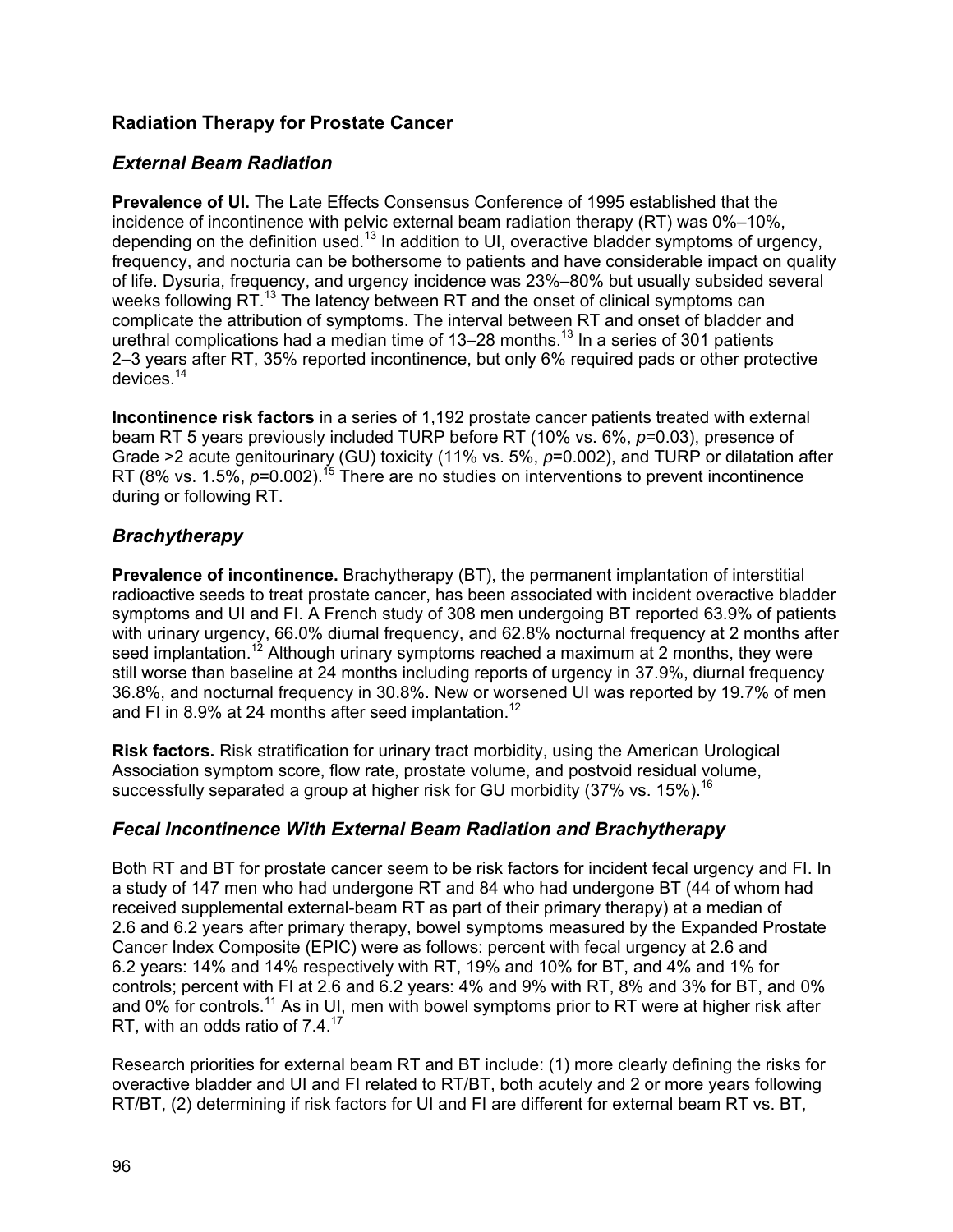## Radiation Therapy for Prostate Cancer

### *External Beam Radiation*

**Prevalence of UI.** The Late Effects Consensus Conference of 1995 established that the incidence of incontinence with pelvic external beam radiation therapy (RT) was 0%–10%, depending on the definition used.[13] In addition to UI, overactive bladder symptoms of urgency, frequency, and nocturia can be bothersome to patients and have considerable impact on quality of life. Dysuria, frequency, and urgency incidence was 23%–80% but usually subsided several weeks following RT.[13] The latency between RT and the onset of clinical symptoms can complicate the attribution of symptoms. The interval between RT and onset of bladder and urethral complications had a median time of 13–28 months.[13] In a series of 301 patients 2–3 years after RT, 35% reported incontinence, but only 6% required pads or other protective devices.[14]

**Incontinence risk factors** in a series of 1,192 prostate cancer patients treated with external beam RT 5 years previously included TURP before RT (10% vs. 6%, $p$=0.03), presence of Grade >2 acute genitourinary (GU) toxicity (11% vs. 5%, $p$=0.002), and TURP or dilatation after RT (8% vs. 1.5%, $p$=0.002).[15] There are no studies on interventions to prevent incontinence during or following RT.

### *Brachytherapy*

**Prevalence of incontinence.** Brachytherapy (BT), the permanent implantation of interstitial radioactive seeds to treat prostate cancer, has been associated with incident overactive bladder symptoms and UI and FI. A French study of 308 men undergoing BT reported 63.9% of patients with urinary urgency, 66.0% diurnal frequency, and 62.8% nocturnal frequency at 2 months after seed implantation.[12] Although urinary symptoms reached a maximum at 2 months, they were still worse than baseline at 24 months including reports of urgency in 37.9%, diurnal frequency 36.8%, and nocturnal frequency in 30.8%. New or worsened UI was reported by 19.7% of men and FI in 8.9% at 24 months after seed implantation.[12]

**Risk factors.** Risk stratification for urinary tract morbidity, using the American Urological Association symptom score, flow rate, prostate volume, and postvoid residual volume, successfully separated a group at higher risk for GU morbidity (37% vs. 15%).[16]

### *Fecal Incontinence With External Beam Radiation and Brachytherapy*

Both RT and BT for prostate cancer seem to be risk factors for incident fecal urgency and FI. In a study of 147 men who had undergone RT and 84 who had undergone BT (44 of whom had received supplemental external-beam RT as part of their primary therapy) at a median of 2.6 and 6.2 years after primary therapy, bowel symptoms measured by the Expanded Prostate Cancer Index Composite (EPIC) were as follows: percent with fecal urgency at 2.6 and 6.2 years: 14% and 14% respectively with RT, 19% and 10% for BT, and 4% and 1% for controls; percent with FI at 2.6 and 6.2 years: 4% and 9% with RT, 8% and 3% for BT, and 0% and 0% for controls.[11] As in UI, men with bowel symptoms prior to RT were at higher risk after RT, with an odds ratio of 7.4.[17]

Research priorities for external beam RT and BT include: (1) more clearly defining the risks for overactive bladder and UI and FI related to RT/BT, both acutely and 2 or more years following RT/BT, (2) determining if risk factors for UI and FI are different for external beam RT vs. BT,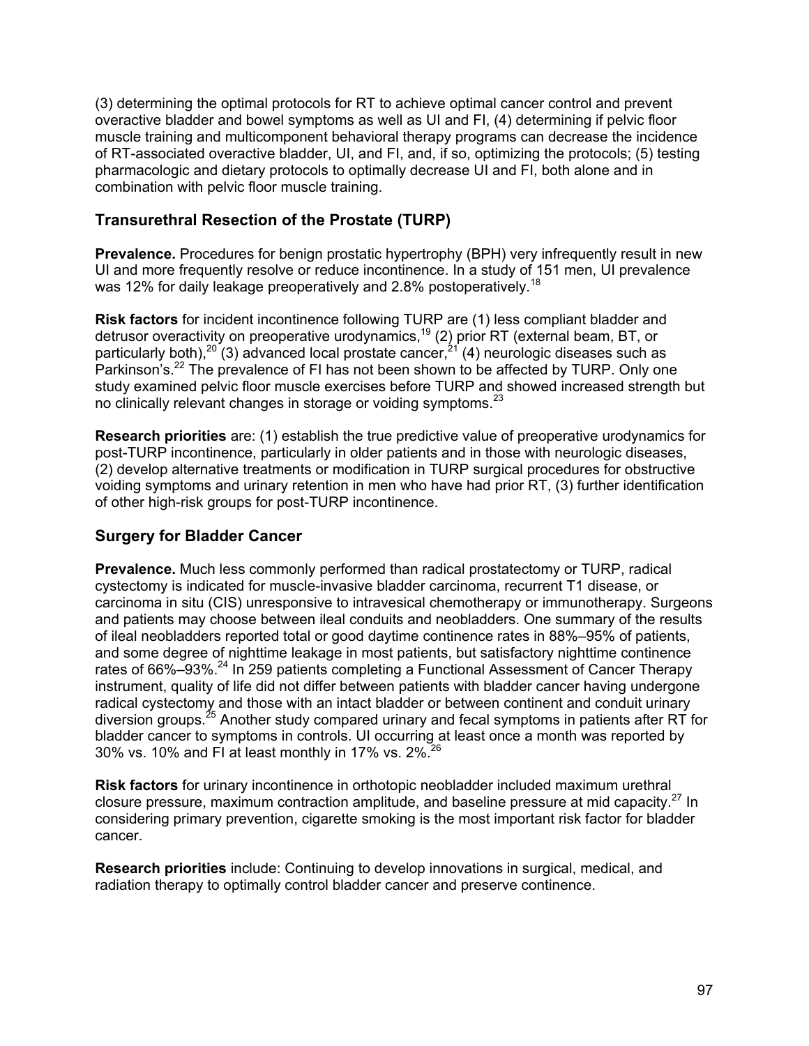(3) determining the optimal protocols for RT to achieve optimal cancer control and prevent overactive bladder and bowel symptoms as well as UI and FI, (4) determining if pelvic floor muscle training and multicomponent behavioral therapy programs can decrease the incidence of RT-associated overactive bladder, UI, and FI, and, if so, optimizing the protocols; (5) testing pharmacologic and dietary protocols to optimally decrease UI and FI, both alone and in combination with pelvic floor muscle training.

## Transurethral Resection of the Prostate (TURP)

**Prevalence.** Procedures for benign prostatic hypertrophy (BPH) very infrequently result in new UI and more frequently resolve or reduce incontinence. In a study of 151 men, UI prevalence was 12% for daily leakage preoperatively and 2.8% postoperatively.[18]

**Risk factors** for incident incontinence following TURP are (1) less compliant bladder and detrusor overactivity on preoperative urodynamics,[19] (2) prior RT (external beam, BT, or particularly both),[20] (3) advanced local prostate cancer,[21] (4) neurologic diseases such as Parkinson's.[22] The prevalence of FI has not been shown to be affected by TURP. Only one study examined pelvic floor muscle exercises before TURP and showed increased strength but no clinically relevant changes in storage or voiding symptoms.[23]

**Research priorities** are: (1) establish the true predictive value of preoperative urodynamics for post-TURP incontinence, particularly in older patients and in those with neurologic diseases, (2) develop alternative treatments or modification in TURP surgical procedures for obstructive voiding symptoms and urinary retention in men who have had prior RT, (3) further identification of other high-risk groups for post-TURP incontinence.

## Surgery for Bladder Cancer

**Prevalence.** Much less commonly performed than radical prostatectomy or TURP, radical cystectomy is indicated for muscle-invasive bladder carcinoma, recurrent T1 disease, or carcinoma in situ (CIS) unresponsive to intravesical chemotherapy or immunotherapy. Surgeons and patients may choose between ileal conduits and neobladders. One summary of the results of ileal neobladders reported total or good daytime continence rates in 88%–95% of patients, and some degree of nighttime leakage in most patients, but satisfactory nighttime continence rates of 66%–93%.[24] In 259 patients completing a Functional Assessment of Cancer Therapy instrument, quality of life did not differ between patients with bladder cancer having undergone radical cystectomy and those with an intact bladder or between continent and conduit urinary diversion groups.[25] Another study compared urinary and fecal symptoms in patients after RT for bladder cancer to symptoms in controls. UI occurring at least once a month was reported by 30% vs. 10% and FI at least monthly in 17% vs. 2%.[26]

**Risk factors** for urinary incontinence in orthotopic neobladder included maximum urethral closure pressure, maximum contraction amplitude, and baseline pressure at mid capacity.[27] In considering primary prevention, cigarette smoking is the most important risk factor for bladder cancer.

**Research priorities** include: Continuing to develop innovations in surgical, medical, and radiation therapy to optimally control bladder cancer and preserve continence.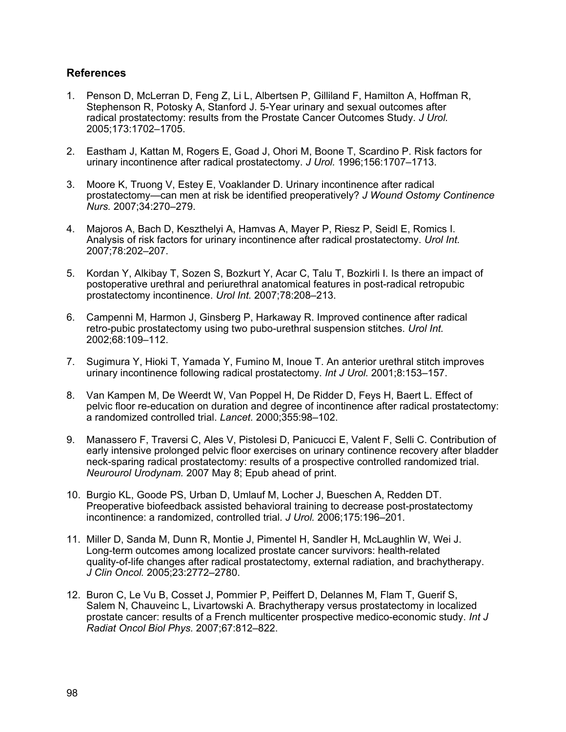## References

1. Penson D, McLerran D, Feng Z, Li L, Albertsen P, Gilliland F, Hamilton A, Hoffman R, Stephenson R, Potosky A, Stanford J. 5-Year urinary and sexual outcomes after radical prostatectomy: results from the Prostate Cancer Outcomes Study. *J Urol.* 2005;173:1702–1705.

2. Eastham J, Kattan M, Rogers E, Goad J, Ohori M, Boone T, Scardino P. Risk factors for urinary incontinence after radical prostatectomy. *J Urol.* 1996;156:1707–1713.

3. Moore K, Truong V, Estey E, Voaklander D. Urinary incontinence after radical prostatectomy—can men at risk be identified preoperatively? *J Wound Ostomy Continence Nurs.* 2007;34:270–279.

4. Majoros A, Bach D, Keszthelyi A, Hamvas A, Mayer P, Riesz P, Seidl E, Romics I. Analysis of risk factors for urinary incontinence after radical prostatectomy. *Urol Int.* 2007;78:202–207.

5. Kordan Y, Alkibay T, Sozen S, Bozkurt Y, Acar C, Talu T, Bozkirli I. Is there an impact of postoperative urethral and periurethral anatomical features in post-radical retropubic prostatectomy incontinence. *Urol Int.* 2007;78:208–213.

6. Campenni M, Harmon J, Ginsberg P, Harkaway R. Improved continence after radical retro-pubic prostatectomy using two pubo-urethral suspension stitches. *Urol Int.* 2002;68:109–112.

7. Sugimura Y, Hioki T, Yamada Y, Fumino M, Inoue T. An anterior urethral stitch improves urinary incontinence following radical prostatectomy. *Int J Urol.* 2001;8:153–157.

8. Van Kampen M, De Weerdt W, Van Poppel H, De Ridder D, Feys H, Baert L. Effect of pelvic floor re-education on duration and degree of incontinence after radical prostatectomy: a randomized controlled trial. *Lancet.* 2000;355:98–102.

9. Manassero F, Traversi C, Ales V, Pistolesi D, Panicucci E, Valent F, Selli C. Contribution of early intensive prolonged pelvic floor exercises on urinary continence recovery after bladder neck-sparing radical prostatectomy: results of a prospective controlled randomized trial. *Neurourol Urodynam.* 2007 May 8; Epub ahead of print.

10. Burgio KL, Goode PS, Urban D, Umlauf M, Locher J, Bueschen A, Redden DT. Preoperative biofeedback assisted behavioral training to decrease post-prostatectomy incontinence: a randomized, controlled trial. *J Urol.* 2006;175:196–201.

11. Miller D, Sanda M, Dunn R, Montie J, Pimentel H, Sandler H, McLaughlin W, Wei J. Long-term outcomes among localized prostate cancer survivors: health-related quality-of-life changes after radical prostatectomy, external radiation, and brachytherapy. *J Clin Oncol.* 2005;23:2772–2780.

12. Buron C, Le Vu B, Cosset J, Pommier P, Peiffert D, Delannes M, Flam T, Guerif S, Salem N, Chauveinc L, Livartowski A. Brachytherapy versus prostatectomy in localized prostate cancer: results of a French multicenter prospective medico-economic study. *Int J Radiat Oncol Biol Phys.* 2007;67:812–822.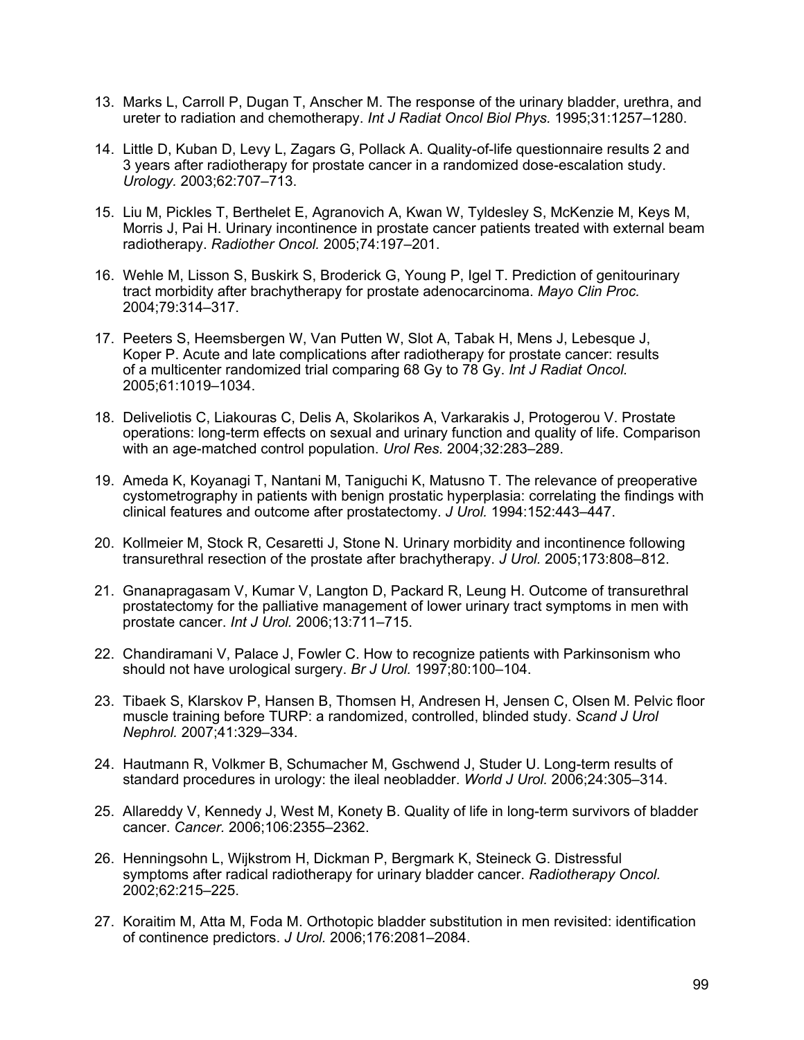13. Marks L, Carroll P, Dugan T, Anscher M. The response of the urinary bladder, urethra, and ureter to radiation and chemotherapy. *Int J Radiat Oncol Biol Phys.* 1995;31:1257–1280.

14. Little D, Kuban D, Levy L, Zagars G, Pollack A. Quality-of-life questionnaire results 2 and 3 years after radiotherapy for prostate cancer in a randomized dose-escalation study. *Urology.* 2003;62:707–713.

15. Liu M, Pickles T, Berthelet E, Agranovich A, Kwan W, Tyldesley S, McKenzie M, Keys M, Morris J, Pai H. Urinary incontinence in prostate cancer patients treated with external beam radiotherapy. *Radiother Oncol.* 2005;74:197–201.

16. Wehle M, Lisson S, Buskirk S, Broderick G, Young P, Igel T. Prediction of genitourinary tract morbidity after brachytherapy for prostate adenocarcinoma. *Mayo Clin Proc.* 2004;79:314–317.

17. Peeters S, Heemsbergen W, Van Putten W, Slot A, Tabak H, Mens J, Lebesque J, Koper P. Acute and late complications after radiotherapy for prostate cancer: results of a multicenter randomized trial comparing 68 Gy to 78 Gy. *Int J Radiat Oncol.* 2005;61:1019–1034.

18. Deliveliotis C, Liakouras C, Delis A, Skolarikos A, Varkarakis J, Protogerou V. Prostate operations: long-term effects on sexual and urinary function and quality of life. Comparison with an age-matched control population. *Urol Res.* 2004;32:283–289.

19. Ameda K, Koyanagi T, Nantani M, Taniguchi K, Matusno T. The relevance of preoperative cystometrography in patients with benign prostatic hyperplasia: correlating the findings with clinical features and outcome after prostatectomy. *J Urol.* 1994:152:443–447.

20. Kollmeier M, Stock R, Cesaretti J, Stone N. Urinary morbidity and incontinence following transurethral resection of the prostate after brachytherapy. *J Urol.* 2005;173:808–812.

21. Gnanapragasam V, Kumar V, Langton D, Packard R, Leung H. Outcome of transurethral prostatectomy for the palliative management of lower urinary tract symptoms in men with prostate cancer. *Int J Urol.* 2006;13:711–715.

22. Chandiramani V, Palace J, Fowler C. How to recognize patients with Parkinsonism who should not have urological surgery. *Br J Urol.* 1997;80:100–104.

23. Tibaek S, Klarskov P, Hansen B, Thomsen H, Andresen H, Jensen C, Olsen M. Pelvic floor muscle training before TURP: a randomized, controlled, blinded study. *Scand J Urol Nephrol.* 2007;41:329–334.

24. Hautmann R, Volkmer B, Schumacher M, Gschwend J, Studer U. Long-term results of standard procedures in urology: the ileal neobladder. *World J Urol.* 2006;24:305–314.

25. Allareddy V, Kennedy J, West M, Konety B. Quality of life in long-term survivors of bladder cancer. *Cancer.* 2006;106:2355–2362.

26. Henningsohn L, Wijkstrom H, Dickman P, Bergmark K, Steineck G. Distressful symptoms after radical radiotherapy for urinary bladder cancer. *Radiotherapy Oncol.* 2002;62:215–225.

27. Koraitim M, Atta M, Foda M. Orthotopic bladder substitution in men revisited: identification of continence predictors. *J Urol.* 2006;176:2081–2084.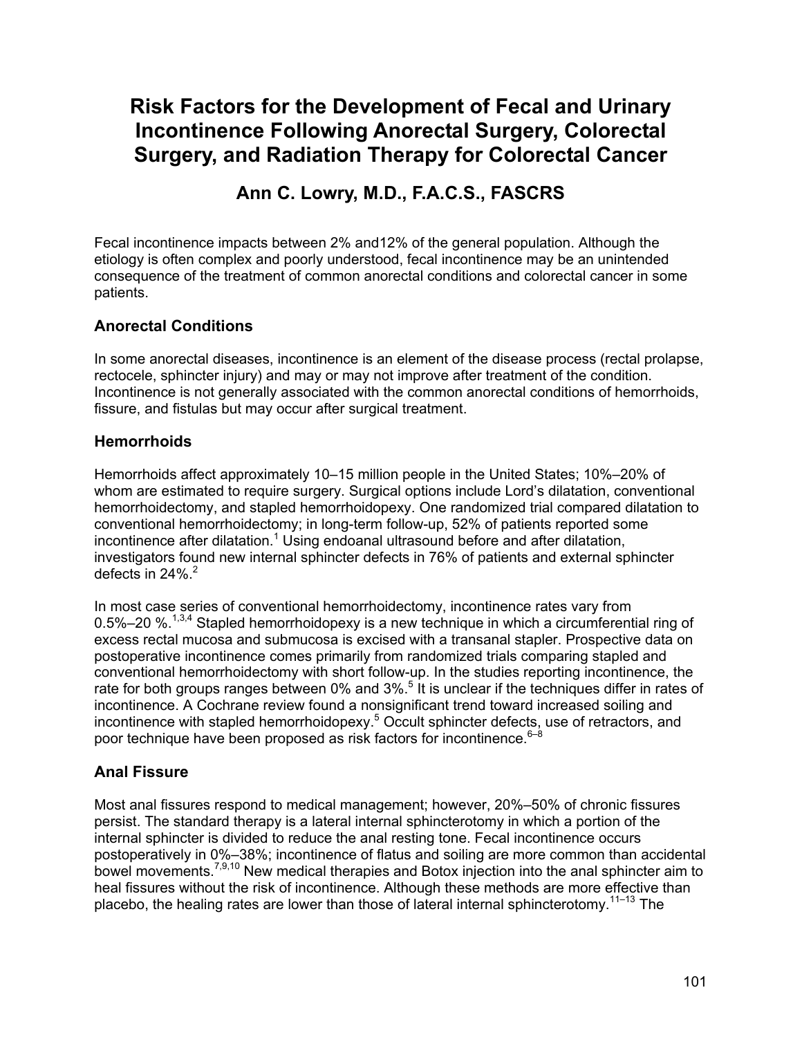# Risk Factors for the Development of Fecal and Urinary Incontinence Following Anorectal Surgery, Colorectal Surgery, and Radiation Therapy for Colorectal Cancer

## Ann C. Lowry, M.D., F.A.C.S., FASCRS

Fecal incontinence impacts between 2% and12% of the general population. Although the etiology is often complex and poorly understood, fecal incontinence may be an unintended consequence of the treatment of common anorectal conditions and colorectal cancer in some patients.

### Anorectal Conditions

In some anorectal diseases, incontinence is an element of the disease process (rectal prolapse, rectocele, sphincter injury) and may or may not improve after treatment of the condition. Incontinence is not generally associated with the common anorectal conditions of hemorrhoids, fissure, and fistulas but may occur after surgical treatment.

### Hemorrhoids

Hemorrhoids affect approximately 10–15 million people in the United States; 10%–20% of whom are estimated to require surgery. Surgical options include Lord's dilatation, conventional hemorrhoidectomy, and stapled hemorrhoidopexy. One randomized trial compared dilatation to conventional hemorrhoidectomy; in long-term follow-up, 52% of patients reported some incontinence after dilatation.[1] Using endoanal ultrasound before and after dilatation, investigators found new internal sphincter defects in 76% of patients and external sphincter defects in 24%.[2]

In most case series of conventional hemorrhoidectomy, incontinence rates vary from 0.5%–20 %.[1,3,4] Stapled hemorrhoidopexy is a new technique in which a circumferential ring of excess rectal mucosa and submucosa is excised with a transanal stapler. Prospective data on postoperative incontinence comes primarily from randomized trials comparing stapled and conventional hemorrhoidectomy with short follow-up. In the studies reporting incontinence, the rate for both groups ranges between 0% and 3%.[5] It is unclear if the techniques differ in rates of incontinence. A Cochrane review found a nonsignificant trend toward increased soiling and incontinence with stapled hemorrhoidopexy.[5] Occult sphincter defects, use of retractors, and poor technique have been proposed as risk factors for incontinence.[6–8]

### Anal Fissure

Most anal fissures respond to medical management; however, 20%–50% of chronic fissures persist. The standard therapy is a lateral internal sphincterotomy in which a portion of the internal sphincter is divided to reduce the anal resting tone. Fecal incontinence occurs postoperatively in 0%–38%; incontinence of flatus and soiling are more common than accidental bowel movements.[7,9,10] New medical therapies and Botox injection into the anal sphincter aim to heal fissures without the risk of incontinence. Although these methods are more effective than placebo, the healing rates are lower than those of lateral internal sphincterotomy.[11–13] The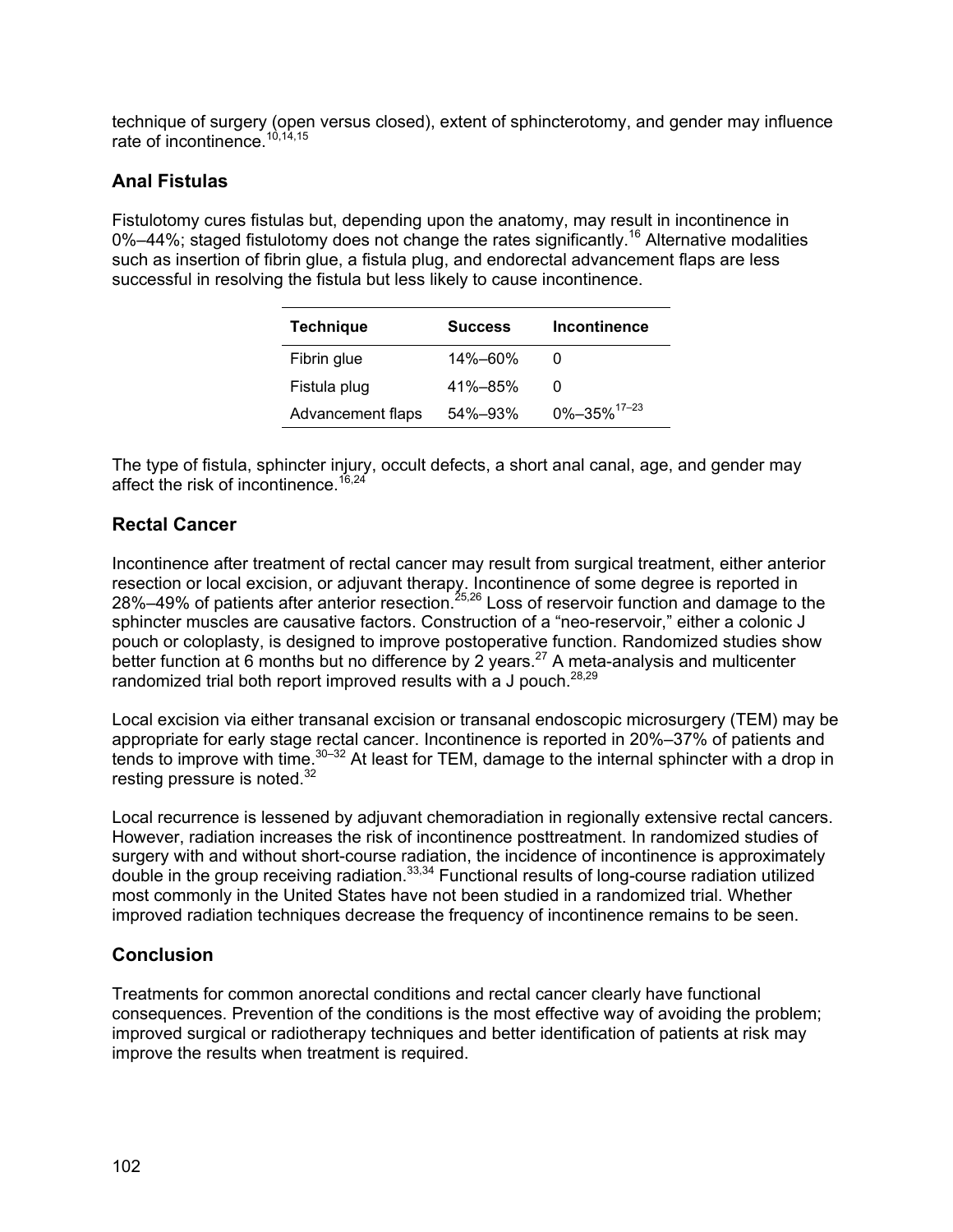technique of surgery (open versus closed), extent of sphincterotomy, and gender may influence rate of incontinence.[10,14,15]

## Anal Fistulas

Fistulotomy cures fistulas but, depending upon the anatomy, may result in incontinence in 0%–44%; staged fistulotomy does not change the rates significantly.[16] Alternative modalities such as insertion of fibrin glue, a fistula plug, and endorectal advancement flaps are less successful in resolving the fistula but less likely to cause incontinence.

| Technique | Success | Incontinence |
|---|---|---|
| Fibrin glue | 14%–60% | 0 |
| Fistula plug | 41%–85% | 0 |
| Advancement flaps | 54%–93% | 0%–35%[17–23] |

The type of fistula, sphincter injury, occult defects, a short anal canal, age, and gender may affect the risk of incontinence.[16,24]

## Rectal Cancer

Incontinence after treatment of rectal cancer may result from surgical treatment, either anterior resection or local excision, or adjuvant therapy. Incontinence of some degree is reported in 28%–49% of patients after anterior resection.[25,26] Loss of reservoir function and damage to the sphincter muscles are causative factors. Construction of a "neo-reservoir," either a colonic J pouch or coloplasty, is designed to improve postoperative function. Randomized studies show better function at 6 months but no difference by 2 years.[27] A meta-analysis and multicenter randomized trial both report improved results with a J pouch.[28,29]

Local excision via either transanal excision or transanal endoscopic microsurgery (TEM) may be appropriate for early stage rectal cancer. Incontinence is reported in 20%–37% of patients and tends to improve with time.[30–32] At least for TEM, damage to the internal sphincter with a drop in resting pressure is noted.[32]

Local recurrence is lessened by adjuvant chemoradiation in regionally extensive rectal cancers. However, radiation increases the risk of incontinence posttreatment. In randomized studies of surgery with and without short-course radiation, the incidence of incontinence is approximately double in the group receiving radiation.[33,34] Functional results of long-course radiation utilized most commonly in the United States have not been studied in a randomized trial. Whether improved radiation techniques decrease the frequency of incontinence remains to be seen.

## Conclusion

Treatments for common anorectal conditions and rectal cancer clearly have functional consequences. Prevention of the conditions is the most effective way of avoiding the problem; improved surgical or radiotherapy techniques and better identification of patients at risk may improve the results when treatment is required.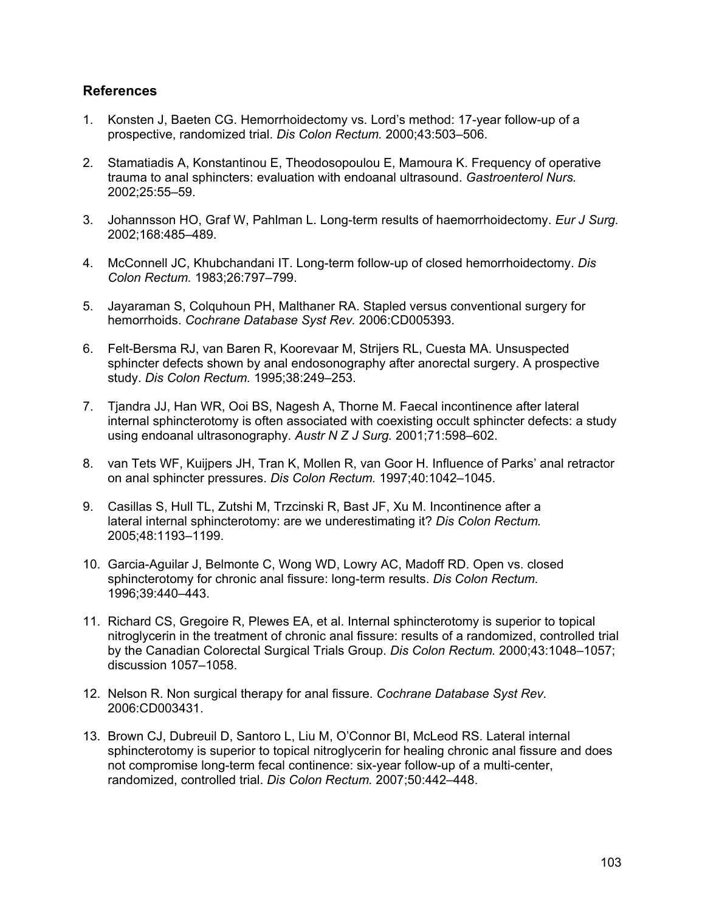## References

1. Konsten J, Baeten CG. Hemorrhoidectomy vs. Lord's method: 17-year follow-up of a prospective, randomized trial. *Dis Colon Rectum.* 2000;43:503–506.

2. Stamatiadis A, Konstantinou E, Theodosopoulou E, Mamoura K. Frequency of operative trauma to anal sphincters: evaluation with endoanal ultrasound. *Gastroenterol Nurs.* 2002;25:55–59.

3. Johannsson HO, Graf W, Pahlman L. Long-term results of haemorrhoidectomy. *Eur J Surg.* 2002;168:485–489.

4. McConnell JC, Khubchandani IT. Long-term follow-up of closed hemorrhoidectomy. *Dis Colon Rectum.* 1983;26:797–799.

5. Jayaraman S, Colquhoun PH, Malthaner RA. Stapled versus conventional surgery for hemorrhoids. *Cochrane Database Syst Rev.* 2006:CD005393.

6. Felt-Bersma RJ, van Baren R, Koorevaar M, Strijers RL, Cuesta MA. Unsuspected sphincter defects shown by anal endosonography after anorectal surgery. A prospective study. *Dis Colon Rectum.* 1995;38:249–253.

7. Tjandra JJ, Han WR, Ooi BS, Nagesh A, Thorne M. Faecal incontinence after lateral internal sphincterotomy is often associated with coexisting occult sphincter defects: a study using endoanal ultrasonography. *Austr N Z J Surg.* 2001;71:598–602.

8. van Tets WF, Kuijpers JH, Tran K, Mollen R, van Goor H. Influence of Parks' anal retractor on anal sphincter pressures. *Dis Colon Rectum.* 1997;40:1042–1045.

9. Casillas S, Hull TL, Zutshi M, Trzcinski R, Bast JF, Xu M. Incontinence after a lateral internal sphincterotomy: are we underestimating it? *Dis Colon Rectum.* 2005;48:1193–1199.

10. Garcia-Aguilar J, Belmonte C, Wong WD, Lowry AC, Madoff RD. Open vs. closed sphincterotomy for chronic anal fissure: long-term results. *Dis Colon Rectum.* 1996;39:440–443.

11. Richard CS, Gregoire R, Plewes EA, et al. Internal sphincterotomy is superior to topical nitroglycerin in the treatment of chronic anal fissure: results of a randomized, controlled trial by the Canadian Colorectal Surgical Trials Group. *Dis Colon Rectum.* 2000;43:1048–1057; discussion 1057–1058.

12. Nelson R. Non surgical therapy for anal fissure. *Cochrane Database Syst Rev.* 2006:CD003431.

13. Brown CJ, Dubreuil D, Santoro L, Liu M, O'Connor BI, McLeod RS. Lateral internal sphincterotomy is superior to topical nitroglycerin for healing chronic anal fissure and does not compromise long-term fecal continence: six-year follow-up of a multi-center, randomized, controlled trial. *Dis Colon Rectum.* 2007;50:442–448.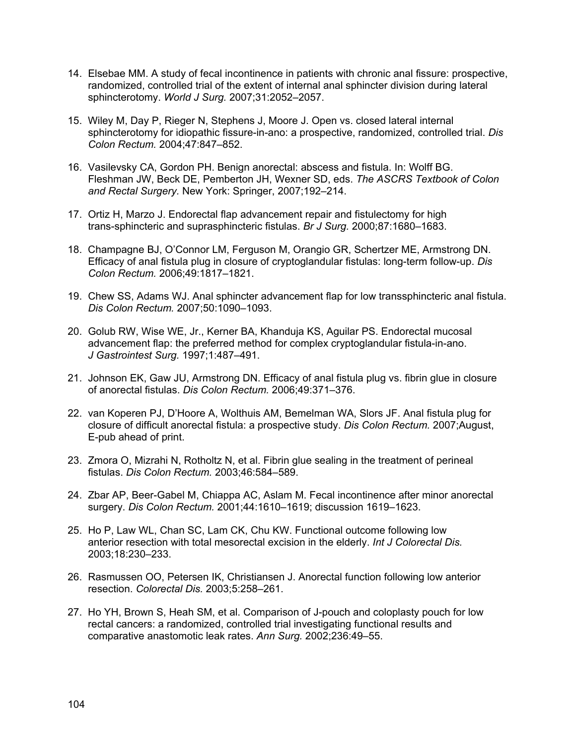14. Elsebae MM. A study of fecal incontinence in patients with chronic anal fissure: prospective, randomized, controlled trial of the extent of internal anal sphincter division during lateral sphincterotomy. *World J Surg.* 2007;31:2052–2057.

15. Wiley M, Day P, Rieger N, Stephens J, Moore J. Open vs. closed lateral internal sphincterotomy for idiopathic fissure-in-ano: a prospective, randomized, controlled trial. *Dis Colon Rectum.* 2004;47:847–852.

16. Vasilevsky CA, Gordon PH. Benign anorectal: abscess and fistula. In: Wolff BG. Fleshman JW, Beck DE, Pemberton JH, Wexner SD, eds. *The ASCRS Textbook of Colon and Rectal Surgery.* New York: Springer, 2007;192–214.

17. Ortiz H, Marzo J. Endorectal flap advancement repair and fistulectomy for high trans-sphincteric and suprasphincteric fistulas. *Br J Surg.* 2000;87:1680–1683.

18. Champagne BJ, O'Connor LM, Ferguson M, Orangio GR, Schertzer ME, Armstrong DN. Efficacy of anal fistula plug in closure of cryptoglandular fistulas: long-term follow-up. *Dis Colon Rectum.* 2006;49:1817–1821.

19. Chew SS, Adams WJ. Anal sphincter advancement flap for low transsphincteric anal fistula. *Dis Colon Rectum.* 2007;50:1090–1093.

20. Golub RW, Wise WE, Jr., Kerner BA, Khanduja KS, Aguilar PS. Endorectal mucosal advancement flap: the preferred method for complex cryptoglandular fistula-in-ano. *J Gastrointest Surg.* 1997;1:487–491.

21. Johnson EK, Gaw JU, Armstrong DN. Efficacy of anal fistula plug vs. fibrin glue in closure of anorectal fistulas. *Dis Colon Rectum.* 2006;49:371–376.

22. van Koperen PJ, D'Hoore A, Wolthuis AM, Bemelman WA, Slors JF. Anal fistula plug for closure of difficult anorectal fistula: a prospective study. *Dis Colon Rectum.* 2007;August, E-pub ahead of print.

23. Zmora O, Mizrahi N, Rotholtz N, et al. Fibrin glue sealing in the treatment of perineal fistulas. *Dis Colon Rectum.* 2003;46:584–589.

24. Zbar AP, Beer-Gabel M, Chiappa AC, Aslam M. Fecal incontinence after minor anorectal surgery. *Dis Colon Rectum.* 2001;44:1610–1619; discussion 1619–1623.

25. Ho P, Law WL, Chan SC, Lam CK, Chu KW. Functional outcome following low anterior resection with total mesorectal excision in the elderly. *Int J Colorectal Dis.* 2003;18:230–233.

26. Rasmussen OO, Petersen IK, Christiansen J. Anorectal function following low anterior resection. *Colorectal Dis.* 2003;5:258–261.

27. Ho YH, Brown S, Heah SM, et al. Comparison of J-pouch and coloplasty pouch for low rectal cancers: a randomized, controlled trial investigating functional results and comparative anastomotic leak rates. *Ann Surg.* 2002;236:49–55.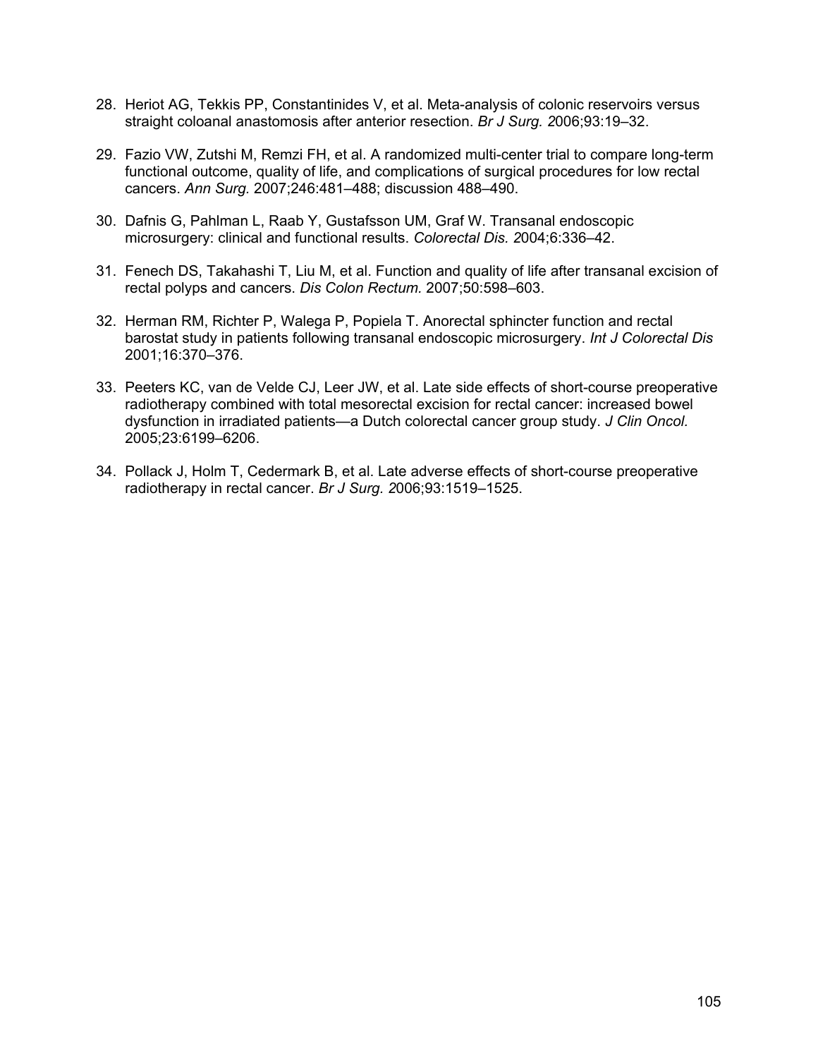28. Heriot AG, Tekkis PP, Constantinides V, et al. Meta-analysis of colonic reservoirs versus straight coloanal anastomosis after anterior resection. *Br J Surg. 2*006;93:19–32.

29. Fazio VW, Zutshi M, Remzi FH, et al. A randomized multi-center trial to compare long-term functional outcome, quality of life, and complications of surgical procedures for low rectal cancers. *Ann Surg.* 2007;246:481–488; discussion 488–490.

30. Dafnis G, Pahlman L, Raab Y, Gustafsson UM, Graf W. Transanal endoscopic microsurgery: clinical and functional results. *Colorectal Dis. 2*004;6:336–42.

31. Fenech DS, Takahashi T, Liu M, et al. Function and quality of life after transanal excision of rectal polyps and cancers. *Dis Colon Rectum.* 2007;50:598–603.

32. Herman RM, Richter P, Walega P, Popiela T. Anorectal sphincter function and rectal barostat study in patients following transanal endoscopic microsurgery. *Int J Colorectal Dis* 2001;16:370–376.

33. Peeters KC, van de Velde CJ, Leer JW, et al. Late side effects of short-course preoperative radiotherapy combined with total mesorectal excision for rectal cancer: increased bowel dysfunction in irradiated patients—a Dutch colorectal cancer group study. *J Clin Oncol.* 2005;23:6199–6206.

34. Pollack J, Holm T, Cedermark B, et al. Late adverse effects of short-course preoperative radiotherapy in rectal cancer. *Br J Surg. 2*006;93:1519–1525.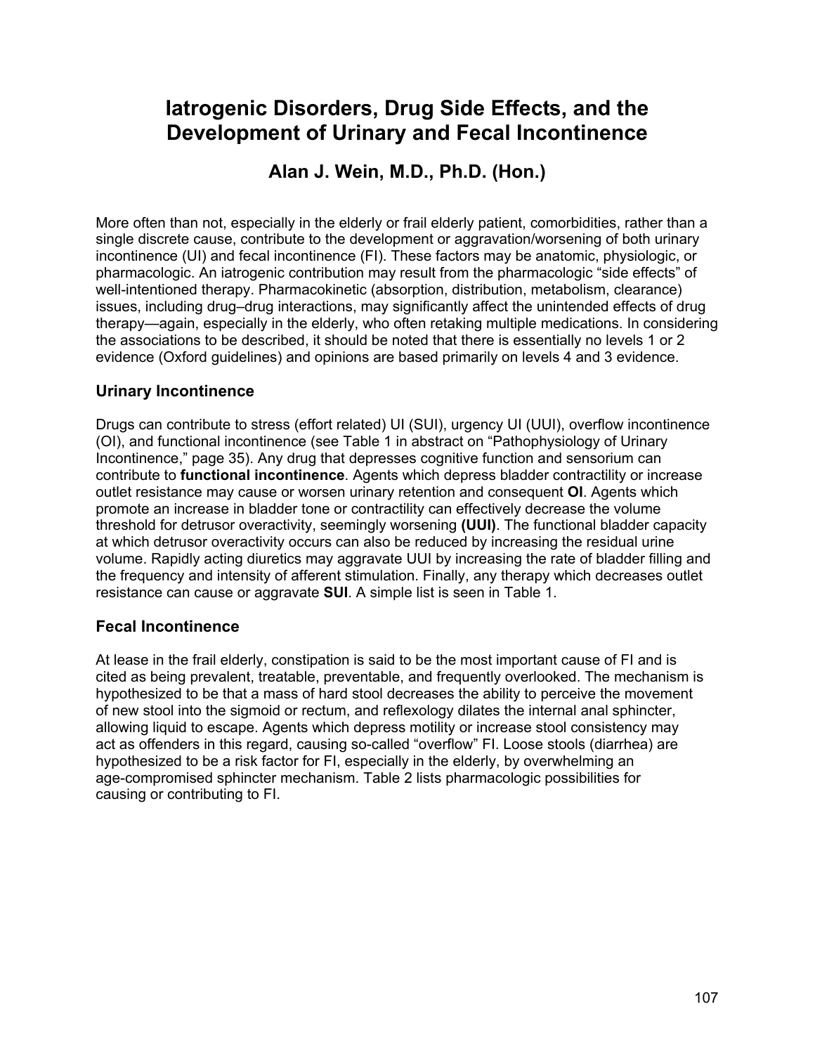# Iatrogenic Disorders, Drug Side Effects, and the Development of Urinary and Fecal Incontinence

## Alan J. Wein, M.D., Ph.D. (Hon.)

More often than not, especially in the elderly or frail elderly patient, comorbidities, rather than a single discrete cause, contribute to the development or aggravation/worsening of both urinary incontinence (UI) and fecal incontinence (FI). These factors may be anatomic, physiologic, or pharmacologic. An iatrogenic contribution may result from the pharmacologic "side effects" of well-intentioned therapy. Pharmacokinetic (absorption, distribution, metabolism, clearance) issues, including drug–drug interactions, may significantly affect the unintended effects of drug therapy—again, especially in the elderly, who often retaking multiple medications. In considering the associations to be described, it should be noted that there is essentially no levels 1 or 2 evidence (Oxford guidelines) and opinions are based primarily on levels 4 and 3 evidence.

### Urinary Incontinence

Drugs can contribute to stress (effort related) UI (SUI), urgency UI (UUI), overflow incontinence (OI), and functional incontinence (see Table 1 in abstract on "Pathophysiology of Urinary Incontinence," page 35). Any drug that depresses cognitive function and sensorium can contribute to **functional incontinence**. Agents which depress bladder contractility or increase outlet resistance may cause or worsen urinary retention and consequent **OI**. Agents which promote an increase in bladder tone or contractility can effectively decrease the volume threshold for detrusor overactivity, seemingly worsening **(UUI)**. The functional bladder capacity at which detrusor overactivity occurs can also be reduced by increasing the residual urine volume. Rapidly acting diuretics may aggravate UUI by increasing the rate of bladder filling and the frequency and intensity of afferent stimulation. Finally, any therapy which decreases outlet resistance can cause or aggravate **SUI**. A simple list is seen in Table 1.

### Fecal Incontinence

At lease in the frail elderly, constipation is said to be the most important cause of FI and is cited as being prevalent, treatable, preventable, and frequently overlooked. The mechanism is hypothesized to be that a mass of hard stool decreases the ability to perceive the movement of new stool into the sigmoid or rectum, and reflexology dilates the internal anal sphincter, allowing liquid to escape. Agents which depress motility or increase stool consistency may act as offenders in this regard, causing so-called "overflow" FI. Loose stools (diarrhea) are hypothesized to be a risk factor for FI, especially in the elderly, by overwhelming an age-compromised sphincter mechanism. Table 2 lists pharmacologic possibilities for causing or contributing to FI.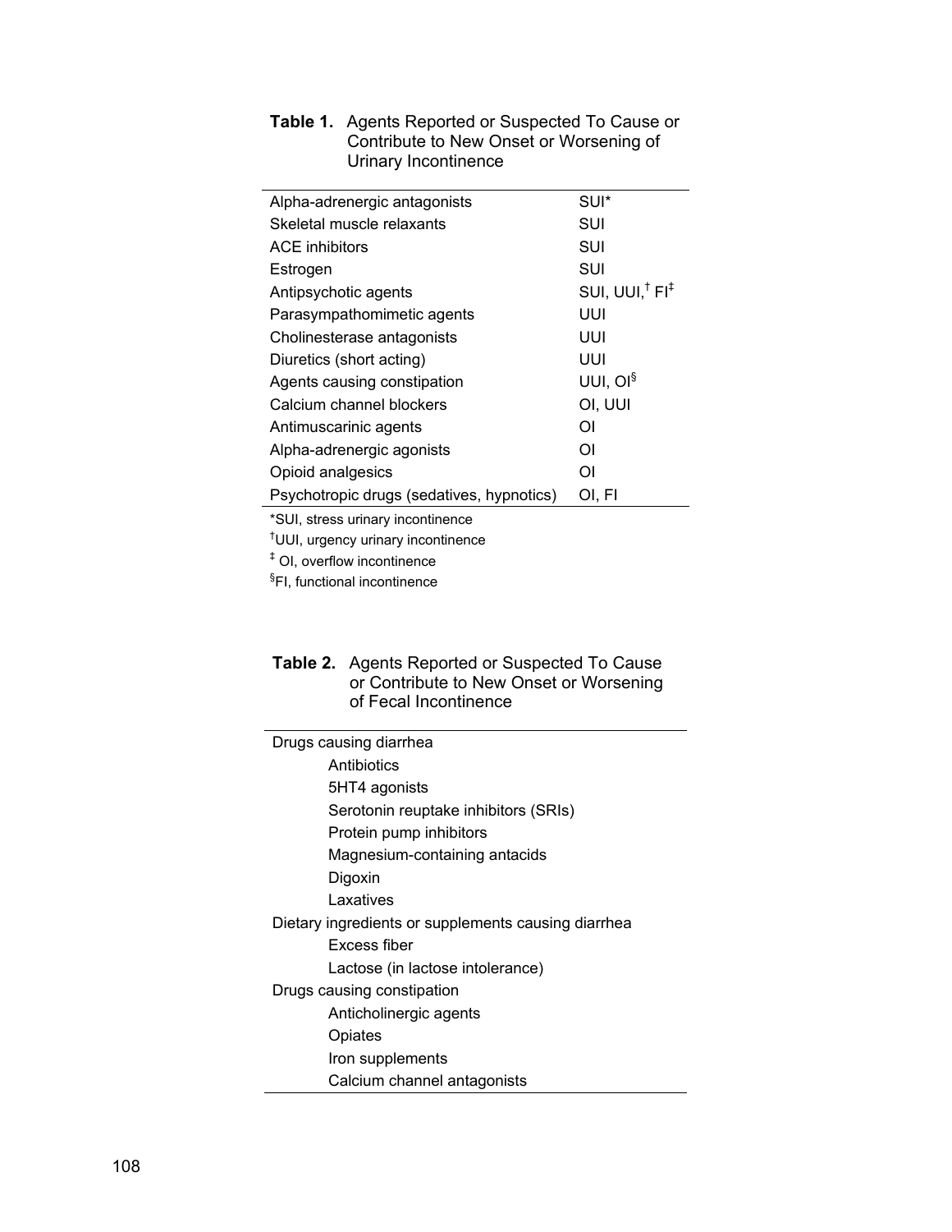**Table 1.** Agents Reported or Suspected To Cause or Contribute to New Onset or Worsening of Urinary Incontinence

| | |
|---|---|
| Alpha-adrenergic antagonists | SUI* |
| Skeletal muscle relaxants | SUI |
| ACE inhibitors | SUI |
| Estrogen | SUI |
| Antipsychotic agents | SUI, UUI,† FI‡ |
| Parasympathomimetic agents | UUI |
| Cholinesterase antagonists | UUI |
| Diuretics (short acting) | UUI |
| Agents causing constipation | UUI, OI§ |
| Calcium channel blockers | OI, UUI |
| Antimuscarinic agents | OI |
| Alpha-adrenergic agonists | OI |
| Opioid analgesics | OI |
| Psychotropic drugs (sedatives, hypnotics) | OI, FI |

*SUI, stress urinary incontinence

†UUI, urgency urinary incontinence

‡ OI, overflow incontinence

§FI, functional incontinence

**Table 2.** Agents Reported or Suspected To Cause or Contribute to New Onset or Worsening of Fecal Incontinence

| |
|---|
| Drugs causing diarrhea |
| Antibiotics |
| 5HT4 agonists |
| Serotonin reuptake inhibitors (SRIs) |
| Protein pump inhibitors |
| Magnesium-containing antacids |
| Digoxin |
| Laxatives |
| Dietary ingredients or supplements causing diarrhea |
| Excess fiber |
| Lactose (in lactose intolerance) |
| Drugs causing constipation |
| Anticholinergic agents |
| Opiates |
| Iron supplements |
| Calcium channel antagonists |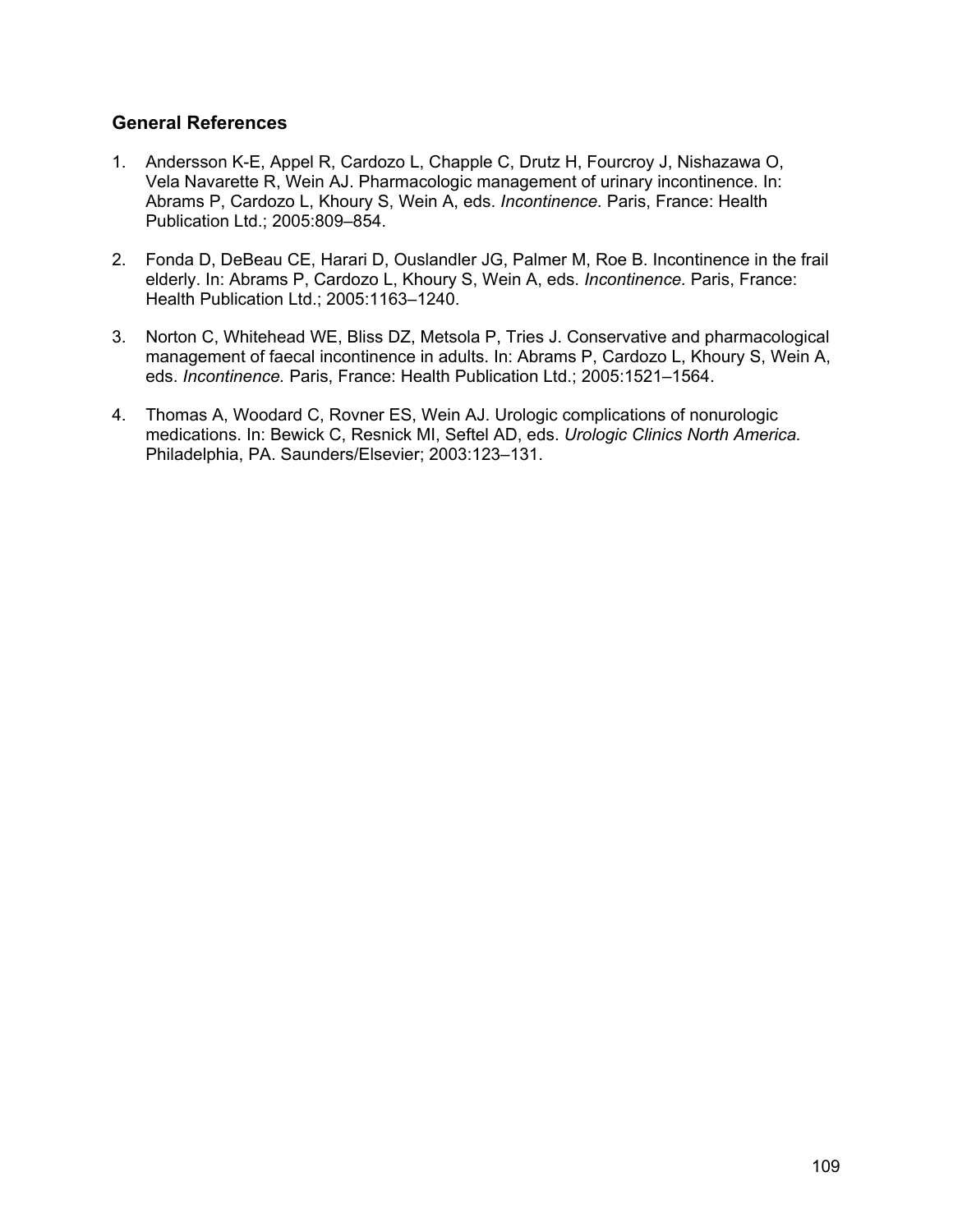## General References

1. Andersson K-E, Appel R, Cardozo L, Chapple C, Drutz H, Fourcroy J, Nishazawa O, Vela Navarette R, Wein AJ. Pharmacologic management of urinary incontinence. In: Abrams P, Cardozo L, Khoury S, Wein A, eds. *Incontinence.* Paris, France: Health Publication Ltd.; 2005:809–854.

2. Fonda D, DeBeau CE, Harari D, Ouslandler JG, Palmer M, Roe B. Incontinence in the frail elderly. In: Abrams P, Cardozo L, Khoury S, Wein A, eds. *Incontinence.* Paris, France: Health Publication Ltd.; 2005:1163–1240.

3. Norton C, Whitehead WE, Bliss DZ, Metsola P, Tries J. Conservative and pharmacological management of faecal incontinence in adults. In: Abrams P, Cardozo L, Khoury S, Wein A, eds. *Incontinence.* Paris, France: Health Publication Ltd.; 2005:1521–1564.

4. Thomas A, Woodard C, Rovner ES, Wein AJ. Urologic complications of nonurologic medications. In: Bewick C, Resnick MI, Seftel AD, eds. *Urologic Clinics North America.* Philadelphia, PA. Saunders/Elsevier; 2003:123–131.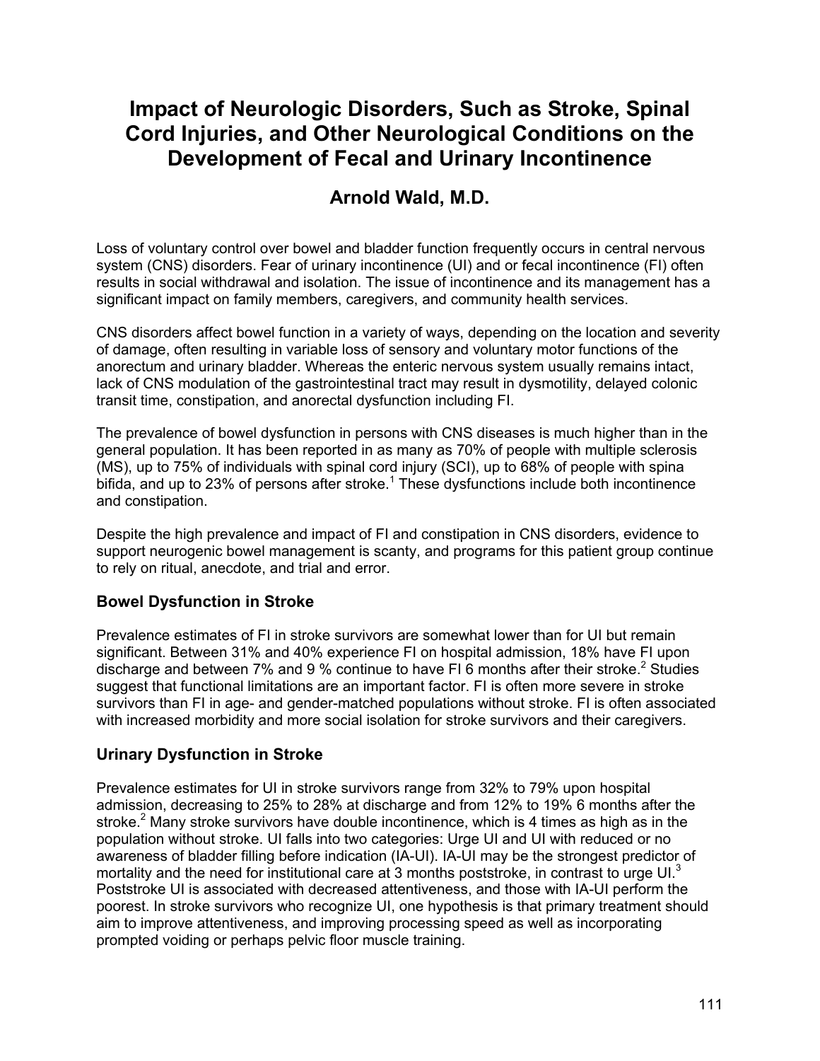# Impact of Neurologic Disorders, Such as Stroke, Spinal Cord Injuries, and Other Neurological Conditions on the Development of Fecal and Urinary Incontinence

## Arnold Wald, M.D.

Loss of voluntary control over bowel and bladder function frequently occurs in central nervous system (CNS) disorders. Fear of urinary incontinence (UI) and or fecal incontinence (FI) often results in social withdrawal and isolation. The issue of incontinence and its management has a significant impact on family members, caregivers, and community health services.

CNS disorders affect bowel function in a variety of ways, depending on the location and severity of damage, often resulting in variable loss of sensory and voluntary motor functions of the anorectum and urinary bladder. Whereas the enteric nervous system usually remains intact, lack of CNS modulation of the gastrointestinal tract may result in dysmotility, delayed colonic transit time, constipation, and anorectal dysfunction including FI.

The prevalence of bowel dysfunction in persons with CNS diseases is much higher than in the general population. It has been reported in as many as 70% of people with multiple sclerosis (MS), up to 75% of individuals with spinal cord injury (SCI), up to 68% of people with spina bifida, and up to 23% of persons after stroke.[1] These dysfunctions include both incontinence and constipation.

Despite the high prevalence and impact of FI and constipation in CNS disorders, evidence to support neurogenic bowel management is scanty, and programs for this patient group continue to rely on ritual, anecdote, and trial and error.

### Bowel Dysfunction in Stroke

Prevalence estimates of FI in stroke survivors are somewhat lower than for UI but remain significant. Between 31% and 40% experience FI on hospital admission, 18% have FI upon discharge and between 7% and 9 % continue to have FI 6 months after their stroke.[2] Studies suggest that functional limitations are an important factor. FI is often more severe in stroke survivors than FI in age- and gender-matched populations without stroke. FI is often associated with increased morbidity and more social isolation for stroke survivors and their caregivers.

### Urinary Dysfunction in Stroke

Prevalence estimates for UI in stroke survivors range from 32% to 79% upon hospital admission, decreasing to 25% to 28% at discharge and from 12% to 19% 6 months after the stroke.[2] Many stroke survivors have double incontinence, which is 4 times as high as in the population without stroke. UI falls into two categories: Urge UI and UI with reduced or no awareness of bladder filling before indication (IA-UI). IA-UI may be the strongest predictor of mortality and the need for institutional care at 3 months poststroke, in contrast to urge UI.[3] Poststroke UI is associated with decreased attentiveness, and those with IA-UI perform the poorest. In stroke survivors who recognize UI, one hypothesis is that primary treatment should aim to improve attentiveness, and improving processing speed as well as incorporating prompted voiding or perhaps pelvic floor muscle training.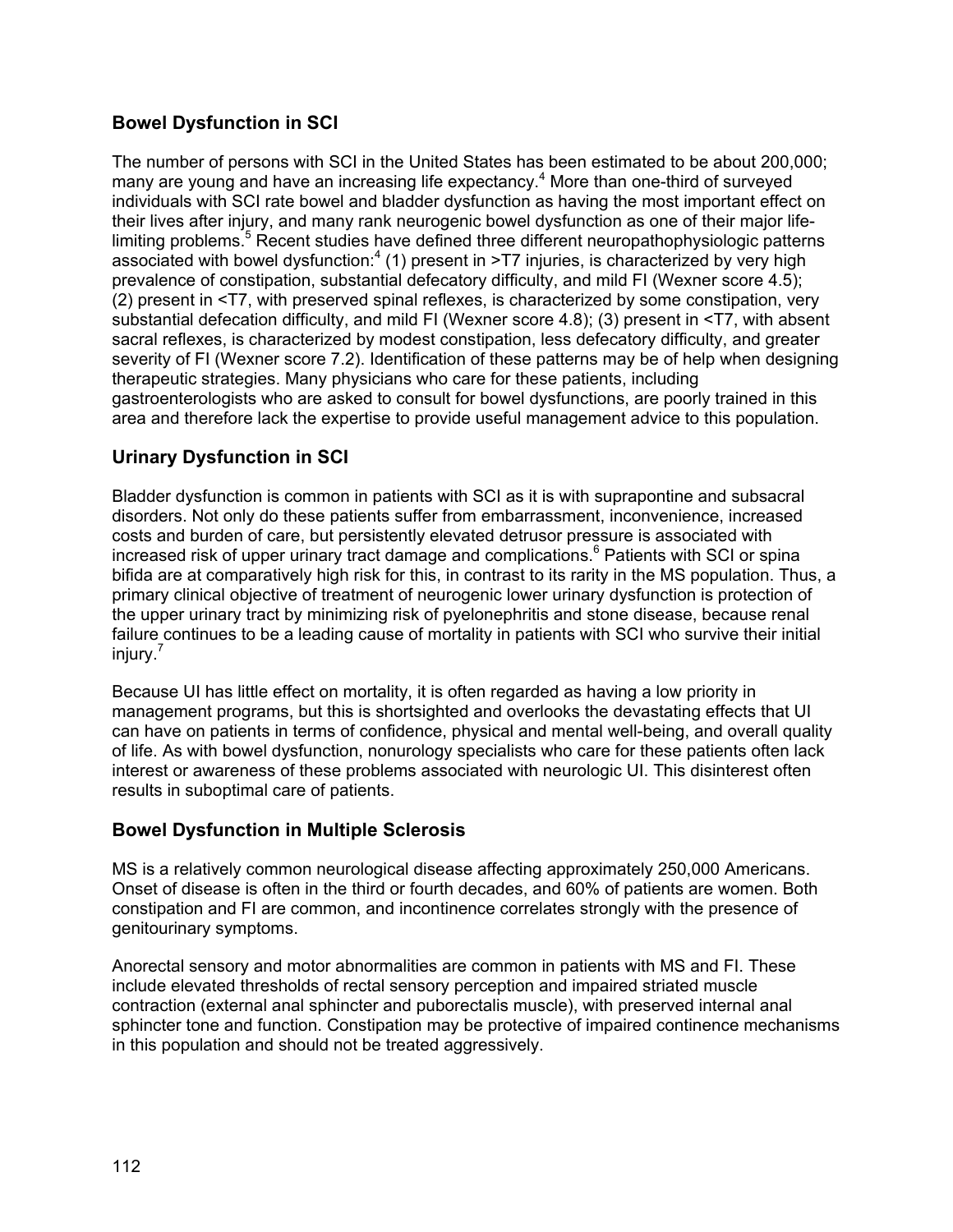## Bowel Dysfunction in SCI

The number of persons with SCI in the United States has been estimated to be about 200,000; many are young and have an increasing life expectancy.[4] More than one-third of surveyed individuals with SCI rate bowel and bladder dysfunction as having the most important effect on their lives after injury, and many rank neurogenic bowel dysfunction as one of their major life-limiting problems.[5] Recent studies have defined three different neuropathophysiologic patterns associated with bowel dysfunction:[4] (1) present in >T7 injuries, is characterized by very high prevalence of constipation, substantial defecatory difficulty, and mild FI (Wexner score 4.5); (2) present in <T7, with preserved spinal reflexes, is characterized by some constipation, very substantial defecation difficulty, and mild FI (Wexner score 4.8); (3) present in <T7, with absent sacral reflexes, is characterized by modest constipation, less defecatory difficulty, and greater severity of FI (Wexner score 7.2). Identification of these patterns may be of help when designing therapeutic strategies. Many physicians who care for these patients, including gastroenterologists who are asked to consult for bowel dysfunctions, are poorly trained in this area and therefore lack the expertise to provide useful management advice to this population.

## Urinary Dysfunction in SCI

Bladder dysfunction is common in patients with SCI as it is with suprapontine and subsacral disorders. Not only do these patients suffer from embarrassment, inconvenience, increased costs and burden of care, but persistently elevated detrusor pressure is associated with increased risk of upper urinary tract damage and complications.[6] Patients with SCI or spina bifida are at comparatively high risk for this, in contrast to its rarity in the MS population. Thus, a primary clinical objective of treatment of neurogenic lower urinary dysfunction is protection of the upper urinary tract by minimizing risk of pyelonephritis and stone disease, because renal failure continues to be a leading cause of mortality in patients with SCI who survive their initial injury.[7]

Because UI has little effect on mortality, it is often regarded as having a low priority in management programs, but this is shortsighted and overlooks the devastating effects that UI can have on patients in terms of confidence, physical and mental well-being, and overall quality of life. As with bowel dysfunction, nonurology specialists who care for these patients often lack interest or awareness of these problems associated with neurologic UI. This disinterest often results in suboptimal care of patients.

## Bowel Dysfunction in Multiple Sclerosis

MS is a relatively common neurological disease affecting approximately 250,000 Americans. Onset of disease is often in the third or fourth decades, and 60% of patients are women. Both constipation and FI are common, and incontinence correlates strongly with the presence of genitourinary symptoms.

Anorectal sensory and motor abnormalities are common in patients with MS and FI. These include elevated thresholds of rectal sensory perception and impaired striated muscle contraction (external anal sphincter and puborectalis muscle), with preserved internal anal sphincter tone and function. Constipation may be protective of impaired continence mechanisms in this population and should not be treated aggressively.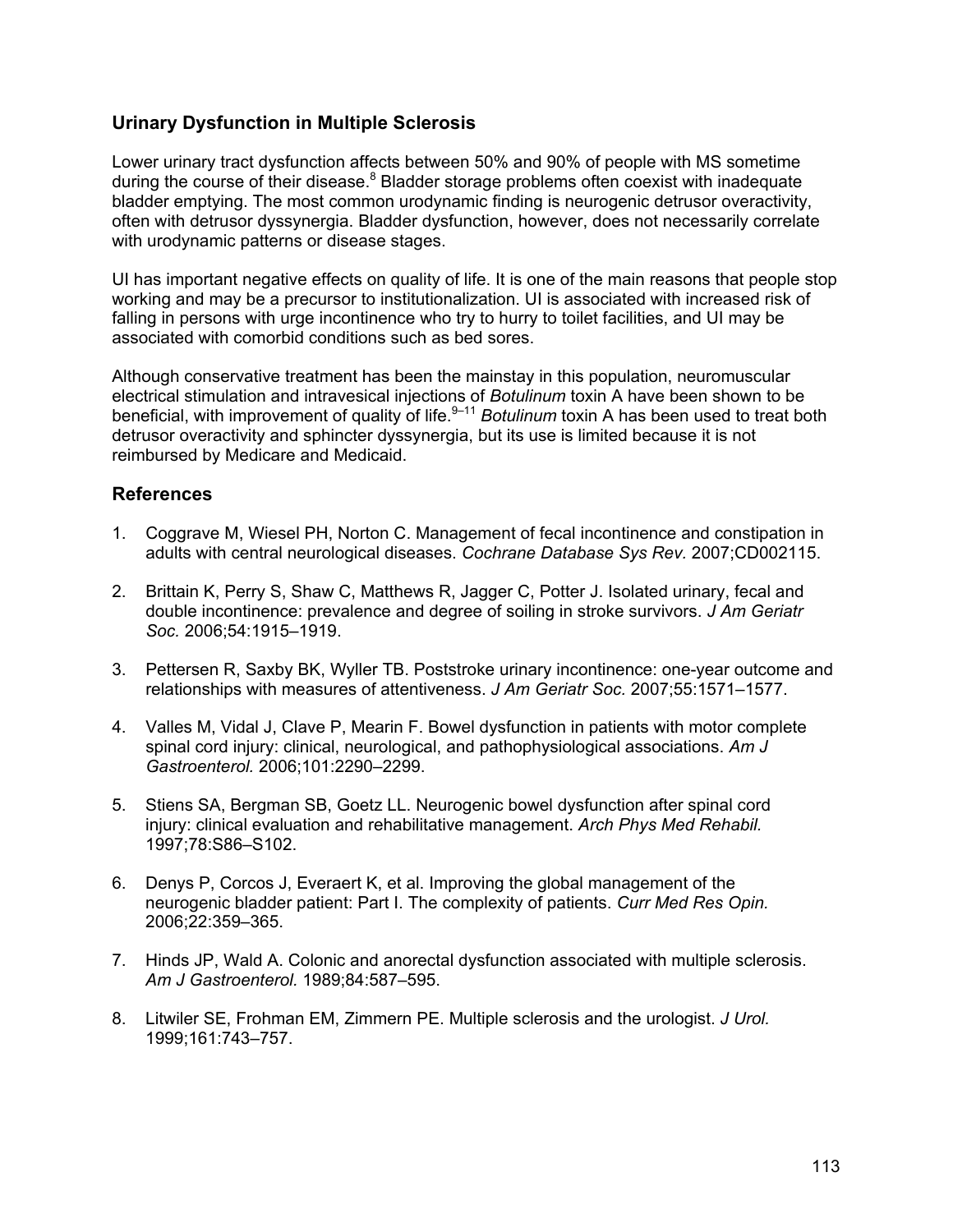## Urinary Dysfunction in Multiple Sclerosis

Lower urinary tract dysfunction affects between 50% and 90% of people with MS sometime during the course of their disease.[8] Bladder storage problems often coexist with inadequate bladder emptying. The most common urodynamic finding is neurogenic detrusor overactivity, often with detrusor dyssynergia. Bladder dysfunction, however, does not necessarily correlate with urodynamic patterns or disease stages.

UI has important negative effects on quality of life. It is one of the main reasons that people stop working and may be a precursor to institutionalization. UI is associated with increased risk of falling in persons with urge incontinence who try to hurry to toilet facilities, and UI may be associated with comorbid conditions such as bed sores.

Although conservative treatment has been the mainstay in this population, neuromuscular electrical stimulation and intravesical injections of *Botulinum* toxin A have been shown to be beneficial, with improvement of quality of life.[9–11] *Botulinum* toxin A has been used to treat both detrusor overactivity and sphincter dyssynergia, but its use is limited because it is not reimbursed by Medicare and Medicaid.

## References

1. Coggrave M, Wiesel PH, Norton C. Management of fecal incontinence and constipation in adults with central neurological diseases. *Cochrane Database Sys Rev.* 2007;CD002115.

2. Brittain K, Perry S, Shaw C, Matthews R, Jagger C, Potter J. Isolated urinary, fecal and double incontinence: prevalence and degree of soiling in stroke survivors. *J Am Geriatr Soc.* 2006;54:1915–1919.

3. Pettersen R, Saxby BK, Wyller TB. Poststroke urinary incontinence: one-year outcome and relationships with measures of attentiveness. *J Am Geriatr Soc.* 2007;55:1571–1577.

4. Valles M, Vidal J, Clave P, Mearin F. Bowel dysfunction in patients with motor complete spinal cord injury: clinical, neurological, and pathophysiological associations. *Am J Gastroenterol.* 2006;101:2290–2299.

5. Stiens SA, Bergman SB, Goetz LL. Neurogenic bowel dysfunction after spinal cord injury: clinical evaluation and rehabilitative management. *Arch Phys Med Rehabil.* 1997;78:S86–S102.

6. Denys P, Corcos J, Everaert K, et al. Improving the global management of the neurogenic bladder patient: Part I. The complexity of patients. *Curr Med Res Opin.* 2006;22:359–365.

7. Hinds JP, Wald A. Colonic and anorectal dysfunction associated with multiple sclerosis. *Am J Gastroenterol.* 1989;84:587–595.

8. Litwiler SE, Frohman EM, Zimmern PE. Multiple sclerosis and the urologist. *J Urol.* 1999;161:743–757.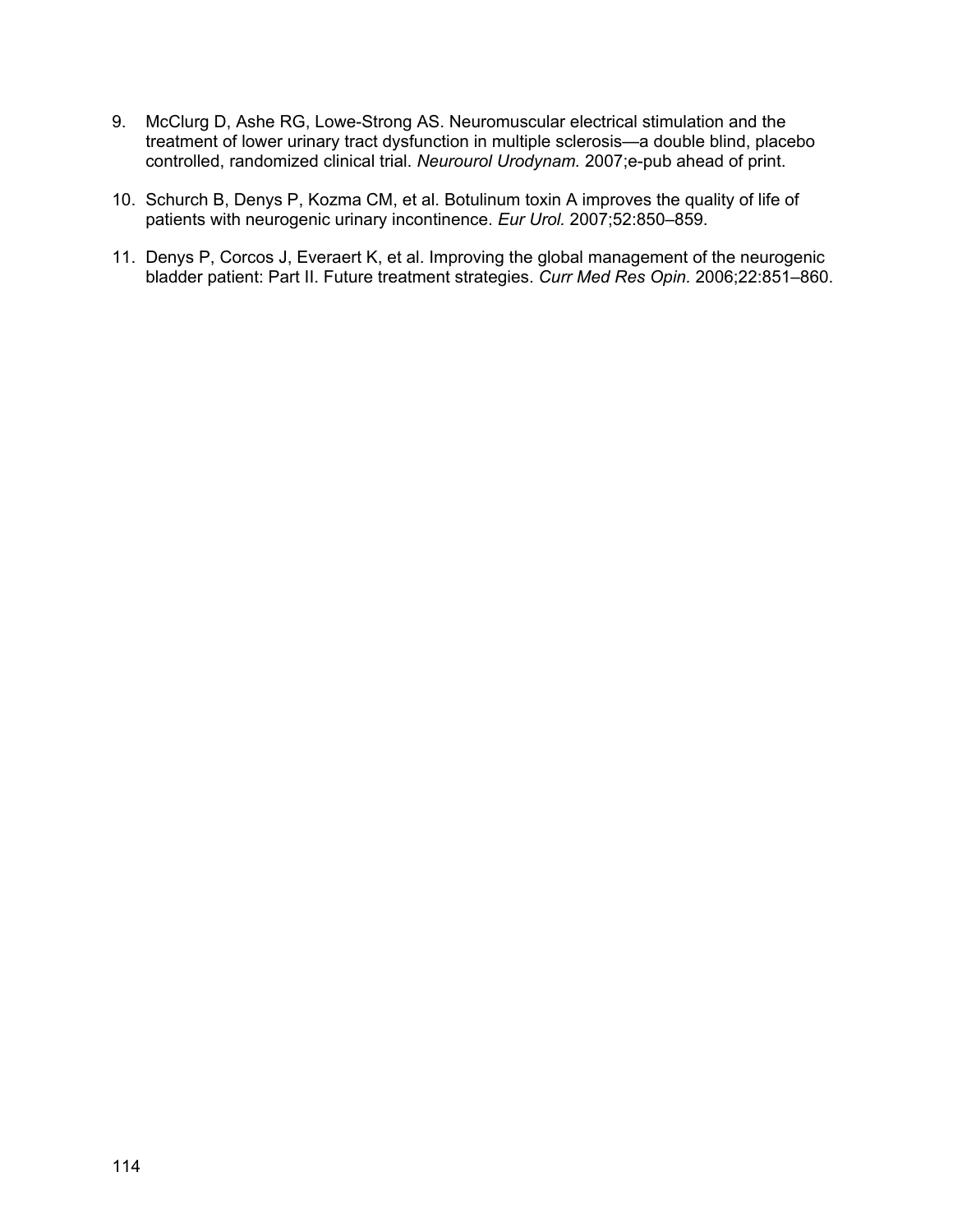9. McClurg D, Ashe RG, Lowe-Strong AS. Neuromuscular electrical stimulation and the treatment of lower urinary tract dysfunction in multiple sclerosis—a double blind, placebo controlled, randomized clinical trial. *Neurourol Urodynam.* 2007;e-pub ahead of print.

10. Schurch B, Denys P, Kozma CM, et al. Botulinum toxin A improves the quality of life of patients with neurogenic urinary incontinence. *Eur Urol.* 2007;52:850–859.

11. Denys P, Corcos J, Everaert K, et al. Improving the global management of the neurogenic bladder patient: Part II. Future treatment strategies. *Curr Med Res Opin.* 2006;22:851–860.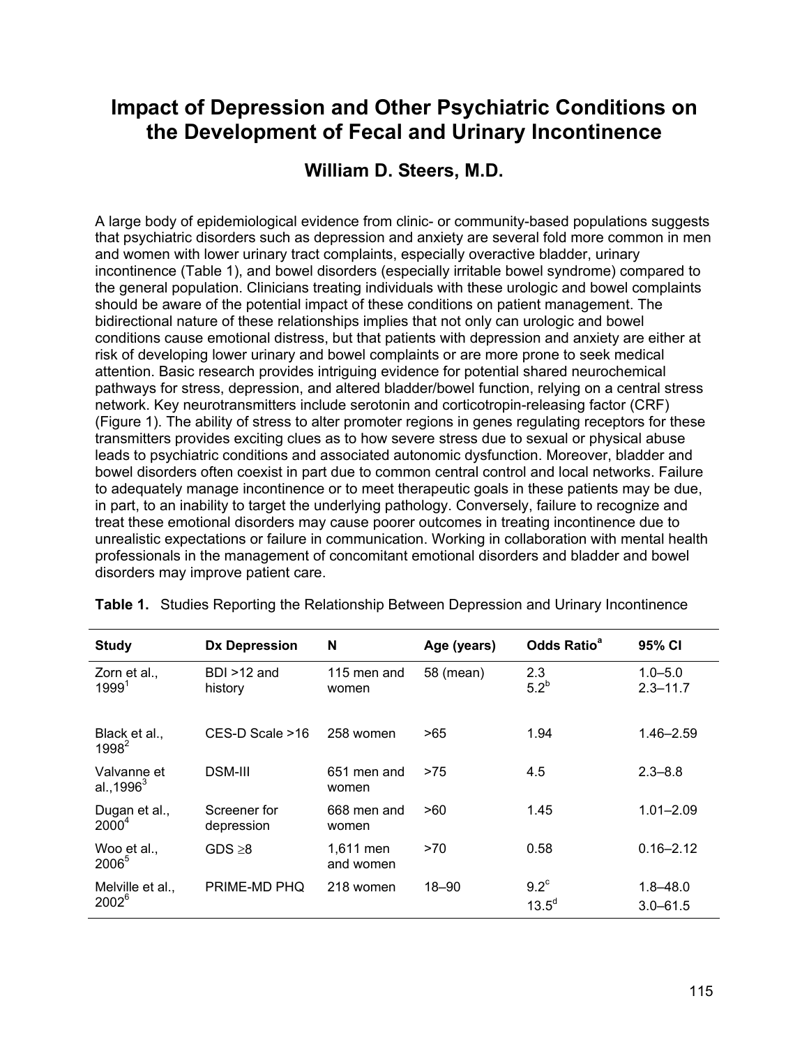# Impact of Depression and Other Psychiatric Conditions on the Development of Fecal and Urinary Incontinence

## William D. Steers, M.D.

A large body of epidemiological evidence from clinic- or community-based populations suggests that psychiatric disorders such as depression and anxiety are several fold more common in men and women with lower urinary tract complaints, especially overactive bladder, urinary incontinence (Table 1), and bowel disorders (especially irritable bowel syndrome) compared to the general population. Clinicians treating individuals with these urologic and bowel complaints should be aware of the potential impact of these conditions on patient management. The bidirectional nature of these relationships implies that not only can urologic and bowel conditions cause emotional distress, but that patients with depression and anxiety are either at risk of developing lower urinary and bowel complaints or are more prone to seek medical attention. Basic research provides intriguing evidence for potential shared neurochemical pathways for stress, depression, and altered bladder/bowel function, relying on a central stress network. Key neurotransmitters include serotonin and corticotropin-releasing factor (CRF) (Figure 1). The ability of stress to alter promoter regions in genes regulating receptors for these transmitters provides exciting clues as to how severe stress due to sexual or physical abuse leads to psychiatric conditions and associated autonomic dysfunction. Moreover, bladder and bowel disorders often coexist in part due to common central control and local networks. Failure to adequately manage incontinence or to meet therapeutic goals in these patients may be due, in part, to an inability to target the underlying pathology. Conversely, failure to recognize and treat these emotional disorders may cause poorer outcomes in treating incontinence due to unrealistic expectations or failure in communication. Working in collaboration with mental health professionals in the management of concomitant emotional disorders and bladder and bowel disorders may improve patient care.

**Table 1.** Studies Reporting the Relationship Between Depression and Urinary Incontinence

| Study | Dx Depression | N | Age (years) | Odds Ratio[a] | 95% CI |
|---|---|---|---|---|---|
| Zorn et al., 1999[1] | BDI >12 and history | 115 men and women | 58 (mean) | 2.3<br>5.2[b] | 1.0–5.0<br>2.3–11.7 |
| Black et al., 1998[2] | CES-D Scale >16 | 258 women | >65 | 1.94 | 1.46–2.59 |
| Valvanne et al.,1996[3] | DSM-III | 651 men and women | >75 | 4.5 | 2.3–8.8 |
| Dugan et al., 2000[4] | Screener for depression | 668 men and women | >60 | 1.45 | 1.01–2.09 |
| Woo et al., 2006[5] | GDS ≥8 | 1,611 men and women | >70 | 0.58 | 0.16–2.12 |
| Melville et al., 2002[6] | PRIME-MD PHQ | 218 women | 18–90 | 9.2[c]<br>13.5[d] | 1.8–48.0<br>3.0–61.5 |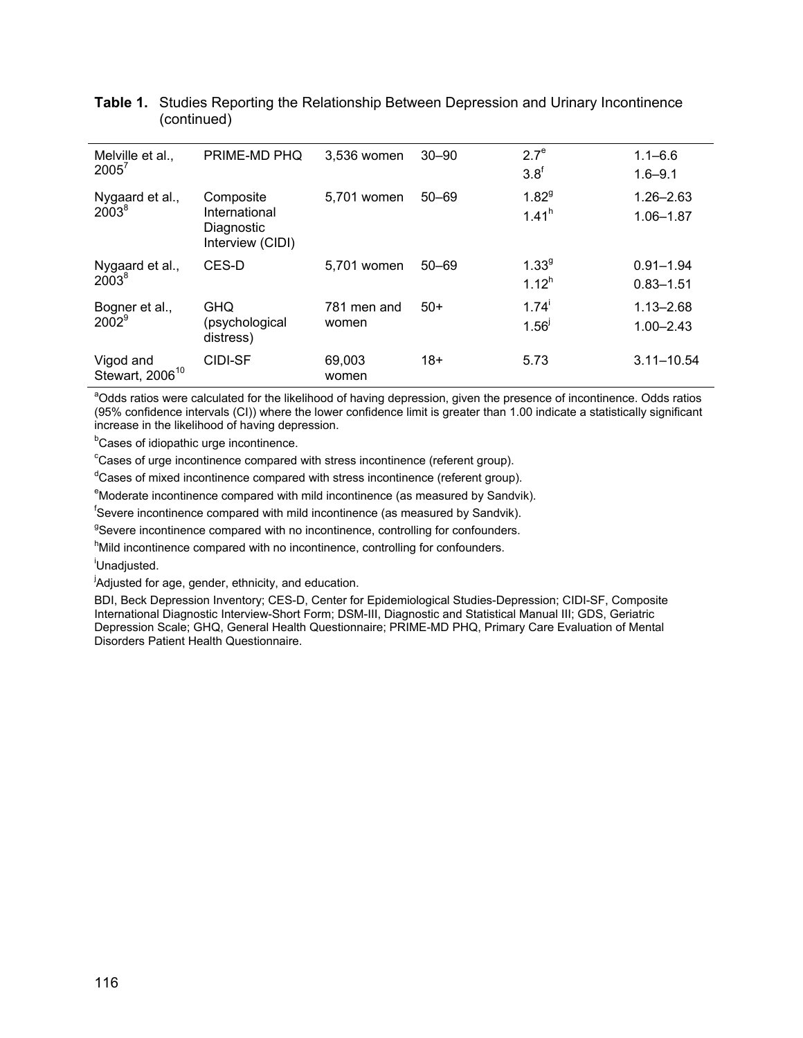**Table 1.** Studies Reporting the Relationship Between Depression and Urinary Incontinence (continued)

| | | | | | |
|---|---|---|---|---|---|
| Melville et al., 2005[7] | PRIME-MD PHQ | 3,536 women | 30–90 | 2.7[e]<br>3.8[f] | 1.1–6.6<br>1.6–9.1 |
| Nygaard et al., 2003[8] | Composite International Diagnostic Interview (CIDI) | 5,701 women | 50–69 | 1.82[g]<br>1.41[h] | 1.26–2.63<br>1.06–1.87 |
| Nygaard et al., 2003[8] | CES-D | 5,701 women | 50–69 | 1.33[g]<br>1.12[h] | 0.91–1.94<br>0.83–1.51 |
| Bogner et al., 2002[9] | GHQ (psychological distress) | 781 men and women | 50+ | 1.74[i]<br>1.56[j] | 1.13–2.68<br>1.00–2.43 |
| Vigod and Stewart, 2006[10] | CIDI-SF | 69,003 women | 18+ | 5.73 | 3.11–10.54 |

[a]Odds ratios were calculated for the likelihood of having depression, given the presence of incontinence. Odds ratios (95% confidence intervals (CI)) where the lower confidence limit is greater than 1.00 indicate a statistically significant increase in the likelihood of having depression.

[b]Cases of idiopathic urge incontinence.

[c]Cases of urge incontinence compared with stress incontinence (referent group).

[d]Cases of mixed incontinence compared with stress incontinence (referent group).

[e]Moderate incontinence compared with mild incontinence (as measured by Sandvik).

[f]Severe incontinence compared with mild incontinence (as measured by Sandvik).

[g]Severe incontinence compared with no incontinence, controlling for confounders.

[h]Mild incontinence compared with no incontinence, controlling for confounders.

[i]Unadjusted.

[j]Adjusted for age, gender, ethnicity, and education.

BDI, Beck Depression Inventory; CES-D, Center for Epidemiological Studies-Depression; CIDI-SF, Composite International Diagnostic Interview-Short Form; DSM-III, Diagnostic and Statistical Manual III; GDS, Geriatric Depression Scale; GHQ, General Health Questionnaire; PRIME-MD PHQ, Primary Care Evaluation of Mental Disorders Patient Health Questionnaire.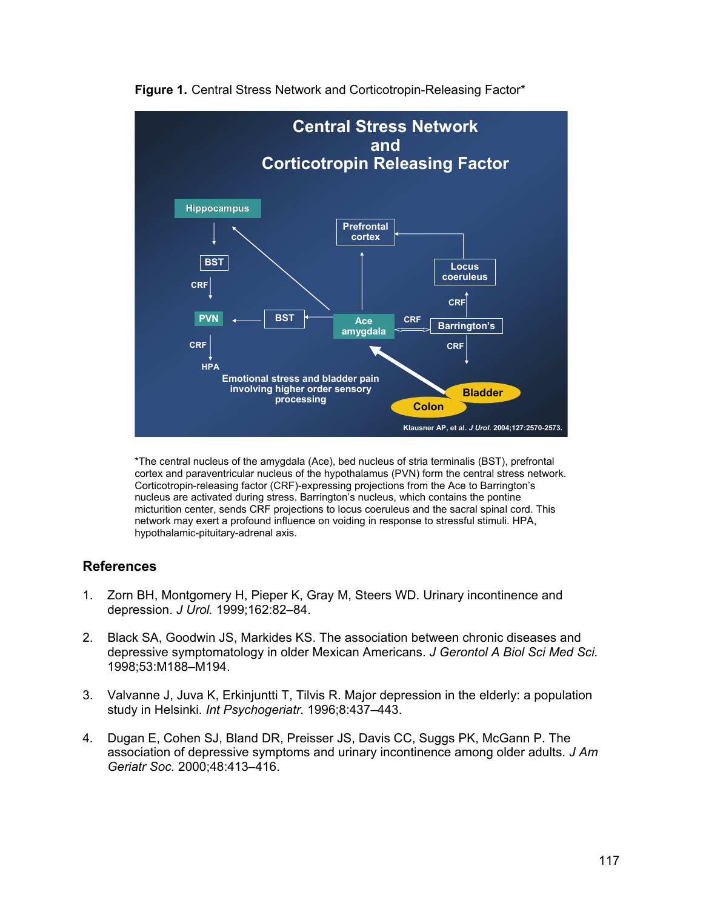**Figure 1.** Central Stress Network and Corticotropin-Releasing Factor*

*The central nucleus of the amygdala (Ace), bed nucleus of stria terminalis (BST), prefrontal cortex and paraventricular nucleus of the hypothalamus (PVN) form the central stress network. Corticotropin-releasing factor (CRF)-expressing projections from the Ace to Barrington's nucleus are activated during stress. Barrington's nucleus, which contains the pontine micturition center, sends CRF projections to locus coeruleus and the sacral spinal cord. This network may exert a profound influence on voiding in response to stressful stimuli. HPA, hypothalamic-pituitary-adrenal axis.

## References

1. Zorn BH, Montgomery H, Pieper K, Gray M, Steers WD. Urinary incontinence and depression. *J Urol.* 1999;162:82–84.

2. Black SA, Goodwin JS, Markides KS. The association between chronic diseases and depressive symptomatology in older Mexican Americans. *J Gerontol A Biol Sci Med Sci.* 1998;53:M188–M194.

3. Valvanne J, Juva K, Erkinjuntti T, Tilvis R. Major depression in the elderly: a population study in Helsinki. *Int Psychogeriatr.* 1996;8:437–443.

4. Dugan E, Cohen SJ, Bland DR, Preisser JS, Davis CC, Suggs PK, McGann P. The association of depressive symptoms and urinary incontinence among older adults. *J Am Geriatr Soc.* 2000;48:413–416.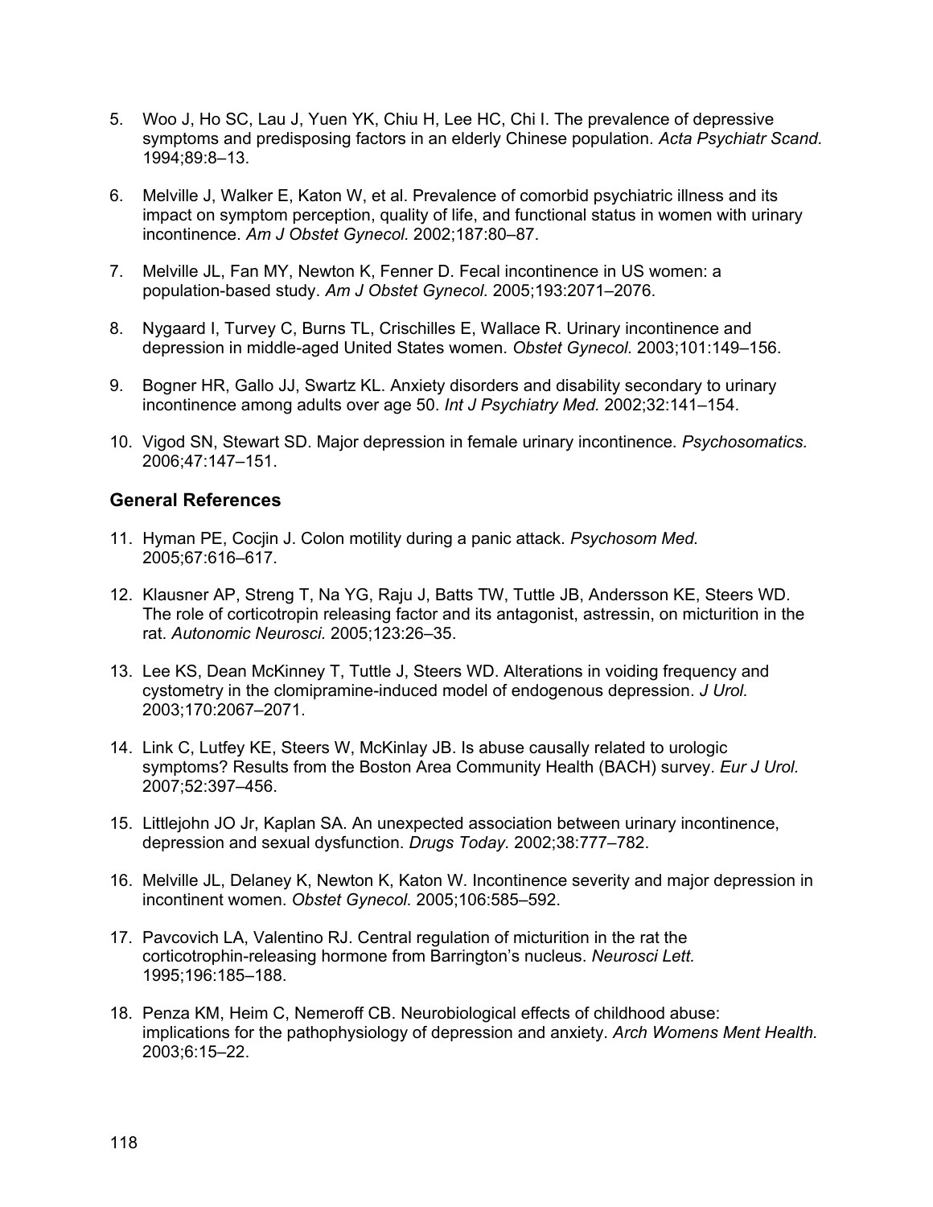5. Woo J, Ho SC, Lau J, Yuen YK, Chiu H, Lee HC, Chi I. The prevalence of depressive symptoms and predisposing factors in an elderly Chinese population. *Acta Psychiatr Scand.* 1994;89:8–13.

6. Melville J, Walker E, Katon W, et al. Prevalence of comorbid psychiatric illness and its impact on symptom perception, quality of life, and functional status in women with urinary incontinence. *Am J Obstet Gynecol.* 2002;187:80–87.

7. Melville JL, Fan MY, Newton K, Fenner D. Fecal incontinence in US women: a population-based study. *Am J Obstet Gynecol.* 2005;193:2071–2076.

8. Nygaard I, Turvey C, Burns TL, Crischilles E, Wallace R. Urinary incontinence and depression in middle-aged United States women. *Obstet Gynecol.* 2003;101:149–156.

9. Bogner HR, Gallo JJ, Swartz KL. Anxiety disorders and disability secondary to urinary incontinence among adults over age 50. *Int J Psychiatry Med.* 2002;32:141–154.

10. Vigod SN, Stewart SD. Major depression in female urinary incontinence. *Psychosomatics.* 2006;47:147–151.

### General References

11. Hyman PE, Cocjin J. Colon motility during a panic attack. *Psychosom Med.* 2005;67:616–617.

12. Klausner AP, Streng T, Na YG, Raju J, Batts TW, Tuttle JB, Andersson KE, Steers WD. The role of corticotropin releasing factor and its antagonist, astressin, on micturition in the rat. *Autonomic Neurosci.* 2005;123:26–35.

13. Lee KS, Dean McKinney T, Tuttle J, Steers WD. Alterations in voiding frequency and cystometry in the clomipramine-induced model of endogenous depression. *J Urol.* 2003;170:2067–2071.

14. Link C, Lutfey KE, Steers W, McKinlay JB. Is abuse causally related to urologic symptoms? Results from the Boston Area Community Health (BACH) survey. *Eur J Urol.* 2007;52:397–456.

15. Littlejohn JO Jr, Kaplan SA. An unexpected association between urinary incontinence, depression and sexual dysfunction. *Drugs Today.* 2002;38:777–782.

16. Melville JL, Delaney K, Newton K, Katon W. Incontinence severity and major depression in incontinent women. *Obstet Gynecol.* 2005;106:585–592.

17. Pavcovich LA, Valentino RJ. Central regulation of micturition in the rat the corticotrophin-releasing hormone from Barrington's nucleus. *Neurosci Lett.* 1995;196:185–188.

18. Penza KM, Heim C, Nemeroff CB. Neurobiological effects of childhood abuse: implications for the pathophysiology of depression and anxiety. *Arch Womens Ment Health.* 2003;6:15–22.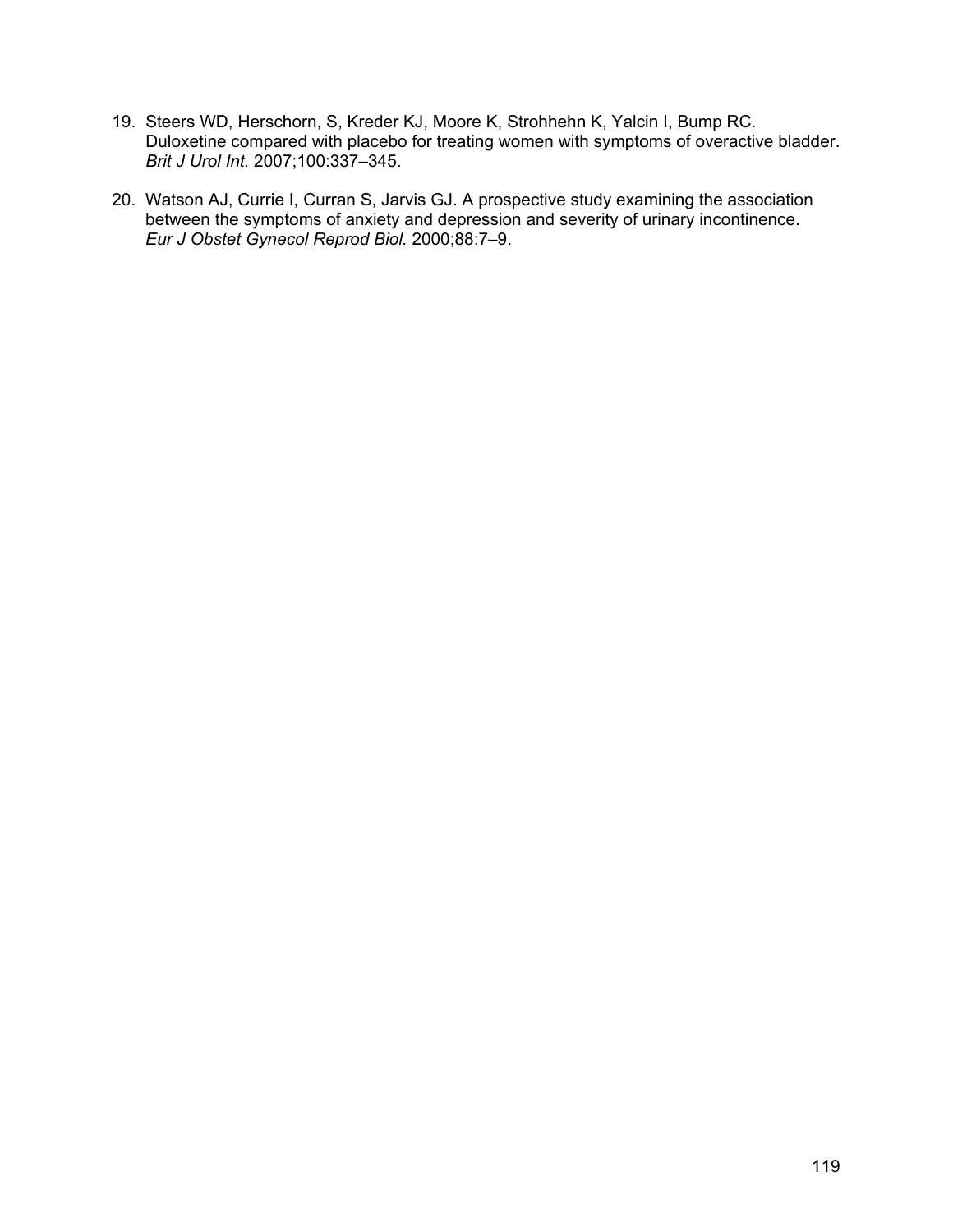19. Steers WD, Herschorn, S, Kreder KJ, Moore K, Strohhehn K, Yalcin I, Bump RC. Duloxetine compared with placebo for treating women with symptoms of overactive bladder. *Brit J Urol Int.* 2007;100:337–345.

20. Watson AJ, Currie I, Curran S, Jarvis GJ. A prospective study examining the association between the symptoms of anxiety and depression and severity of urinary incontinence. *Eur J Obstet Gynecol Reprod Biol.* 2000;88:7–9.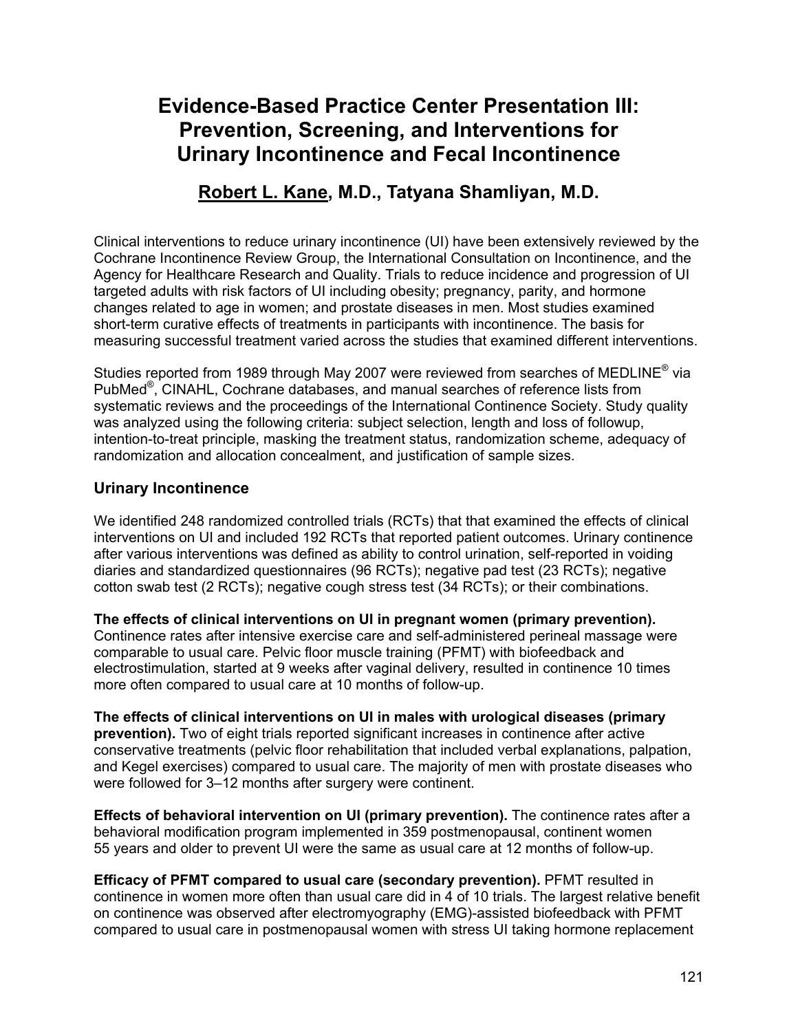# Evidence-Based Practice Center Presentation III: Prevention, Screening, and Interventions for Urinary Incontinence and Fecal Incontinence

## Robert L. Kane, M.D., Tatyana Shamliyan, M.D.

Clinical interventions to reduce urinary incontinence (UI) have been extensively reviewed by the Cochrane Incontinence Review Group, the International Consultation on Incontinence, and the Agency for Healthcare Research and Quality. Trials to reduce incidence and progression of UI targeted adults with risk factors of UI including obesity; pregnancy, parity, and hormone changes related to age in women; and prostate diseases in men. Most studies examined short-term curative effects of treatments in participants with incontinence. The basis for measuring successful treatment varied across the studies that examined different interventions.

Studies reported from 1989 through May 2007 were reviewed from searches of MEDLINE® via PubMed®, CINAHL, Cochrane databases, and manual searches of reference lists from systematic reviews and the proceedings of the International Continence Society. Study quality was analyzed using the following criteria: subject selection, length and loss of followup, intention-to-treat principle, masking the treatment status, randomization scheme, adequacy of randomization and allocation concealment, and justification of sample sizes.

### Urinary Incontinence

We identified 248 randomized controlled trials (RCTs) that that examined the effects of clinical interventions on UI and included 192 RCTs that reported patient outcomes. Urinary continence after various interventions was defined as ability to control urination, self-reported in voiding diaries and standardized questionnaires (96 RCTs); negative pad test (23 RCTs); negative cotton swab test (2 RCTs); negative cough stress test (34 RCTs); or their combinations.

**The effects of clinical interventions on UI in pregnant women (primary prevention).** Continence rates after intensive exercise care and self-administered perineal massage were comparable to usual care. Pelvic floor muscle training (PFMT) with biofeedback and electrostimulation, started at 9 weeks after vaginal delivery, resulted in continence 10 times more often compared to usual care at 10 months of follow-up.

**The effects of clinical interventions on UI in males with urological diseases (primary prevention).** Two of eight trials reported significant increases in continence after active conservative treatments (pelvic floor rehabilitation that included verbal explanations, palpation, and Kegel exercises) compared to usual care. The majority of men with prostate diseases who were followed for 3–12 months after surgery were continent.

**Effects of behavioral intervention on UI (primary prevention).** The continence rates after a behavioral modification program implemented in 359 postmenopausal, continent women 55 years and older to prevent UI were the same as usual care at 12 months of follow-up.

**Efficacy of PFMT compared to usual care (secondary prevention).** PFMT resulted in continence in women more often than usual care did in 4 of 10 trials. The largest relative benefit on continence was observed after electromyography (EMG)-assisted biofeedback with PFMT compared to usual care in postmenopausal women with stress UI taking hormone replacement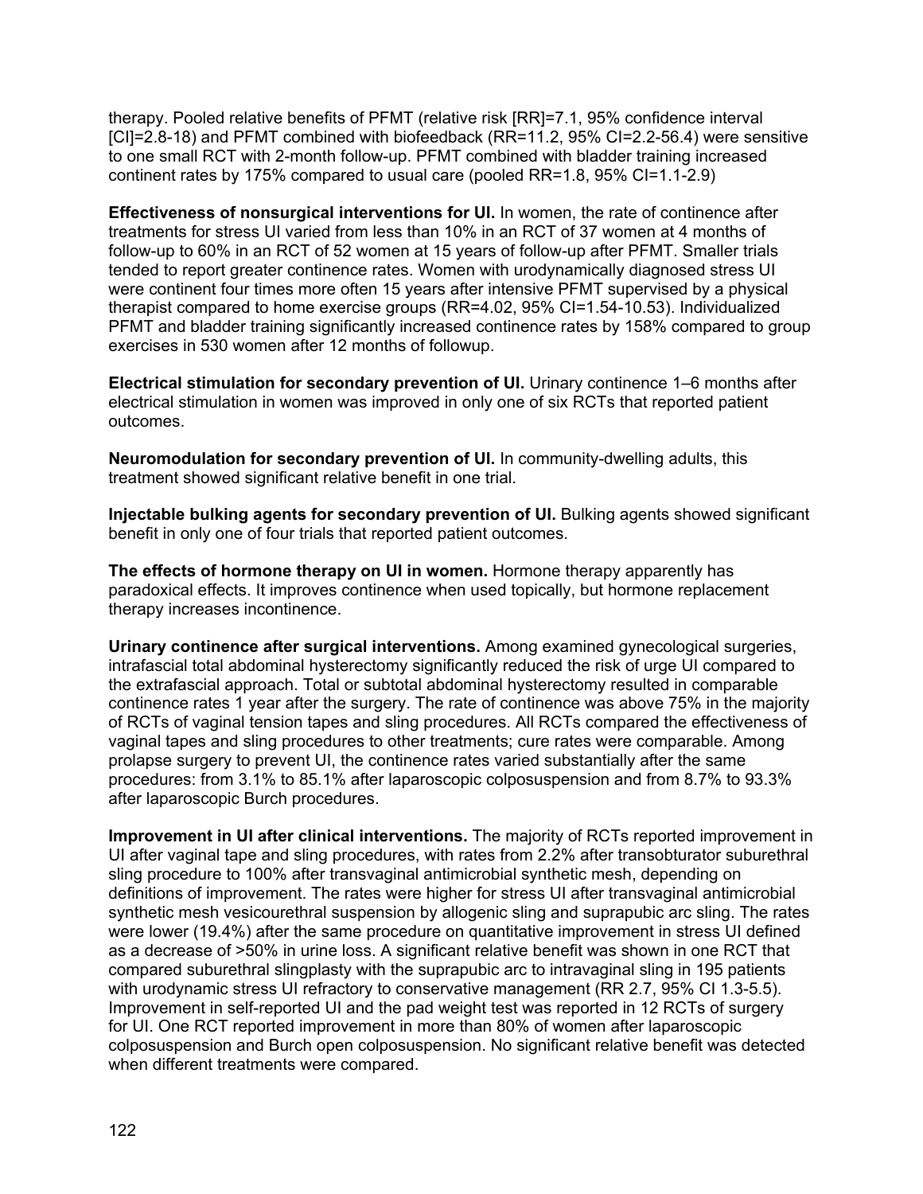therapy. Pooled relative benefits of PFMT (relative risk [RR]=7.1, 95% confidence interval [CI]=2.8-18) and PFMT combined with biofeedback (RR=11.2, 95% CI=2.2-56.4) were sensitive to one small RCT with 2-month follow-up. PFMT combined with bladder training increased continent rates by 175% compared to usual care (pooled RR=1.8, 95% CI=1.1-2.9)

**Effectiveness of nonsurgical interventions for UI.** In women, the rate of continence after treatments for stress UI varied from less than 10% in an RCT of 37 women at 4 months of follow-up to 60% in an RCT of 52 women at 15 years of follow-up after PFMT. Smaller trials tended to report greater continence rates. Women with urodynamically diagnosed stress UI were continent four times more often 15 years after intensive PFMT supervised by a physical therapist compared to home exercise groups (RR=4.02, 95% CI=1.54-10.53). Individualized PFMT and bladder training significantly increased continence rates by 158% compared to group exercises in 530 women after 12 months of followup.

**Electrical stimulation for secondary prevention of UI.** Urinary continence 1–6 months after electrical stimulation in women was improved in only one of six RCTs that reported patient outcomes.

**Neuromodulation for secondary prevention of UI.** In community-dwelling adults, this treatment showed significant relative benefit in one trial.

**Injectable bulking agents for secondary prevention of UI.** Bulking agents showed significant benefit in only one of four trials that reported patient outcomes.

**The effects of hormone therapy on UI in women.** Hormone therapy apparently has paradoxical effects. It improves continence when used topically, but hormone replacement therapy increases incontinence.

**Urinary continence after surgical interventions.** Among examined gynecological surgeries, intrafascial total abdominal hysterectomy significantly reduced the risk of urge UI compared to the extrafascial approach. Total or subtotal abdominal hysterectomy resulted in comparable continence rates 1 year after the surgery. The rate of continence was above 75% in the majority of RCTs of vaginal tension tapes and sling procedures. All RCTs compared the effectiveness of vaginal tapes and sling procedures to other treatments; cure rates were comparable. Among prolapse surgery to prevent UI, the continence rates varied substantially after the same procedures: from 3.1% to 85.1% after laparoscopic colposuspension and from 8.7% to 93.3% after laparoscopic Burch procedures.

**Improvement in UI after clinical interventions.** The majority of RCTs reported improvement in UI after vaginal tape and sling procedures, with rates from 2.2% after transobturator suburethral sling procedure to 100% after transvaginal antimicrobial synthetic mesh, depending on definitions of improvement. The rates were higher for stress UI after transvaginal antimicrobial synthetic mesh vesicourethral suspension by allogenic sling and suprapubic arc sling. The rates were lower (19.4%) after the same procedure on quantitative improvement in stress UI defined as a decrease of >50% in urine loss. A significant relative benefit was shown in one RCT that compared suburethral slingplasty with the suprapubic arc to intravaginal sling in 195 patients with urodynamic stress UI refractory to conservative management (RR 2.7, 95% CI 1.3-5.5). Improvement in self-reported UI and the pad weight test was reported in 12 RCTs of surgery for UI. One RCT reported improvement in more than 80% of women after laparoscopic colposuspension and Burch open colposuspension. No significant relative benefit was detected when different treatments were compared.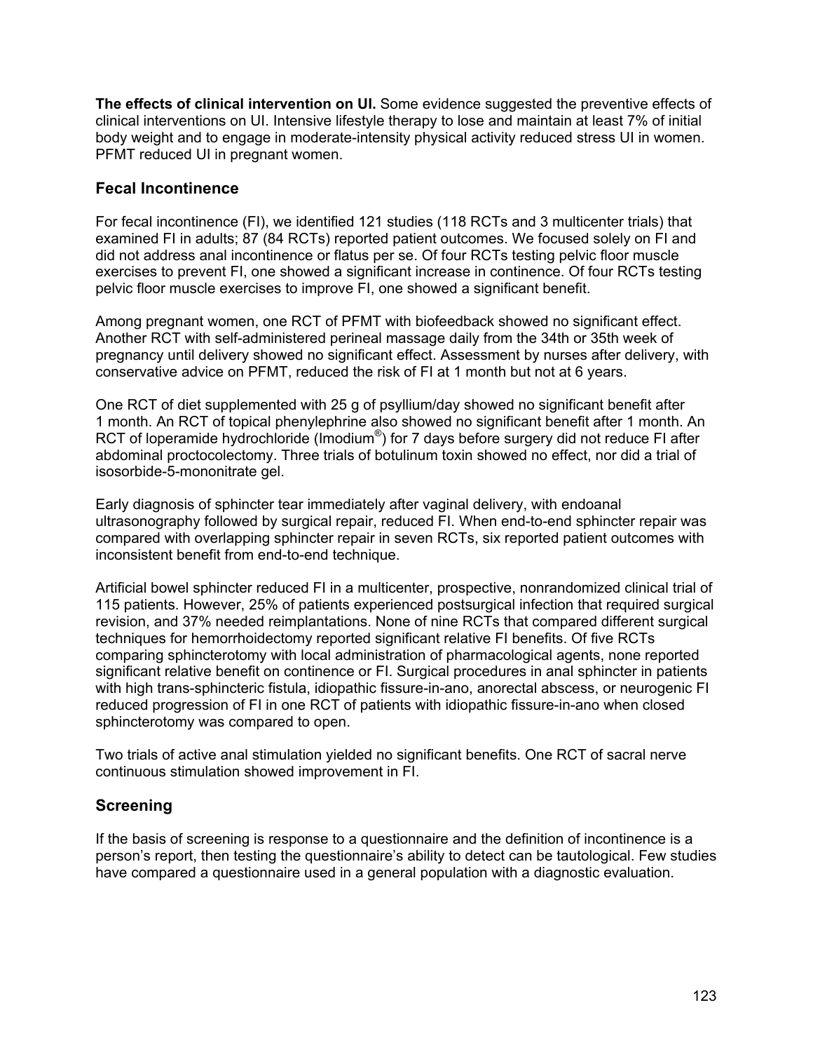**The effects of clinical intervention on UI.** Some evidence suggested the preventive effects of clinical interventions on UI. Intensive lifestyle therapy to lose and maintain at least 7% of initial body weight and to engage in moderate-intensity physical activity reduced stress UI in women. PFMT reduced UI in pregnant women.

## Fecal Incontinence

For fecal incontinence (FI), we identified 121 studies (118 RCTs and 3 multicenter trials) that examined FI in adults; 87 (84 RCTs) reported patient outcomes. We focused solely on FI and did not address anal incontinence or flatus per se. Of four RCTs testing pelvic floor muscle exercises to prevent FI, one showed a significant increase in continence. Of four RCTs testing pelvic floor muscle exercises to improve FI, one showed a significant benefit.

Among pregnant women, one RCT of PFMT with biofeedback showed no significant effect. Another RCT with self-administered perineal massage daily from the 34th or 35th week of pregnancy until delivery showed no significant effect. Assessment by nurses after delivery, with conservative advice on PFMT, reduced the risk of FI at 1 month but not at 6 years.

One RCT of diet supplemented with 25 g of psyllium/day showed no significant benefit after 1 month. An RCT of topical phenylephrine also showed no significant benefit after 1 month. An RCT of loperamide hydrochloride (Imodium®) for 7 days before surgery did not reduce FI after abdominal proctocolectomy. Three trials of botulinum toxin showed no effect, nor did a trial of isosorbide-5-mononitrate gel.

Early diagnosis of sphincter tear immediately after vaginal delivery, with endoanal ultrasonography followed by surgical repair, reduced FI. When end-to-end sphincter repair was compared with overlapping sphincter repair in seven RCTs, six reported patient outcomes with inconsistent benefit from end-to-end technique.

Artificial bowel sphincter reduced FI in a multicenter, prospective, nonrandomized clinical trial of 115 patients. However, 25% of patients experienced postsurgical infection that required surgical revision, and 37% needed reimplantations. None of nine RCTs that compared different surgical techniques for hemorrhoidectomy reported significant relative FI benefits. Of five RCTs comparing sphincterotomy with local administration of pharmacological agents, none reported significant relative benefit on continence or FI. Surgical procedures in anal sphincter in patients with high trans-sphincteric fistula, idiopathic fissure-in-ano, anorectal abscess, or neurogenic FI reduced progression of FI in one RCT of patients with idiopathic fissure-in-ano when closed sphincterotomy was compared to open.

Two trials of active anal stimulation yielded no significant benefits. One RCT of sacral nerve continuous stimulation showed improvement in FI.

## Screening

If the basis of screening is response to a questionnaire and the definition of incontinence is a person's report, then testing the questionnaire's ability to detect can be tautological. Few studies have compared a questionnaire used in a general population with a diagnostic evaluation.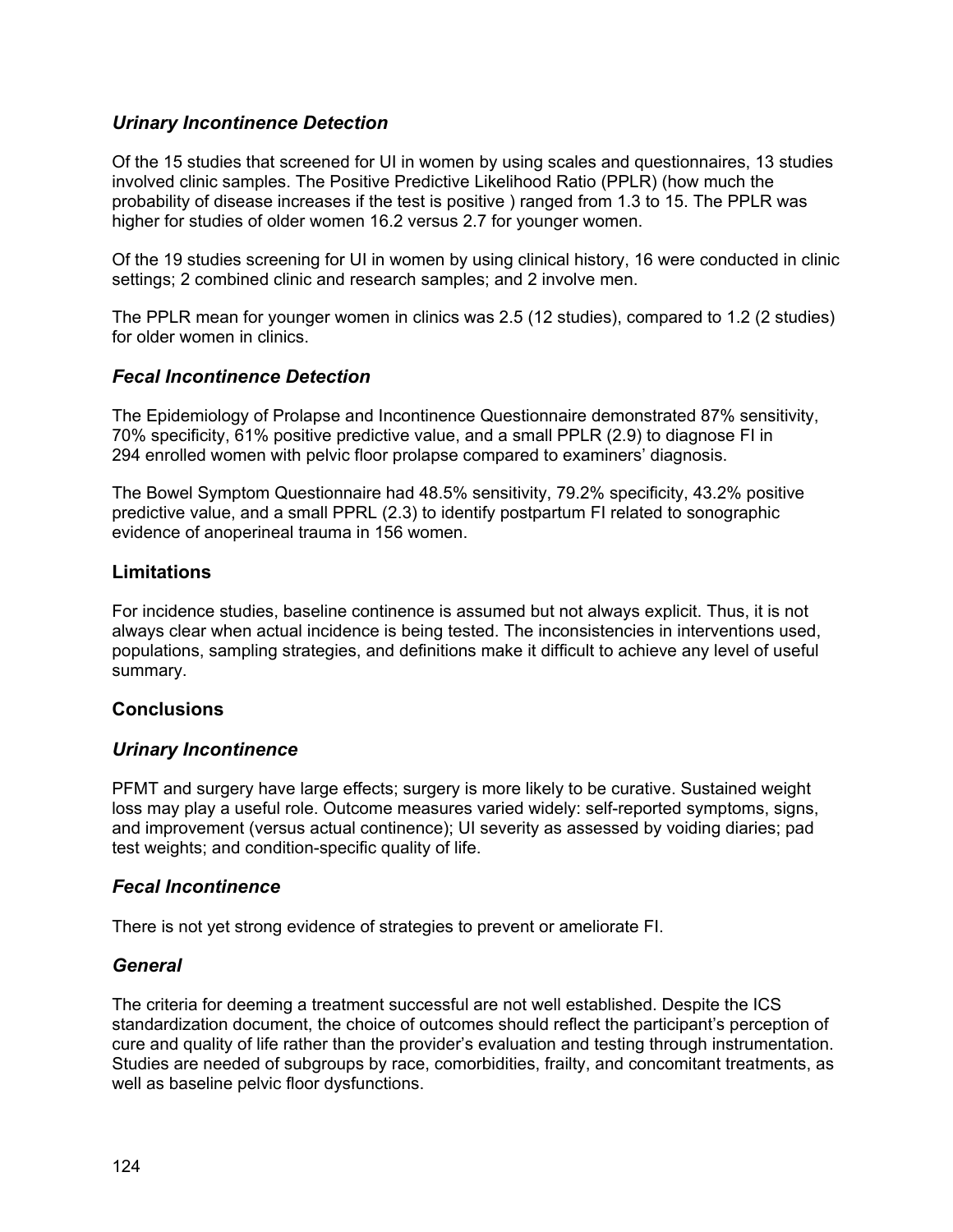### *Urinary Incontinence Detection*

Of the 15 studies that screened for UI in women by using scales and questionnaires, 13 studies involved clinic samples. The Positive Predictive Likelihood Ratio (PPLR) (how much the probability of disease increases if the test is positive ) ranged from 1.3 to 15. The PPLR was higher for studies of older women 16.2 versus 2.7 for younger women.

Of the 19 studies screening for UI in women by using clinical history, 16 were conducted in clinic settings; 2 combined clinic and research samples; and 2 involve men.

The PPLR mean for younger women in clinics was 2.5 (12 studies), compared to 1.2 (2 studies) for older women in clinics.

### *Fecal Incontinence Detection*

The Epidemiology of Prolapse and Incontinence Questionnaire demonstrated 87% sensitivity, 70% specificity, 61% positive predictive value, and a small PPLR (2.9) to diagnose FI in 294 enrolled women with pelvic floor prolapse compared to examiners' diagnosis.

The Bowel Symptom Questionnaire had 48.5% sensitivity, 79.2% specificity, 43.2% positive predictive value, and a small PPRL (2.3) to identify postpartum FI related to sonographic evidence of anoperineal trauma in 156 women.

## Limitations

For incidence studies, baseline continence is assumed but not always explicit. Thus, it is not always clear when actual incidence is being tested. The inconsistencies in interventions used, populations, sampling strategies, and definitions make it difficult to achieve any level of useful summary.

## Conclusions

### *Urinary Incontinence*

PFMT and surgery have large effects; surgery is more likely to be curative. Sustained weight loss may play a useful role. Outcome measures varied widely: self-reported symptoms, signs, and improvement (versus actual continence); UI severity as assessed by voiding diaries; pad test weights; and condition-specific quality of life.

### *Fecal Incontinence*

There is not yet strong evidence of strategies to prevent or ameliorate FI.

### *General*

The criteria for deeming a treatment successful are not well established. Despite the ICS standardization document, the choice of outcomes should reflect the participant's perception of cure and quality of life rather than the provider's evaluation and testing through instrumentation. Studies are needed of subgroups by race, comorbidities, frailty, and concomitant treatments, as well as baseline pelvic floor dysfunctions.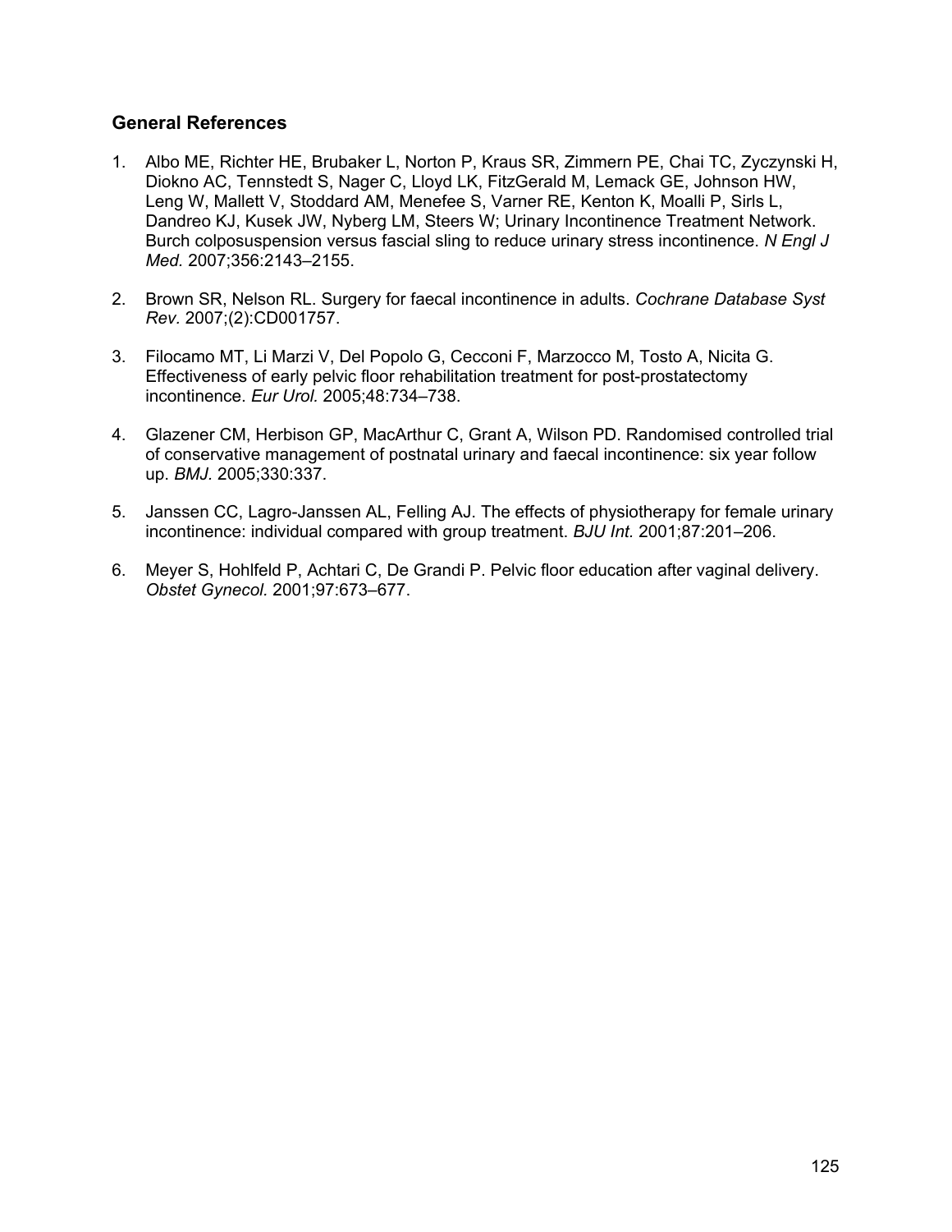### General References

1. Albo ME, Richter HE, Brubaker L, Norton P, Kraus SR, Zimmern PE, Chai TC, Zyczynski H, Diokno AC, Tennstedt S, Nager C, Lloyd LK, FitzGerald M, Lemack GE, Johnson HW, Leng W, Mallett V, Stoddard AM, Menefee S, Varner RE, Kenton K, Moalli P, Sirls L, Dandreo KJ, Kusek JW, Nyberg LM, Steers W; Urinary Incontinence Treatment Network. Burch colposuspension versus fascial sling to reduce urinary stress incontinence. *N Engl J Med.* 2007;356:2143–2155.

2. Brown SR, Nelson RL. Surgery for faecal incontinence in adults. *Cochrane Database Syst Rev.* 2007;(2):CD001757.

3. Filocamo MT, Li Marzi V, Del Popolo G, Cecconi F, Marzocco M, Tosto A, Nicita G. Effectiveness of early pelvic floor rehabilitation treatment for post-prostatectomy incontinence. *Eur Urol.* 2005;48:734–738.

4. Glazener CM, Herbison GP, MacArthur C, Grant A, Wilson PD. Randomised controlled trial of conservative management of postnatal urinary and faecal incontinence: six year follow up. *BMJ.* 2005;330:337.

5. Janssen CC, Lagro-Janssen AL, Felling AJ. The effects of physiotherapy for female urinary incontinence: individual compared with group treatment. *BJU Int.* 2001;87:201–206.

6. Meyer S, Hohlfeld P, Achtari C, De Grandi P. Pelvic floor education after vaginal delivery. *Obstet Gynecol.* 2001;97:673–677.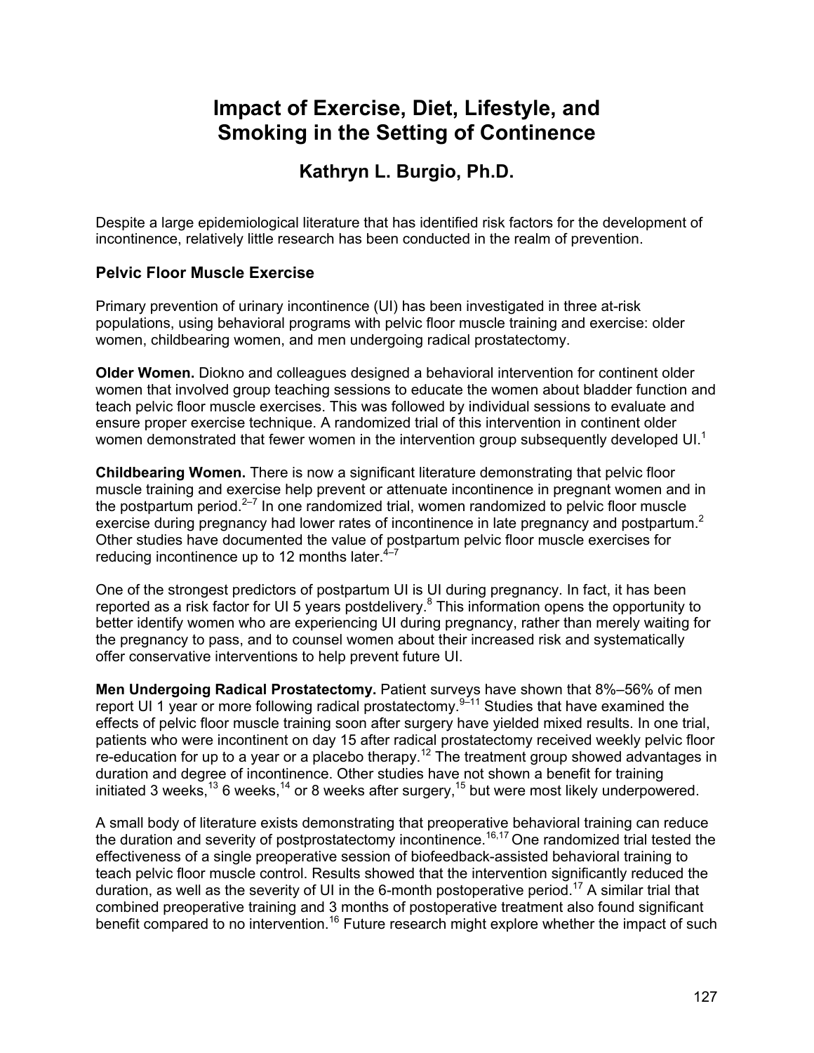# Impact of Exercise, Diet, Lifestyle, and Smoking in the Setting of Continence

## Kathryn L. Burgio, Ph.D.

Despite a large epidemiological literature that has identified risk factors for the development of incontinence, relatively little research has been conducted in the realm of prevention.

### Pelvic Floor Muscle Exercise

Primary prevention of urinary incontinence (UI) has been investigated in three at-risk populations, using behavioral programs with pelvic floor muscle training and exercise: older women, childbearing women, and men undergoing radical prostatectomy.

**Older Women.** Diokno and colleagues designed a behavioral intervention for continent older women that involved group teaching sessions to educate the women about bladder function and teach pelvic floor muscle exercises. This was followed by individual sessions to evaluate and ensure proper exercise technique. A randomized trial of this intervention in continent older women demonstrated that fewer women in the intervention group subsequently developed UI.[1]

**Childbearing Women.** There is now a significant literature demonstrating that pelvic floor muscle training and exercise help prevent or attenuate incontinence in pregnant women and in the postpartum period.[2–7] In one randomized trial, women randomized to pelvic floor muscle exercise during pregnancy had lower rates of incontinence in late pregnancy and postpartum.[2] Other studies have documented the value of postpartum pelvic floor muscle exercises for reducing incontinence up to 12 months later.[4–7]

One of the strongest predictors of postpartum UI is UI during pregnancy. In fact, it has been reported as a risk factor for UI 5 years postdelivery.[8] This information opens the opportunity to better identify women who are experiencing UI during pregnancy, rather than merely waiting for the pregnancy to pass, and to counsel women about their increased risk and systematically offer conservative interventions to help prevent future UI.

**Men Undergoing Radical Prostatectomy.** Patient surveys have shown that 8%–56% of men report UI 1 year or more following radical prostatectomy.[9–11] Studies that have examined the effects of pelvic floor muscle training soon after surgery have yielded mixed results. In one trial, patients who were incontinent on day 15 after radical prostatectomy received weekly pelvic floor re-education for up to a year or a placebo therapy.[12] The treatment group showed advantages in duration and degree of incontinence. Other studies have not shown a benefit for training initiated 3 weeks,[13] 6 weeks,[14] or 8 weeks after surgery,[15] but were most likely underpowered.

A small body of literature exists demonstrating that preoperative behavioral training can reduce the duration and severity of postprostatectomy incontinence.[16,17] One randomized trial tested the effectiveness of a single preoperative session of biofeedback-assisted behavioral training to teach pelvic floor muscle control. Results showed that the intervention significantly reduced the duration, as well as the severity of UI in the 6-month postoperative period.[17] A similar trial that combined preoperative training and 3 months of postoperative treatment also found significant benefit compared to no intervention.[16] Future research might explore whether the impact of such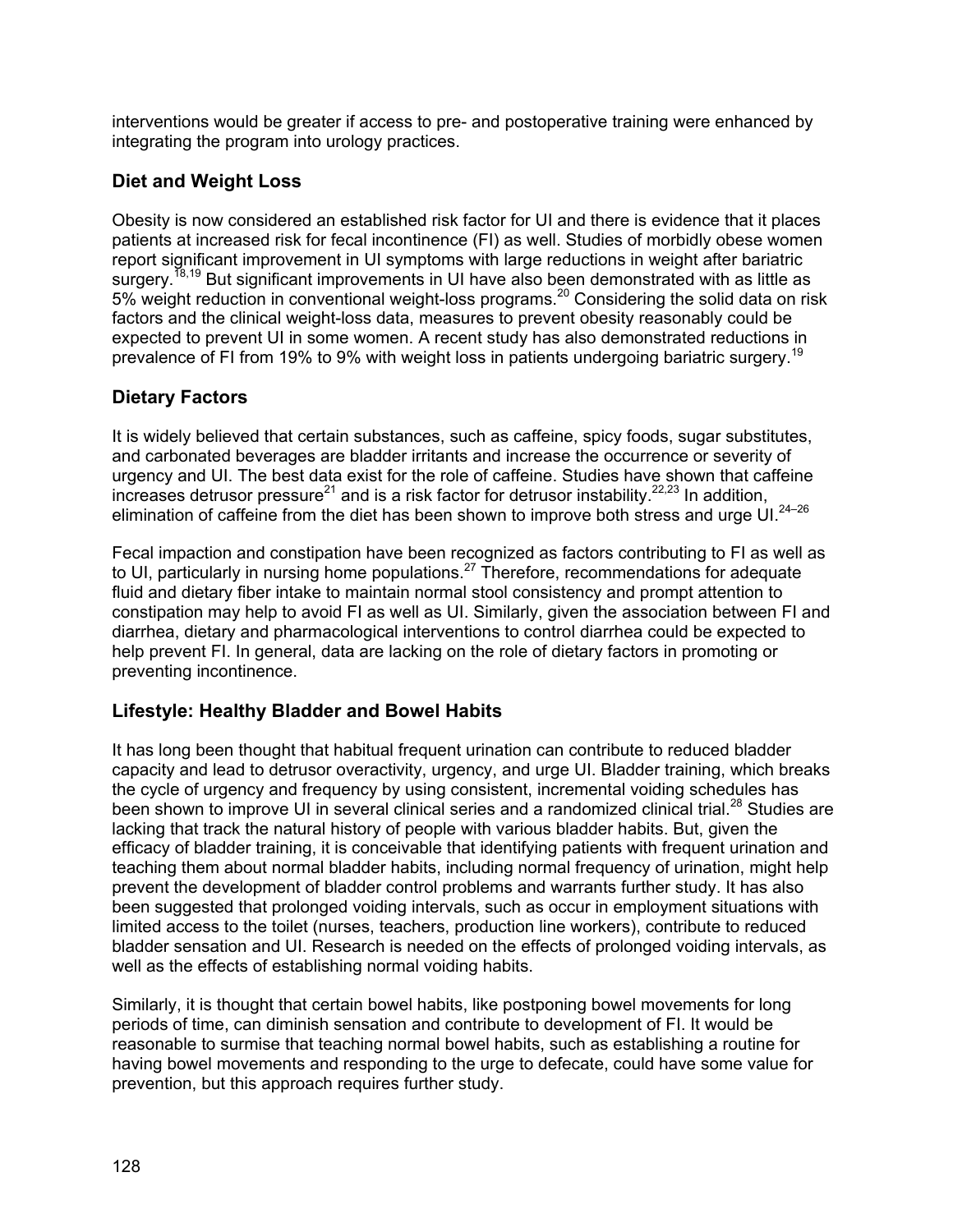interventions would be greater if access to pre- and postoperative training were enhanced by integrating the program into urology practices.

## Diet and Weight Loss

Obesity is now considered an established risk factor for UI and there is evidence that it places patients at increased risk for fecal incontinence (FI) as well. Studies of morbidly obese women report significant improvement in UI symptoms with large reductions in weight after bariatric surgery.[18,19] But significant improvements in UI have also been demonstrated with as little as 5% weight reduction in conventional weight-loss programs.[20] Considering the solid data on risk factors and the clinical weight-loss data, measures to prevent obesity reasonably could be expected to prevent UI in some women. A recent study has also demonstrated reductions in prevalence of FI from 19% to 9% with weight loss in patients undergoing bariatric surgery.[19]

## Dietary Factors

It is widely believed that certain substances, such as caffeine, spicy foods, sugar substitutes, and carbonated beverages are bladder irritants and increase the occurrence or severity of urgency and UI. The best data exist for the role of caffeine. Studies have shown that caffeine increases detrusor pressure[21] and is a risk factor for detrusor instability.[22,23] In addition, elimination of caffeine from the diet has been shown to improve both stress and urge UI.[24–26]

Fecal impaction and constipation have been recognized as factors contributing to FI as well as to UI, particularly in nursing home populations.[27] Therefore, recommendations for adequate fluid and dietary fiber intake to maintain normal stool consistency and prompt attention to constipation may help to avoid FI as well as UI. Similarly, given the association between FI and diarrhea, dietary and pharmacological interventions to control diarrhea could be expected to help prevent FI. In general, data are lacking on the role of dietary factors in promoting or preventing incontinence.

## Lifestyle: Healthy Bladder and Bowel Habits

It has long been thought that habitual frequent urination can contribute to reduced bladder capacity and lead to detrusor overactivity, urgency, and urge UI. Bladder training, which breaks the cycle of urgency and frequency by using consistent, incremental voiding schedules has been shown to improve UI in several clinical series and a randomized clinical trial.[28] Studies are lacking that track the natural history of people with various bladder habits. But, given the efficacy of bladder training, it is conceivable that identifying patients with frequent urination and teaching them about normal bladder habits, including normal frequency of urination, might help prevent the development of bladder control problems and warrants further study. It has also been suggested that prolonged voiding intervals, such as occur in employment situations with limited access to the toilet (nurses, teachers, production line workers), contribute to reduced bladder sensation and UI. Research is needed on the effects of prolonged voiding intervals, as well as the effects of establishing normal voiding habits.

Similarly, it is thought that certain bowel habits, like postponing bowel movements for long periods of time, can diminish sensation and contribute to development of FI. It would be reasonable to surmise that teaching normal bowel habits, such as establishing a routine for having bowel movements and responding to the urge to defecate, could have some value for prevention, but this approach requires further study.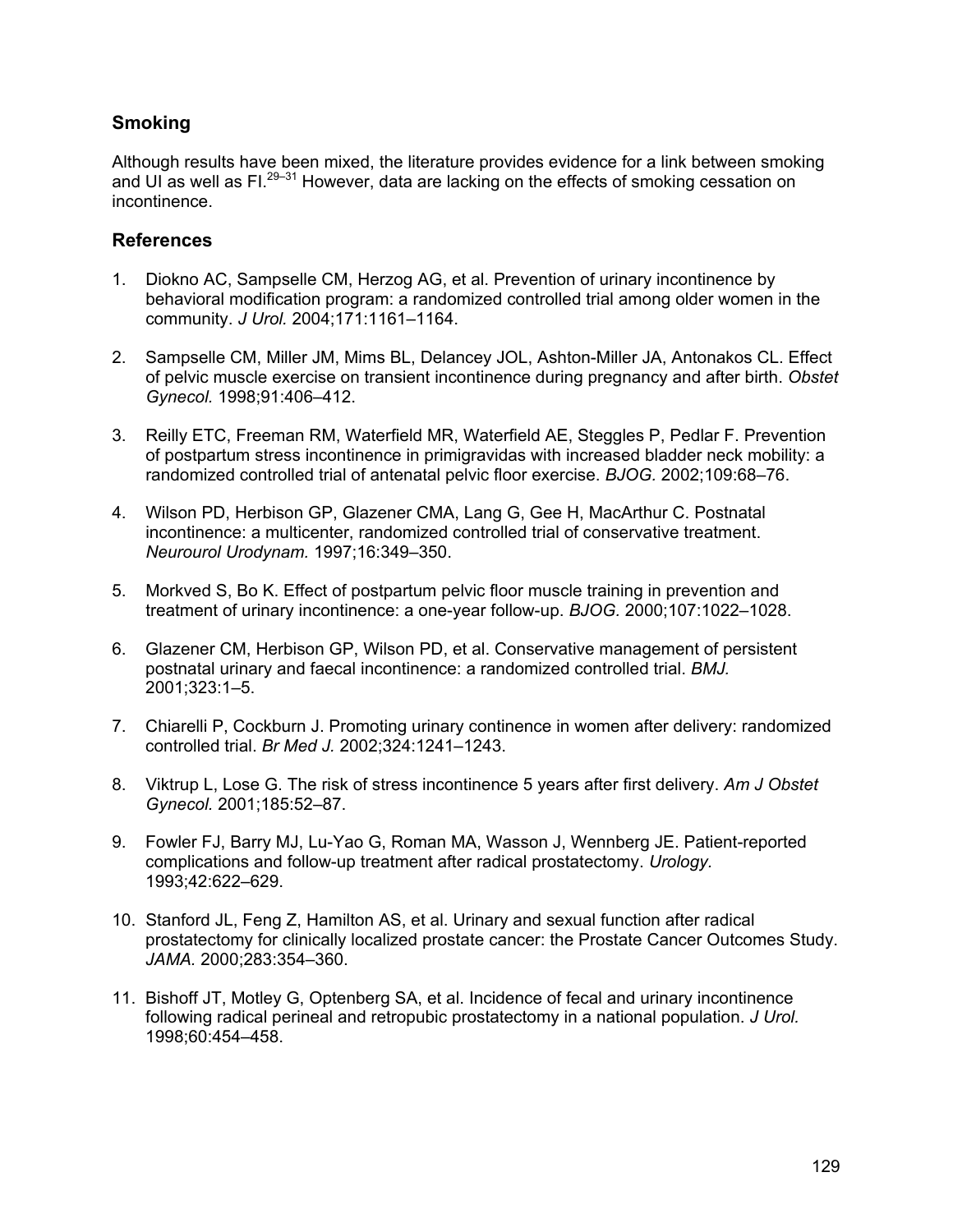## Smoking

Although results have been mixed, the literature provides evidence for a link between smoking and UI as well as FI.[29–31] However, data are lacking on the effects of smoking cessation on incontinence.

## References

1. Diokno AC, Sampselle CM, Herzog AG, et al. Prevention of urinary incontinence by behavioral modification program: a randomized controlled trial among older women in the community. *J Urol.* 2004;171:1161–1164.

2. Sampselle CM, Miller JM, Mims BL, Delancey JOL, Ashton-Miller JA, Antonakos CL. Effect of pelvic muscle exercise on transient incontinence during pregnancy and after birth. *Obstet Gynecol.* 1998;91:406–412.

3. Reilly ETC, Freeman RM, Waterfield MR, Waterfield AE, Steggles P, Pedlar F. Prevention of postpartum stress incontinence in primigravidas with increased bladder neck mobility: a randomized controlled trial of antenatal pelvic floor exercise. *BJOG.* 2002;109:68–76.

4. Wilson PD, Herbison GP, Glazener CMA, Lang G, Gee H, MacArthur C. Postnatal incontinence: a multicenter, randomized controlled trial of conservative treatment. *Neurourol Urodynam.* 1997;16:349–350.

5. Morkved S, Bo K. Effect of postpartum pelvic floor muscle training in prevention and treatment of urinary incontinence: a one-year follow-up. *BJOG.* 2000;107:1022–1028.

6. Glazener CM, Herbison GP, Wilson PD, et al. Conservative management of persistent postnatal urinary and faecal incontinence: a randomized controlled trial. *BMJ.* 2001;323:1–5.

7. Chiarelli P, Cockburn J. Promoting urinary continence in women after delivery: randomized controlled trial. *Br Med J.* 2002;324:1241–1243.

8. Viktrup L, Lose G. The risk of stress incontinence 5 years after first delivery. *Am J Obstet Gynecol.* 2001;185:52–87.

9. Fowler FJ, Barry MJ, Lu-Yao G, Roman MA, Wasson J, Wennberg JE. Patient-reported complications and follow-up treatment after radical prostatectomy. *Urology.* 1993;42:622–629.

10. Stanford JL, Feng Z, Hamilton AS, et al. Urinary and sexual function after radical prostatectomy for clinically localized prostate cancer: the Prostate Cancer Outcomes Study. *JAMA.* 2000;283:354–360.

11. Bishoff JT, Motley G, Optenberg SA, et al. Incidence of fecal and urinary incontinence following radical perineal and retropubic prostatectomy in a national population. *J Urol.* 1998;60:454–458.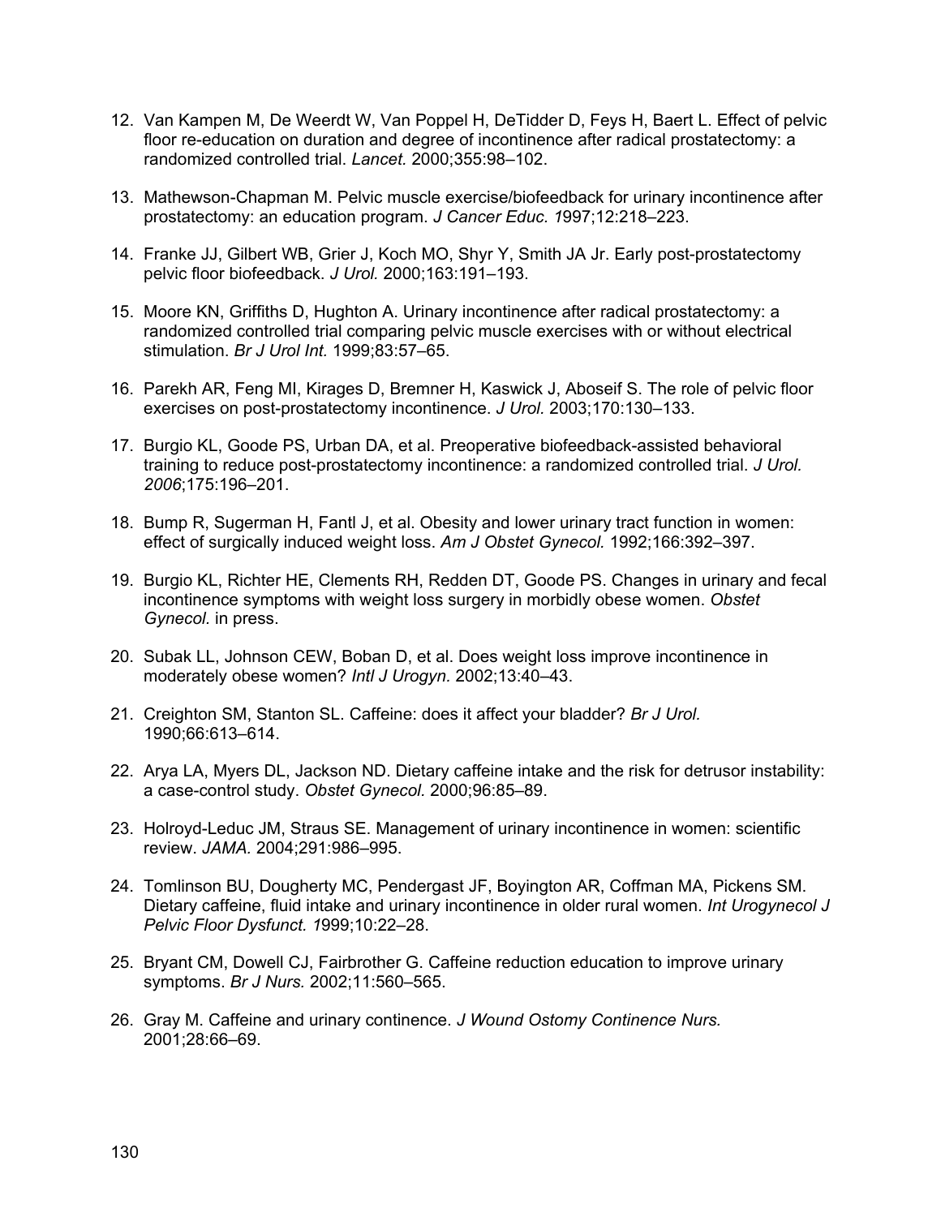12. Van Kampen M, De Weerdt W, Van Poppel H, DeTidder D, Feys H, Baert L. Effect of pelvic floor re-education on duration and degree of incontinence after radical prostatectomy: a randomized controlled trial. *Lancet.* 2000;355:98–102.

13. Mathewson-Chapman M. Pelvic muscle exercise/biofeedback for urinary incontinence after prostatectomy: an education program. *J Cancer Educ. 1*997;12:218–223.

14. Franke JJ, Gilbert WB, Grier J, Koch MO, Shyr Y, Smith JA Jr. Early post-prostatectomy pelvic floor biofeedback. *J Urol.* 2000;163:191–193.

15. Moore KN, Griffiths D, Hughton A. Urinary incontinence after radical prostatectomy: a randomized controlled trial comparing pelvic muscle exercises with or without electrical stimulation. *Br J Urol Int.* 1999;83:57–65.

16. Parekh AR, Feng MI, Kirages D, Bremner H, Kaswick J, Aboseif S. The role of pelvic floor exercises on post-prostatectomy incontinence. *J Urol.* 2003;170:130–133.

17. Burgio KL, Goode PS, Urban DA, et al. Preoperative biofeedback-assisted behavioral training to reduce post-prostatectomy incontinence: a randomized controlled trial. *J Urol. 2006*;175:196–201.

18. Bump R, Sugerman H, Fantl J, et al. Obesity and lower urinary tract function in women: effect of surgically induced weight loss. *Am J Obstet Gynecol.* 1992;166:392–397.

19. Burgio KL, Richter HE, Clements RH, Redden DT, Goode PS. Changes in urinary and fecal incontinence symptoms with weight loss surgery in morbidly obese women. *Obstet Gynecol.* in press.

20. Subak LL, Johnson CEW, Boban D, et al. Does weight loss improve incontinence in moderately obese women? *Intl J Urogyn.* 2002;13:40–43.

21. Creighton SM, Stanton SL. Caffeine: does it affect your bladder? *Br J Urol.* 1990;66:613–614.

22. Arya LA, Myers DL, Jackson ND. Dietary caffeine intake and the risk for detrusor instability: a case-control study. *Obstet Gynecol.* 2000;96:85–89.

23. Holroyd-Leduc JM, Straus SE. Management of urinary incontinence in women: scientific review. *JAMA.* 2004;291:986–995.

24. Tomlinson BU, Dougherty MC, Pendergast JF, Boyington AR, Coffman MA, Pickens SM. Dietary caffeine, fluid intake and urinary incontinence in older rural women. *Int Urogynecol J Pelvic Floor Dysfunct. 1*999;10:22–28.

25. Bryant CM, Dowell CJ, Fairbrother G. Caffeine reduction education to improve urinary symptoms. *Br J Nurs.* 2002;11:560–565.

26. Gray M. Caffeine and urinary continence. *J Wound Ostomy Continence Nurs.* 2001;28:66–69.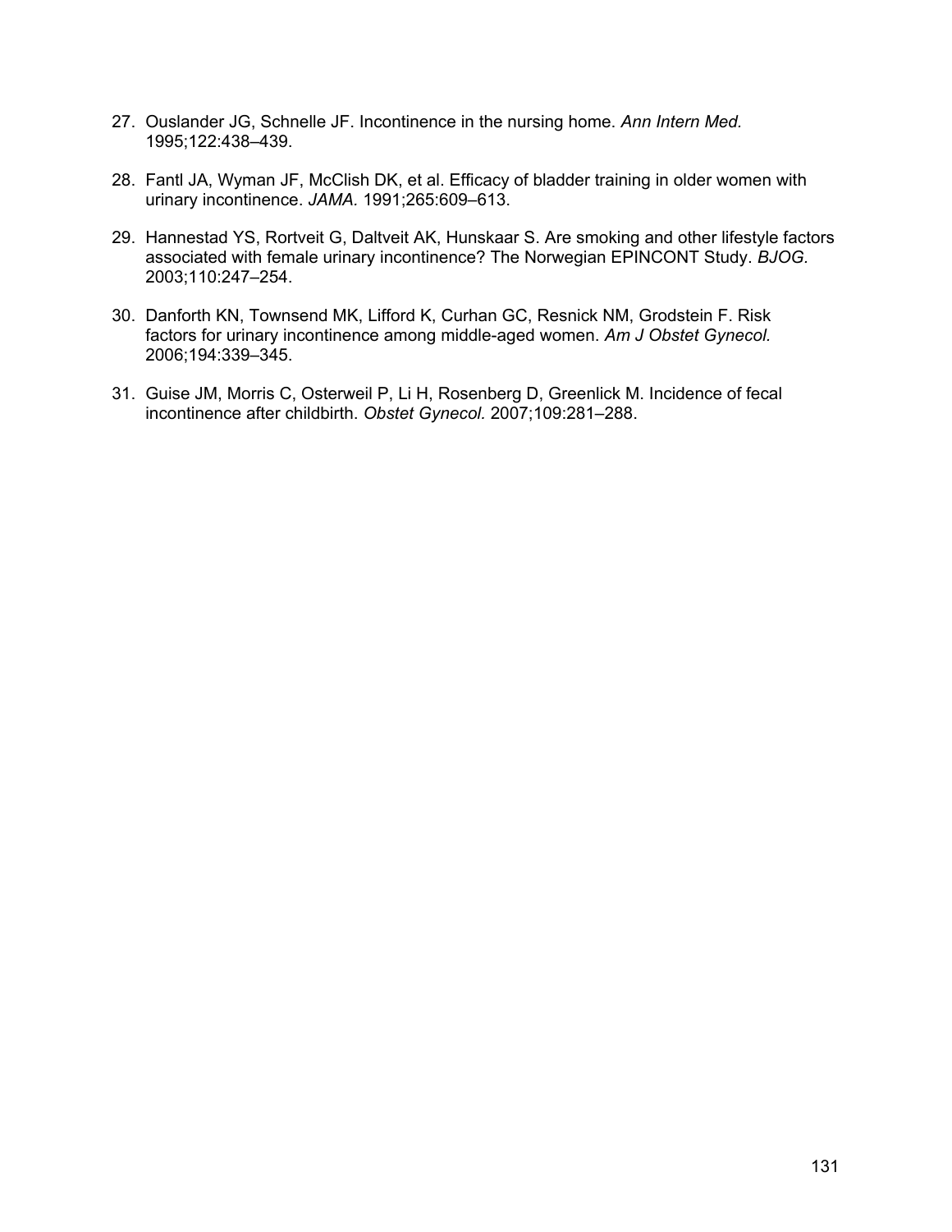27. Ouslander JG, Schnelle JF. Incontinence in the nursing home. *Ann Intern Med.* 1995;122:438–439.

28. Fantl JA, Wyman JF, McClish DK, et al. Efficacy of bladder training in older women with urinary incontinence. *JAMA.* 1991;265:609–613.

29. Hannestad YS, Rortveit G, Daltveit AK, Hunskaar S. Are smoking and other lifestyle factors associated with female urinary incontinence? The Norwegian EPINCONT Study. *BJOG.* 2003;110:247–254.

30. Danforth KN, Townsend MK, Lifford K, Curhan GC, Resnick NM, Grodstein F. Risk factors for urinary incontinence among middle-aged women. *Am J Obstet Gynecol.* 2006;194:339–345.

31. Guise JM, Morris C, Osterweil P, Li H, Rosenberg D, Greenlick M. Incidence of fecal incontinence after childbirth. *Obstet Gynecol.* 2007;109:281–288.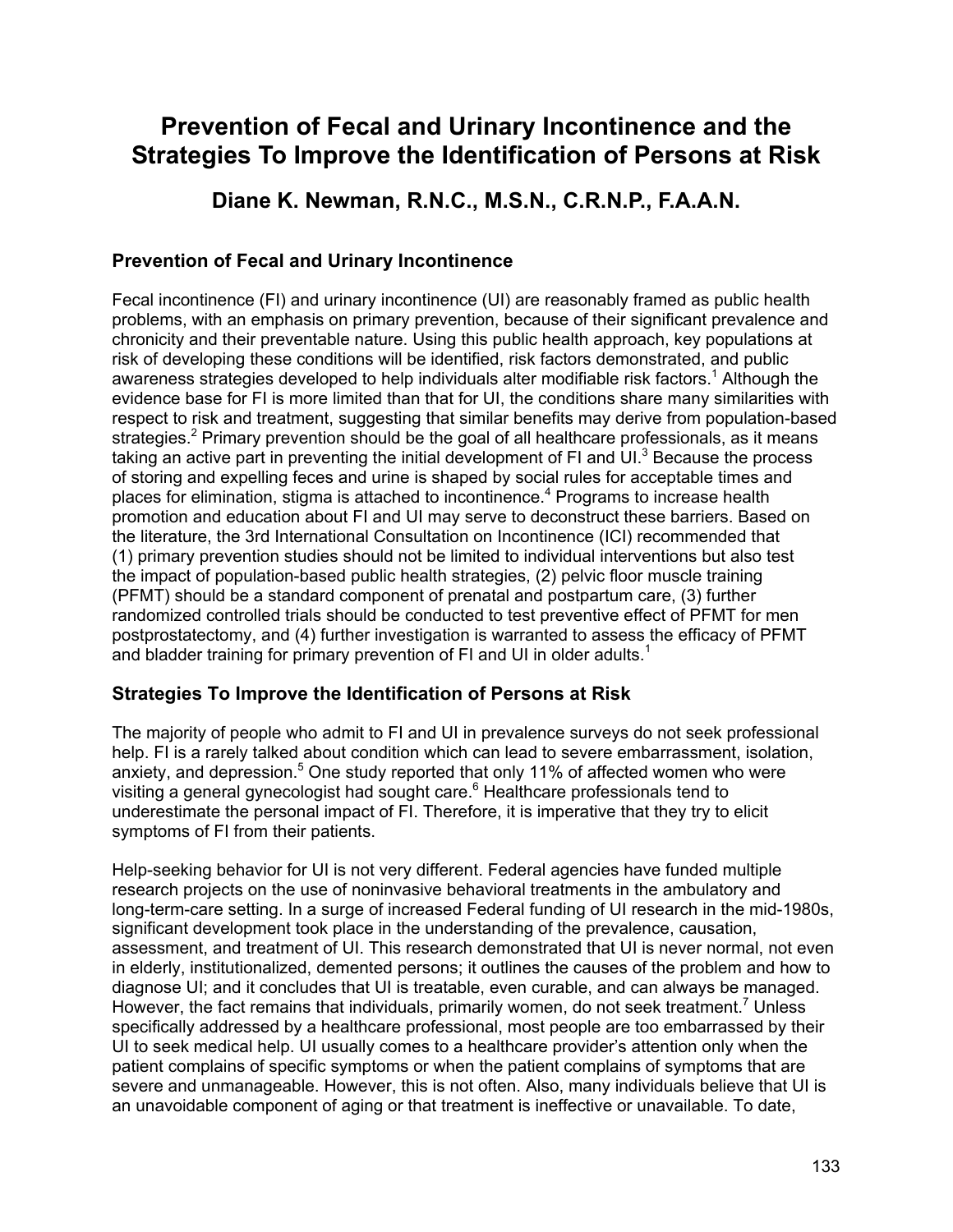# Prevention of Fecal and Urinary Incontinence and the Strategies To Improve the Identification of Persons at Risk

## Diane K. Newman, R.N.C., M.S.N., C.R.N.P., F.A.A.N.

### Prevention of Fecal and Urinary Incontinence

Fecal incontinence (FI) and urinary incontinence (UI) are reasonably framed as public health problems, with an emphasis on primary prevention, because of their significant prevalence and chronicity and their preventable nature. Using this public health approach, key populations at risk of developing these conditions will be identified, risk factors demonstrated, and public awareness strategies developed to help individuals alter modifiable risk factors.[1] Although the evidence base for FI is more limited than that for UI, the conditions share many similarities with respect to risk and treatment, suggesting that similar benefits may derive from population-based strategies.[2] Primary prevention should be the goal of all healthcare professionals, as it means taking an active part in preventing the initial development of FI and UI.[3] Because the process of storing and expelling feces and urine is shaped by social rules for acceptable times and places for elimination, stigma is attached to incontinence.[4] Programs to increase health promotion and education about FI and UI may serve to deconstruct these barriers. Based on the literature, the 3rd International Consultation on Incontinence (ICI) recommended that (1) primary prevention studies should not be limited to individual interventions but also test the impact of population-based public health strategies, (2) pelvic floor muscle training (PFMT) should be a standard component of prenatal and postpartum care, (3) further randomized controlled trials should be conducted to test preventive effect of PFMT for men postprostatectomy, and (4) further investigation is warranted to assess the efficacy of PFMT and bladder training for primary prevention of FI and UI in older adults.[1]

### Strategies To Improve the Identification of Persons at Risk

The majority of people who admit to FI and UI in prevalence surveys do not seek professional help. FI is a rarely talked about condition which can lead to severe embarrassment, isolation, anxiety, and depression.[5] One study reported that only 11% of affected women who were visiting a general gynecologist had sought care.[6] Healthcare professionals tend to underestimate the personal impact of FI. Therefore, it is imperative that they try to elicit symptoms of FI from their patients.

Help-seeking behavior for UI is not very different. Federal agencies have funded multiple research projects on the use of noninvasive behavioral treatments in the ambulatory and long-term-care setting. In a surge of increased Federal funding of UI research in the mid-1980s, significant development took place in the understanding of the prevalence, causation, assessment, and treatment of UI. This research demonstrated that UI is never normal, not even in elderly, institutionalized, demented persons; it outlines the causes of the problem and how to diagnose UI; and it concludes that UI is treatable, even curable, and can always be managed. However, the fact remains that individuals, primarily women, do not seek treatment.[7] Unless specifically addressed by a healthcare professional, most people are too embarrassed by their UI to seek medical help. UI usually comes to a healthcare provider's attention only when the patient complains of specific symptoms or when the patient complains of symptoms that are severe and unmanageable. However, this is not often. Also, many individuals believe that UI is an unavoidable component of aging or that treatment is ineffective or unavailable. To date,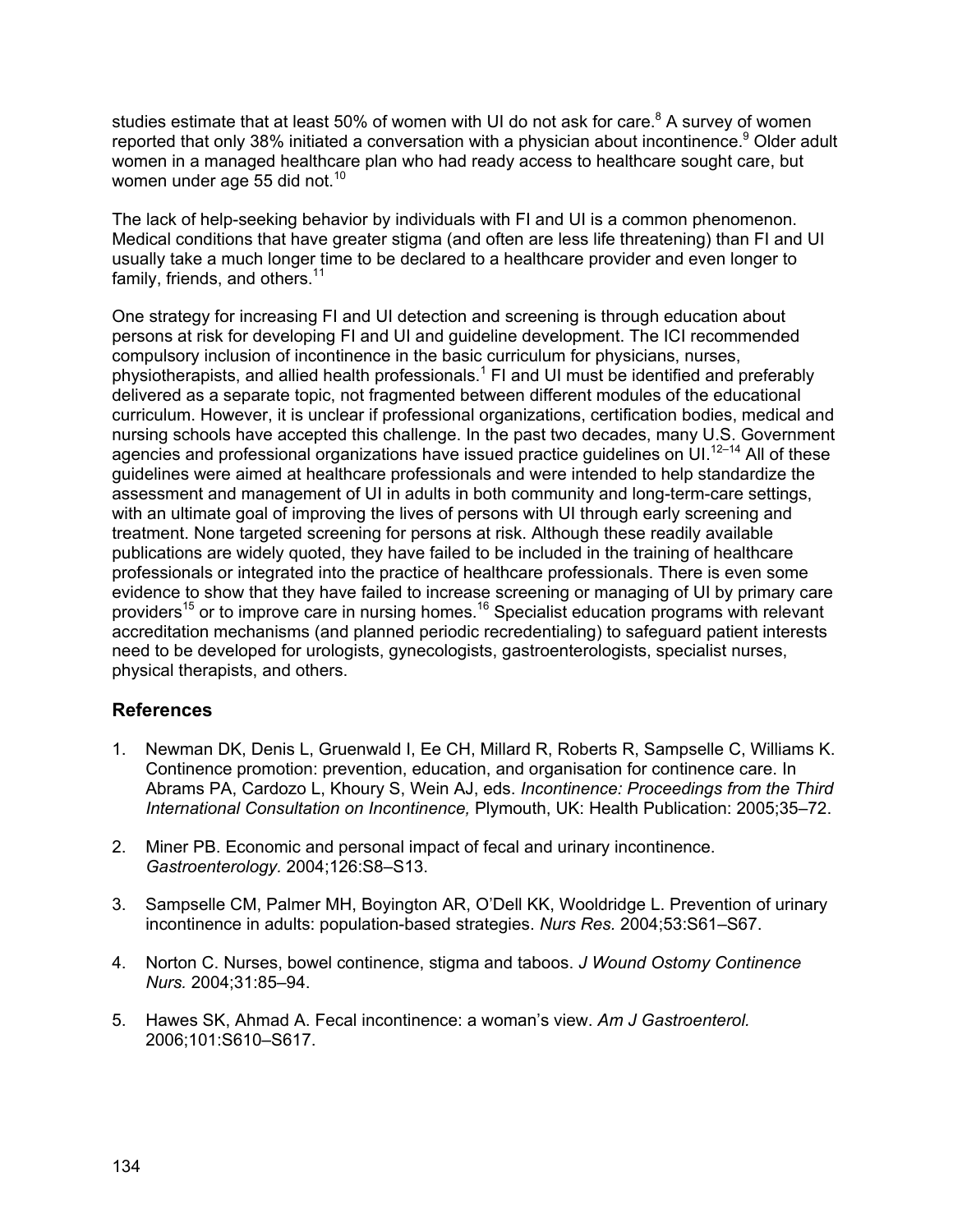studies estimate that at least 50% of women with UI do not ask for care.[8] A survey of women reported that only 38% initiated a conversation with a physician about incontinence.[9] Older adult women in a managed healthcare plan who had ready access to healthcare sought care, but women under age 55 did not.[10]

The lack of help-seeking behavior by individuals with FI and UI is a common phenomenon. Medical conditions that have greater stigma (and often are less life threatening) than FI and UI usually take a much longer time to be declared to a healthcare provider and even longer to family, friends, and others.[11]

One strategy for increasing FI and UI detection and screening is through education about persons at risk for developing FI and UI and guideline development. The ICI recommended compulsory inclusion of incontinence in the basic curriculum for physicians, nurses, physiotherapists, and allied health professionals.[1] FI and UI must be identified and preferably delivered as a separate topic, not fragmented between different modules of the educational curriculum. However, it is unclear if professional organizations, certification bodies, medical and nursing schools have accepted this challenge. In the past two decades, many U.S. Government agencies and professional organizations have issued practice guidelines on UI.[12–14] All of these guidelines were aimed at healthcare professionals and were intended to help standardize the assessment and management of UI in adults in both community and long-term-care settings, with an ultimate goal of improving the lives of persons with UI through early screening and treatment. None targeted screening for persons at risk. Although these readily available publications are widely quoted, they have failed to be included in the training of healthcare professionals or integrated into the practice of healthcare professionals. There is even some evidence to show that they have failed to increase screening or managing of UI by primary care providers[15] or to improve care in nursing homes.[16] Specialist education programs with relevant accreditation mechanisms (and planned periodic recredentialing) to safeguard patient interests need to be developed for urologists, gynecologists, gastroenterologists, specialist nurses, physical therapists, and others.

## References

1. Newman DK, Denis L, Gruenwald I, Ee CH, Millard R, Roberts R, Sampselle C, Williams K. Continence promotion: prevention, education, and organisation for continence care. In Abrams PA, Cardozo L, Khoury S, Wein AJ, eds. *Incontinence: Proceedings from the Third International Consultation on Incontinence,* Plymouth, UK: Health Publication: 2005;35–72.

2. Miner PB. Economic and personal impact of fecal and urinary incontinence. *Gastroenterology.* 2004;126:S8–S13.

3. Sampselle CM, Palmer MH, Boyington AR, O'Dell KK, Wooldridge L. Prevention of urinary incontinence in adults: population-based strategies. *Nurs Res.* 2004;53:S61–S67.

4. Norton C. Nurses, bowel continence, stigma and taboos. *J Wound Ostomy Continence Nurs.* 2004;31:85–94.

5. Hawes SK, Ahmad A. Fecal incontinence: a woman's view. *Am J Gastroenterol.* 2006;101:S610–S617.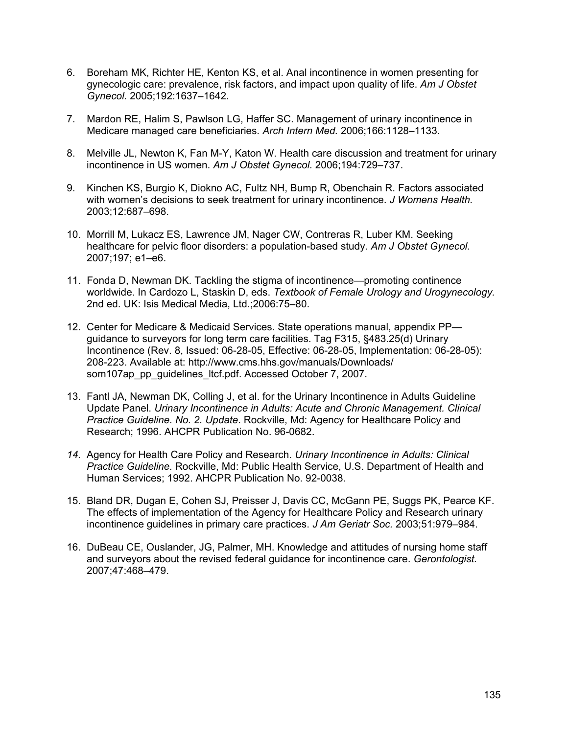6. Boreham MK, Richter HE, Kenton KS, et al. Anal incontinence in women presenting for gynecologic care: prevalence, risk factors, and impact upon quality of life. *Am J Obstet Gynecol.* 2005;192:1637–1642.

7. Mardon RE, Halim S, Pawlson LG, Haffer SC. Management of urinary incontinence in Medicare managed care beneficiaries. *Arch Intern Med.* 2006;166:1128–1133.

8. Melville JL, Newton K, Fan M-Y, Katon W. Health care discussion and treatment for urinary incontinence in US women. *Am J Obstet Gynecol.* 2006;194:729–737.

9. Kinchen KS, Burgio K, Diokno AC, Fultz NH, Bump R, Obenchain R. Factors associated with women's decisions to seek treatment for urinary incontinence. *J Womens Health.* 2003;12:687–698.

10. Morrill M, Lukacz ES, Lawrence JM, Nager CW, Contreras R, Luber KM. Seeking healthcare for pelvic floor disorders: a population-based study. *Am J Obstet Gynecol.* 2007;197; e1–e6.

11. Fonda D, Newman DK. Tackling the stigma of incontinence—promoting continence worldwide. In Cardozo L, Staskin D, eds. *Textbook of Female Urology and Urogynecology.* 2nd ed. UK: Isis Medical Media, Ltd.;2006:75–80.

12. Center for Medicare & Medicaid Services. State operations manual, appendix PP—guidance to surveyors for long term care facilities. Tag F315, §483.25(d) Urinary Incontinence (Rev. 8, Issued: 06-28-05, Effective: 06-28-05, Implementation: 06-28-05): 208-223. Available at: http://www.cms.hhs.gov/manuals/Downloads/som107ap_pp_guidelines_ltcf.pdf. Accessed October 7, 2007.

13. Fantl JA, Newman DK, Colling J, et al. for the Urinary Incontinence in Adults Guideline Update Panel. *Urinary Incontinence in Adults: Acute and Chronic Management. Clinical Practice Guideline. No. 2. Update*. Rockville, Md: Agency for Healthcare Policy and Research; 1996. AHCPR Publication No. 96-0682.

14. Agency for Health Care Policy and Research. *Urinary Incontinence in Adults: Clinical Practice Guideline.* Rockville, Md: Public Health Service, U.S. Department of Health and Human Services; 1992. AHCPR Publication No. 92-0038.

15. Bland DR, Dugan E, Cohen SJ, Preisser J, Davis CC, McGann PE, Suggs PK, Pearce KF. The effects of implementation of the Agency for Healthcare Policy and Research urinary incontinence guidelines in primary care practices. *J Am Geriatr Soc.* 2003;51:979–984.

16. DuBeau CE, Ouslander, JG, Palmer, MH. Knowledge and attitudes of nursing home staff and surveyors about the revised federal guidance for incontinence care. *Gerontologist.* 2007;47:468–479.